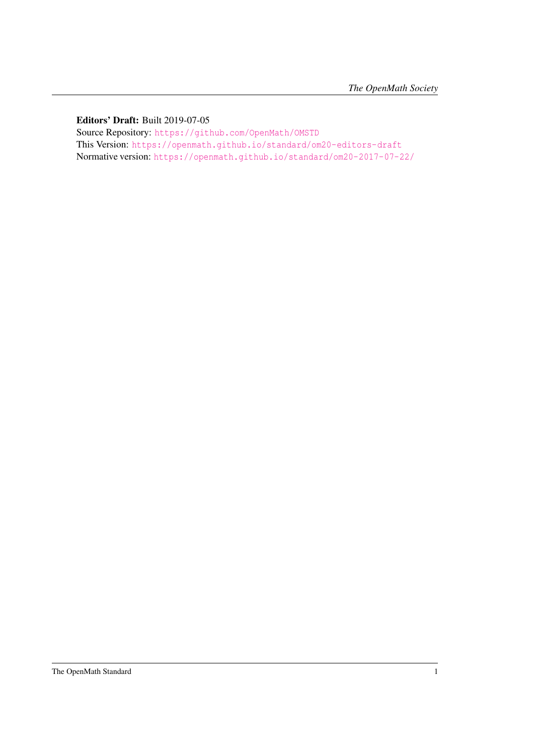**Editors' Draft:** Built 2019-07-05
Source Repository: https://github.com/OpenMath/OMSTD
This Version: https://openmath.github.io/standard/om20-editors-draft
Normative version: https://openmath.github.io/standard/om20-2017-07-22/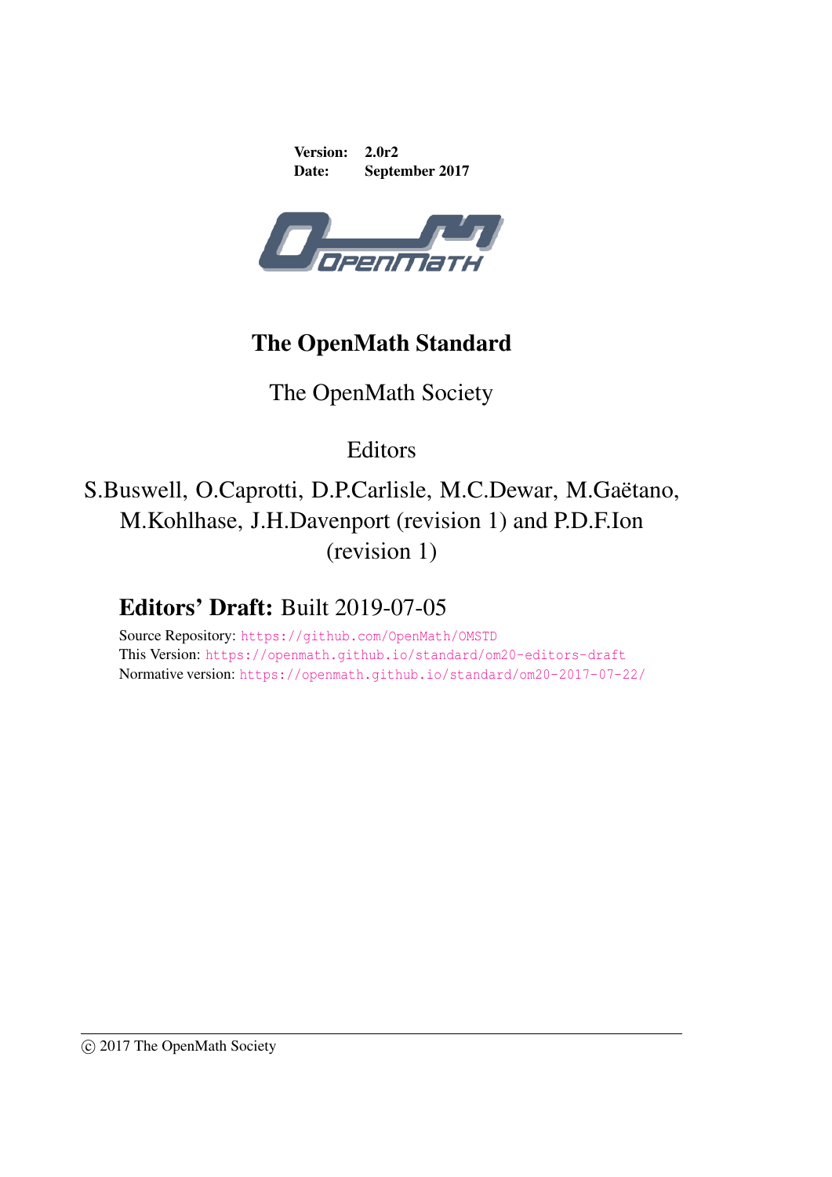**Version:** 2.0r2
**Date:** September 2017

# The OpenMath Standard

The OpenMath Society

Editors

S.Buswell, O.Caprotti, D.P.Carlisle, M.C.Dewar, M.Gaëtano, M.Kohlhase, J.H.Davenport (revision 1) and P.D.F.Ion (revision 1)

## **Editors' Draft:** Built 2019-07-05

Source Repository: `https://github.com/OpenMath/OMSTD`
This Version: `https://openmath.github.io/standard/om20-editors-draft`
Normative version: `https://openmath.github.io/standard/om20-2017-07-22/`

© 2017 The OpenMath Society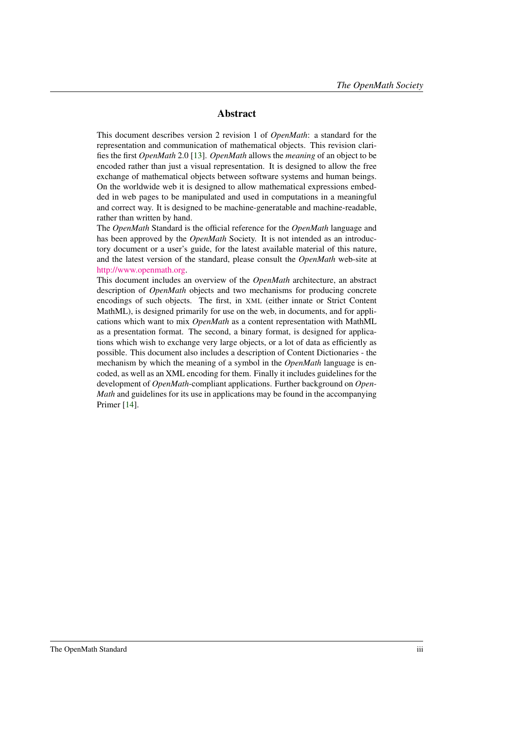## Abstract

This document describes version 2 revision 1 of *OpenMath*: a standard for the representation and communication of mathematical objects. This revision clarifies the first *OpenMath* 2.0 [13]. *OpenMath* allows the *meaning* of an object to be encoded rather than just a visual representation. It is designed to allow the free exchange of mathematical objects between software systems and human beings. On the worldwide web it is designed to allow mathematical expressions embedded in web pages to be manipulated and used in computations in a meaningful and correct way. It is designed to be machine-generatable and machine-readable, rather than written by hand.

The *OpenMath* Standard is the official reference for the *OpenMath* language and has been approved by the *OpenMath* Society. It is not intended as an introductory document or a user's guide, for the latest available material of this nature, and the latest version of the standard, please consult the *OpenMath* web-site at http://www.openmath.org.

This document includes an overview of the *OpenMath* architecture, an abstract description of *OpenMath* objects and two mechanisms for producing concrete encodings of such objects. The first, in XML (either innate or Strict Content MathML), is designed primarily for use on the web, in documents, and for applications which want to mix *OpenMath* as a content representation with MathML as a presentation format. The second, a binary format, is designed for applications which wish to exchange very large objects, or a lot of data as efficiently as possible. This document also includes a description of Content Dictionaries - the mechanism by which the meaning of a symbol in the *OpenMath* language is encoded, as well as an XML encoding for them. Finally it includes guidelines for the development of *OpenMath*-compliant applications. Further background on *OpenMath* and guidelines for its use in applications may be found in the accompanying Primer [14].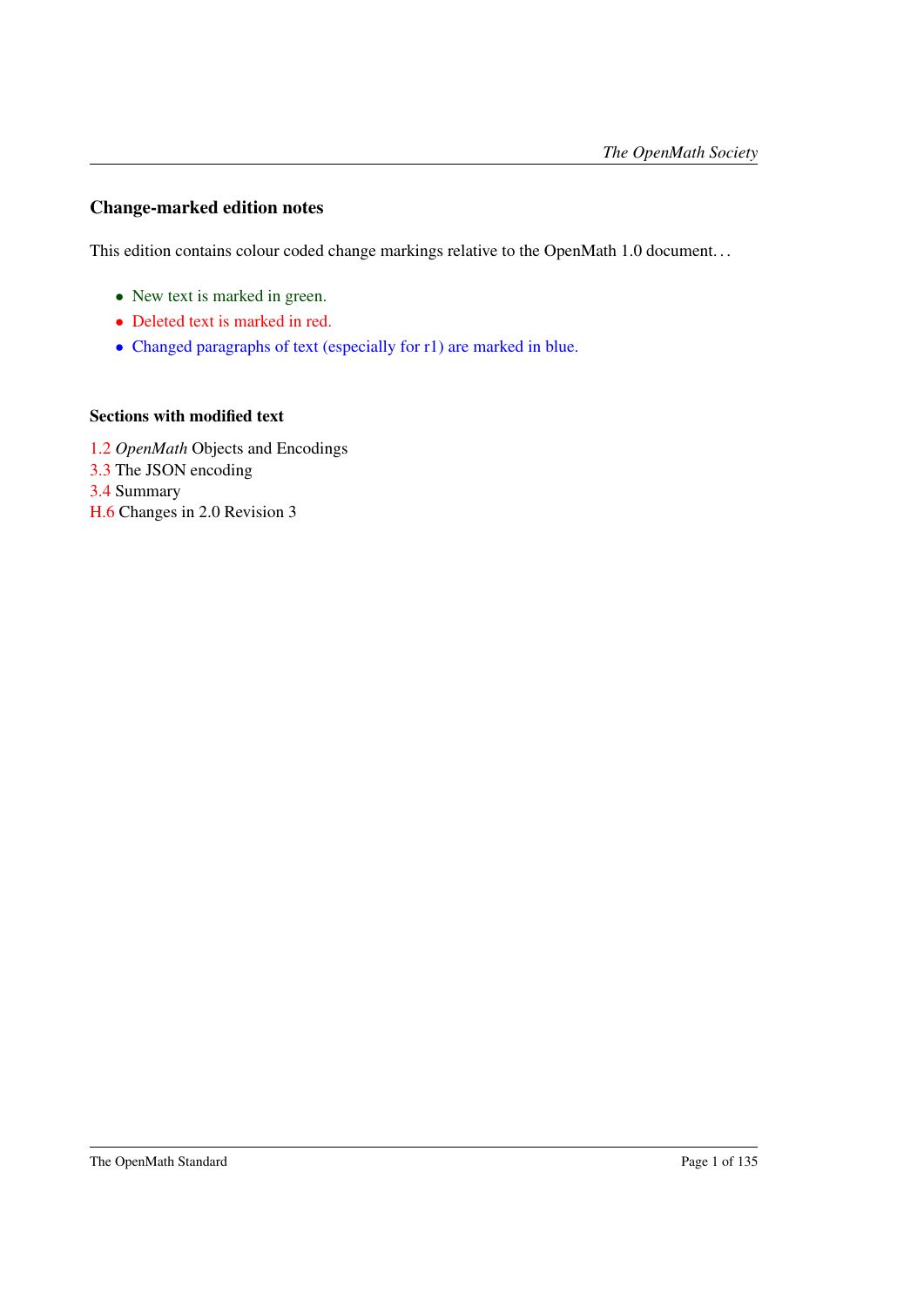### Change-marked edition notes

This edition contains colour coded change markings relative to the OpenMath 1.0 document. . .

- New text is marked in green.
- Deleted text is marked in red.
- Changed paragraphs of text (especially for r1) are marked in blue.

#### Sections with modified text

1.2 *OpenMath* Objects and Encodings
3.3 The JSON encoding
3.4 Summary
H.6 Changes in 2.0 Revision 3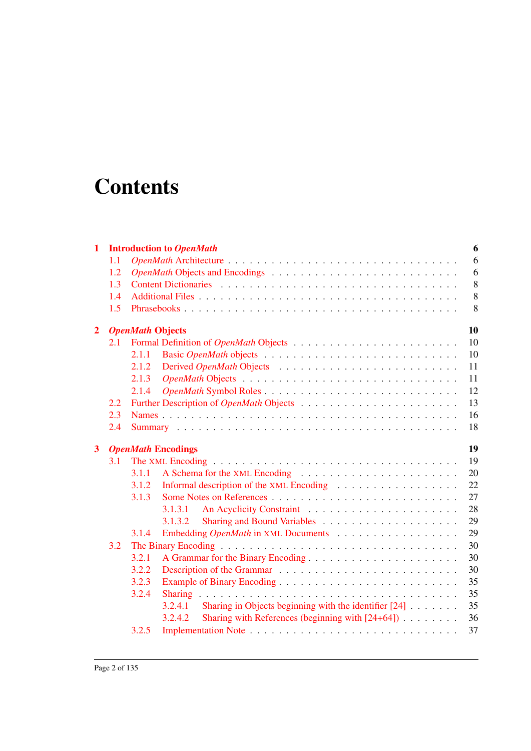# Contents

**1 Introduction to *OpenMath*** **6**

- 1.1 *OpenMath* Architecture . . . . . 6
- 1.2 *OpenMath* Objects and Encodings . . . . . 6
- 1.3 Content Dictionaries . . . . . 8
- 1.4 Additional Files . . . . . 8
- 1.5 Phrasebooks . . . . . 8

**2 *OpenMath* Objects** **10**

- 2.1 Formal Definition of *OpenMath* Objects . . . . . 10
  - 2.1.1 Basic *OpenMath* objects . . . . . 10
  - 2.1.2 Derived *OpenMath* Objects . . . . . 11
  - 2.1.3 *OpenMath* Objects . . . . . 11
  - 2.1.4 *OpenMath* Symbol Roles . . . . . 12
- 2.2 Further Description of *OpenMath* Objects . . . . . 13
- 2.3 Names . . . . . 16
- 2.4 Summary . . . . . 18

**3 *OpenMath* Encodings** **19**

- 3.1 The XML Encoding . . . . . 19
  - 3.1.1 A Schema for the XML Encoding . . . . . 20
  - 3.1.2 Informal description of the XML Encoding . . . . . 22
  - 3.1.3 Some Notes on References . . . . . 27
    - 3.1.3.1 An Acyclicity Constraint . . . . . 28
    - 3.1.3.2 Sharing and Bound Variables . . . . . 29
  - 3.1.4 Embedding *OpenMath* in XML Documents . . . . . 29
- 3.2 The Binary Encoding . . . . . 30
  - 3.2.1 A Grammar for the Binary Encoding . . . . . 30
  - 3.2.2 Description of the Grammar . . . . . 30
  - 3.2.3 Example of Binary Encoding . . . . . 35
  - 3.2.4 Sharing . . . . . 35
    - 3.2.4.1 Sharing in Objects beginning with the identifier [24] . . . . . 35
    - 3.2.4.2 Sharing with References (beginning with [24+64]) . . . . . 36
  - 3.2.5 Implementation Note . . . . . 37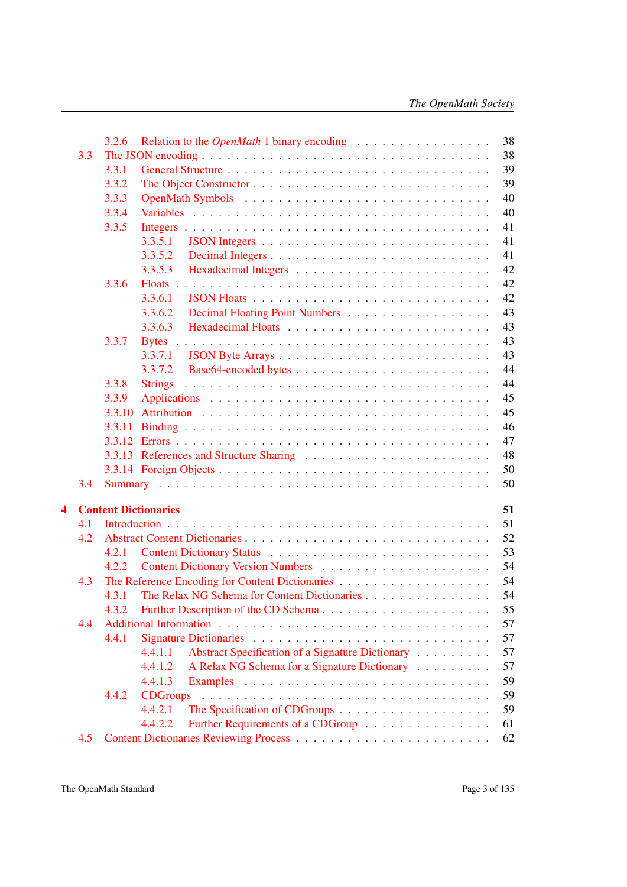- 3.2.6 Relation to the *OpenMath* 1 binary encoding . . . 38
- 3.3 The JSON encoding . . . 38
  - 3.3.1 General Structure . . . 39
  - 3.3.2 The Object Constructor . . . 39
  - 3.3.3 OpenMath Symbols . . . 40
  - 3.3.4 Variables . . . 40
  - 3.3.5 Integers . . . 41
    - 3.3.5.1 JSON Integers . . . 41
    - 3.3.5.2 Decimal Integers . . . 41
    - 3.3.5.3 Hexadecimal Integers . . . 42
  - 3.3.6 Floats . . . 42
    - 3.3.6.1 JSON Floats . . . 42
    - 3.3.6.2 Decimal Floating Point Numbers . . . 43
    - 3.3.6.3 Hexadecimal Floats . . . 43
  - 3.3.7 Bytes . . . 43
    - 3.3.7.1 JSON Byte Arrays . . . 43
    - 3.3.7.2 Base64-encoded bytes . . . 44
  - 3.3.8 Strings . . . 44
  - 3.3.9 Applications . . . 45
  - 3.3.10 Attribution . . . 45
  - 3.3.11 Binding . . . 46
  - 3.3.12 Errors . . . 47
  - 3.3.13 References and Structure Sharing . . . 48
  - 3.3.14 Foreign Objects . . . 50
- 3.4 Summary . . . 50

**4 Content Dictionaries** **51**

- 4.1 Introduction . . . 51
- 4.2 Abstract Content Dictionaries . . . 52
  - 4.2.1 Content Dictionary Status . . . 53
  - 4.2.2 Content Dictionary Version Numbers . . . 54
- 4.3 The Reference Encoding for Content Dictionaries . . . 54
  - 4.3.1 The Relax NG Schema for Content Dictionaries . . . 54
  - 4.3.2 Further Description of the CD Schema . . . 55
- 4.4 Additional Information . . . 57
  - 4.4.1 Signature Dictionaries . . . 57
    - 4.4.1.1 Abstract Specification of a Signature Dictionary . . . 57
    - 4.4.1.2 A Relax NG Schema for a Signature Dictionary . . . 57
    - 4.4.1.3 Examples . . . 59
  - 4.4.2 CDGroups . . . 59
    - 4.4.2.1 The Specification of CDGroups . . . 59
    - 4.4.2.2 Further Requirements of a CDGroup . . . 61
- 4.5 Content Dictionaries Reviewing Process . . . 62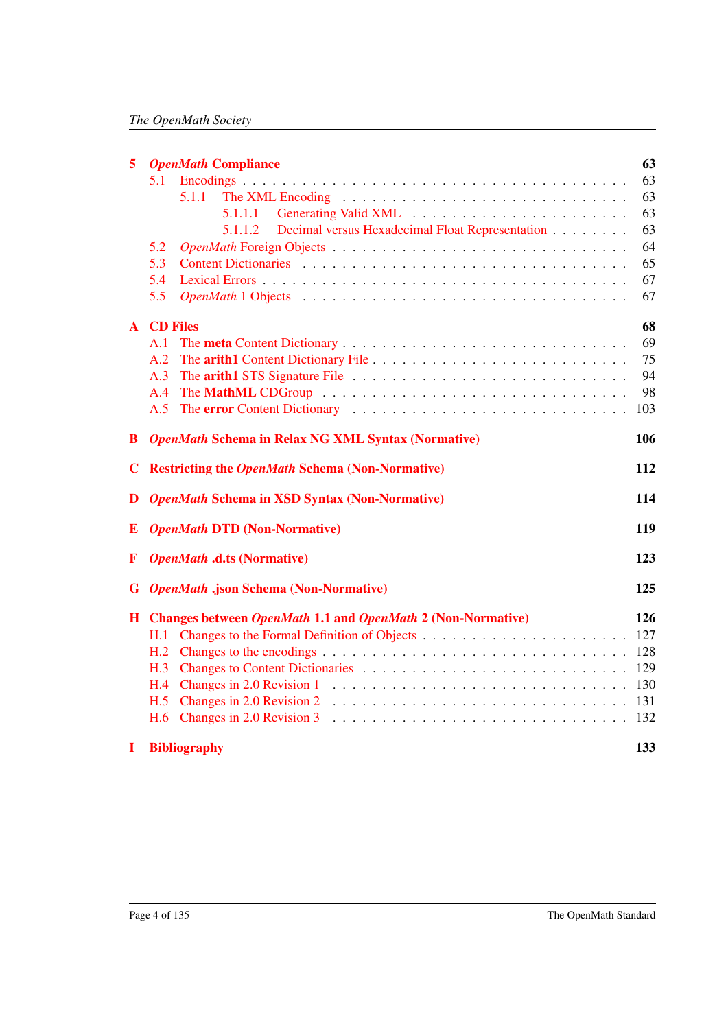**5 *OpenMath* Compliance** — 63

- 5.1 Encodings — 63
  - 5.1.1 The XML Encoding — 63
    - 5.1.1.1 Generating Valid XML — 63
    - 5.1.1.2 Decimal versus Hexadecimal Float Representation — 63
- 5.2 *OpenMath* Foreign Objects — 64
- 5.3 Content Dictionaries — 65
- 5.4 Lexical Errors — 67
- 5.5 *OpenMath* 1 Objects — 67

**A CD Files** — 68

- A.1 The **meta** Content Dictionary — 69
- A.2 The **arith1** Content Dictionary File — 75
- A.3 The **arith1** STS Signature File — 94
- A.4 The **MathML** CDGroup — 98
- A.5 The **error** Content Dictionary — 103

**B *OpenMath* Schema in Relax NG XML Syntax (Normative)** — 106

**C Restricting the *OpenMath* Schema (Non-Normative)** — 112

**D *OpenMath* Schema in XSD Syntax (Non-Normative)** — 114

**E *OpenMath* DTD (Non-Normative)** — 119

**F *OpenMath* .d.ts (Normative)** — 123

**G *OpenMath* .json Schema (Non-Normative)** — 125

**H Changes between *OpenMath* 1.1 and *OpenMath* 2 (Non-Normative)** — 126

- H.1 Changes to the Formal Definition of Objects — 127
- H.2 Changes to the encodings — 128
- H.3 Changes to Content Dictionaries — 129
- H.4 Changes in 2.0 Revision 1 — 130
- H.5 Changes in 2.0 Revision 2 — 131
- H.6 Changes in 2.0 Revision 3 — 132

**I Bibliography** — 133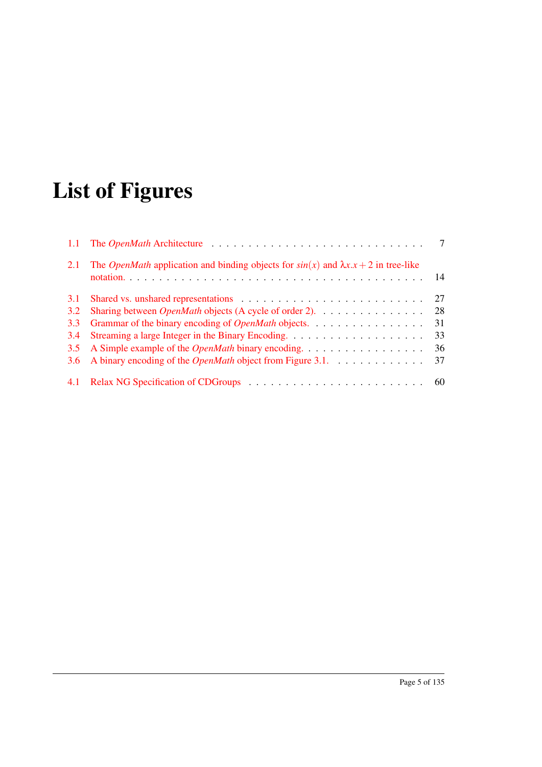# List of Figures

1.1 The *OpenMath* Architecture . . . . . . . . . . . . . . . . . . . . . . . . . . . . 7

2.1 The *OpenMath* application and binding objects for $sin(x)$ and $\lambda x.x+2$ in tree-like notation. . . . . . . . . . . . . . . . . . . . . . . . . . . . . . . . . . . . . . 14

3.1 Shared vs. unshared representations . . . . . . . . . . . . . . . . . . . . . . . . . 27
3.2 Sharing between *OpenMath* objects (A cycle of order 2). . . . . . . . . . . . . . . 28
3.3 Grammar of the binary encoding of *OpenMath* objects. . . . . . . . . . . . . . . . 31
3.4 Streaming a large Integer in the Binary Encoding. . . . . . . . . . . . . . . . . . . 33
3.5 A Simple example of the *OpenMath* binary encoding. . . . . . . . . . . . . . . . . 36
3.6 A binary encoding of the *OpenMath* object from Figure 3.1. . . . . . . . . . . . . 37

4.1 Relax NG Specification of CDGroups . . . . . . . . . . . . . . . . . . . . . . . . 60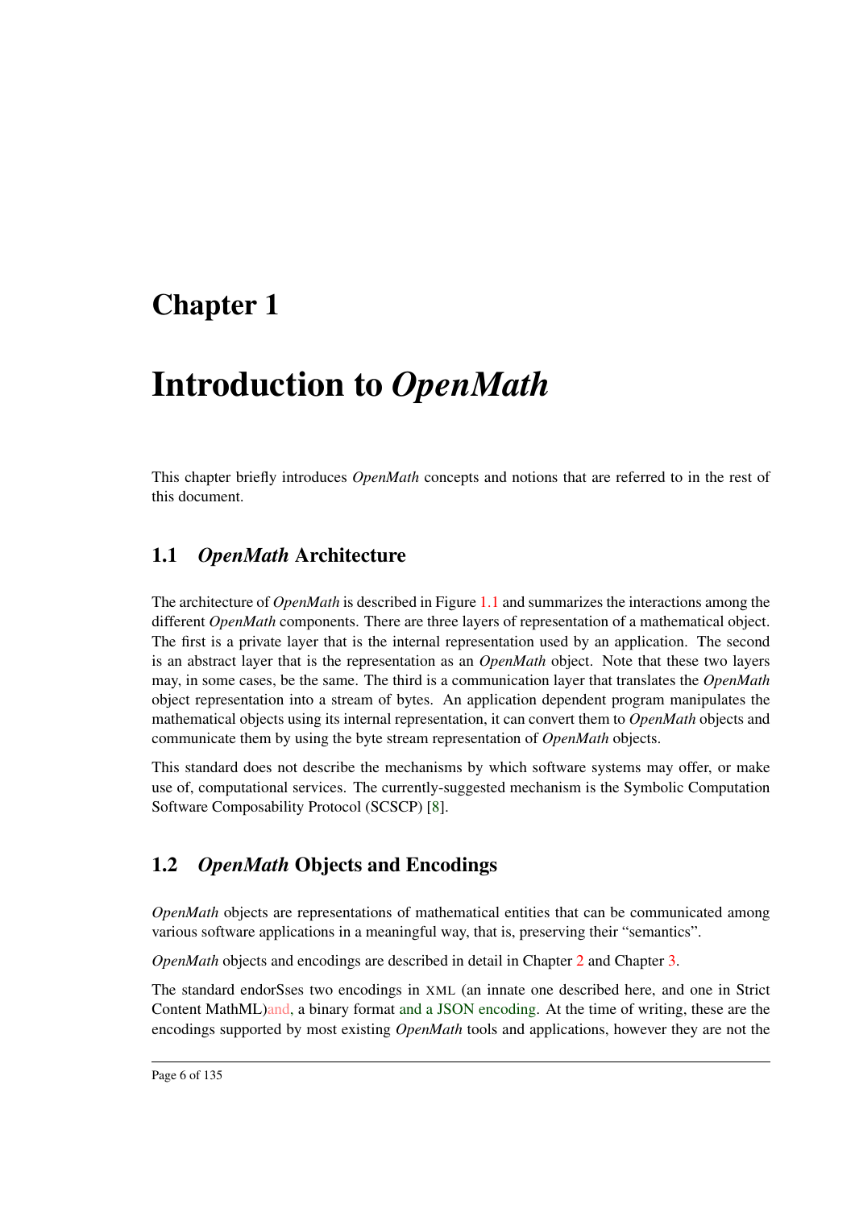# Chapter 1

# Introduction to *OpenMath*

This chapter briefly introduces *OpenMath* concepts and notions that are referred to in the rest of this document.

## 1.1 *OpenMath* Architecture

The architecture of *OpenMath* is described in Figure 1.1 and summarizes the interactions among the different *OpenMath* components. There are three layers of representation of a mathematical object. The first is a private layer that is the internal representation used by an application. The second is an abstract layer that is the representation as an *OpenMath* object. Note that these two layers may, in some cases, be the same. The third is a communication layer that translates the *OpenMath* object representation into a stream of bytes. An application dependent program manipulates the mathematical objects using its internal representation, it can convert them to *OpenMath* objects and communicate them by using the byte stream representation of *OpenMath* objects.

This standard does not describe the mechanisms by which software systems may offer, or make use of, computational services. The currently-suggested mechanism is the Symbolic Computation Software Composability Protocol (SCSCP) [8].

## 1.2 *OpenMath* Objects and Encodings

*OpenMath* objects are representations of mathematical entities that can be communicated among various software applications in a meaningful way, that is, preserving their "semantics".

*OpenMath* objects and encodings are described in detail in Chapter 2 and Chapter 3.

The standard endorSses two encodings in XML (an innate one described here, and one in Strict Content MathML)and, a binary format and a JSON encoding. At the time of writing, these are the encodings supported by most existing *OpenMath* tools and applications, however they are not the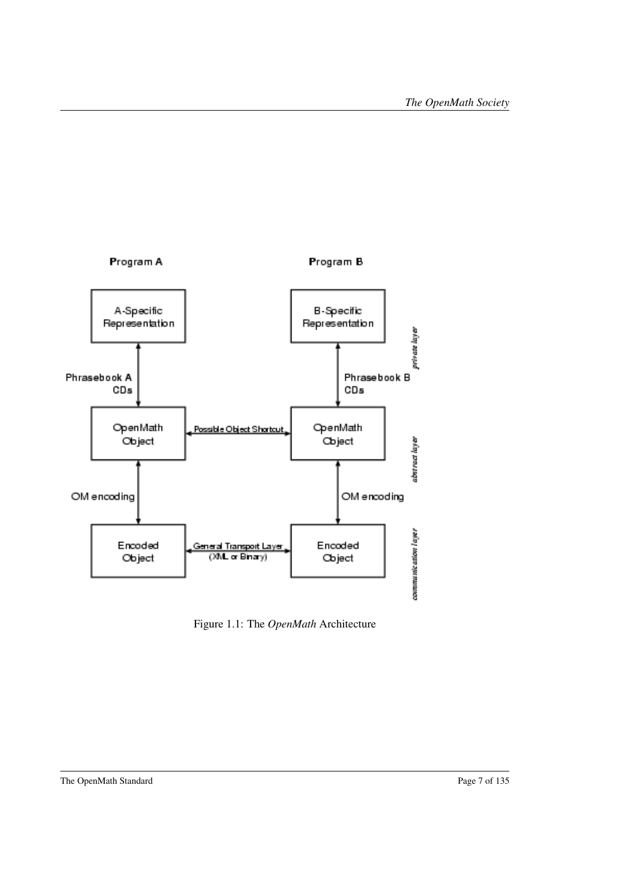Figure 1.1: The *OpenMath* Architecture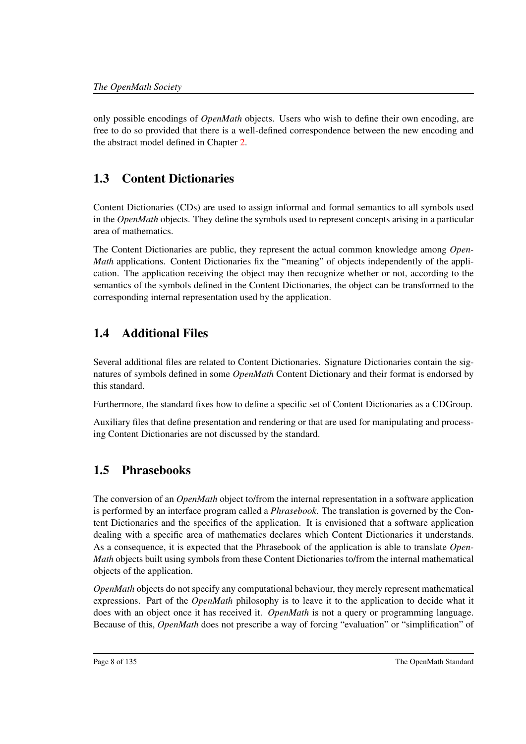only possible encodings of *OpenMath* objects. Users who wish to define their own encoding, are free to do so provided that there is a well-defined correspondence between the new encoding and the abstract model defined in Chapter 2.

## 1.3 Content Dictionaries

Content Dictionaries (CDs) are used to assign informal and formal semantics to all symbols used in the *OpenMath* objects. They define the symbols used to represent concepts arising in a particular area of mathematics.

The Content Dictionaries are public, they represent the actual common knowledge among *OpenMath* applications. Content Dictionaries fix the "meaning" of objects independently of the application. The application receiving the object may then recognize whether or not, according to the semantics of the symbols defined in the Content Dictionaries, the object can be transformed to the corresponding internal representation used by the application.

## 1.4 Additional Files

Several additional files are related to Content Dictionaries. Signature Dictionaries contain the signatures of symbols defined in some *OpenMath* Content Dictionary and their format is endorsed by this standard.

Furthermore, the standard fixes how to define a specific set of Content Dictionaries as a CDGroup.

Auxiliary files that define presentation and rendering or that are used for manipulating and processing Content Dictionaries are not discussed by the standard.

## 1.5 Phrasebooks

The conversion of an *OpenMath* object to/from the internal representation in a software application is performed by an interface program called a *Phrasebook*. The translation is governed by the Content Dictionaries and the specifics of the application. It is envisioned that a software application dealing with a specific area of mathematics declares which Content Dictionaries it understands. As a consequence, it is expected that the Phrasebook of the application is able to translate *OpenMath* objects built using symbols from these Content Dictionaries to/from the internal mathematical objects of the application.

*OpenMath* objects do not specify any computational behaviour, they merely represent mathematical expressions. Part of the *OpenMath* philosophy is to leave it to the application to decide what it does with an object once it has received it. *OpenMath* is not a query or programming language. Because of this, *OpenMath* does not prescribe a way of forcing "evaluation" or "simplification" of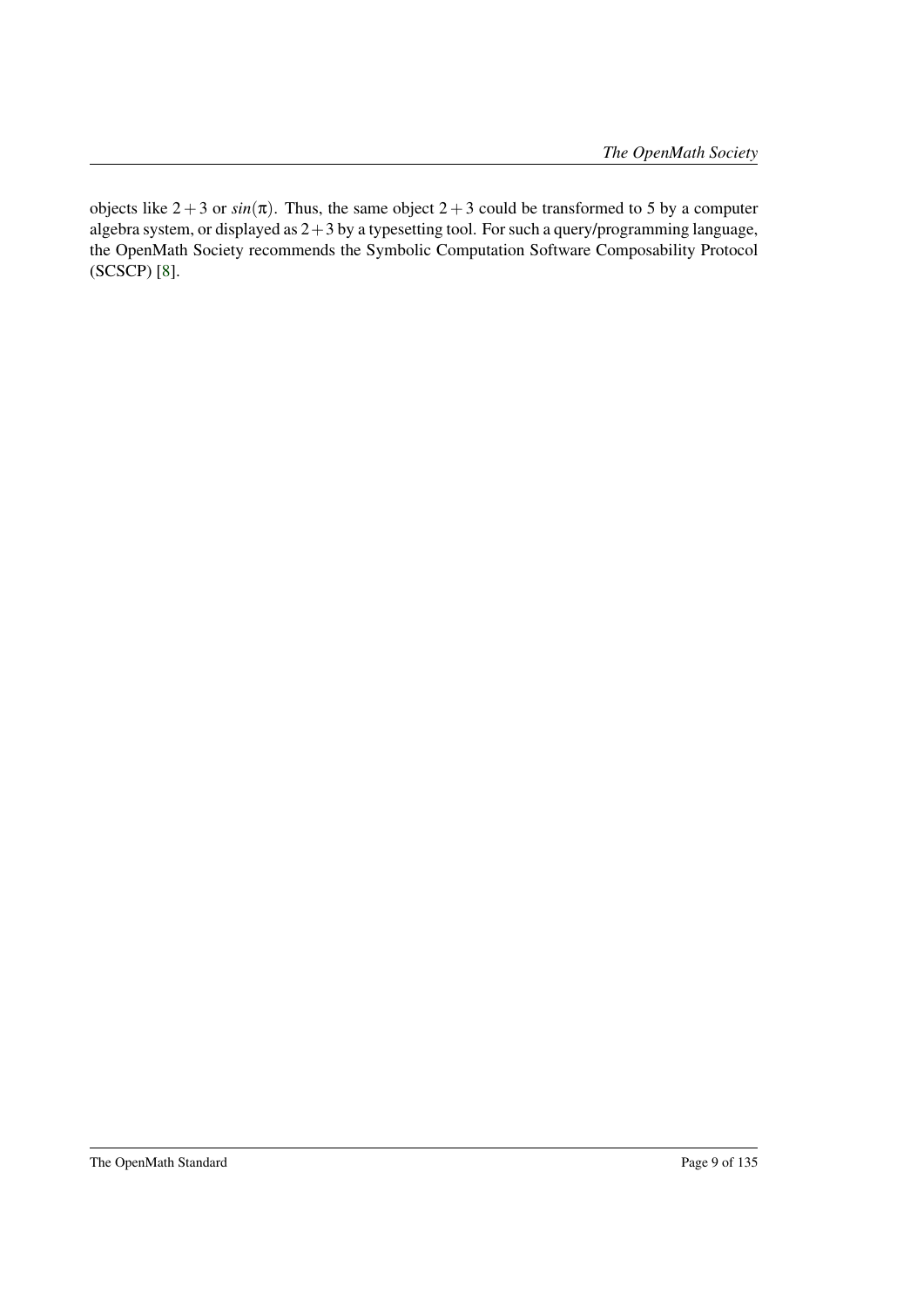objects like $2+3$ or $sin(\pi)$. Thus, the same object $2+3$ could be transformed to 5 by a computer algebra system, or displayed as $2+3$ by a typesetting tool. For such a query/programming language, the OpenMath Society recommends the Symbolic Computation Software Composability Protocol (SCSCP) [8].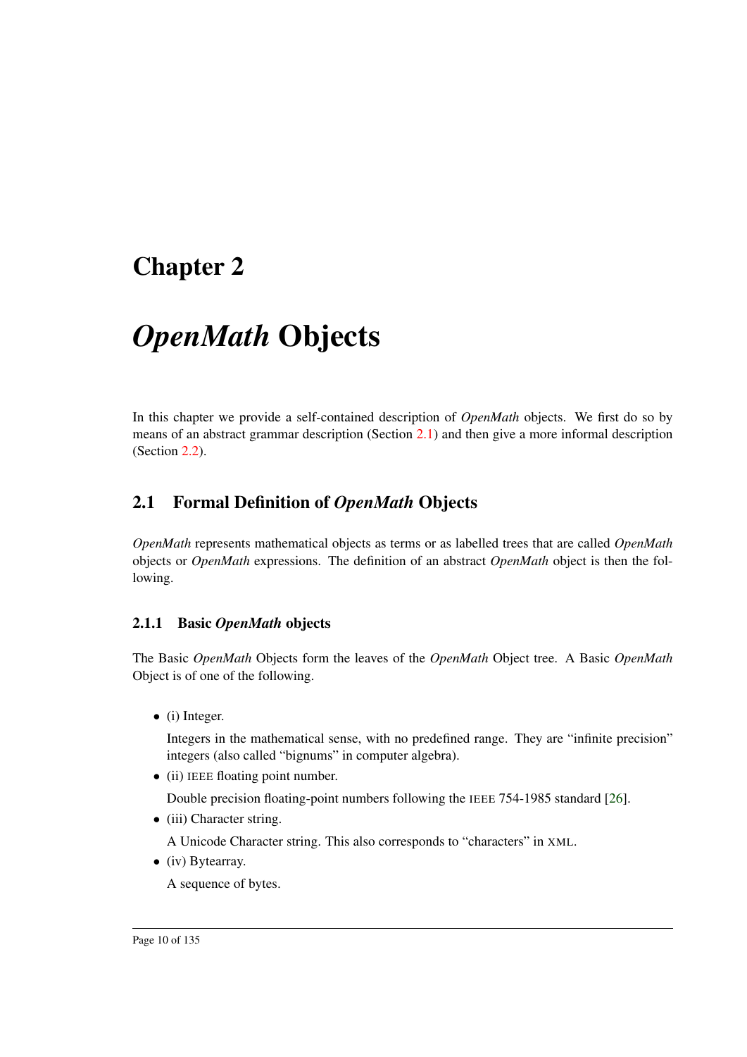# Chapter 2

# *OpenMath* Objects

In this chapter we provide a self-contained description of *OpenMath* objects. We first do so by means of an abstract grammar description (Section 2.1) and then give a more informal description (Section 2.2).

## 2.1 Formal Definition of *OpenMath* Objects

*OpenMath* represents mathematical objects as terms or as labelled trees that are called *OpenMath* objects or *OpenMath* expressions. The definition of an abstract *OpenMath* object is then the following.

### 2.1.1 Basic *OpenMath* objects

The Basic *OpenMath* Objects form the leaves of the *OpenMath* Object tree. A Basic *OpenMath* Object is of one of the following.

- (i) Integer.

  Integers in the mathematical sense, with no predefined range. They are "infinite precision" integers (also called "bignums" in computer algebra).

- (ii) IEEE floating point number.

  Double precision floating-point numbers following the IEEE 754-1985 standard [26].

- (iii) Character string.

  A Unicode Character string. This also corresponds to "characters" in XML.

- (iv) Bytearray.

  A sequence of bytes.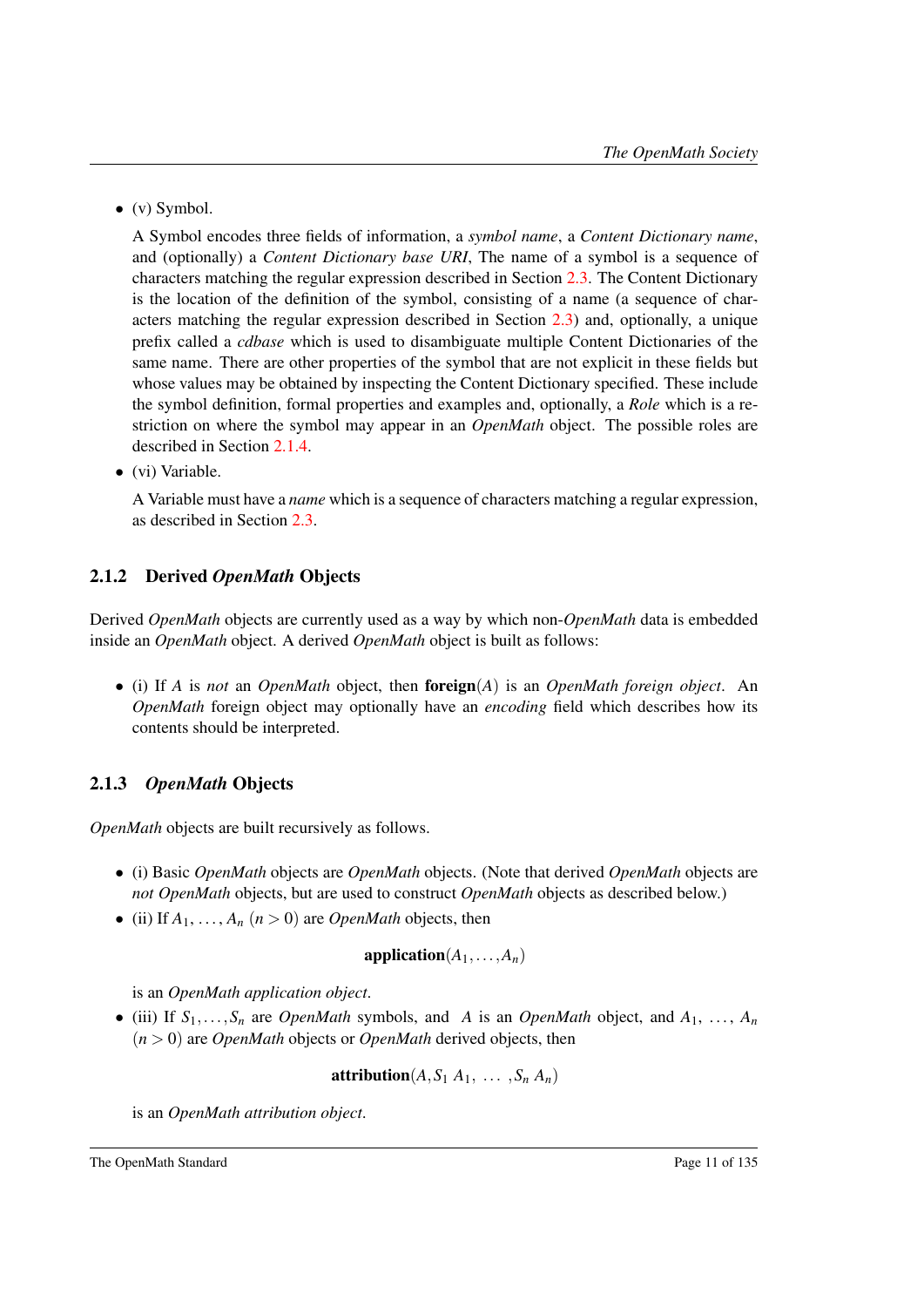- (v) Symbol.

  A Symbol encodes three fields of information, a *symbol name*, a *Content Dictionary name*, and (optionally) a *Content Dictionary base URI*, The name of a symbol is a sequence of characters matching the regular expression described in Section 2.3. The Content Dictionary is the location of the definition of the symbol, consisting of a name (a sequence of characters matching the regular expression described in Section 2.3) and, optionally, a unique prefix called a *cdbase* which is used to disambiguate multiple Content Dictionaries of the same name. There are other properties of the symbol that are not explicit in these fields but whose values may be obtained by inspecting the Content Dictionary specified. These include the symbol definition, formal properties and examples and, optionally, a *Role* which is a restriction on where the symbol may appear in an *OpenMath* object. The possible roles are described in Section 2.1.4.

- (vi) Variable.

  A Variable must have a *name* which is a sequence of characters matching a regular expression, as described in Section 2.3.

### 2.1.2 Derived *OpenMath* Objects

Derived *OpenMath* objects are currently used as a way by which non-*OpenMath* data is embedded inside an *OpenMath* object. A derived *OpenMath* object is built as follows:

- (i) If $A$ is *not* an *OpenMath* object, then **foreign**$(A)$ is an *OpenMath foreign object*. An *OpenMath* foreign object may optionally have an *encoding* field which describes how its contents should be interpreted.

### 2.1.3 *OpenMath* Objects

*OpenMath* objects are built recursively as follows.

- (i) Basic *OpenMath* objects are *OpenMath* objects. (Note that derived *OpenMath* objects are *not OpenMath* objects, but are used to construct *OpenMath* objects as described below.)
- (ii) If $A_1, \ldots, A_n$ $(n > 0)$ are *OpenMath* objects, then

$$\textbf{application}(A_1, \ldots, A_n)$$

  is an *OpenMath application object*.

- (iii) If $S_1, \ldots, S_n$ are *OpenMath* symbols, and $A$ is an *OpenMath* object, and $A_1, \ldots, A_n$ $(n > 0)$ are *OpenMath* objects or *OpenMath* derived objects, then

$$\textbf{attribution}(A, S_1\ A_1,\ \ldots\ , S_n\ A_n)$$

  is an *OpenMath attribution object*.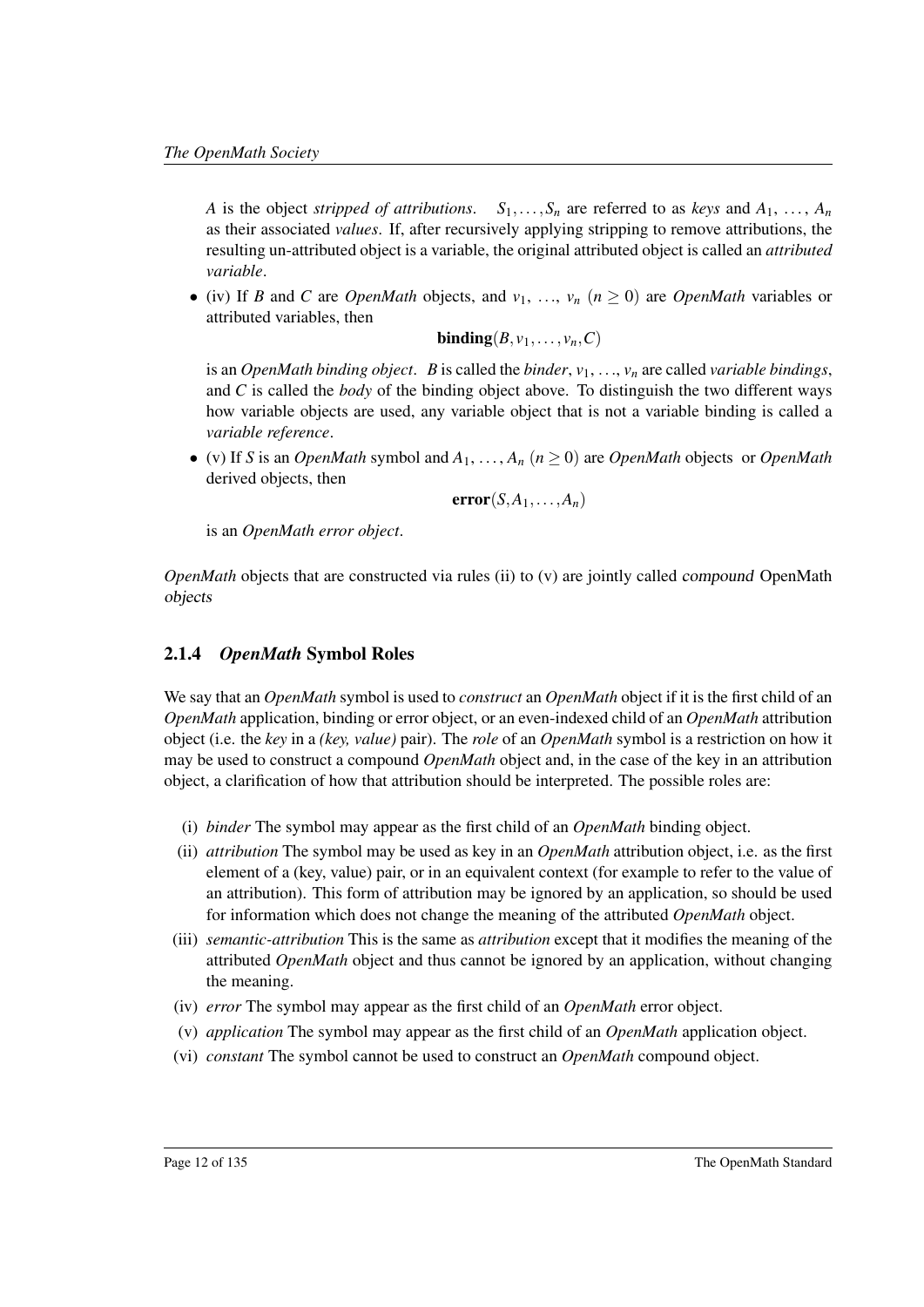*A* is the object *stripped of attributions*. $S_1, \ldots, S_n$ are referred to as *keys* and $A_1, \ldots, A_n$ as their associated *values*. If, after recursively applying stripping to remove attributions, the resulting un-attributed object is a variable, the original attributed object is called an *attributed variable*.

- (iv) If *B* and *C* are *OpenMath* objects, and $v_1, \ldots, v_n$ $(n \geq 0)$ are *OpenMath* variables or attributed variables, then

  $$\textbf{binding}(B, v_1, \ldots, v_n, C)$$

  is an *OpenMath binding object*. *B* is called the *binder*, $v_1, \ldots, v_n$ are called *variable bindings*, and *C* is called the *body* of the binding object above. To distinguish the two different ways how variable objects are used, any variable object that is not a variable binding is called a *variable reference*.

- (v) If *S* is an *OpenMath* symbol and $A_1, \ldots, A_n$ $(n \geq 0)$ are *OpenMath* objects or *OpenMath* derived objects, then

  $$\textbf{error}(S, A_1, \ldots, A_n)$$

  is an *OpenMath error object*.

*OpenMath* objects that are constructed via rules (ii) to (v) are jointly called *compound* OpenMath *objects*

### 2.1.4 *OpenMath* Symbol Roles

We say that an *OpenMath* symbol is used to *construct* an *OpenMath* object if it is the first child of an *OpenMath* application, binding or error object, or an even-indexed child of an *OpenMath* attribution object (i.e. the *key* in a *(key, value)* pair). The *role* of an *OpenMath* symbol is a restriction on how it may be used to construct a compound *OpenMath* object and, in the case of the key in an attribution object, a clarification of how that attribution should be interpreted. The possible roles are:

(i) *binder* The symbol may appear as the first child of an *OpenMath* binding object.

(ii) *attribution* The symbol may be used as key in an *OpenMath* attribution object, i.e. as the first element of a (key, value) pair, or in an equivalent context (for example to refer to the value of an attribution). This form of attribution may be ignored by an application, so should be used for information which does not change the meaning of the attributed *OpenMath* object.

(iii) *semantic-attribution* This is the same as *attribution* except that it modifies the meaning of the attributed *OpenMath* object and thus cannot be ignored by an application, without changing the meaning.

(iv) *error* The symbol may appear as the first child of an *OpenMath* error object.

(v) *application* The symbol may appear as the first child of an *OpenMath* application object.

(vi) *constant* The symbol cannot be used to construct an *OpenMath* compound object.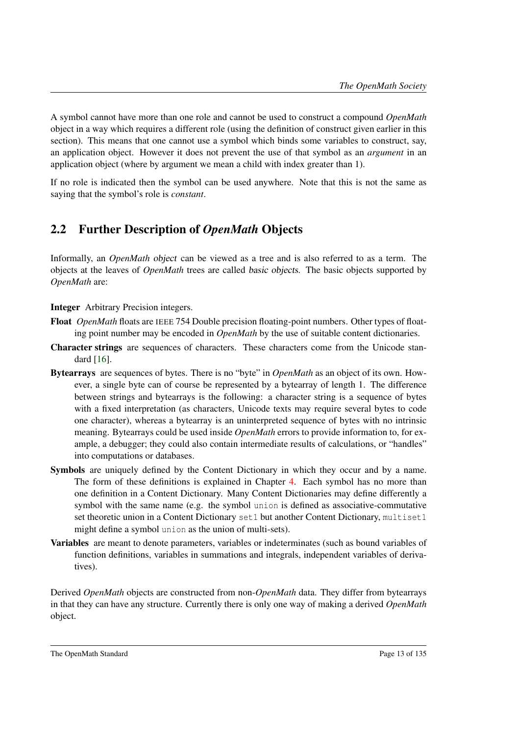A symbol cannot have more than one role and cannot be used to construct a compound *OpenMath* object in a way which requires a different role (using the definition of construct given earlier in this section). This means that one cannot use a symbol which binds some variables to construct, say, an application object. However it does not prevent the use of that symbol as an *argument* in an application object (where by argument we mean a child with index greater than 1).

If no role is indicated then the symbol can be used anywhere. Note that this is not the same as saying that the symbol's role is *constant*.

## 2.2 Further Description of *OpenMath* Objects

Informally, an *OpenMath* object can be viewed as a tree and is also referred to as a term. The objects at the leaves of *OpenMath* trees are called basic objects. The basic objects supported by *OpenMath* are:

**Integer** Arbitrary Precision integers.

**Float** *OpenMath* floats are IEEE 754 Double precision floating-point numbers. Other types of floating point number may be encoded in *OpenMath* by the use of suitable content dictionaries.

**Character strings** are sequences of characters. These characters come from the Unicode standard [16].

**Bytearrays** are sequences of bytes. There is no "byte" in *OpenMath* as an object of its own. However, a single byte can of course be represented by a bytearray of length 1. The difference between strings and bytearrays is the following: a character string is a sequence of bytes with a fixed interpretation (as characters, Unicode texts may require several bytes to code one character), whereas a bytearray is an uninterpreted sequence of bytes with no intrinsic meaning. Bytearrays could be used inside *OpenMath* errors to provide information to, for example, a debugger; they could also contain intermediate results of calculations, or "handles" into computations or databases.

**Symbols** are uniquely defined by the Content Dictionary in which they occur and by a name. The form of these definitions is explained in Chapter 4. Each symbol has no more than one definition in a Content Dictionary. Many Content Dictionaries may define differently a symbol with the same name (e.g. the symbol `union` is defined as associative-commutative set theoretic union in a Content Dictionary `set1` but another Content Dictionary, `multiset1` might define a symbol `union` as the union of multi-sets).

**Variables** are meant to denote parameters, variables or indeterminates (such as bound variables of function definitions, variables in summations and integrals, independent variables of derivatives).

Derived *OpenMath* objects are constructed from non-*OpenMath* data. They differ from bytearrays in that they can have any structure. Currently there is only one way of making a derived *OpenMath* object.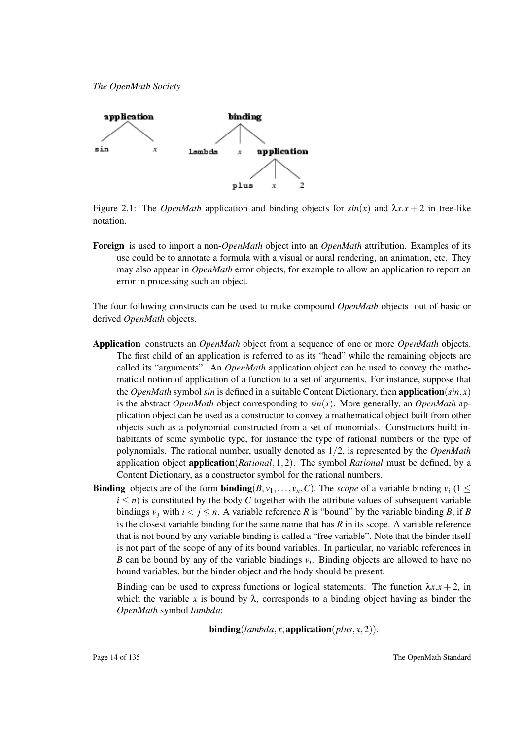Figure 2.1: The *OpenMath* application and binding objects for $sin(x)$ and $\lambda x.x+2$ in tree-like notation.

**Foreign** is used to import a non-*OpenMath* object into an *OpenMath* attribution. Examples of its use could be to annotate a formula with a visual or aural rendering, an animation, etc. They may also appear in *OpenMath* error objects, for example to allow an application to report an error in processing such an object.

The four following constructs can be used to make compound *OpenMath* objects out of basic or derived *OpenMath* objects.

**Application** constructs an *OpenMath* object from a sequence of one or more *OpenMath* objects. The first child of an application is referred to as its "head" while the remaining objects are called its "arguments". An *OpenMath* application object can be used to convey the mathematical notion of application of a function to a set of arguments. For instance, suppose that the *OpenMath* symbol *sin* is defined in a suitable Content Dictionary, then $\mathbf{application}(sin,x)$ is the abstract *OpenMath* object corresponding to $sin(x)$. More generally, an *OpenMath* application object can be used as a constructor to convey a mathematical object built from other objects such as a polynomial constructed from a set of monomials. Constructors build inhabitants of some symbolic type, for instance the type of rational numbers or the type of polynomials. The rational number, usually denoted as $1/2$, is represented by the *OpenMath* application object $\mathbf{application}(Rational,1,2)$. The symbol *Rational* must be defined, by a Content Dictionary, as a constructor symbol for the rational numbers.

**Binding** objects are of the form $\mathbf{binding}(B,v_1,\ldots,v_n,C)$. The *scope* of a variable binding $v_i$ $(1 \leq i \leq n)$ is constituted by the body $C$ together with the attribute values of subsequent variable bindings $v_j$ with $i < j \leq n$. A variable reference $R$ is "bound" by the variable binding $B$, if $B$ is the closest variable binding for the same name that has $R$ in its scope. A variable reference that is not bound by any variable binding is called a "free variable". Note that the binder itself is not part of the scope of any of its bound variables. In particular, no variable references in $B$ can be bound by any of the variable bindings $v_i$. Binding objects are allowed to have no bound variables, but the binder object and the body should be present.

Binding can be used to express functions or logical statements. The function $\lambda x.x+2$, in which the variable $x$ is bound by $\lambda$, corresponds to a binding object having as binder the *OpenMath* symbol *lambda*:

$$\mathbf{binding}(lambda,x,\mathbf{application}(plus,x,2)).$$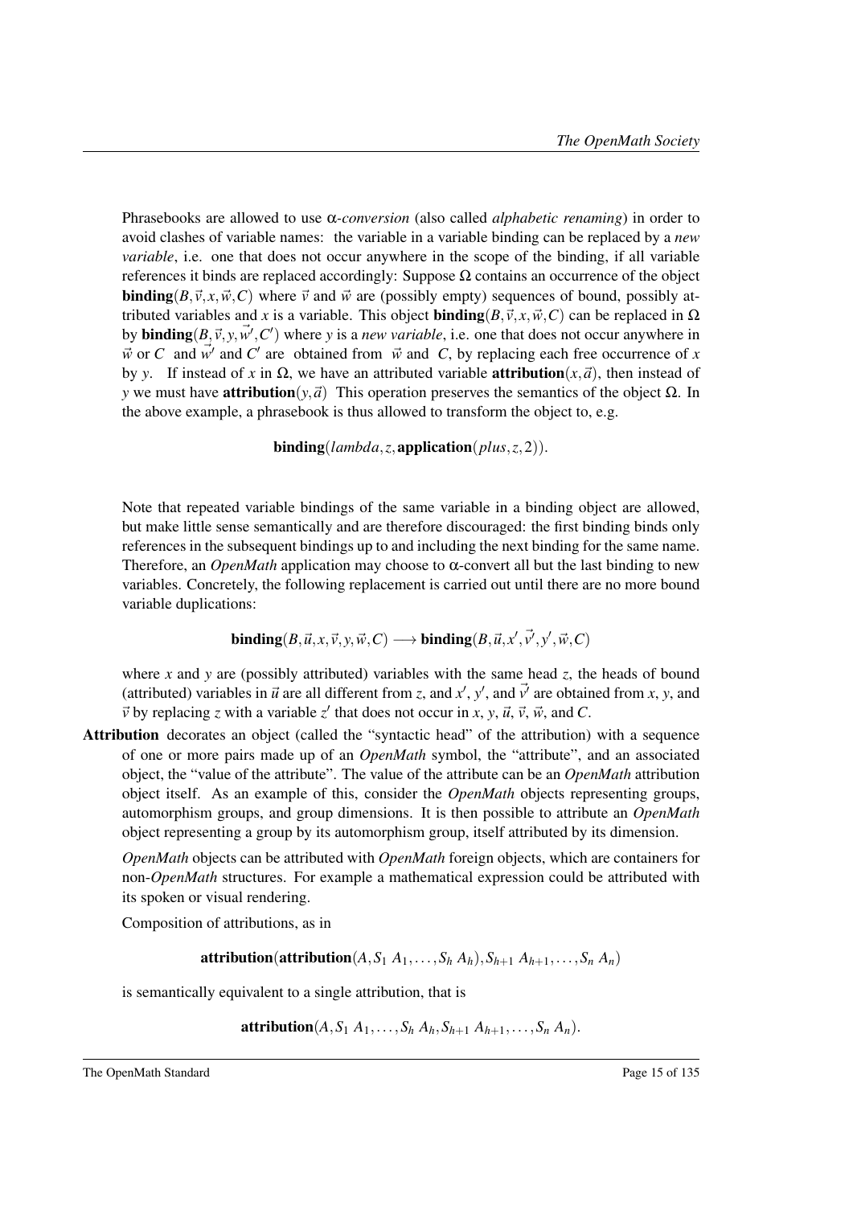Phrasebooks are allowed to use $\alpha$-*conversion* (also called *alphabetic renaming*) in order to avoid clashes of variable names: the variable in a variable binding can be replaced by a *new variable*, i.e. one that does not occur anywhere in the scope of the binding, if all variable references it binds are replaced accordingly: Suppose $\Omega$ contains an occurrence of the object $\textbf{binding}(B,\vec{v},x,\vec{w},C)$ where $\vec{v}$ and $\vec{w}$ are (possibly empty) sequences of bound, possibly attributed variables and $x$ is a variable. This object $\textbf{binding}(B,\vec{v},x,\vec{w},C)$ can be replaced in $\Omega$ by $\textbf{binding}(B,\vec{v},y,\vec{w'},C')$ where $y$ is a *new variable*, i.e. one that does not occur anywhere in $\vec{w}$ or $C$ and $\vec{w'}$ and $C'$ are obtained from $\vec{w}$ and $C$, by replacing each free occurrence of $x$ by $y$. If instead of $x$ in $\Omega$, we have an attributed variable $\textbf{attribution}(x,\vec{a})$, then instead of $y$ we must have $\textbf{attribution}(y,\vec{a})$ This operation preserves the semantics of the object $\Omega$. In the above example, a phrasebook is thus allowed to transform the object to, e.g.

$$\textbf{binding}(lambda, z, \textbf{application}(plus, z, 2)).$$

Note that repeated variable bindings of the same variable in a binding object are allowed, but make little sense semantically and are therefore discouraged: the first binding binds only references in the subsequent bindings up to and including the next binding for the same name. Therefore, an *OpenMath* application may choose to $\alpha$-convert all but the last binding to new variables. Concretely, the following replacement is carried out until there are no more bound variable duplications:

$$\textbf{binding}(B,\vec{u},x,\vec{v},y,\vec{w},C) \longrightarrow \textbf{binding}(B,\vec{u},x',\vec{v'},y',\vec{w},C)$$

where $x$ and $y$ are (possibly attributed) variables with the same head $z$, the heads of bound (attributed) variables in $\vec{u}$ are all different from $z$, and $x'$, $y'$, and $\vec{v'}$ are obtained from $x$, $y$, and $\vec{v}$ by replacing $z$ with a variable $z'$ that does not occur in $x$, $y$, $\vec{u}$, $\vec{v}$, $\vec{w}$, and $C$.

**Attribution** decorates an object (called the "syntactic head" of the attribution) with a sequence of one or more pairs made up of an *OpenMath* symbol, the "attribute", and an associated object, the "value of the attribute". The value of the attribute can be an *OpenMath* attribution object itself. As an example of this, consider the *OpenMath* objects representing groups, automorphism groups, and group dimensions. It is then possible to attribute an *OpenMath* object representing a group by its automorphism group, itself attributed by its dimension.

*OpenMath* objects can be attributed with *OpenMath* foreign objects, which are containers for non-*OpenMath* structures. For example a mathematical expression could be attributed with its spoken or visual rendering.

Composition of attributions, as in

$$\textbf{attribution}(\textbf{attribution}(A, S_1\ A_1, \ldots, S_h\ A_h), S_{h+1}\ A_{h+1}, \ldots, S_n\ A_n)$$

is semantically equivalent to a single attribution, that is

$$\textbf{attribution}(A, S_1\ A_1, \ldots, S_h\ A_h, S_{h+1}\ A_{h+1}, \ldots, S_n\ A_n).$$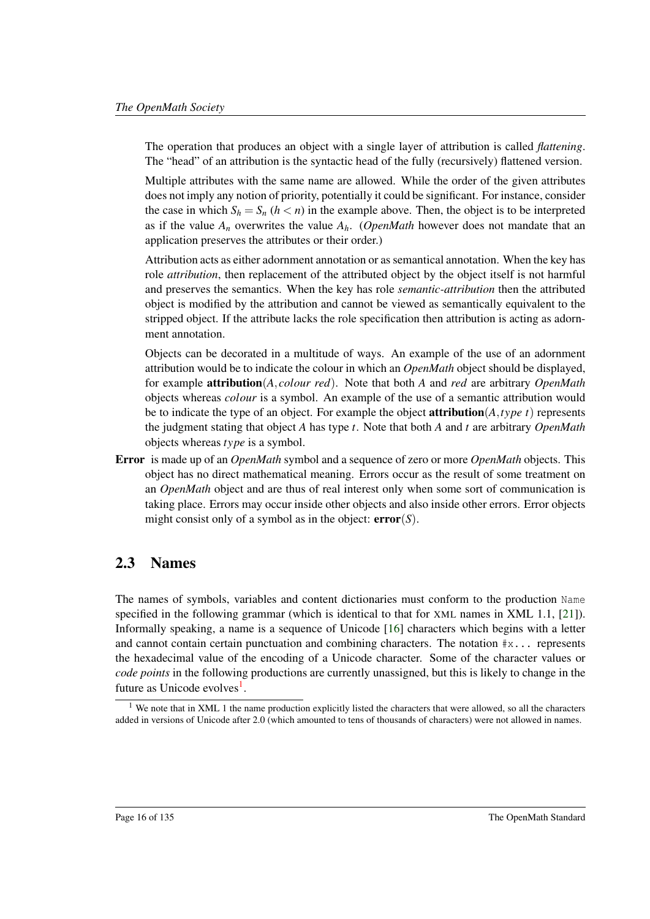The operation that produces an object with a single layer of attribution is called *flattening*. The "head" of an attribution is the syntactic head of the fully (recursively) flattened version.

Multiple attributes with the same name are allowed. While the order of the given attributes does not imply any notion of priority, potentially it could be significant. For instance, consider the case in which $S_h = S_n$ ($h < n$) in the example above. Then, the object is to be interpreted as if the value $A_n$ overwrites the value $A_h$. (*OpenMath* however does not mandate that an application preserves the attributes or their order.)

Attribution acts as either adornment annotation or as semantical annotation. When the key has role *attribution*, then replacement of the attributed object by the object itself is not harmful and preserves the semantics. When the key has role *semantic-attribution* then the attributed object is modified by the attribution and cannot be viewed as semantically equivalent to the stripped object. If the attribute lacks the role specification then attribution is acting as adornment annotation.

Objects can be decorated in a multitude of ways. An example of the use of an adornment attribution would be to indicate the colour in which an *OpenMath* object should be displayed, for example $\mathbf{attribution}(A, colour\ red)$. Note that both $A$ and *red* are arbitrary *OpenMath* objects whereas *colour* is a symbol. An example of the use of a semantic attribution would be to indicate the type of an object. For example the object $\mathbf{attribution}(A, type\ t)$ represents the judgment stating that object $A$ has type $t$. Note that both $A$ and $t$ are arbitrary *OpenMath* objects whereas $type$ is a symbol.

**Error** is made up of an *OpenMath* symbol and a sequence of zero or more *OpenMath* objects. This object has no direct mathematical meaning. Errors occur as the result of some treatment on an *OpenMath* object and are thus of real interest only when some sort of communication is taking place. Errors may occur inside other objects and also inside other errors. Error objects might consist only of a symbol as in the object: $\mathbf{error}(S)$.

## 2.3 Names

The names of symbols, variables and content dictionaries must conform to the production `Name` specified in the following grammar (which is identical to that for XML names in XML 1.1, [21]). Informally speaking, a name is a sequence of Unicode [16] characters which begins with a letter and cannot contain certain punctuation and combining characters. The notation `#x...` represents the hexadecimal value of the encoding of a Unicode character. Some of the character values or *code points* in the following productions are currently unassigned, but this is likely to change in the future as Unicode evolves[1].

[1] We note that in XML 1 the name production explicitly listed the characters that were allowed, so all the characters added in versions of Unicode after 2.0 (which amounted to tens of thousands of characters) were not allowed in names.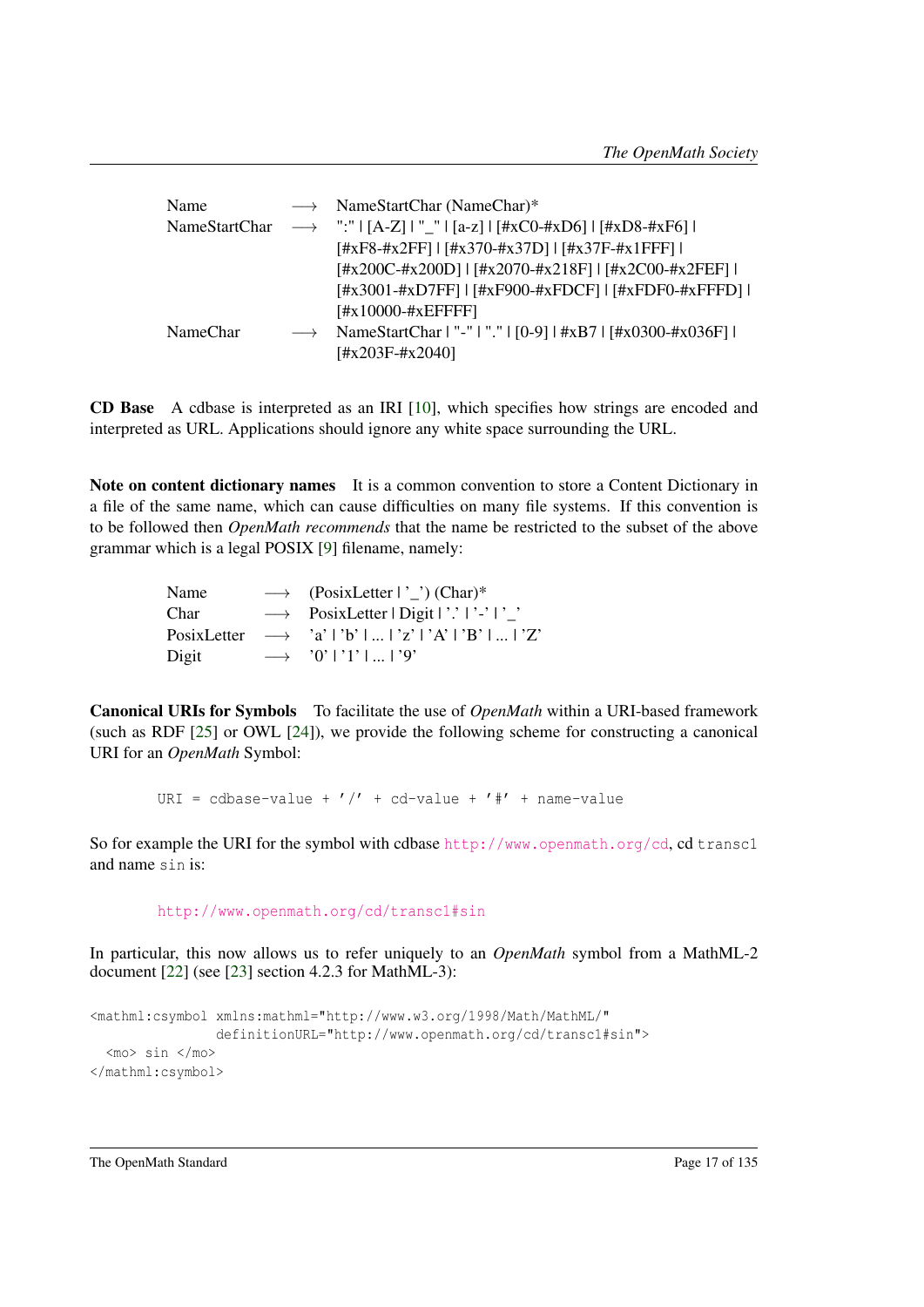| | | |
|---|---|---|
| Name | ⟶ | NameStartChar (NameChar)* |
| NameStartChar | ⟶ | ":" \| [A-Z] \| "_" \| [a-z] \| [#xC0-#xD6] \| [#xD8-#xF6] \| [#xF8-#x2FF] \| [#x370-#x37D] \| [#x37F-#x1FFF] \| [#x200C-#x200D] \| [#x2070-#x218F] \| [#x2C00-#x2FEF] \| [#x3001-#xD7FF] \| [#xF900-#xFDCF] \| [#xFDF0-#xFFFD] \| [#x10000-#xEFFFF] |
| NameChar | ⟶ | NameStartChar \| "-" \| "." \| [0-9] \| #xB7 \| [#x0300-#x036F] \| [#x203F-#x2040] |

**CD Base** A cdbase is interpreted as an IRI [10], which specifies how strings are encoded and interpreted as URL. Applications should ignore any white space surrounding the URL.

**Note on content dictionary names** It is a common convention to store a Content Dictionary in a file of the same name, which can cause difficulties on many file systems. If this convention is to be followed then *OpenMath recommends* that the name be restricted to the subset of the above grammar which is a legal POSIX [9] filename, namely:

| | | |
|---|---|---|
| Name | ⟶ | (PosixLetter \| '_') (Char)* |
| Char | ⟶ | PosixLetter \| Digit \| '.' \| '-' \| '_' |
| PosixLetter | ⟶ | 'a' \| 'b' \| ... \| 'z' \| 'A' \| 'B' \| ... \| 'Z' |
| Digit | ⟶ | '0' \| '1' \| ... \| '9' |

**Canonical URIs for Symbols** To facilitate the use of *OpenMath* within a URI-based framework (such as RDF [25] or OWL [24]), we provide the following scheme for constructing a canonical URI for an *OpenMath* Symbol:

```
URI = cdbase-value + '/' + cd-value + '#' + name-value
```

So for example the URI for the symbol with cdbase `http://www.openmath.org/cd`, cd `transc1` and name `sin` is:

```
http://www.openmath.org/cd/transc1#sin
```

In particular, this now allows us to refer uniquely to an *OpenMath* symbol from a MathML-2 document [22] (see [23] section 4.2.3 for MathML-3):

```
<mathml:csymbol xmlns:mathml="http://www.w3.org/1998/Math/MathML/"
                definitionURL="http://www.openmath.org/cd/transc1#sin">
  <mo> sin </mo>
</mathml:csymbol>
```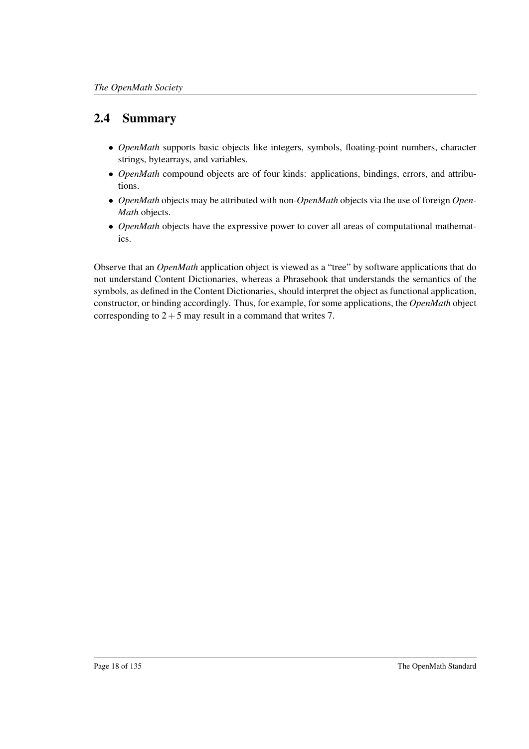## 2.4 Summary

- *OpenMath* supports basic objects like integers, symbols, floating-point numbers, character strings, bytearrays, and variables.
- *OpenMath* compound objects are of four kinds: applications, bindings, errors, and attributions.
- *OpenMath* objects may be attributed with non-*OpenMath* objects via the use of foreign *OpenMath* objects.
- *OpenMath* objects have the expressive power to cover all areas of computational mathematics.

Observe that an *OpenMath* application object is viewed as a "tree" by software applications that do not understand Content Dictionaries, whereas a Phrasebook that understands the semantics of the symbols, as defined in the Content Dictionaries, should interpret the object as functional application, constructor, or binding accordingly. Thus, for example, for some applications, the *OpenMath* object corresponding to $2+5$ may result in a command that writes 7.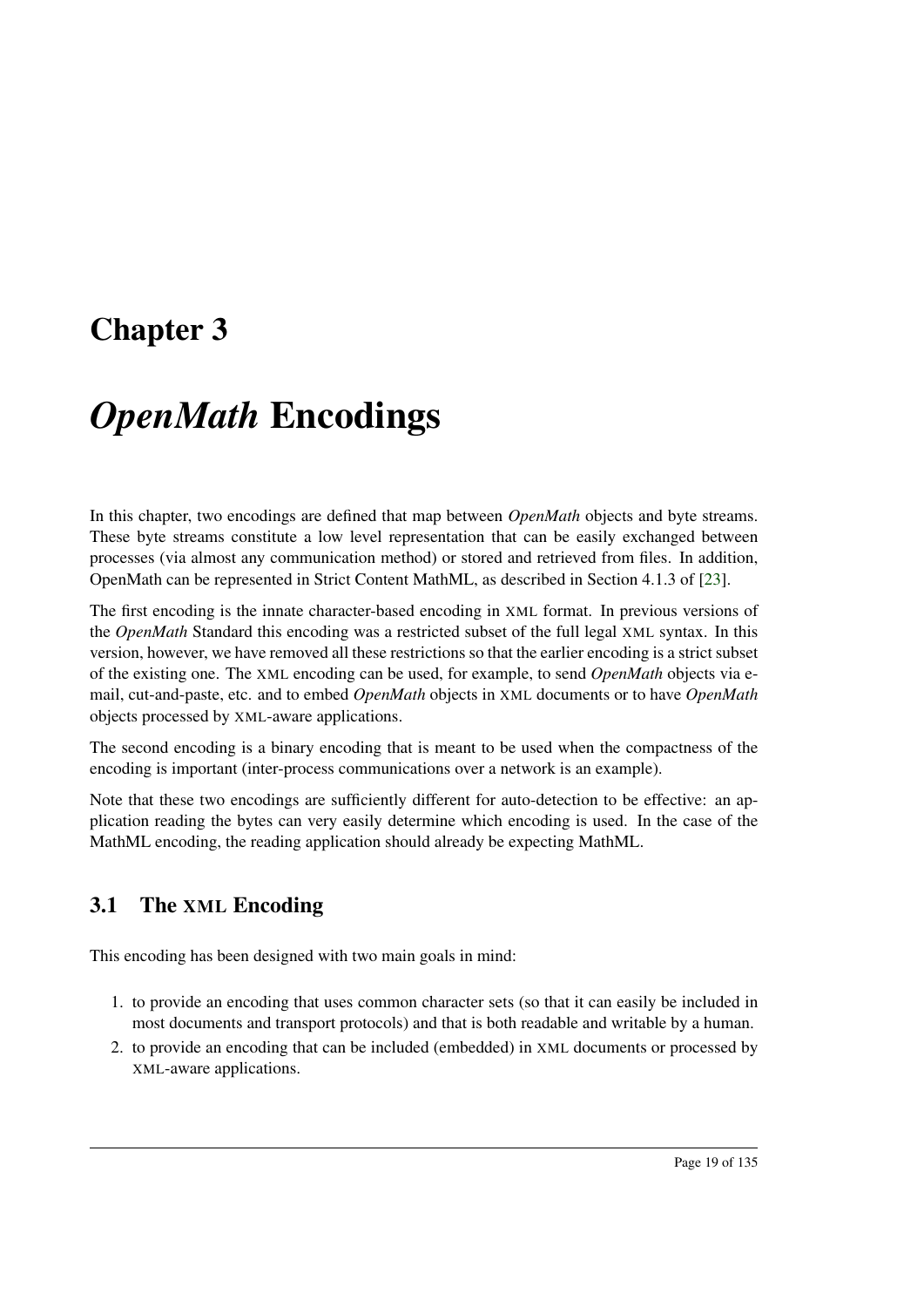# Chapter 3

# *OpenMath* Encodings

In this chapter, two encodings are defined that map between *OpenMath* objects and byte streams. These byte streams constitute a low level representation that can be easily exchanged between processes (via almost any communication method) or stored and retrieved from files. In addition, OpenMath can be represented in Strict Content MathML, as described in Section 4.1.3 of [23].

The first encoding is the innate character-based encoding in XML format. In previous versions of the *OpenMath* Standard this encoding was a restricted subset of the full legal XML syntax. In this version, however, we have removed all these restrictions so that the earlier encoding is a strict subset of the existing one. The XML encoding can be used, for example, to send *OpenMath* objects via e-mail, cut-and-paste, etc. and to embed *OpenMath* objects in XML documents or to have *OpenMath* objects processed by XML-aware applications.

The second encoding is a binary encoding that is meant to be used when the compactness of the encoding is important (inter-process communications over a network is an example).

Note that these two encodings are sufficiently different for auto-detection to be effective: an application reading the bytes can very easily determine which encoding is used. In the case of the MathML encoding, the reading application should already be expecting MathML.

## 3.1 The XML Encoding

This encoding has been designed with two main goals in mind:

1. to provide an encoding that uses common character sets (so that it can easily be included in most documents and transport protocols) and that is both readable and writable by a human.
2. to provide an encoding that can be included (embedded) in XML documents or processed by XML-aware applications.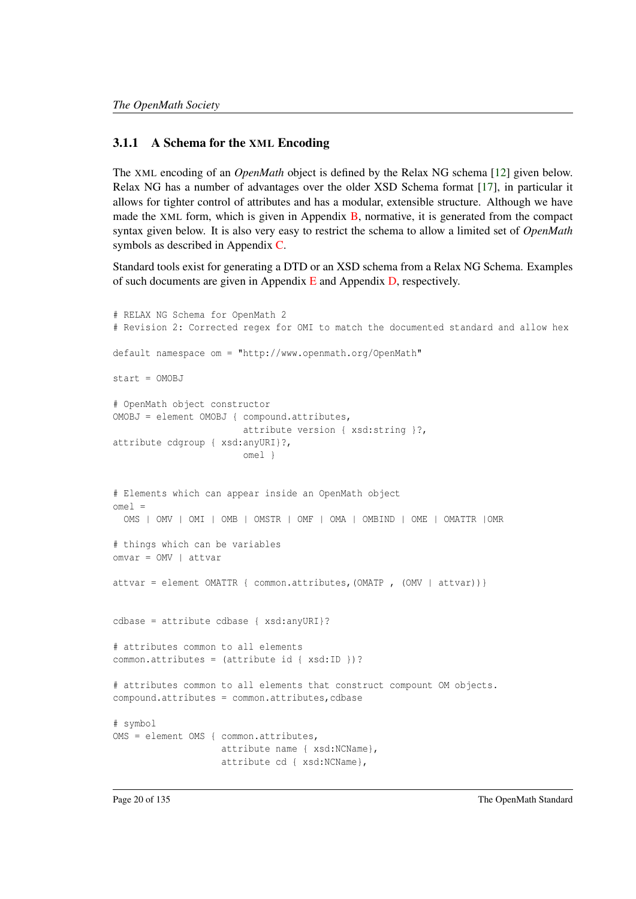### 3.1.1 A Schema for the XML Encoding

The XML encoding of an *OpenMath* object is defined by the Relax NG schema [12] given below. Relax NG has a number of advantages over the older XSD Schema format [17], in particular it allows for tighter control of attributes and has a modular, extensible structure. Although we have made the XML form, which is given in Appendix B, normative, it is generated from the compact syntax given below. It is also very easy to restrict the schema to allow a limited set of *OpenMath* symbols as described in Appendix C.

Standard tools exist for generating a DTD or an XSD schema from a Relax NG Schema. Examples of such documents are given in Appendix E and Appendix D, respectively.

```
# RELAX NG Schema for OpenMath 2
# Revision 2: Corrected regex for OMI to match the documented standard and allow hex

default namespace om = "http://www.openmath.org/OpenMath"

start = OMOBJ

# OpenMath object constructor
OMOBJ = element OMOBJ { compound.attributes,
                        attribute version { xsd:string }?,
attribute cdgroup { xsd:anyURI}?,
                        omel }


# Elements which can appear inside an OpenMath object
omel =
  OMS | OMV | OMI | OMB | OMSTR | OMF | OMA | OMBIND | OME | OMATTR |OMR

# things which can be variables
omvar = OMV | attvar

attvar = element OMATTR { common.attributes,(OMATP , (OMV | attvar))}


cdbase = attribute cdbase { xsd:anyURI}?

# attributes common to all elements
common.attributes = (attribute id { xsd:ID })?

# attributes common to all elements that construct compount OM objects.
compound.attributes = common.attributes,cdbase

# symbol
OMS = element OMS { common.attributes,
                    attribute name { xsd:NCName},
                    attribute cd { xsd:NCName},
```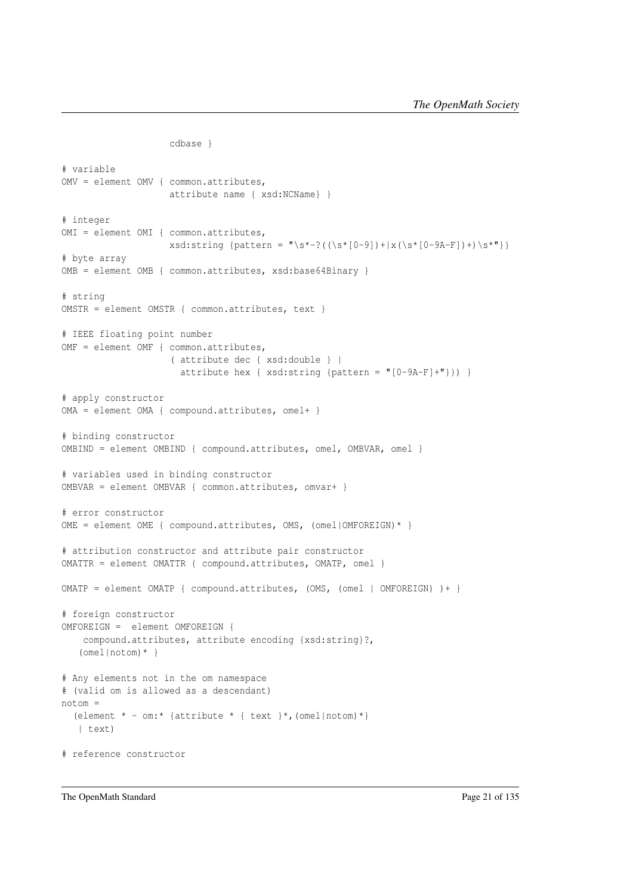```
                    cdbase }

# variable
OMV = element OMV { common.attributes,
                    attribute name { xsd:NCName} }

# integer
OMI = element OMI { common.attributes,
                    xsd:string {pattern = "\s*-?((\s*[0-9])+|x(\s*[0-9A-F])+)\s*"}}
# byte array
OMB = element OMB { common.attributes, xsd:base64Binary }

# string
OMSTR = element OMSTR { common.attributes, text }

# IEEE floating point number
OMF = element OMF { common.attributes,
                    ( attribute dec { xsd:double } |
                      attribute hex { xsd:string {pattern = "[0-9A-F]+"}}) }

# apply constructor
OMA = element OMA { compound.attributes, omel+ }

# binding constructor
OMBIND = element OMBIND { compound.attributes, omel, OMBVAR, omel }

# variables used in binding constructor
OMBVAR = element OMBVAR { common.attributes, omvar+ }

# error constructor
OME = element OME { compound.attributes, OMS, (omel|OMFOREIGN)* }

# attribution constructor and attribute pair constructor
OMATTR = element OMATTR { compound.attributes, OMATP, omel }

OMATP = element OMATP { compound.attributes, (OMS, (omel | OMFOREIGN) )+ }

# foreign constructor
OMFOREIGN =  element OMFOREIGN {
    compound.attributes, attribute encoding {xsd:string}?,
   (omel|notom)* }

# Any elements not in the om namespace
# (valid om is allowed as a descendant)
notom =
  (element * - om:* {attribute * { text }*,(omel|notom)*}
   | text)

# reference constructor
```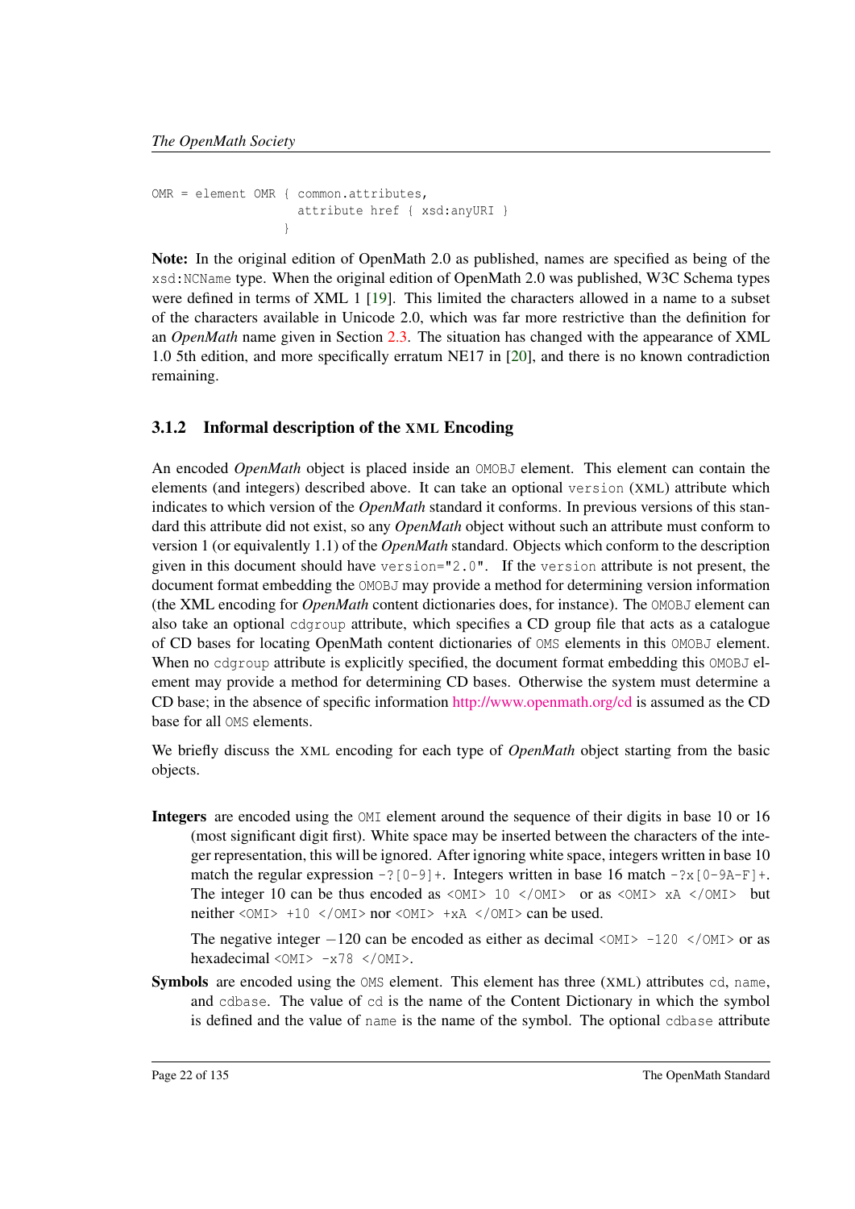```
OMR = element OMR { common.attributes,
                    attribute href { xsd:anyURI }
                  }
```

**Note:** In the original edition of OpenMath 2.0 as published, names are specified as being of the `xsd:NCName` type. When the original edition of OpenMath 2.0 was published, W3C Schema types were defined in terms of XML 1 [19]. This limited the characters allowed in a name to a subset of the characters available in Unicode 2.0, which was far more restrictive than the definition for an *OpenMath* name given in Section 2.3. The situation has changed with the appearance of XML 1.0 5th edition, and more specifically erratum NE17 in [20], and there is no known contradiction remaining.

### 3.1.2 Informal description of the XML Encoding

An encoded *OpenMath* object is placed inside an `OMOBJ` element. This element can contain the elements (and integers) described above. It can take an optional `version` (XML) attribute which indicates to which version of the *OpenMath* standard it conforms. In previous versions of this standard this attribute did not exist, so any *OpenMath* object without such an attribute must conform to version 1 (or equivalently 1.1) of the *OpenMath* standard. Objects which conform to the description given in this document should have `version="2.0"`. If the `version` attribute is not present, the document format embedding the `OMOBJ` may provide a method for determining version information (the XML encoding for *OpenMath* content dictionaries does, for instance). The `OMOBJ` element can also take an optional `cdgroup` attribute, which specifies a CD group file that acts as a catalogue of CD bases for locating OpenMath content dictionaries of `OMS` elements in this `OMOBJ` element. When no `cdgroup` attribute is explicitly specified, the document format embedding this `OMOBJ` element may provide a method for determining CD bases. Otherwise the system must determine a CD base; in the absence of specific information http://www.openmath.org/cd is assumed as the CD base for all `OMS` elements.

We briefly discuss the XML encoding for each type of *OpenMath* object starting from the basic objects.

**Integers** are encoded using the `OMI` element around the sequence of their digits in base 10 or 16 (most significant digit first). White space may be inserted between the characters of the integer representation, this will be ignored. After ignoring white space, integers written in base 10 match the regular expression `-?[0-9]+`. Integers written in base 16 match `-?x[0-9A-F]+`. The integer 10 can be thus encoded as `<OMI> 10 </OMI>` or as `<OMI> xA </OMI>` but neither `<OMI> +10 </OMI>` nor `<OMI> +xA </OMI>` can be used.

The negative integer $-120$ can be encoded as either as decimal `<OMI> -120 </OMI>` or as hexadecimal `<OMI> -x78 </OMI>`.

**Symbols** are encoded using the `OMS` element. This element has three (XML) attributes `cd`, `name`, and `cdbase`. The value of `cd` is the name of the Content Dictionary in which the symbol is defined and the value of `name` is the name of the symbol. The optional `cdbase` attribute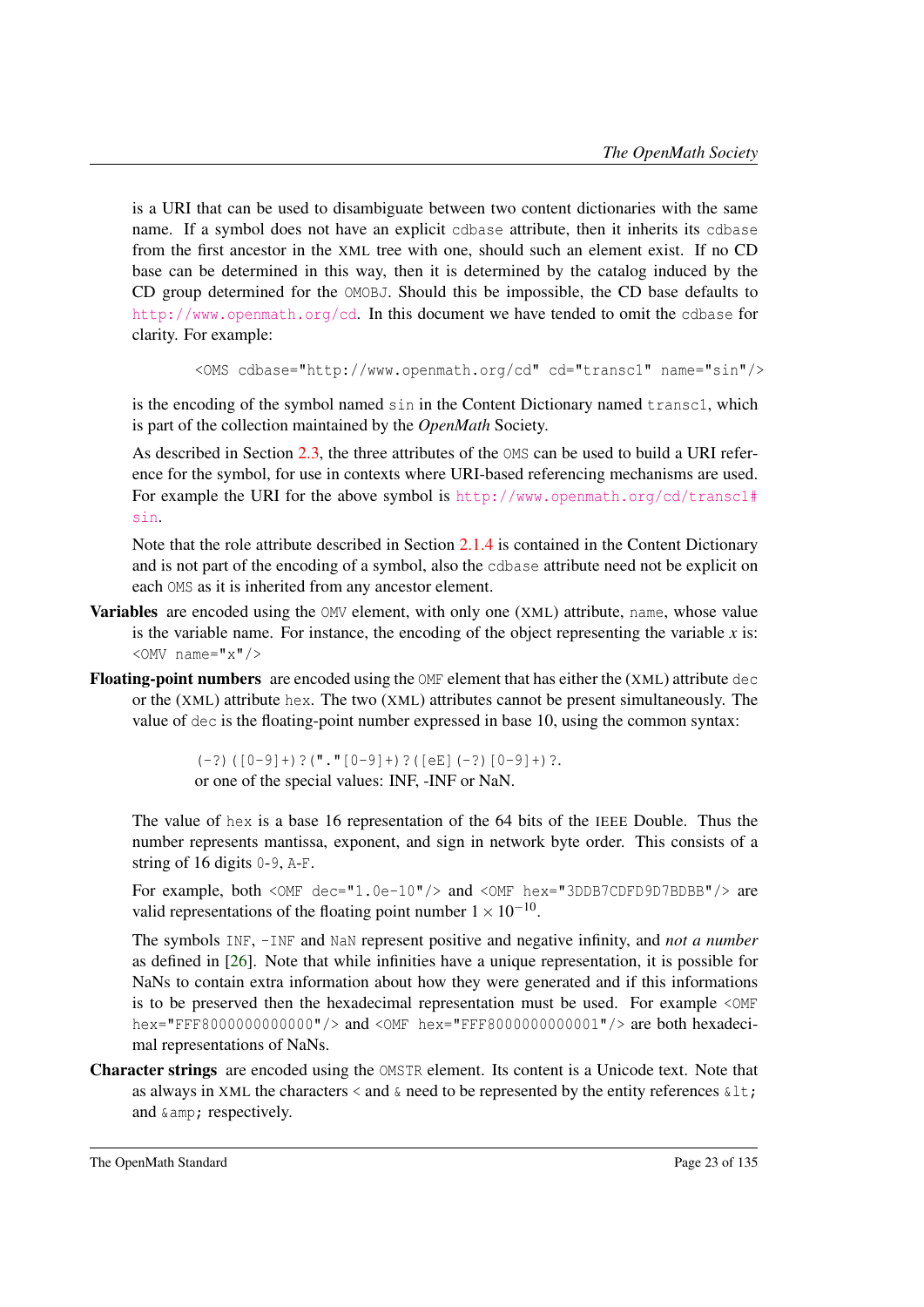is a URI that can be used to disambiguate between two content dictionaries with the same name. If a symbol does not have an explicit `cdbase` attribute, then it inherits its `cdbase` from the first ancestor in the XML tree with one, should such an element exist. If no CD base can be determined in this way, then it is determined by the catalog induced by the CD group determined for the `OMOBJ`. Should this be impossible, the CD base defaults to http://www.openmath.org/cd. In this document we have tended to omit the `cdbase` for clarity. For example:

```
<OMS cdbase="http://www.openmath.org/cd" cd="transc1" name="sin"/>
```

is the encoding of the symbol named `sin` in the Content Dictionary named `transc1`, which is part of the collection maintained by the *OpenMath* Society.

As described in Section 2.3, the three attributes of the `OMS` can be used to build a URI reference for the symbol, for use in contexts where URI-based referencing mechanisms are used. For example the URI for the above symbol is http://www.openmath.org/cd/transc1#sin.

Note that the role attribute described in Section 2.1.4 is contained in the Content Dictionary and is not part of the encoding of a symbol, also the `cdbase` attribute need not be explicit on each `OMS` as it is inherited from any ancestor element.

**Variables** are encoded using the `OMV` element, with only one (XML) attribute, `name`, whose value is the variable name. For instance, the encoding of the object representing the variable $x$ is: `<OMV name="x"/>`

**Floating-point numbers** are encoded using the `OMF` element that has either the (XML) attribute `dec` or the (XML) attribute `hex`. The two (XML) attributes cannot be present simultaneously. The value of `dec` is the floating-point number expressed in base 10, using the common syntax:

```
(-?)([0-9]+)?("."[0-9]+)?([eE](-?)[0-9]+)?.
```

or one of the special values: INF, -INF or NaN.

The value of `hex` is a base 16 representation of the 64 bits of the IEEE Double. Thus the number represents mantissa, exponent, and sign in network byte order. This consists of a string of 16 digits `0-9`, `A-F`.

For example, both `<OMF dec="1.0e-10"/>` and `<OMF hex="3DDB7CDFD9D7BDBB"/>` are valid representations of the floating point number $1 \times 10^{-10}$.

The symbols `INF`, `-INF` and `NaN` represent positive and negative infinity, and *not a number* as defined in [26]. Note that while infinities have a unique representation, it is possible for NaNs to contain extra information about how they were generated and if this informations is to be preserved then the hexadecimal representation must be used. For example `<OMF hex="FFF8000000000000"/>` and `<OMF hex="FFF8000000000001"/>` are both hexadecimal representations of NaNs.

**Character strings** are encoded using the `OMSTR` element. Its content is a Unicode text. Note that as always in XML the characters `<` and `&` need to be represented by the entity references `&lt;` and `&amp;` respectively.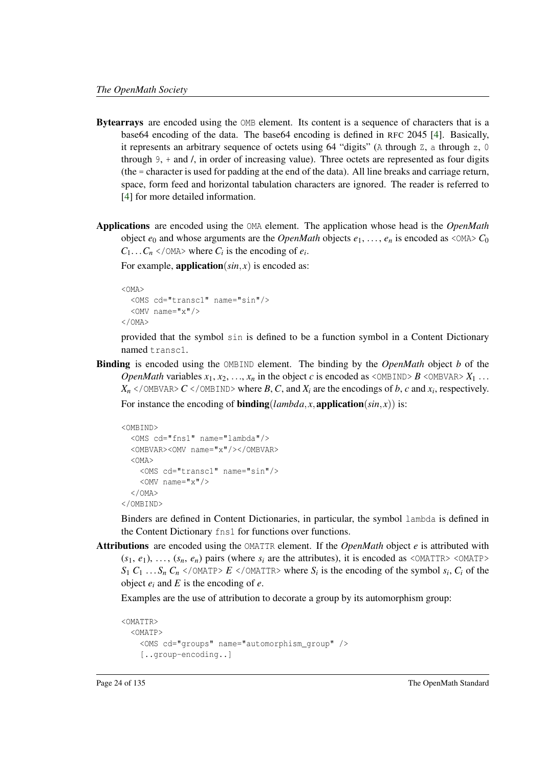**Bytearrays** are encoded using the `OMB` element. Its content is a sequence of characters that is a base64 encoding of the data. The base64 encoding is defined in RFC 2045 [4]. Basically, it represents an arbitrary sequence of octets using 64 "digits" (`A` through `Z`, `a` through `z`, `0` through `9`, `+` and `/`, in order of increasing value). Three octets are represented as four digits (the `=` character is used for padding at the end of the data). All line breaks and carriage return, space, form feed and horizontal tabulation characters are ignored. The reader is referred to [4] for more detailed information.

**Applications** are encoded using the `OMA` element. The application whose head is the *OpenMath* object $e_0$ and whose arguments are the *OpenMath* objects $e_1, \ldots, e_n$ is encoded as `<OMA>` $C_0$ $C_1 \ldots C_n$ `</OMA>` where $C_i$ is the encoding of $e_i$.

For example, $\textbf{application}(sin, x)$ is encoded as:

```
<OMA>
  <OMS cd="transc1" name="sin"/>
  <OMV name="x"/>
</OMA>
```

provided that the symbol `sin` is defined to be a function symbol in a Content Dictionary named `transc1`.

**Binding** is encoded using the `OMBIND` element. The binding by the *OpenMath* object $b$ of the *OpenMath* variables $x_1, x_2, \ldots, x_n$ in the object $c$ is encoded as `<OMBIND>` $B$ `<OMBVAR>` $X_1 \ldots X_n$ `</OMBVAR>` $C$ `</OMBIND>` where $B$, $C$, and $X_i$ are the encodings of $b$, $c$ and $x_i$, respectively.

For instance the encoding of $\textbf{binding}(lambda, x, \textbf{application}(sin, x))$ is:

```
<OMBIND>
  <OMS cd="fns1" name="lambda"/>
  <OMBVAR><OMV name="x"/></OMBVAR>
  <OMA>
    <OMS cd="transc1" name="sin"/>
    <OMV name="x"/>
  </OMA>
</OMBIND>
```

Binders are defined in Content Dictionaries, in particular, the symbol `lambda` is defined in the Content Dictionary `fns1` for functions over functions.

**Attributions** are encoded using the `OMATTR` element. If the *OpenMath* object $e$ is attributed with $(s_1, e_1), \ldots, (s_n, e_n)$ pairs (where $s_i$ are the attributes), it is encoded as `<OMATTR>` `<OMATP>` $S_1$ $C_1 \ldots S_n$ $C_n$ `</OMATP>` $E$ `</OMATTR>` where $S_i$ is the encoding of the symbol $s_i$, $C_i$ of the object $e_i$ and $E$ is the encoding of $e$.

Examples are the use of attribution to decorate a group by its automorphism group:

```
<OMATTR>
  <OMATP>
    <OMS cd="groups" name="automorphism_group" />
    [..group-encoding..]
```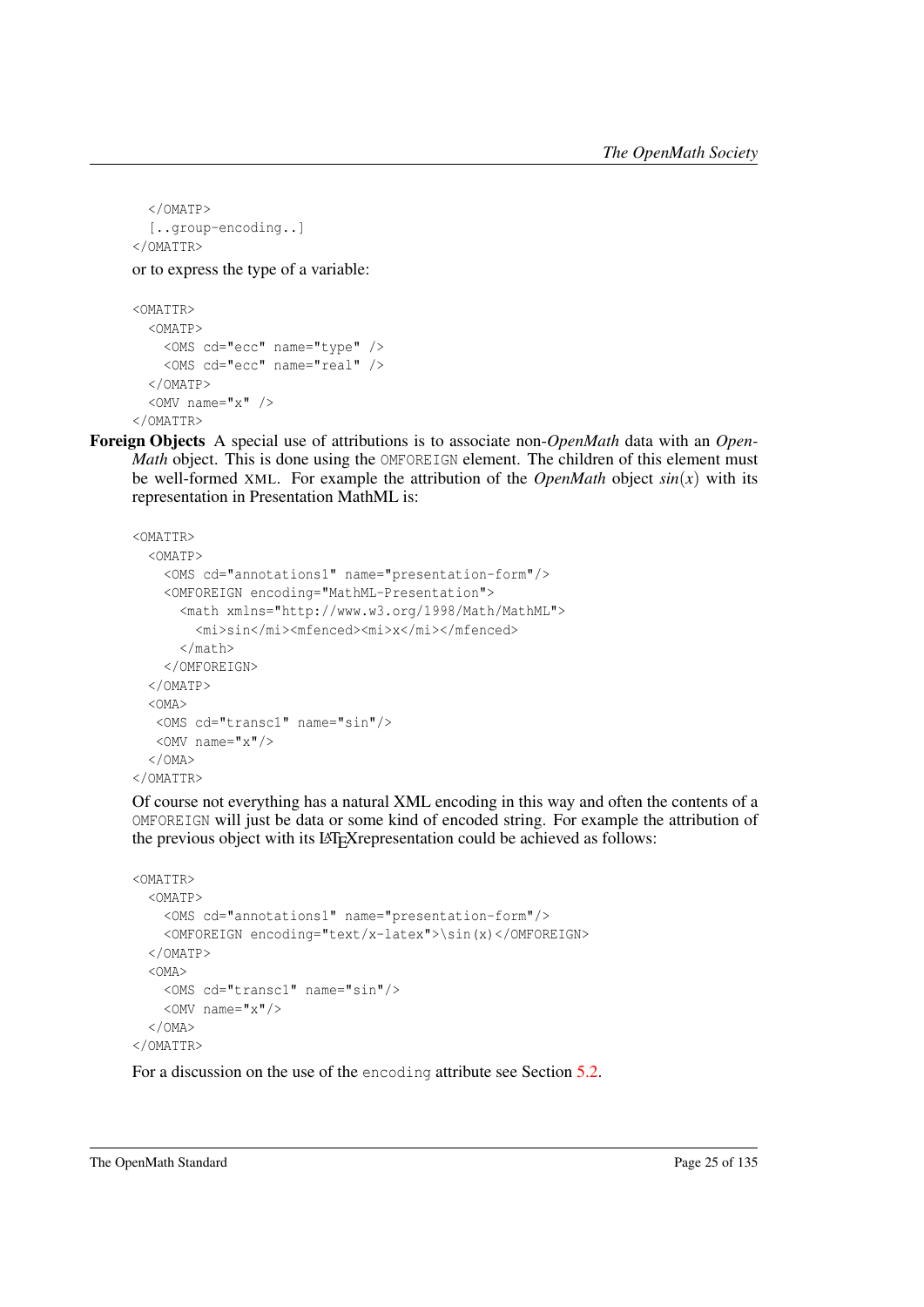```
  </OMATP>
  [..group-encoding..]
</OMATTR>
```

or to express the type of a variable:

```
<OMATTR>
  <OMATP>
    <OMS cd="ecc" name="type" />
    <OMS cd="ecc" name="real" />
  </OMATP>
  <OMV name="x" />
</OMATTR>
```

**Foreign Objects** A special use of attributions is to associate non-*OpenMath* data with an *OpenMath* object. This is done using the OMFOREIGN element. The children of this element must be well-formed XML. For example the attribution of the *OpenMath* object $sin(x)$ with its representation in Presentation MathML is:

```
<OMATTR>
  <OMATP>
    <OMS cd="annotations1" name="presentation-form"/>
    <OMFOREIGN encoding="MathML-Presentation">
      <math xmlns="http://www.w3.org/1998/Math/MathML">
        <mi>sin</mi><mfenced><mi>x</mi></mfenced>
      </math>
    </OMFOREIGN>
  </OMATP>
  <OMA>
   <OMS cd="transc1" name="sin"/>
   <OMV name="x"/>
  </OMA>
</OMATTR>
```

Of course not everything has a natural XML encoding in this way and often the contents of a OMFOREIGN will just be data or some kind of encoded string. For example the attribution of the previous object with its LaTeXrepresentation could be achieved as follows:

```
<OMATTR>
  <OMATP>
    <OMS cd="annotations1" name="presentation-form"/>
    <OMFOREIGN encoding="text/x-latex">\sin(x)</OMFOREIGN>
  </OMATP>
  <OMA>
    <OMS cd="transc1" name="sin"/>
    <OMV name="x"/>
  </OMA>
</OMATTR>
```

For a discussion on the use of the encoding attribute see Section 5.2.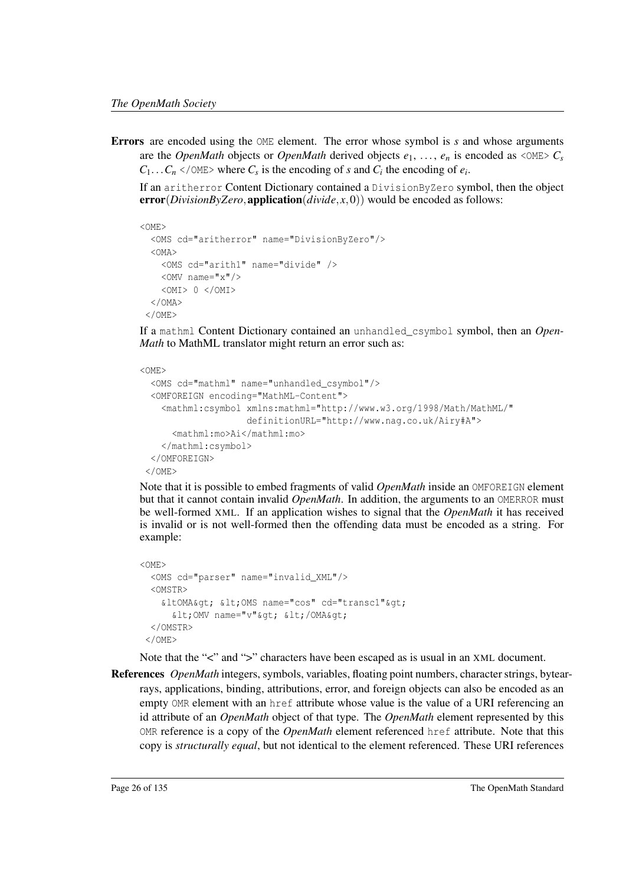**Errors** are encoded using the `OME` element. The error whose symbol is $s$ and whose arguments are the *OpenMath* objects or *OpenMath* derived objects $e_1, \ldots, e_n$ is encoded as `<OME>` $C_s$ $C_1 \ldots C_n$ `</OME>` where $C_s$ is the encoding of $s$ and $C_i$ the encoding of $e_i$.

If an `aritherror` Content Dictionary contained a `DivisionByZero` symbol, then the object $\textbf{error}(DivisionByZero, \textbf{application}(divide, x, 0))$ would be encoded as follows:

```
<OME>
  <OMS cd="aritherror" name="DivisionByZero"/>
  <OMA>
    <OMS cd="arith1" name="divide" />
    <OMV name="x"/>
    <OMI> 0 </OMI>
  </OMA>
 </OME>
```

If a `mathml` Content Dictionary contained an `unhandled_csymbol` symbol, then an *OpenMath* to MathML translator might return an error such as:

```
<OME>
  <OMS cd="mathml" name="unhandled_csymbol"/>
  <OMFOREIGN encoding="MathML-Content">
    <mathml:csymbol xmlns:mathml="http://www.w3.org/1998/Math/MathML/"
                    definitionURL="http://www.nag.co.uk/Airy#A">
      <mathml:mo>Ai</mathml:mo>
    </mathml:csymbol>
  </OMFOREIGN>
 </OME>
```

Note that it is possible to embed fragments of valid *OpenMath* inside an `OMFOREIGN` element but that it cannot contain invalid *OpenMath*. In addition, the arguments to an `OMERROR` must be well-formed XML. If an application wishes to signal that the *OpenMath* it has received is invalid or is not well-formed then the offending data must be encoded as a string. For example:

```
<OME>
  <OMS cd="parser" name="invalid_XML"/>
  <OMSTR>
    &ltOMA&gt; &lt;OMS name="cos" cd="transc1"&gt;
      &lt;OMV name="v"&gt; &lt;/OMA&gt;
  </OMSTR>
 </OME>
```

Note that the "<" and ">" characters have been escaped as is usual in an XML document.

**References** *OpenMath* integers, symbols, variables, floating point numbers, character strings, bytearrays, applications, binding, attributions, error, and foreign objects can also be encoded as an empty `OMR` element with an `href` attribute whose value is the value of a URI referencing an id attribute of an *OpenMath* object of that type. The *OpenMath* element represented by this `OMR` reference is a copy of the *OpenMath* element referenced `href` attribute. Note that this copy is *structurally equal*, but not identical to the element referenced. These URI references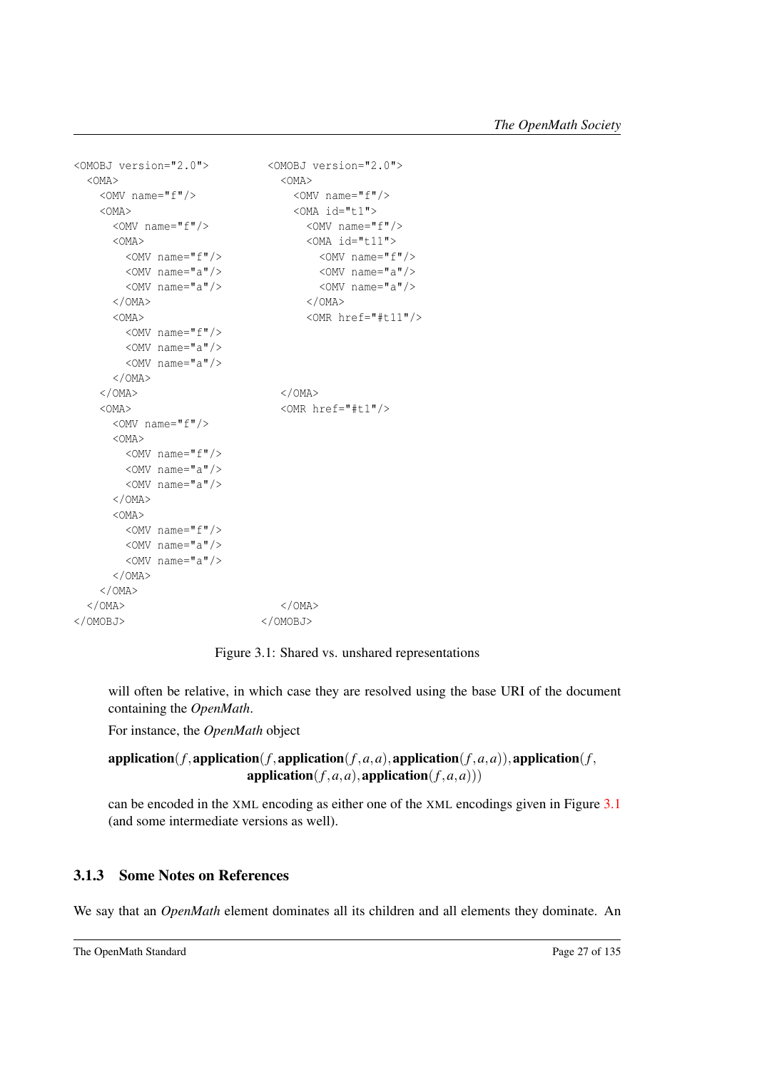```
<OMOBJ version="2.0">
  <OMA>
    <OMV name="f"/>
    <OMA>
      <OMV name="f"/>
      <OMA>
        <OMV name="f"/>
        <OMV name="a"/>
        <OMV name="a"/>
      </OMA>
      <OMA>
        <OMV name="f"/>
        <OMV name="a"/>
        <OMV name="a"/>
      </OMA>
    </OMA>
    <OMA>
      <OMV name="f"/>
      <OMA>
        <OMV name="f"/>
        <OMV name="a"/>
        <OMV name="a"/>
      </OMA>
      <OMA>
        <OMV name="f"/>
        <OMV name="a"/>
        <OMV name="a"/>
      </OMA>
    </OMA>
  </OMA>
</OMOBJ>
```

```
<OMOBJ version="2.0">
  <OMA>
    <OMV name="f"/>
    <OMA id="t1">
      <OMV name="f"/>
      <OMA id="t11">
        <OMV name="f"/>
        <OMV name="a"/>
        <OMV name="a"/>
      </OMA>
      <OMR href="#t11"/>
    </OMA>
    <OMR href="#t1"/>
  </OMA>
</OMOBJ>
```

Figure 3.1: Shared vs. unshared representations

will often be relative, in which case they are resolved using the base URI of the document containing the *OpenMath*.

For instance, the *OpenMath* object

$$\textbf{application}(f, \textbf{application}(f, \textbf{application}(f,a,a), \textbf{application}(f,a,a)), \textbf{application}(f, \textbf{application}(f,a,a), \textbf{application}(f,a,a)))$$

can be encoded in the XML encoding as either one of the XML encodings given in Figure 3.1 (and some intermediate versions as well).

### 3.1.3 Some Notes on References

We say that an *OpenMath* element dominates all its children and all elements they dominate. An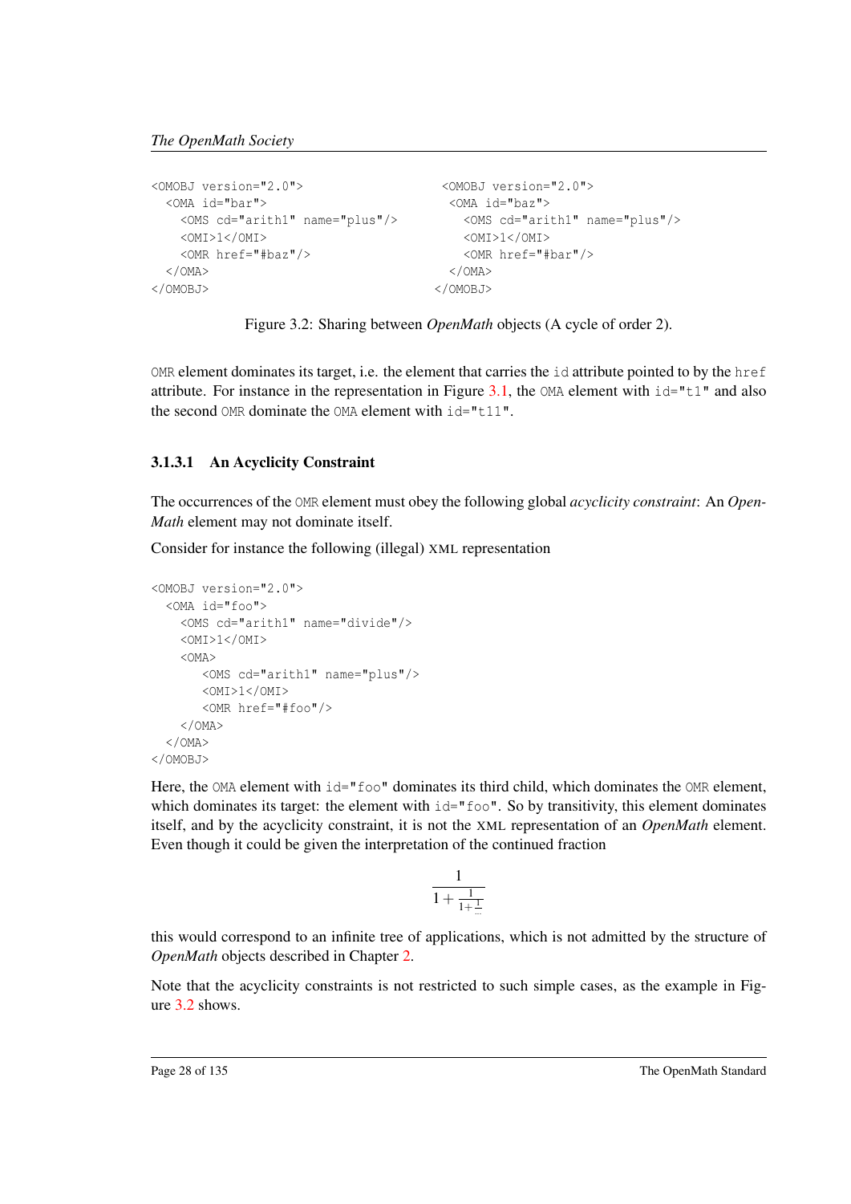```
<OMOBJ version="2.0">
  <OMA id="bar">
    <OMS cd="arith1" name="plus"/>
    <OMI>1</OMI>
    <OMR href="#baz"/>
  </OMA>
</OMOBJ>
```

```
<OMOBJ version="2.0">
  <OMA id="baz">
    <OMS cd="arith1" name="plus"/>
    <OMI>1</OMI>
    <OMR href="#bar"/>
  </OMA>
</OMOBJ>
```

Figure 3.2: Sharing between *OpenMath* objects (A cycle of order 2).

OMR element dominates its target, i.e. the element that carries the id attribute pointed to by the href attribute. For instance in the representation in Figure 3.1, the OMA element with id="t1" and also the second OMR dominate the OMA element with id="t11".

#### 3.1.3.1 An Acyclicity Constraint

The occurrences of the OMR element must obey the following global *acyclicity constraint*: An *OpenMath* element may not dominate itself.

Consider for instance the following (illegal) XML representation

```
<OMOBJ version="2.0">
  <OMA id="foo">
    <OMS cd="arith1" name="divide"/>
    <OMI>1</OMI>
    <OMA>
       <OMS cd="arith1" name="plus"/>
       <OMI>1</OMI>
       <OMR href="#foo"/>
    </OMA>
  </OMA>
</OMOBJ>
```

Here, the OMA element with id="foo" dominates its third child, which dominates the OMR element, which dominates its target: the element with id="foo". So by transitivity, this element dominates itself, and by the acyclicity constraint, it is not the XML representation of an *OpenMath* element. Even though it could be given the interpretation of the continued fraction

$$\frac{1}{1+\frac{1}{1+\frac{1}{\cdots}}}$$

this would correspond to an infinite tree of applications, which is not admitted by the structure of *OpenMath* objects described in Chapter 2.

Note that the acyclicity constraints is not restricted to such simple cases, as the example in Figure 3.2 shows.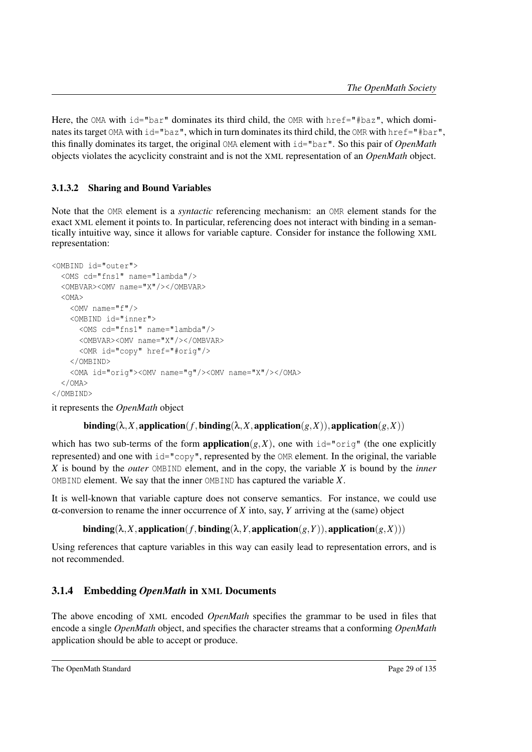Here, the `OMA` with `id="bar"` dominates its third child, the `OMR` with `href="#baz"`, which dominates its target `OMA` with `id="baz"`, which in turn dominates its third child, the `OMR` with `href="#bar"`, this finally dominates its target, the original `OMA` element with `id="bar"`. So this pair of *OpenMath* objects violates the acyclicity constraint and is not the XML representation of an *OpenMath* object.

#### 3.1.3.2 Sharing and Bound Variables

Note that the `OMR` element is a *syntactic* referencing mechanism: an `OMR` element stands for the exact XML element it points to. In particular, referencing does not interact with binding in a semantically intuitive way, since it allows for variable capture. Consider for instance the following XML representation:

```
<OMBIND id="outer">
  <OMS cd="fns1" name="lambda"/>
  <OMBVAR><OMV name="X"/></OMBVAR>
  <OMA>
    <OMV name="f"/>
    <OMBIND id="inner">
      <OMS cd="fns1" name="lambda"/>
      <OMBVAR><OMV name="X"/></OMBVAR>
      <OMR id="copy" href="#orig"/>
    </OMBIND>
    <OMA id="orig"><OMV name="g"/><OMV name="X"/></OMA>
  </OMA>
</OMBIND>
```

it represents the *OpenMath* object

$$\mathbf{binding}(\lambda, X, \mathbf{application}(f, \mathbf{binding}(\lambda, X, \mathbf{application}(g, X)), \mathbf{application}(g, X))$$

which has two sub-terms of the form $\mathbf{application}(g, X)$, one with `id="orig"` (the one explicitly represented) and one with `id="copy"`, represented by the `OMR` element. In the original, the variable $X$ is bound by the *outer* `OMBIND` element, and in the copy, the variable $X$ is bound by the *inner* `OMBIND` element. We say that the inner `OMBIND` has captured the variable $X$.

It is well-known that variable capture does not conserve semantics. For instance, we could use $\alpha$-conversion to rename the inner occurrence of $X$ into, say, $Y$ arriving at the (same) object

$$\mathbf{binding}(\lambda, X, \mathbf{application}(f, \mathbf{binding}(\lambda, Y, \mathbf{application}(g, Y)), \mathbf{application}(g, X)))$$

Using references that capture variables in this way can easily lead to representation errors, and is not recommended.

### 3.1.4 Embedding *OpenMath* in XML Documents

The above encoding of XML encoded *OpenMath* specifies the grammar to be used in files that encode a single *OpenMath* object, and specifies the character streams that a conforming *OpenMath* application should be able to accept or produce.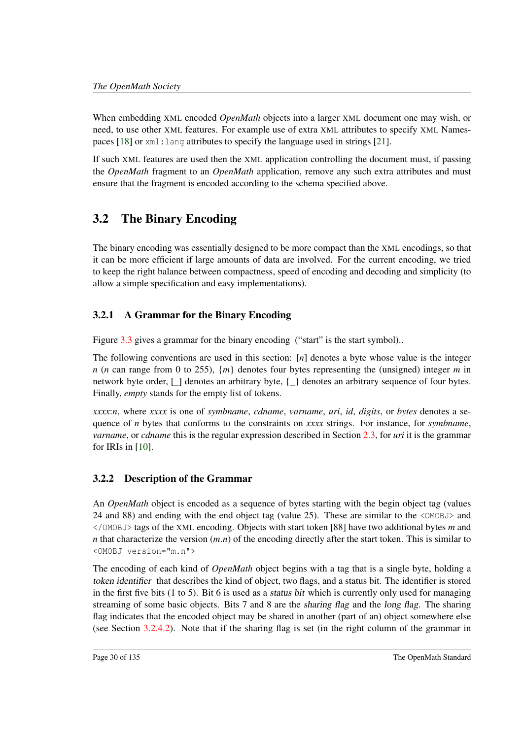When embedding XML encoded *OpenMath* objects into a larger XML document one may wish, or need, to use other XML features. For example use of extra XML attributes to specify XML Namespaces [18] or `xml:lang` attributes to specify the language used in strings [21].

If such XML features are used then the XML application controlling the document must, if passing the *OpenMath* fragment to an *OpenMath* application, remove any such extra attributes and must ensure that the fragment is encoded according to the schema specified above.

## 3.2 The Binary Encoding

The binary encoding was essentially designed to be more compact than the XML encodings, so that it can be more efficient if large amounts of data are involved. For the current encoding, we tried to keep the right balance between compactness, speed of encoding and decoding and simplicity (to allow a simple specification and easy implementations).

### 3.2.1 A Grammar for the Binary Encoding

Figure 3.3 gives a grammar for the binary encoding ("start" is the start symbol)..

The following conventions are used in this section: [*n*] denotes a byte whose value is the integer *n* (*n* can range from 0 to 255), {*m*} denotes four bytes representing the (unsigned) integer *m* in network byte order, [_] denotes an arbitrary byte, {_} denotes an arbitrary sequence of four bytes. Finally, *empty* stands for the empty list of tokens.

*xxxx*:*n*, where *xxxx* is one of *symbname*, *cdname*, *varname*, *uri*, *id*, *digits*, or *bytes* denotes a sequence of *n* bytes that conforms to the constraints on *xxxx* strings. For instance, for *symbname*, *varname*, or *cdname* this is the regular expression described in Section 2.3, for *uri* it is the grammar for IRIs in [10].

### 3.2.2 Description of the Grammar

An *OpenMath* object is encoded as a sequence of bytes starting with the begin object tag (values 24 and 88) and ending with the end object tag (value 25). These are similar to the `<OMOBJ>` and `</OMOBJ>` tags of the XML encoding. Objects with start token [88] have two additional bytes *m* and *n* that characterize the version (*m*.*n*) of the encoding directly after the start token. This is similar to `<OMOBJ version="m.n">`

The encoding of each kind of *OpenMath* object begins with a tag that is a single byte, holding a *token identifier* that describes the kind of object, two flags, and a status bit. The identifier is stored in the first five bits (1 to 5). Bit 6 is used as a *status bit* which is currently only used for managing streaming of some basic objects. Bits 7 and 8 are the *sharing flag* and the *long flag*. The sharing flag indicates that the encoded object may be shared in another (part of an) object somewhere else (see Section 3.2.4.2). Note that if the sharing flag is set (in the right column of the grammar in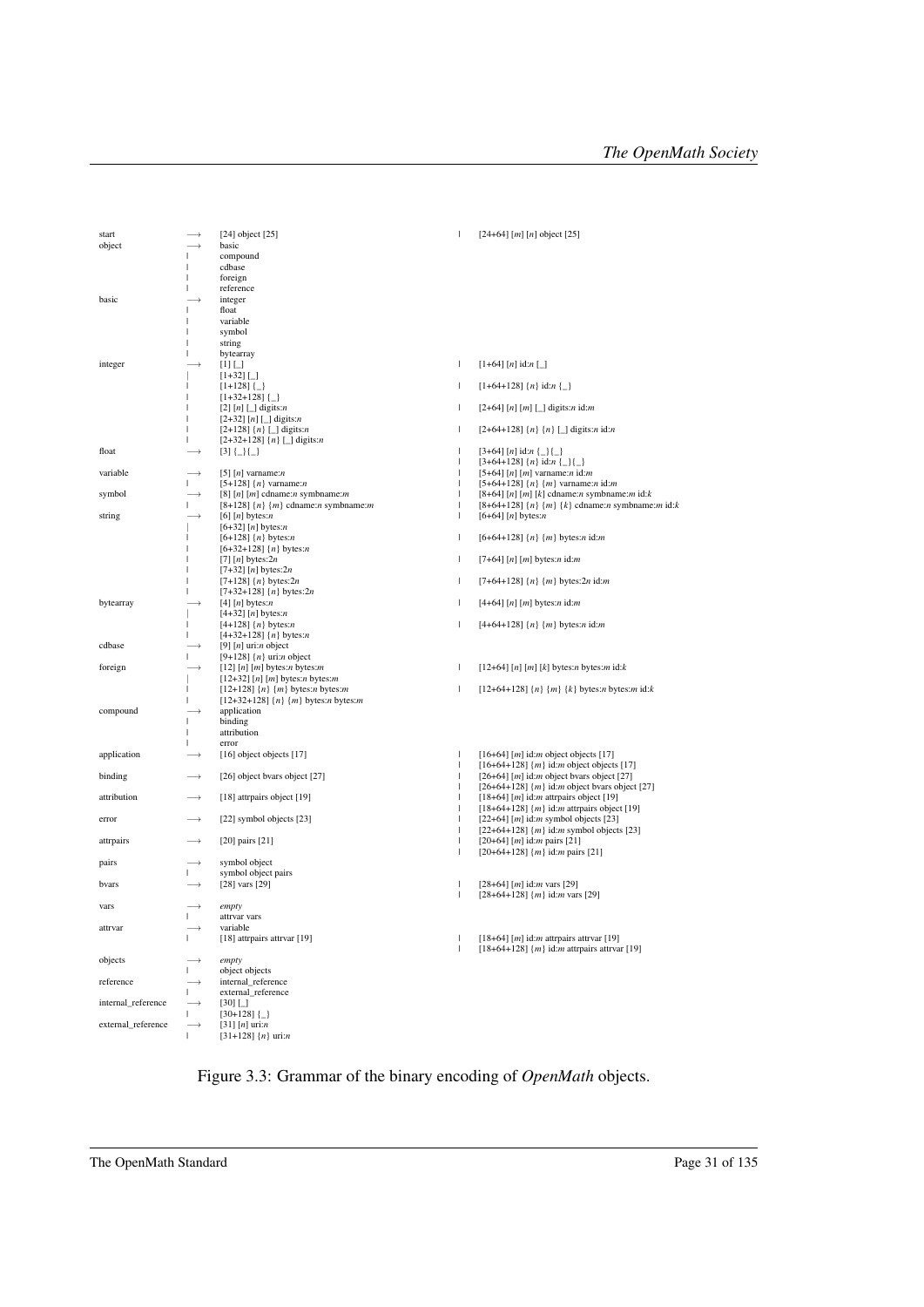```
start              →  [24] object [25]                                |  [24+64] [m] [n] object [25]
object             →  basic
                   |  compound
                   |  cdbase
                   |  foreign
                   |  reference
basic              →  integer
                   |  float
                   |  variable
                   |  symbol
                   |  string
                   |  bytearray
integer            →  [1] [_]                                         |  [1+64] [n] id:n [_]
                   |  [1+32] [_]
                   |  [1+128] {_}                                     |  [1+64+128] {n} id:n {_}
                   |  [1+32+128] {_}
                   |  [2] [n] [_] digits:n                            |  [2+64] [n] [m] [_] digits:n id:m
                   |  [2+32] [n] [_] digits:n
                   |  [2+128] {n} [_] digits:n                        |  [2+64+128] {n} {n} [_] digits:n id:n
                   |  [2+32+128] {n} [_] digits:n
float              →  [3] {_}{_}                                      |  [3+64] [n] id:n {_}{_}
                                                                      |  [3+64+128] {n} id:n {_}{_}
variable           →  [5] [n] varname:n                               |  [5+64] [n] [m] varname:n id:m
                   |  [5+128] {n} varname:n                           |  [5+64+128] {n} {m} varname:n id:m
symbol             →  [8] [n] [m] cdname:n symbname:m                 |  [8+64] [n] [m] [k] cdname:n symbname:m id:k
                   |  [8+128] {n} {m} cdname:n symbname:m             |  [8+64+128] {n} {m} {k} cdname:n symbname:m id:k
string             →  [6] [n] bytes:n                                 |  [6+64] [n] bytes:n
                   |  [6+32] [n] bytes:n
                   |  [6+128] {n} bytes:n                             |  [6+64+128] {n} {m} bytes:n id:m
                   |  [6+32+128] {n} bytes:n
                   |  [7] [n] bytes:2n                                |  [7+64] [n] [m] bytes:n id:m
                   |  [7+32] [n] bytes:2n
                   |  [7+128] {n} bytes:2n                            |  [7+64+128] {n} {m} bytes:2n id:m
                   |  [7+32+128] {n} bytes:2n
bytearray          →  [4] [n] bytes:n                                 |  [4+64] [n] [m] bytes:n id:m
                   |  [4+32] [n] bytes:n
                   |  [4+128] {n} bytes:n                             |  [4+64+128] {n} {m} bytes:n id:m
                   |  [4+32+128] {n} bytes:n
cdbase             →  [9] [n] uri:n object
                   |  [9+128] {n} uri:n object
foreign            →  [12] [n] [m] bytes:n bytes:m                    |  [12+64] [n] [m] [k] bytes:n bytes:m id:k
                   |  [12+32] [n] [m] bytes:n bytes:m
                   |  [12+128] {n} {m} bytes:n bytes:m                |  [12+64+128] {n} {m} {k} bytes:n bytes:m id:k
                   |  [12+32+128] {n} {m} bytes:n bytes:m
compound           →  application
                   |  binding
                   |  attribution
                   |  error
application        →  [16] object objects [17]                        |  [16+64] [m] id:m object objects [17]
                                                                      |  [16+64+128] {m} id:m object objects [17]
binding            →  [26] object bvars object [27]                   |  [26+64] [m] id:m object bvars object [27]
                                                                      |  [26+64+128] {m} id:m object bvars object [27]
attribution        →  [18] attrpairs object [19]                      |  [18+64] [m] id:m attrpairs object [19]
                                                                      |  [18+64+128] {m} id:m attrpairs object [19]
error              →  [22] symbol objects [23]                        |  [22+64] [m] id:m symbol objects [23]
                                                                      |  [22+64+128] {m} id:m symbol objects [23]
attrpairs          →  [20] pairs [21]                                 |  [20+64] [m] id:m pairs [21]
                                                                      |  [20+64+128] {m} id:m pairs [21]
pairs              →  symbol object
                   |  symbol object pairs
bvars              →  [28] vars [29]                                  |  [28+64] [m] id:m vars [29]
                                                                      |  [28+64+128] {m} id:m vars [29]
vars               →  empty
                   |  attrvar vars
attrvar            →  variable
                   |  [18] attrpairs attrvar [19]                     |  [18+64] [m] id:m attrpairs attrvar [19]
                                                                      |  [18+64+128] {m} id:m attrpairs attrvar [19]
objects            →  empty
                   |  object objects
reference          →  internal_reference
                   |  external_reference
internal_reference →  [30] [_]
                   |  [30+128] {_}
external_reference →  [31] [n] uri:n
                   |  [31+128] {n} uri:n
```

Figure 3.3: Grammar of the binary encoding of *OpenMath* objects.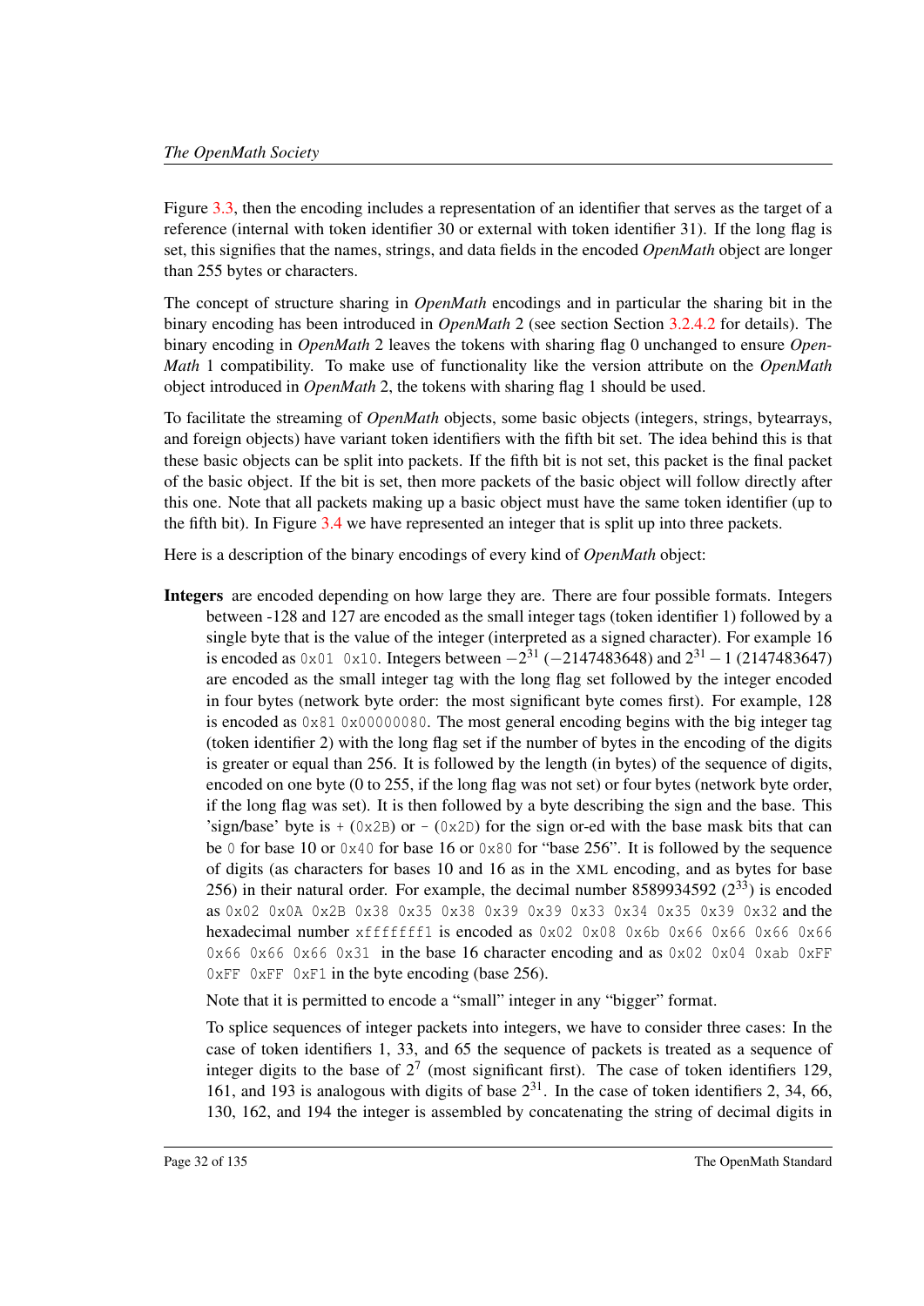Figure 3.3, then the encoding includes a representation of an identifier that serves as the target of a reference (internal with token identifier 30 or external with token identifier 31). If the long flag is set, this signifies that the names, strings, and data fields in the encoded *OpenMath* object are longer than 255 bytes or characters.

The concept of structure sharing in *OpenMath* encodings and in particular the sharing bit in the binary encoding has been introduced in *OpenMath* 2 (see section Section 3.2.4.2 for details). The binary encoding in *OpenMath* 2 leaves the tokens with sharing flag 0 unchanged to ensure *OpenMath* 1 compatibility. To make use of functionality like the version attribute on the *OpenMath* object introduced in *OpenMath* 2, the tokens with sharing flag 1 should be used.

To facilitate the streaming of *OpenMath* objects, some basic objects (integers, strings, bytearrays, and foreign objects) have variant token identifiers with the fifth bit set. The idea behind this is that these basic objects can be split into packets. If the fifth bit is not set, this packet is the final packet of the basic object. If the bit is set, then more packets of the basic object will follow directly after this one. Note that all packets making up a basic object must have the same token identifier (up to the fifth bit). In Figure 3.4 we have represented an integer that is split up into three packets.

Here is a description of the binary encodings of every kind of *OpenMath* object:

**Integers** are encoded depending on how large they are. There are four possible formats. Integers between -128 and 127 are encoded as the small integer tags (token identifier 1) followed by a single byte that is the value of the integer (interpreted as a signed character). For example 16 is encoded as `0x01 0x10`. Integers between $-2^{31}$ ($-2147483648$) and $2^{31}-1$ (2147483647) are encoded as the small integer tag with the long flag set followed by the integer encoded in four bytes (network byte order: the most significant byte comes first). For example, 128 is encoded as `0x81 0x00000080`. The most general encoding begins with the big integer tag (token identifier 2) with the long flag set if the number of bytes in the encoding of the digits is greater or equal than 256. It is followed by the length (in bytes) of the sequence of digits, encoded on one byte (0 to 255, if the long flag was not set) or four bytes (network byte order, if the long flag was set). It is then followed by a byte describing the sign and the base. This 'sign/base' byte is `+` (`0x2B`) or `-` (`0x2D`) for the sign or-ed with the base mask bits that can be `0` for base 10 or `0x40` for base 16 or `0x80` for "base 256". It is followed by the sequence of digits (as characters for bases 10 and 16 as in the XML encoding, and as bytes for base 256) in their natural order. For example, the decimal number 8589934592 ($2^{33}$) is encoded as `0x02 0x0A 0x2B 0x38 0x35 0x38 0x39 0x39 0x33 0x34 0x35 0x39 0x32` and the hexadecimal number `xfffffff1` is encoded as `0x02 0x08 0x6b 0x66 0x66 0x66 0x66 0x66 0x66 0x66 0x31` in the base 16 character encoding and as `0x02 0x04 0xab 0xFF 0xFF 0xFF 0xF1` in the byte encoding (base 256).

Note that it is permitted to encode a "small" integer in any "bigger" format.

To splice sequences of integer packets into integers, we have to consider three cases: In the case of token identifiers 1, 33, and 65 the sequence of packets is treated as a sequence of integer digits to the base of $2^7$ (most significant first). The case of token identifiers 129, 161, and 193 is analogous with digits of base $2^{31}$. In the case of token identifiers 2, 34, 66, 130, 162, and 194 the integer is assembled by concatenating the string of decimal digits in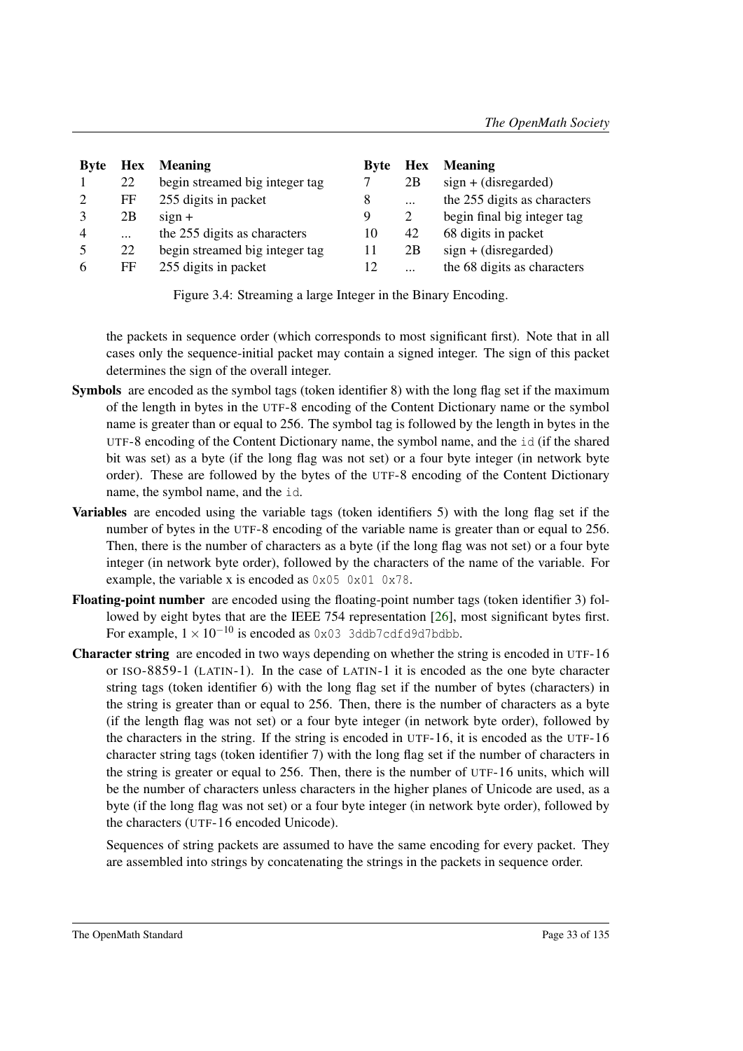| Byte | Hex | Meaning | Byte | Hex | Meaning |
|---|---|---|---|---|---|
| 1 | 22 | begin streamed big integer tag | 7 | 2B | sign + (disregarded) |
| 2 | FF | 255 digits in packet | 8 | ... | the 255 digits as characters |
| 3 | 2B | sign + | 9 | 2 | begin final big integer tag |
| 4 | ... | the 255 digits as characters | 10 | 42 | 68 digits in packet |
| 5 | 22 | begin streamed big integer tag | 11 | 2B | sign + (disregarded) |
| 6 | FF | 255 digits in packet | 12 | ... | the 68 digits as characters |

Figure 3.4: Streaming a large Integer in the Binary Encoding.

the packets in sequence order (which corresponds to most significant first). Note that in all cases only the sequence-initial packet may contain a signed integer. The sign of this packet determines the sign of the overall integer.

**Symbols** are encoded as the symbol tags (token identifier 8) with the long flag set if the maximum of the length in bytes in the UTF-8 encoding of the Content Dictionary name or the symbol name is greater than or equal to 256. The symbol tag is followed by the length in bytes in the UTF-8 encoding of the Content Dictionary name, the symbol name, and the `id` (if the shared bit was set) as a byte (if the long flag was not set) or a four byte integer (in network byte order). These are followed by the bytes of the UTF-8 encoding of the Content Dictionary name, the symbol name, and the `id`.

**Variables** are encoded using the variable tags (token identifiers 5) with the long flag set if the number of bytes in the UTF-8 encoding of the variable name is greater than or equal to 256. Then, there is the number of characters as a byte (if the long flag was not set) or a four byte integer (in network byte order), followed by the characters of the name of the variable. For example, the variable x is encoded as `0x05 0x01 0x78`.

**Floating-point number** are encoded using the floating-point number tags (token identifier 3) followed by eight bytes that are the IEEE 754 representation [26], most significant bytes first. For example, $1 \times 10^{-10}$ is encoded as `0x03 3ddb7cdfd9d7bdbb`.

**Character string** are encoded in two ways depending on whether the string is encoded in UTF-16 or ISO-8859-1 (LATIN-1). In the case of LATIN-1 it is encoded as the one byte character string tags (token identifier 6) with the long flag set if the number of bytes (characters) in the string is greater than or equal to 256. Then, there is the number of characters as a byte (if the length flag was not set) or a four byte integer (in network byte order), followed by the characters in the string. If the string is encoded in UTF-16, it is encoded as the UTF-16 character string tags (token identifier 7) with the long flag set if the number of characters in the string is greater or equal to 256. Then, there is the number of UTF-16 units, which will be the number of characters unless characters in the higher planes of Unicode are used, as a byte (if the long flag was not set) or a four byte integer (in network byte order), followed by the characters (UTF-16 encoded Unicode).

Sequences of string packets are assumed to have the same encoding for every packet. They are assembled into strings by concatenating the strings in the packets in sequence order.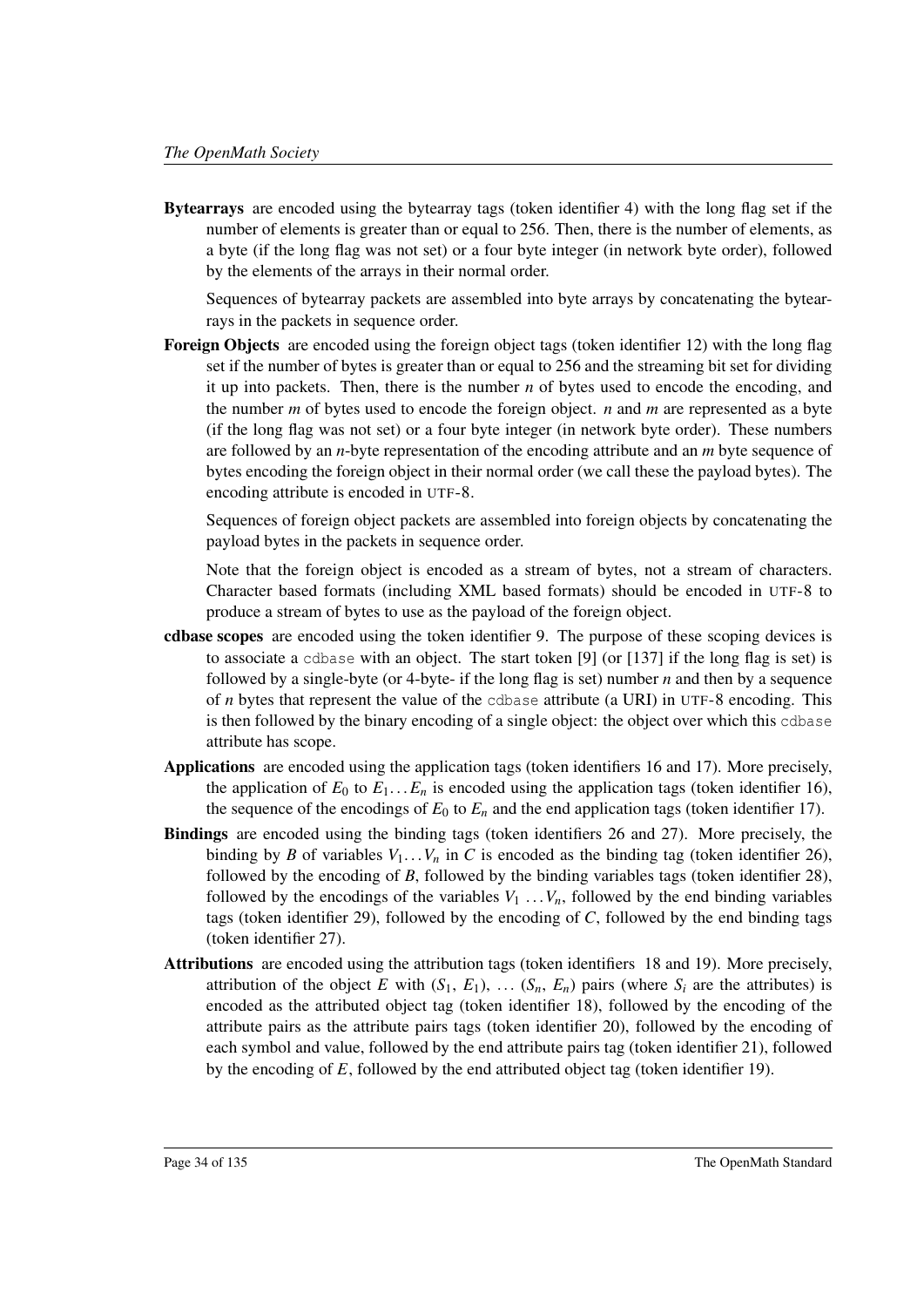**Bytearrays** are encoded using the bytearray tags (token identifier 4) with the long flag set if the number of elements is greater than or equal to 256. Then, there is the number of elements, as a byte (if the long flag was not set) or a four byte integer (in network byte order), followed by the elements of the arrays in their normal order.

Sequences of bytearray packets are assembled into byte arrays by concatenating the bytearrays in the packets in sequence order.

**Foreign Objects** are encoded using the foreign object tags (token identifier 12) with the long flag set if the number of bytes is greater than or equal to 256 and the streaming bit set for dividing it up into packets. Then, there is the number $n$ of bytes used to encode the encoding, and the number $m$ of bytes used to encode the foreign object. $n$ and $m$ are represented as a byte (if the long flag was not set) or a four byte integer (in network byte order). These numbers are followed by an $n$-byte representation of the encoding attribute and an $m$ byte sequence of bytes encoding the foreign object in their normal order (we call these the payload bytes). The encoding attribute is encoded in UTF-8.

Sequences of foreign object packets are assembled into foreign objects by concatenating the payload bytes in the packets in sequence order.

Note that the foreign object is encoded as a stream of bytes, not a stream of characters. Character based formats (including XML based formats) should be encoded in UTF-8 to produce a stream of bytes to use as the payload of the foreign object.

**cdbase scopes** are encoded using the token identifier 9. The purpose of these scoping devices is to associate a `cdbase` with an object. The start token [9] (or [137] if the long flag is set) is followed by a single-byte (or 4-byte- if the long flag is set) number $n$ and then by a sequence of $n$ bytes that represent the value of the `cdbase` attribute (a URI) in UTF-8 encoding. This is then followed by the binary encoding of a single object: the object over which this `cdbase` attribute has scope.

**Applications** are encoded using the application tags (token identifiers 16 and 17). More precisely, the application of $E_0$ to $E_1 \ldots E_n$ is encoded using the application tags (token identifier 16), the sequence of the encodings of $E_0$ to $E_n$ and the end application tags (token identifier 17).

**Bindings** are encoded using the binding tags (token identifiers 26 and 27). More precisely, the binding by $B$ of variables $V_1 \ldots V_n$ in $C$ is encoded as the binding tag (token identifier 26), followed by the encoding of $B$, followed by the binding variables tags (token identifier 28), followed by the encodings of the variables $V_1 \ldots V_n$, followed by the end binding variables tags (token identifier 29), followed by the encoding of $C$, followed by the end binding tags (token identifier 27).

**Attributions** are encoded using the attribution tags (token identifiers 18 and 19). More precisely, attribution of the object $E$ with $(S_1, E_1)$, $\ldots$ $(S_n, E_n)$ pairs (where $S_i$ are the attributes) is encoded as the attributed object tag (token identifier 18), followed by the encoding of the attribute pairs as the attribute pairs tags (token identifier 20), followed by the encoding of each symbol and value, followed by the end attribute pairs tag (token identifier 21), followed by the encoding of $E$, followed by the end attributed object tag (token identifier 19).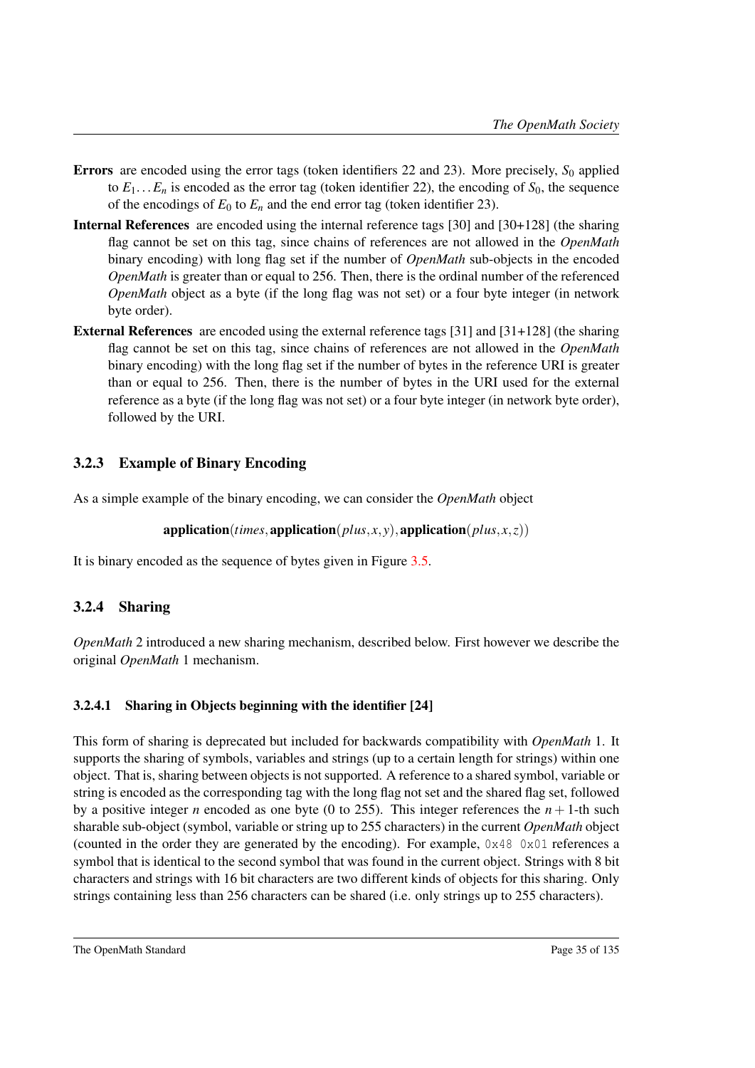**Errors** are encoded using the error tags (token identifiers 22 and 23). More precisely, $S_0$ applied to $E_1 \ldots E_n$ is encoded as the error tag (token identifier 22), the encoding of $S_0$, the sequence of the encodings of $E_0$ to $E_n$ and the end error tag (token identifier 23).

**Internal References** are encoded using the internal reference tags [30] and [30+128] (the sharing flag cannot be set on this tag, since chains of references are not allowed in the *OpenMath* binary encoding) with long flag set if the number of *OpenMath* sub-objects in the encoded *OpenMath* is greater than or equal to 256. Then, there is the ordinal number of the referenced *OpenMath* object as a byte (if the long flag was not set) or a four byte integer (in network byte order).

**External References** are encoded using the external reference tags [31] and [31+128] (the sharing flag cannot be set on this tag, since chains of references are not allowed in the *OpenMath* binary encoding) with the long flag set if the number of bytes in the reference URI is greater than or equal to 256. Then, there is the number of bytes in the URI used for the external reference as a byte (if the long flag was not set) or a four byte integer (in network byte order), followed by the URI.

### 3.2.3 Example of Binary Encoding

As a simple example of the binary encoding, we can consider the *OpenMath* object

$$\textbf{application}(times, \textbf{application}(plus, x, y), \textbf{application}(plus, x, z))$$

It is binary encoded as the sequence of bytes given in Figure 3.5.

### 3.2.4 Sharing

*OpenMath* 2 introduced a new sharing mechanism, described below. First however we describe the original *OpenMath* 1 mechanism.

#### 3.2.4.1 Sharing in Objects beginning with the identifier [24]

This form of sharing is deprecated but included for backwards compatibility with *OpenMath* 1. It supports the sharing of symbols, variables and strings (up to a certain length for strings) within one object. That is, sharing between objects is not supported. A reference to a shared symbol, variable or string is encoded as the corresponding tag with the long flag not set and the shared flag set, followed by a positive integer $n$ encoded as one byte (0 to 255). This integer references the $n+1$-th such sharable sub-object (symbol, variable or string up to 255 characters) in the current *OpenMath* object (counted in the order they are generated by the encoding). For example, `0x48 0x01` references a symbol that is identical to the second symbol that was found in the current object. Strings with 8 bit characters and strings with 16 bit characters are two different kinds of objects for this sharing. Only strings containing less than 256 characters can be shared (i.e. only strings up to 255 characters).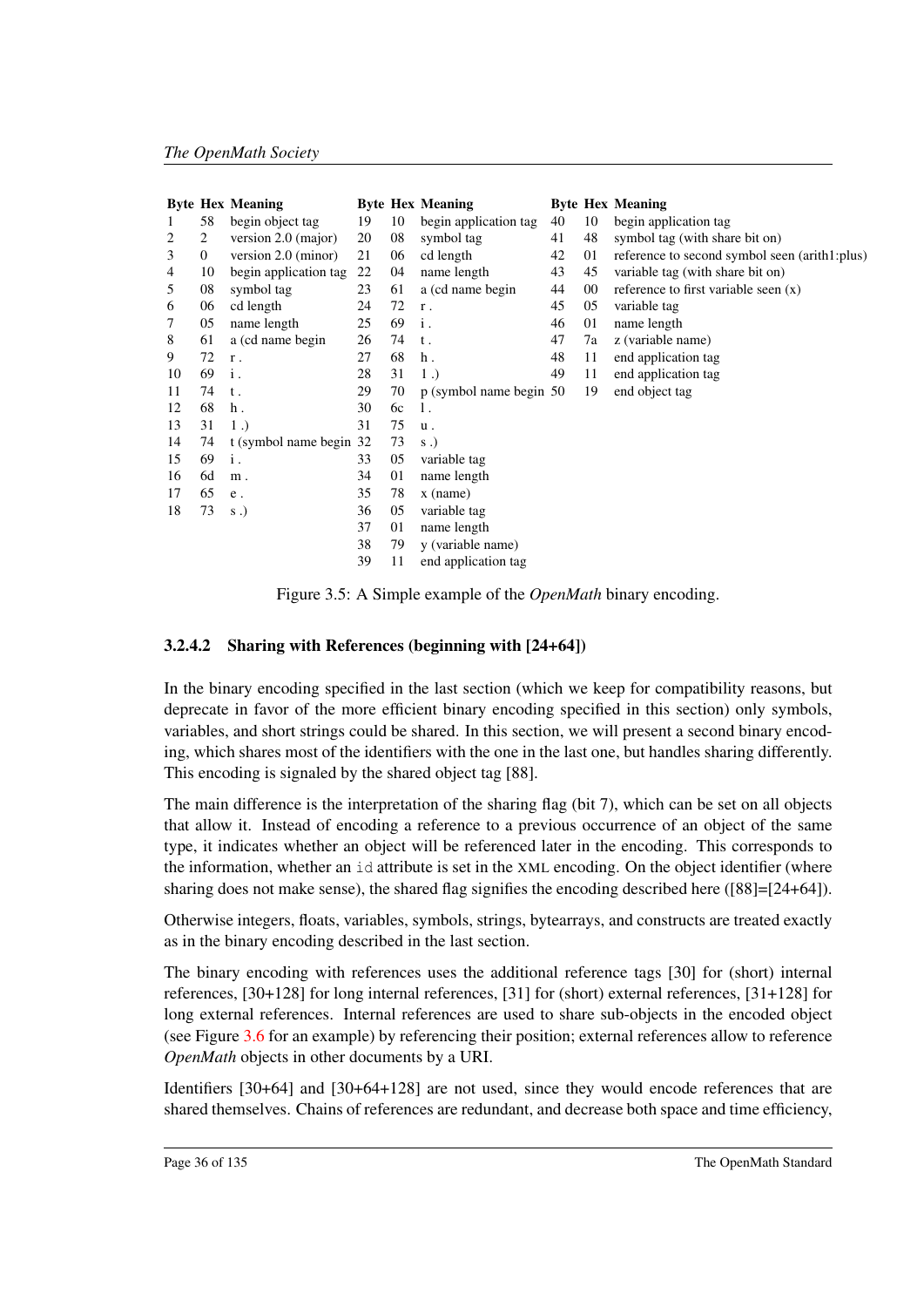| Byte | Hex | Meaning | Byte | Hex | Meaning | Byte | Hex | Meaning |
|---|---|---|---|---|---|---|---|---|
| 1 | 58 | begin object tag | 19 | 10 | begin application tag | 40 | 10 | begin application tag |
| 2 | 2 | version 2.0 (major) | 20 | 08 | symbol tag | 41 | 48 | symbol tag (with share bit on) |
| 3 | 0 | version 2.0 (minor) | 21 | 06 | cd length | 42 | 01 | reference to second symbol seen (arith1:plus) |
| 4 | 10 | begin application tag | 22 | 04 | name length | 43 | 45 | variable tag (with share bit on) |
| 5 | 08 | symbol tag | 23 | 61 | a (cd name begin | 44 | 00 | reference to first variable seen (x) |
| 6 | 06 | cd length | 24 | 72 | r . | 45 | 05 | variable tag |
| 7 | 05 | name length | 25 | 69 | i . | 46 | 01 | name length |
| 8 | 61 | a (cd name begin | 26 | 74 | t . | 47 | 7a | z (variable name) |
| 9 | 72 | r . | 27 | 68 | h . | 48 | 11 | end application tag |
| 10 | 69 | i . | 28 | 31 | 1 .) | 49 | 11 | end application tag |
| 11 | 74 | t . | 29 | 70 | p (symbol name begin | 50 | 19 | end object tag |
| 12 | 68 | h . | 30 | 6c | l . | | | |
| 13 | 31 | 1 .) | 31 | 75 | u . | | | |
| 14 | 74 | t (symbol name begin | 32 | 73 | s .) | | | |
| 15 | 69 | i . | 33 | 05 | variable tag | | | |
| 16 | 6d | m . | 34 | 01 | name length | | | |
| 17 | 65 | e . | 35 | 78 | x (name) | | | |
| 18 | 73 | s .) | 36 | 05 | variable tag | | | |
| | | | 37 | 01 | name length | | | |
| | | | 38 | 79 | y (variable name) | | | |
| | | | 39 | 11 | end application tag | | | |

Figure 3.5: A Simple example of the *OpenMath* binary encoding.

#### 3.2.4.2 Sharing with References (beginning with [24+64])

In the binary encoding specified in the last section (which we keep for compatibility reasons, but deprecate in favor of the more efficient binary encoding specified in this section) only symbols, variables, and short strings could be shared. In this section, we will present a second binary encoding, which shares most of the identifiers with the one in the last one, but handles sharing differently. This encoding is signaled by the shared object tag [88].

The main difference is the interpretation of the sharing flag (bit 7), which can be set on all objects that allow it. Instead of encoding a reference to a previous occurrence of an object of the same type, it indicates whether an object will be referenced later in the encoding. This corresponds to the information, whether an `id` attribute is set in the XML encoding. On the object identifier (where sharing does not make sense), the shared flag signifies the encoding described here ([88]=[24+64]).

Otherwise integers, floats, variables, symbols, strings, bytearrays, and constructs are treated exactly as in the binary encoding described in the last section.

The binary encoding with references uses the additional reference tags [30] for (short) internal references, [30+128] for long internal references, [31] for (short) external references, [31+128] for long external references. Internal references are used to share sub-objects in the encoded object (see Figure 3.6 for an example) by referencing their position; external references allow to reference *OpenMath* objects in other documents by a URI.

Identifiers [30+64] and [30+64+128] are not used, since they would encode references that are shared themselves. Chains of references are redundant, and decrease both space and time efficiency,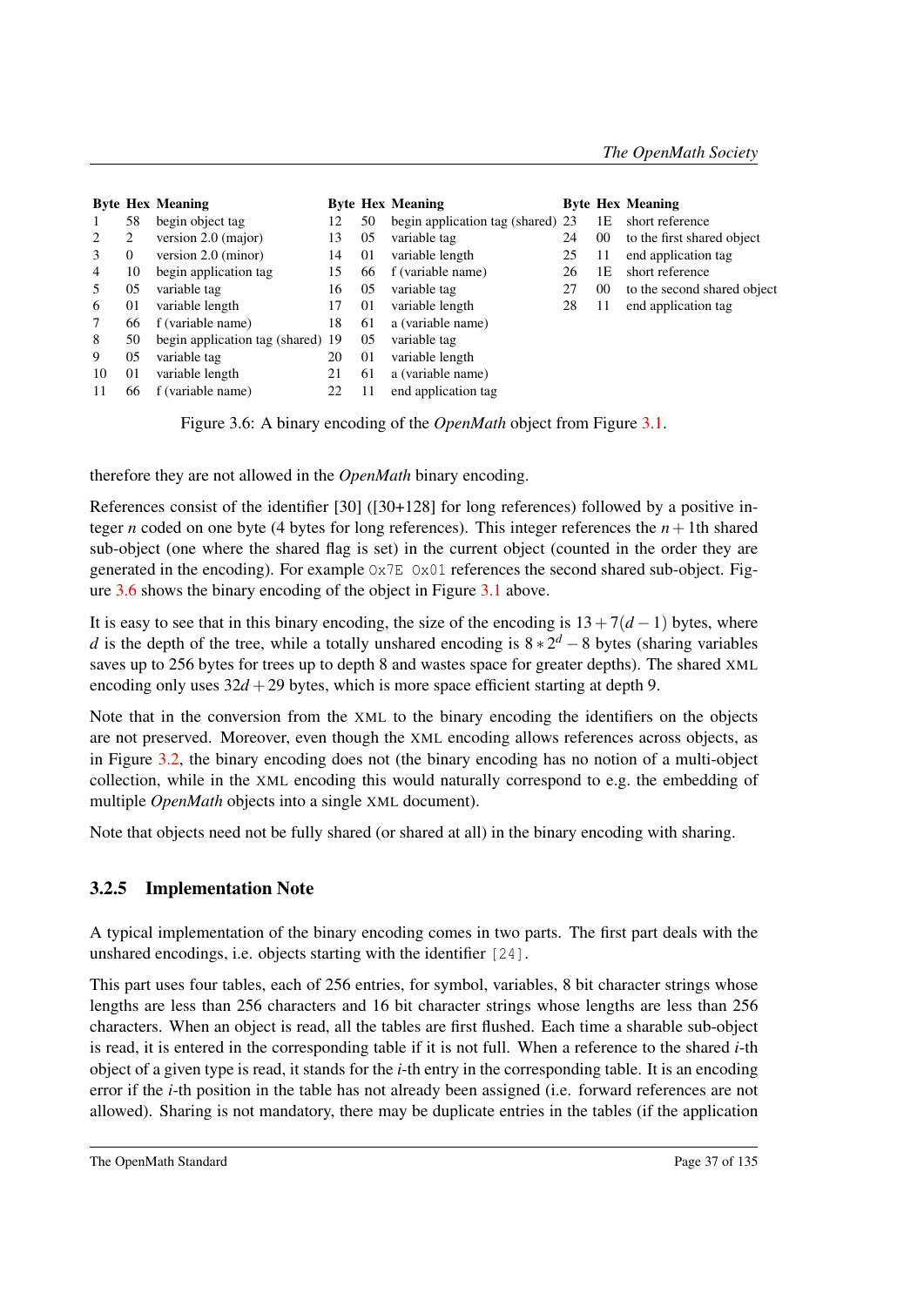| Byte | Hex | Meaning | Byte | Hex | Meaning | Byte | Hex | Meaning |
|---|---|---|---|---|---|---|---|---|
| 1 | 58 | begin object tag | 12 | 50 | begin application tag (shared) | 23 | 1E | short reference |
| 2 | 2 | version 2.0 (major) | 13 | 05 | variable tag | 24 | 00 | to the first shared object |
| 3 | 0 | version 2.0 (minor) | 14 | 01 | variable length | 25 | 11 | end application tag |
| 4 | 10 | begin application tag | 15 | 66 | f (variable name) | 26 | 1E | short reference |
| 5 | 05 | variable tag | 16 | 05 | variable tag | 27 | 00 | to the second shared object |
| 6 | 01 | variable length | 17 | 01 | variable length | 28 | 11 | end application tag |
| 7 | 66 | f (variable name) | 18 | 61 | a (variable name) | | | |
| 8 | 50 | begin application tag (shared) | 19 | 05 | variable tag | | | |
| 9 | 05 | variable tag | 20 | 01 | variable length | | | |
| 10 | 01 | variable length | 21 | 61 | a (variable name) | | | |
| 11 | 66 | f (variable name) | 22 | 11 | end application tag | | | |

Figure 3.6: A binary encoding of the *OpenMath* object from Figure 3.1.

therefore they are not allowed in the *OpenMath* binary encoding.

References consist of the identifier [30] ([30+128] for long references) followed by a positive integer $n$ coded on one byte (4 bytes for long references). This integer references the $n+1$th shared sub-object (one where the shared flag is set) in the current object (counted in the order they are generated in the encoding). For example `0x7E 0x01` references the second shared sub-object. Figure 3.6 shows the binary encoding of the object in Figure 3.1 above.

It is easy to see that in this binary encoding, the size of the encoding is $13+7(d-1)$ bytes, where $d$ is the depth of the tree, while a totally unshared encoding is $8*2^d-8$ bytes (sharing variables saves up to 256 bytes for trees up to depth 8 and wastes space for greater depths). The shared XML encoding only uses $32d+29$ bytes, which is more space efficient starting at depth 9.

Note that in the conversion from the XML to the binary encoding the identifiers on the objects are not preserved. Moreover, even though the XML encoding allows references across objects, as in Figure 3.2, the binary encoding does not (the binary encoding has no notion of a multi-object collection, while in the XML encoding this would naturally correspond to e.g. the embedding of multiple *OpenMath* objects into a single XML document).

Note that objects need not be fully shared (or shared at all) in the binary encoding with sharing.

### 3.2.5 Implementation Note

A typical implementation of the binary encoding comes in two parts. The first part deals with the unshared encodings, i.e. objects starting with the identifier `[24]`.

This part uses four tables, each of 256 entries, for symbol, variables, 8 bit character strings whose lengths are less than 256 characters and 16 bit character strings whose lengths are less than 256 characters. When an object is read, all the tables are first flushed. Each time a sharable sub-object is read, it is entered in the corresponding table if it is not full. When a reference to the shared $i$-th object of a given type is read, it stands for the $i$-th entry in the corresponding table. It is an encoding error if the $i$-th position in the table has not already been assigned (i.e. forward references are not allowed). Sharing is not mandatory, there may be duplicate entries in the tables (if the application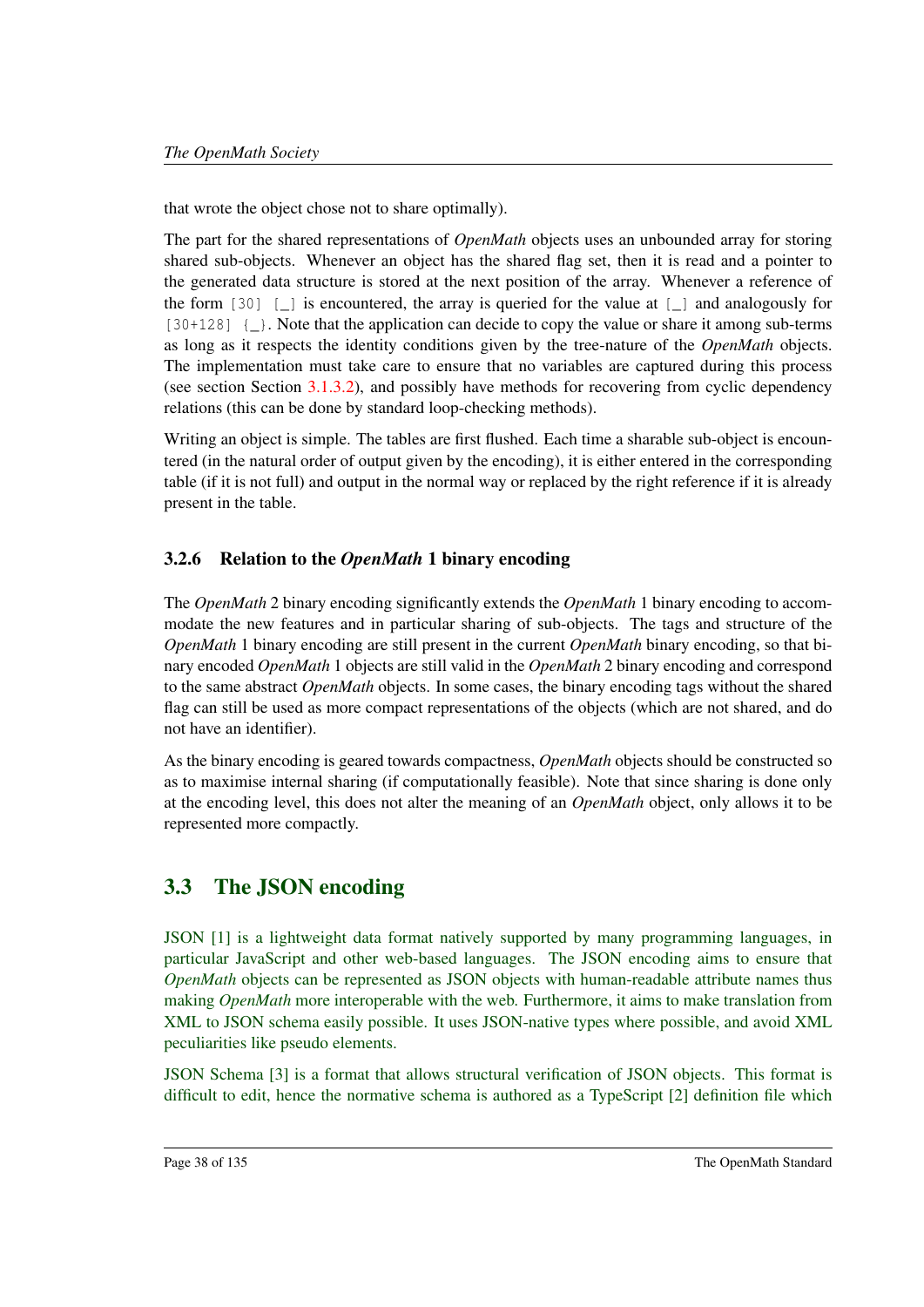that wrote the object chose not to share optimally).

The part for the shared representations of *OpenMath* objects uses an unbounded array for storing shared sub-objects. Whenever an object has the shared flag set, then it is read and a pointer to the generated data structure is stored at the next position of the array. Whenever a reference of the form `[30] [_]` is encountered, the array is queried for the value at `[_]` and analogously for `[30+128] {_}`. Note that the application can decide to copy the value or share it among sub-terms as long as it respects the identity conditions given by the tree-nature of the *OpenMath* objects. The implementation must take care to ensure that no variables are captured during this process (see section Section 3.1.3.2), and possibly have methods for recovering from cyclic dependency relations (this can be done by standard loop-checking methods).

Writing an object is simple. The tables are first flushed. Each time a sharable sub-object is encountered (in the natural order of output given by the encoding), it is either entered in the corresponding table (if it is not full) and output in the normal way or replaced by the right reference if it is already present in the table.

### 3.2.6 Relation to the *OpenMath* 1 binary encoding

The *OpenMath* 2 binary encoding significantly extends the *OpenMath* 1 binary encoding to accommodate the new features and in particular sharing of sub-objects. The tags and structure of the *OpenMath* 1 binary encoding are still present in the current *OpenMath* binary encoding, so that binary encoded *OpenMath* 1 objects are still valid in the *OpenMath* 2 binary encoding and correspond to the same abstract *OpenMath* objects. In some cases, the binary encoding tags without the shared flag can still be used as more compact representations of the objects (which are not shared, and do not have an identifier).

As the binary encoding is geared towards compactness, *OpenMath* objects should be constructed so as to maximise internal sharing (if computationally feasible). Note that since sharing is done only at the encoding level, this does not alter the meaning of an *OpenMath* object, only allows it to be represented more compactly.

## 3.3 The JSON encoding

JSON [1] is a lightweight data format natively supported by many programming languages, in particular JavaScript and other web-based languages. The JSON encoding aims to ensure that *OpenMath* objects can be represented as JSON objects with human-readable attribute names thus making *OpenMath* more interoperable with the web. Furthermore, it aims to make translation from XML to JSON schema easily possible. It uses JSON-native types where possible, and avoid XML peculiarities like pseudo elements.

JSON Schema [3] is a format that allows structural verification of JSON objects. This format is difficult to edit, hence the normative schema is authored as a TypeScript [2] definition file which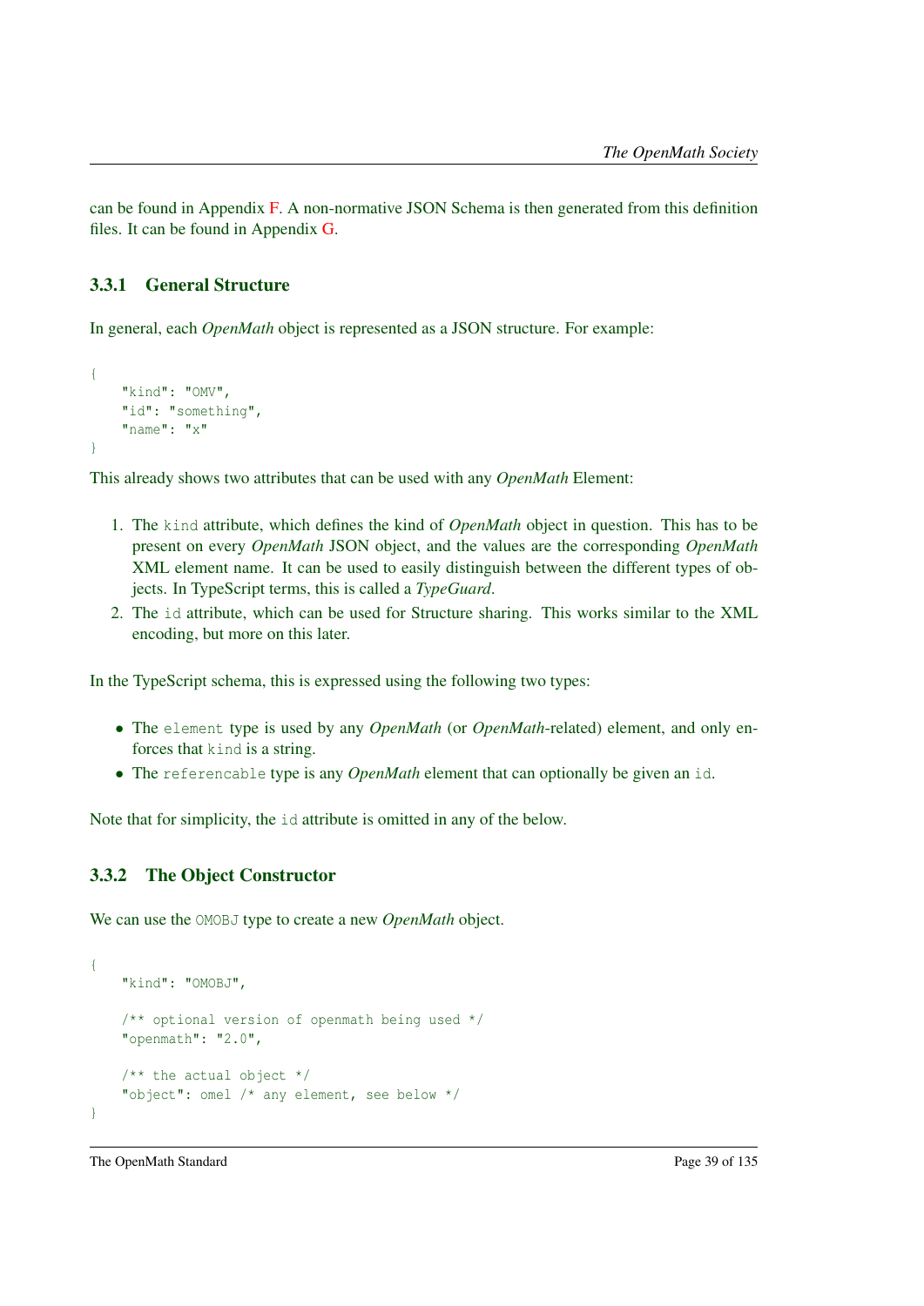can be found in Appendix F. A non-normative JSON Schema is then generated from this definition files. It can be found in Appendix G.

### 3.3.1 General Structure

In general, each *OpenMath* object is represented as a JSON structure. For example:

```
{
    "kind": "OMV",
    "id": "something",
    "name": "x"
}
```

This already shows two attributes that can be used with any *OpenMath* Element:

1. The `kind` attribute, which defines the kind of *OpenMath* object in question. This has to be present on every *OpenMath* JSON object, and the values are the corresponding *OpenMath* XML element name. It can be used to easily distinguish between the different types of objects. In TypeScript terms, this is called a *TypeGuard*.
2. The `id` attribute, which can be used for Structure sharing. This works similar to the XML encoding, but more on this later.

In the TypeScript schema, this is expressed using the following two types:

- The `element` type is used by any *OpenMath* (or *OpenMath*-related) element, and only enforces that `kind` is a string.
- The `referencable` type is any *OpenMath* element that can optionally be given an `id`.

Note that for simplicity, the `id` attribute is omitted in any of the below.

### 3.3.2 The Object Constructor

We can use the `OMOBJ` type to create a new *OpenMath* object.

```
{
    "kind": "OMOBJ",

    /** optional version of openmath being used */
    "openmath": "2.0",

    /** the actual object */
    "object": omel /* any element, see below */
}
```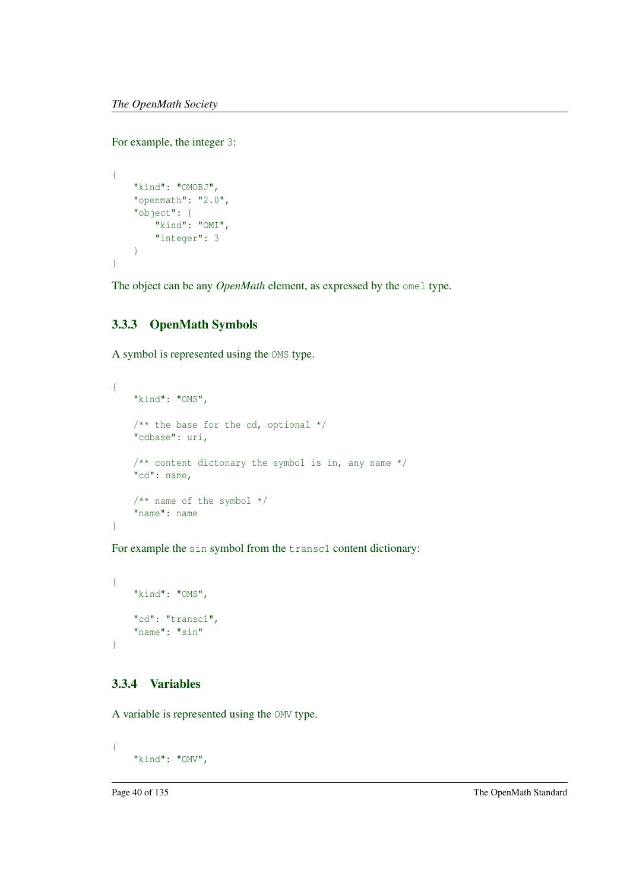For example, the integer `3`:

```
{
    "kind": "OMOBJ",
    "openmath": "2.0",
    "object": {
        "kind": "OMI",
        "integer": 3
    }
}
```

The object can be any *OpenMath* element, as expressed by the `omel` type.

### 3.3.3 OpenMath Symbols

A symbol is represented using the `OMS` type.

```
{
    "kind": "OMS",

    /** the base for the cd, optional */
    "cdbase": uri,

    /** content dictonary the symbol is in, any name */
    "cd": name,

    /** name of the symbol */
    "name": name
}
```

For example the `sin` symbol from the `transc1` content dictionary:

```
{
    "kind": "OMS",

    "cd": "transc1",
    "name": "sin"
}
```

### 3.3.4 Variables

A variable is represented using the `OMV` type.

```
{
    "kind": "OMV",
```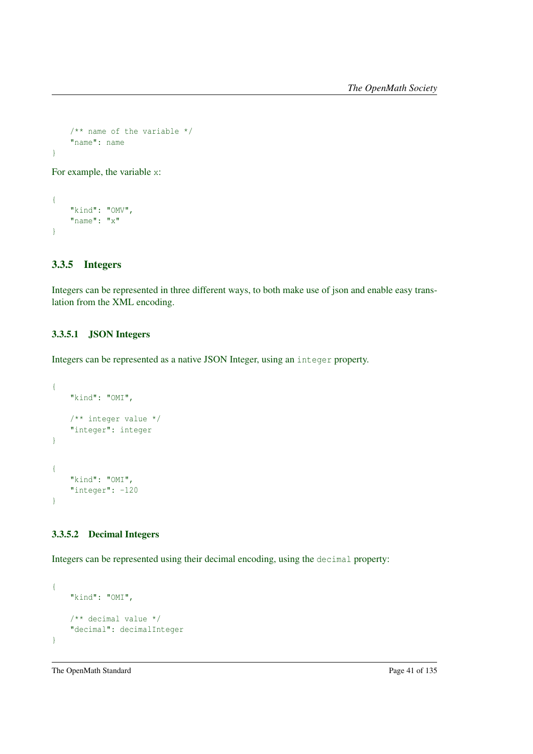```
    /** name of the variable */
    "name": name
}
```

For example, the variable x:

```
{
    "kind": "OMV",
    "name": "x"
}
```

### 3.3.5 Integers

Integers can be represented in three different ways, to both make use of json and enable easy translation from the XML encoding.

#### 3.3.5.1 JSON Integers

Integers can be represented as a native JSON Integer, using an `integer` property.

```
{
    "kind": "OMI",

    /** integer value */
    "integer": integer
}
```

```
{
    "kind": "OMI",
    "integer": -120
}
```

#### 3.3.5.2 Decimal Integers

Integers can be represented using their decimal encoding, using the `decimal` property:

```
{
    "kind": "OMI",

    /** decimal value */
    "decimal": decimalInteger
}
```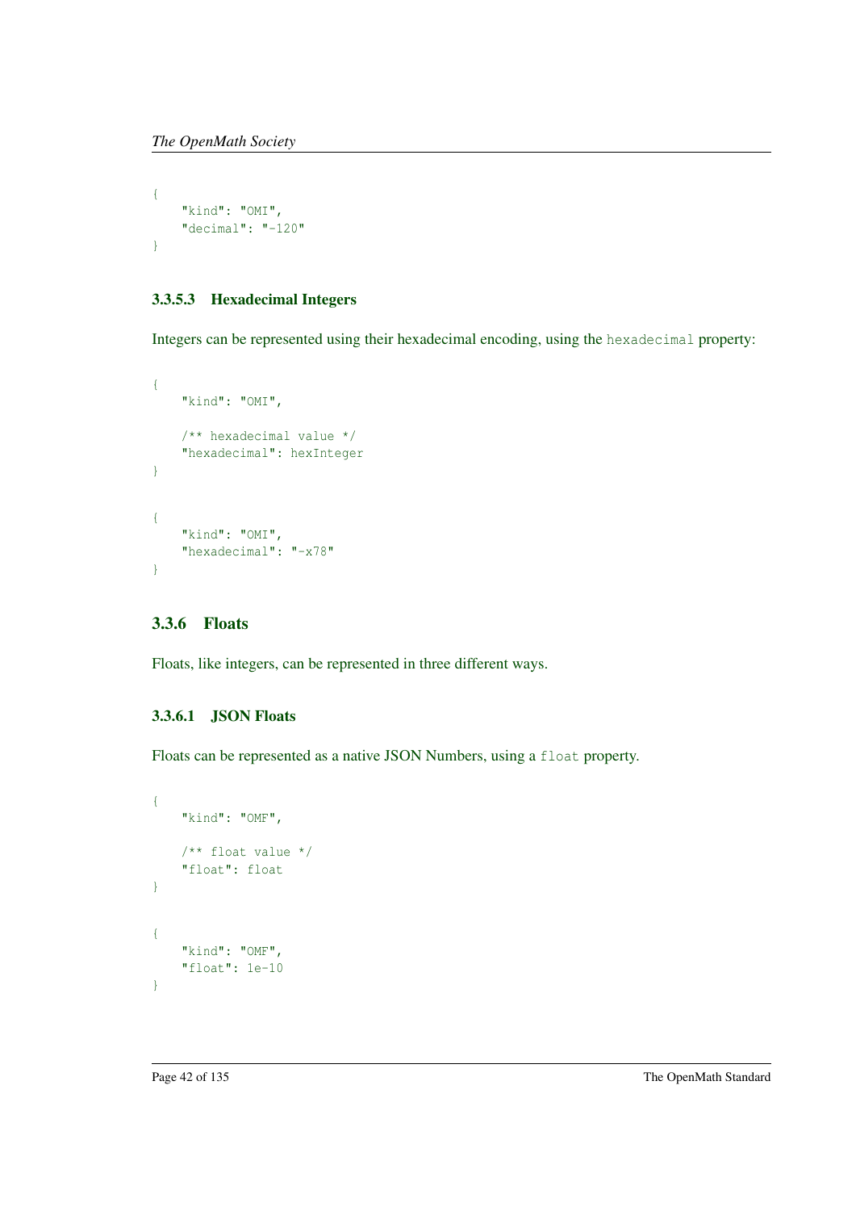```
{
    "kind": "OMI",
    "decimal": "-120"
}
```

#### 3.3.5.3 Hexadecimal Integers

Integers can be represented using their hexadecimal encoding, using the `hexadecimal` property:

```
{
    "kind": "OMI",

    /** hexadecimal value */
    "hexadecimal": hexInteger
}
```

```
{
    "kind": "OMI",
    "hexadecimal": "-x78"
}
```

### 3.3.6 Floats

Floats, like integers, can be represented in three different ways.

#### 3.3.6.1 JSON Floats

Floats can be represented as a native JSON Numbers, using a `float` property.

```
{
    "kind": "OMF",

    /** float value */
    "float": float
}
```

```
{
    "kind": "OMF",
    "float": 1e-10
}
```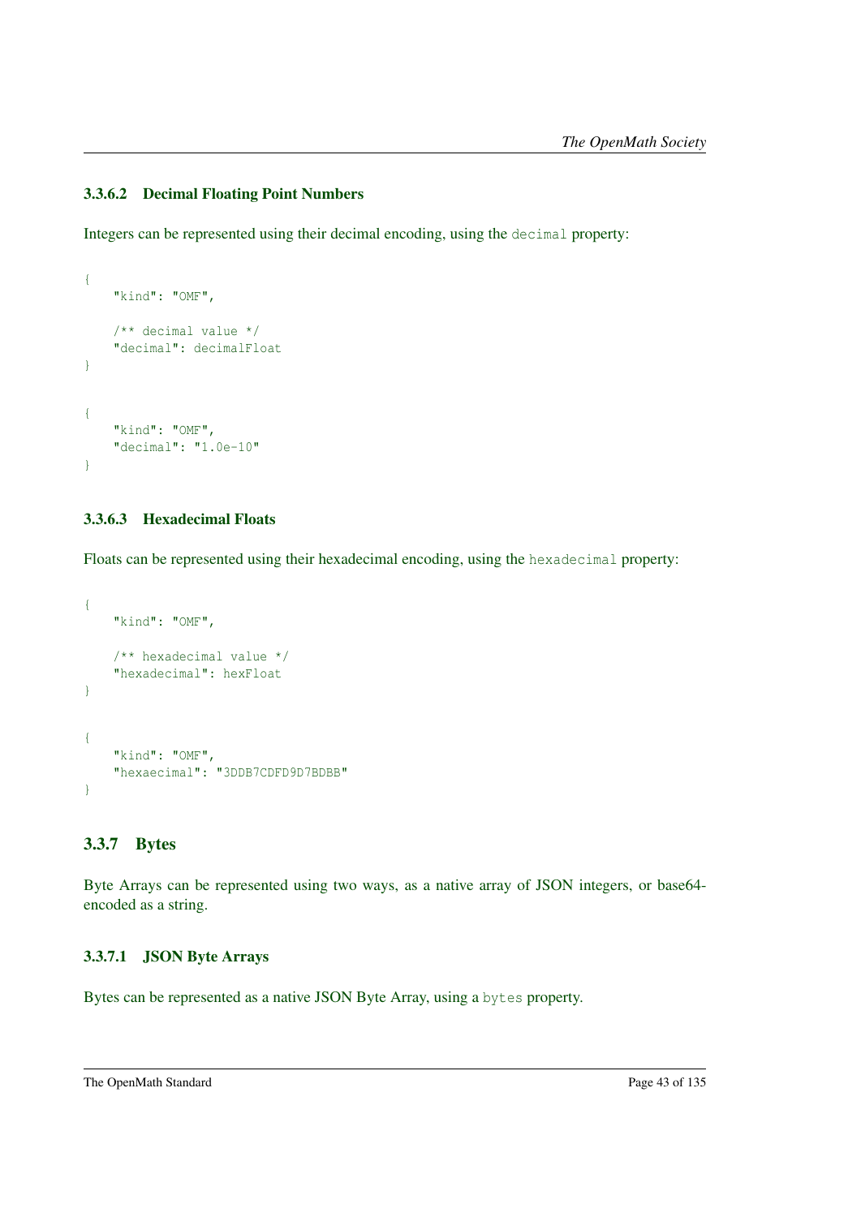#### 3.3.6.2 Decimal Floating Point Numbers

Integers can be represented using their decimal encoding, using the `decimal` property:

```
{
    "kind": "OMF",

    /** decimal value */
    "decimal": decimalFloat
}
```

```
{
    "kind": "OMF",
    "decimal": "1.0e-10"
}
```

#### 3.3.6.3 Hexadecimal Floats

Floats can be represented using their hexadecimal encoding, using the `hexadecimal` property:

```
{
    "kind": "OMF",

    /** hexadecimal value */
    "hexadecimal": hexFloat
}
```

```
{
    "kind": "OMF",
    "hexaecimal": "3DDB7CDFD9D7BDBB"
}
```

### 3.3.7 Bytes

Byte Arrays can be represented using two ways, as a native array of JSON integers, or base64-encoded as a string.

#### 3.3.7.1 JSON Byte Arrays

Bytes can be represented as a native JSON Byte Array, using a `bytes` property.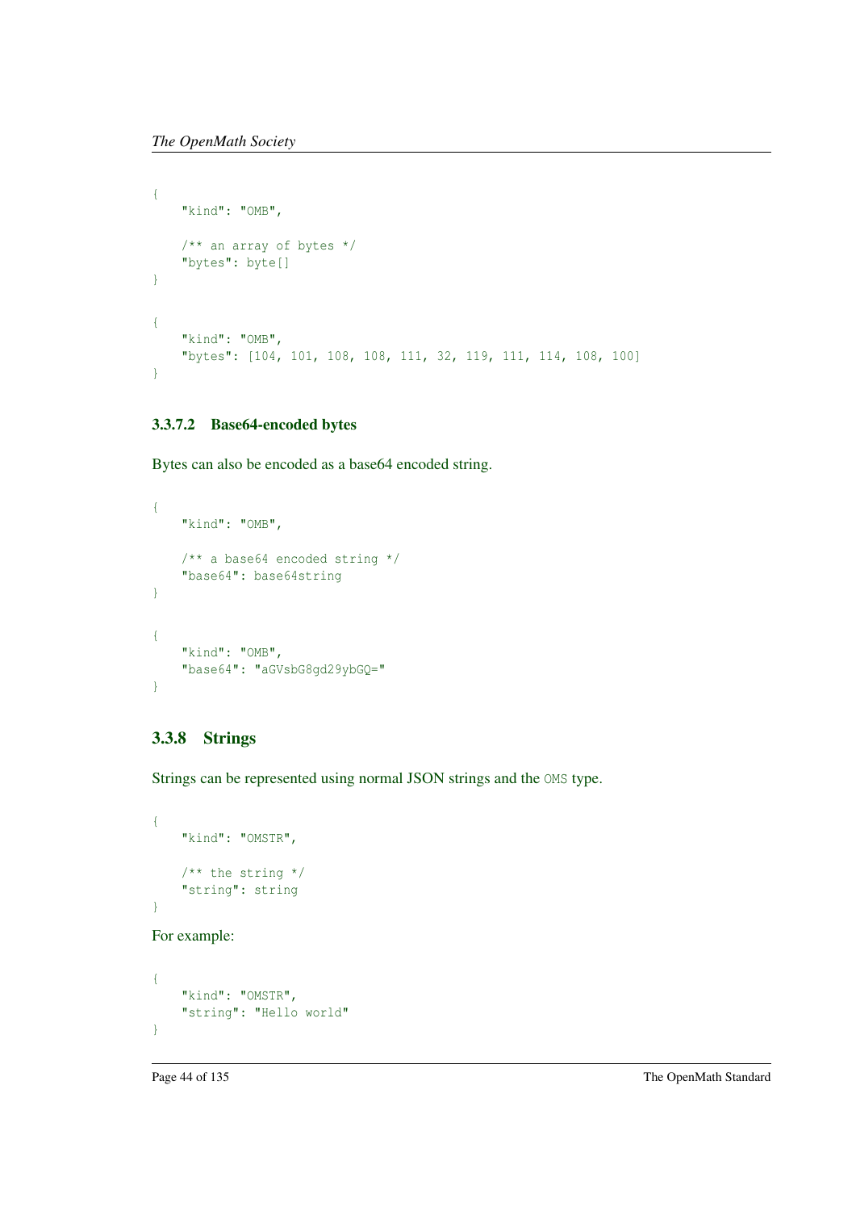```
{
    "kind": "OMB",

    /** an array of bytes */
    "bytes": byte[]
}
```

```
{
    "kind": "OMB",
    "bytes": [104, 101, 108, 108, 111, 32, 119, 111, 114, 108, 100]
}
```

#### 3.3.7.2 Base64-encoded bytes

Bytes can also be encoded as a base64 encoded string.

```
{
    "kind": "OMB",

    /** a base64 encoded string */
    "base64": base64string
}
```

```
{
    "kind": "OMB",
    "base64": "aGVsbG8gd29ybGQ="
}
```

### 3.3.8 Strings

Strings can be represented using normal JSON strings and the `OMS` type.

```
{
    "kind": "OMSTR",

    /** the string */
    "string": string
}
```

For example:

```
{
    "kind": "OMSTR",
    "string": "Hello world"
}
```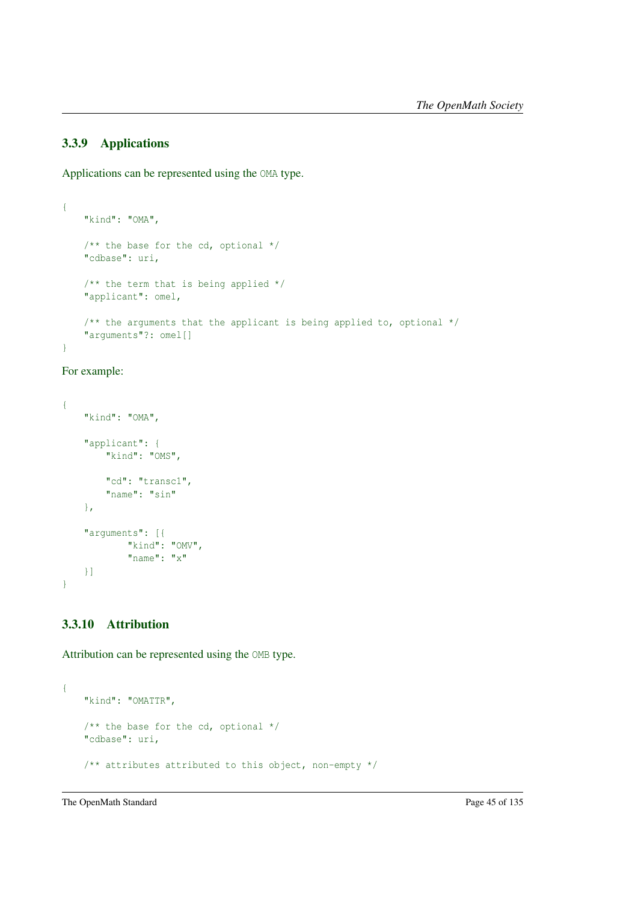### 3.3.9 Applications

Applications can be represented using the `OMA` type.

```
{
    "kind": "OMA",

    /** the base for the cd, optional */
    "cdbase": uri,

    /** the term that is being applied */
    "applicant": omel,

    /** the arguments that the applicant is being applied to, optional */
    "arguments"?: omel[]
}
```

For example:

```
{
    "kind": "OMA",

    "applicant": {
        "kind": "OMS",

        "cd": "transc1",
        "name": "sin"
    },

    "arguments": [{
            "kind": "OMV",
            "name": "x"
    }]
}
```

### 3.3.10 Attribution

Attribution can be represented using the `OMB` type.

```
{
    "kind": "OMATTR",

    /** the base for the cd, optional */
    "cdbase": uri,

    /** attributes attributed to this object, non-empty */
```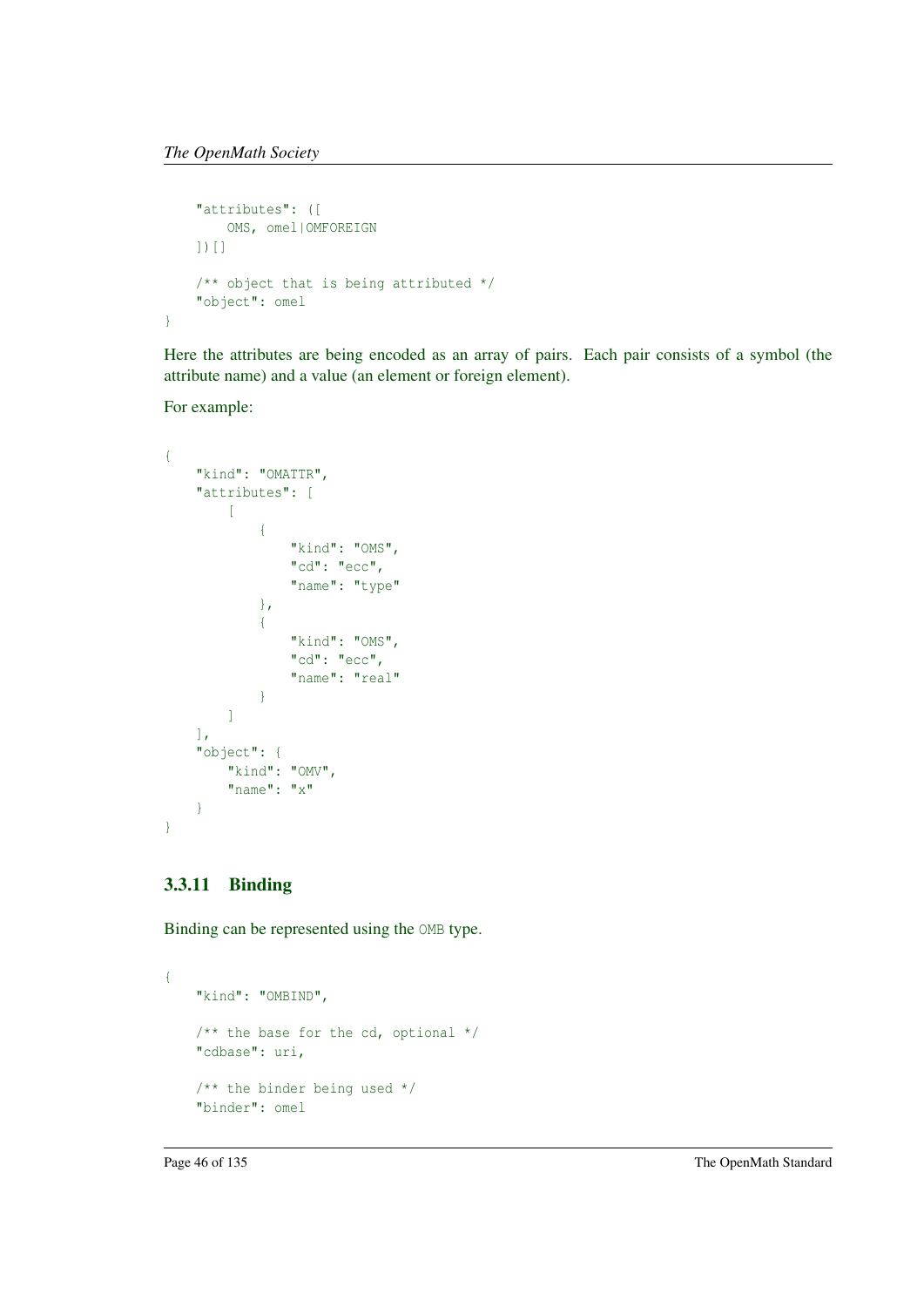```
    "attributes": ([
        OMS, omel|OMFOREIGN
    ])[]

    /** object that is being attributed */
    "object": omel
}
```

Here the attributes are being encoded as an array of pairs. Each pair consists of a symbol (the attribute name) and a value (an element or foreign element).

For example:

```
{
    "kind": "OMATTR",
    "attributes": [
        [
            {
                "kind": "OMS",
                "cd": "ecc",
                "name": "type"
            },
            {
                "kind": "OMS",
                "cd": "ecc",
                "name": "real"
            }
        ]
    ],
    "object": {
        "kind": "OMV",
        "name": "x"
    }
}
```

### 3.3.11 Binding

Binding can be represented using the `OMB` type.

```
{
    "kind": "OMBIND",

    /** the base for the cd, optional */
    "cdbase": uri,

    /** the binder being used */
    "binder": omel
```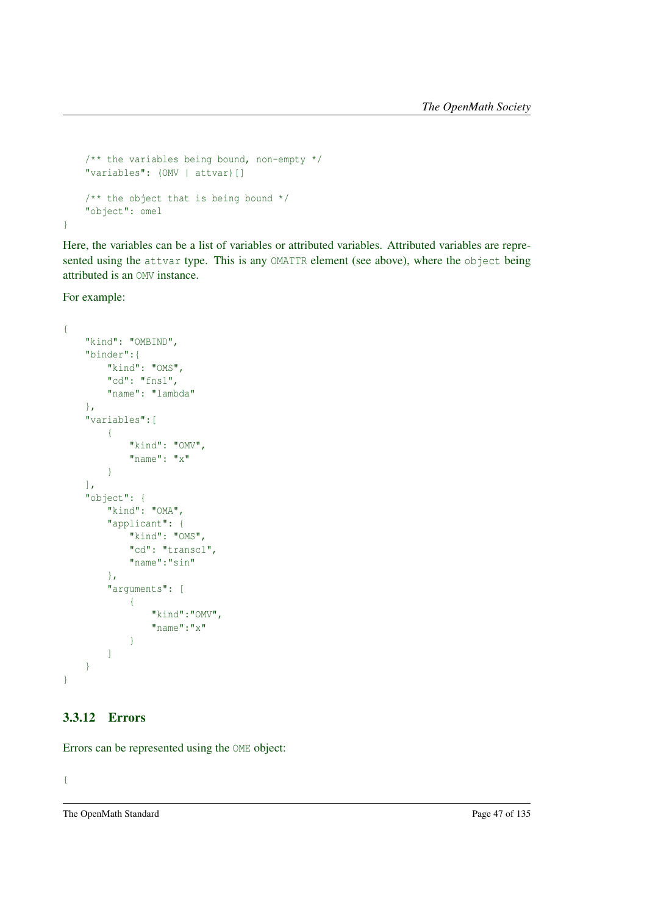```
    /** the variables being bound, non-empty */
    "variables": (OMV | attvar)[]

    /** the object that is being bound */
    "object": omel
}
```

Here, the variables can be a list of variables or attributed variables. Attributed variables are represented using the `attvar` type. This is any `OMATTR` element (see above), where the `object` being attributed is an `OMV` instance.

For example:

```
{
    "kind": "OMBIND",
    "binder":{
        "kind": "OMS",
        "cd": "fns1",
        "name": "lambda"
    },
    "variables":[
        {
            "kind": "OMV",
            "name": "x"
        }
    ],
    "object": {
        "kind": "OMA",
        "applicant": {
            "kind": "OMS",
            "cd": "transc1",
            "name":"sin"
        },
        "arguments": [
            {
                "kind":"OMV",
                "name":"x"
            }
        ]
    }
}
```

### 3.3.12 Errors

Errors can be represented using the `OME` object:

```
{
```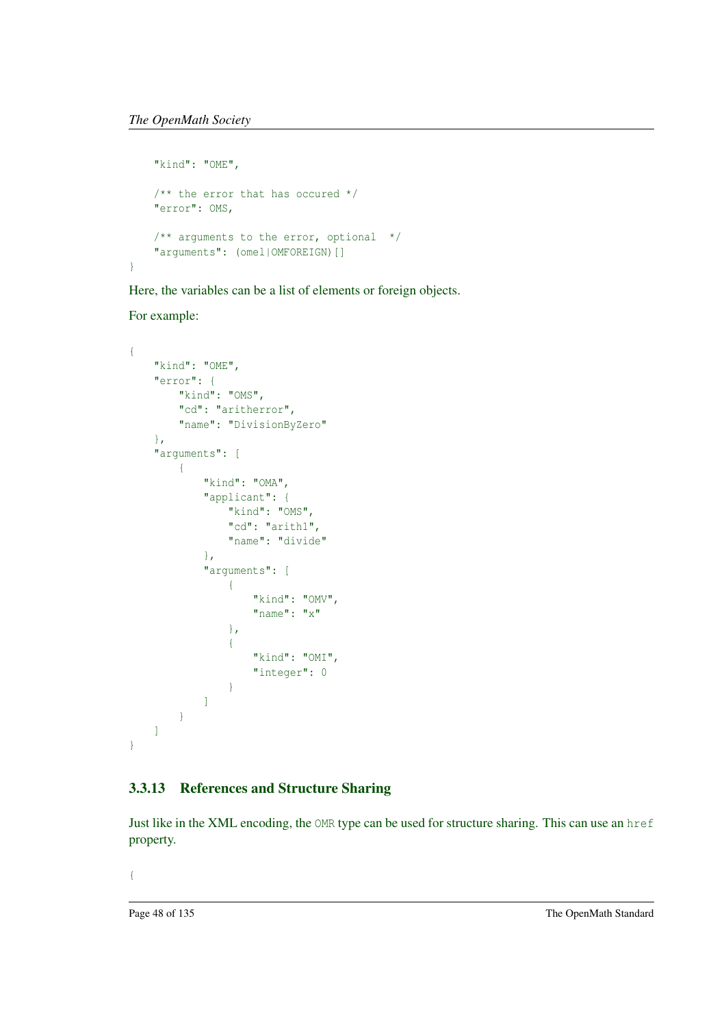```
    "kind": "OME",

    /** the error that has occured */
    "error": OMS,

    /** arguments to the error, optional  */
    "arguments": (omel|OMFOREIGN)[]
}
```

Here, the variables can be a list of elements or foreign objects.

For example:

```
{
    "kind": "OME",
    "error": {
        "kind": "OMS",
        "cd": "aritherror",
        "name": "DivisionByZero"
    },
    "arguments": [
        {
            "kind": "OMA",
            "applicant": {
                "kind": "OMS",
                "cd": "arith1",
                "name": "divide"
            },
            "arguments": [
                {
                    "kind": "OMV",
                    "name": "x"
                },
                {
                    "kind": "OMI",
                    "integer": 0
                }
            ]
        }
    ]
}
```

### 3.3.13 References and Structure Sharing

Just like in the XML encoding, the `OMR` type can be used for structure sharing. This can use an `href` property.

```
{
```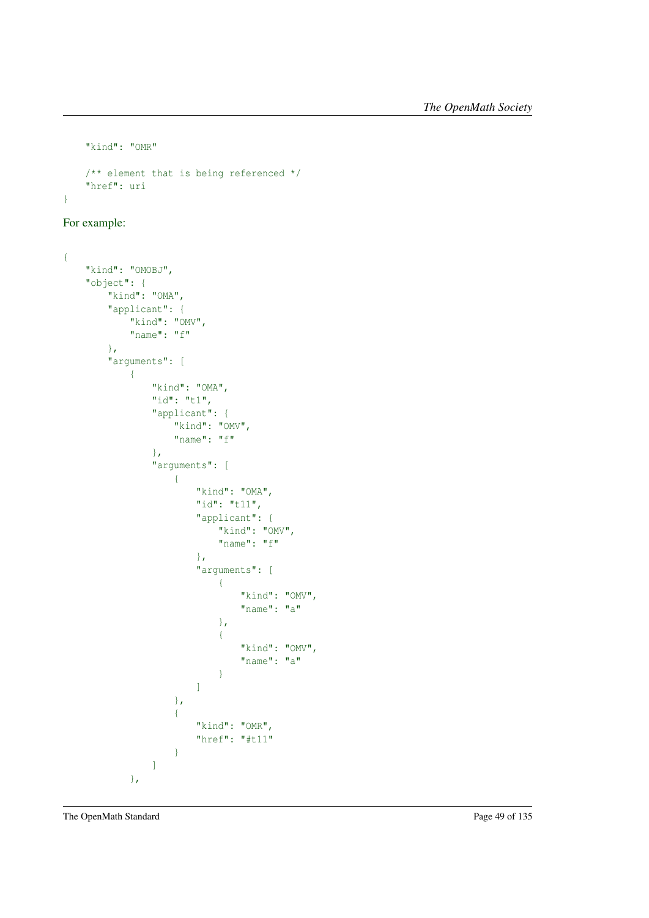```
    "kind": "OMR"

    /** element that is being referenced */
    "href": uri
}
```

For example:

```
{
    "kind": "OMOBJ",
    "object": {
        "kind": "OMA",
        "applicant": {
            "kind": "OMV",
            "name": "f"
        },
        "arguments": [
            {
                "kind": "OMA",
                "id": "t1",
                "applicant": {
                    "kind": "OMV",
                    "name": "f"
                },
                "arguments": [
                    {
                        "kind": "OMA",
                        "id": "t11",
                        "applicant": {
                            "kind": "OMV",
                            "name": "f"
                        },
                        "arguments": [
                            {
                                "kind": "OMV",
                                "name": "a"
                            },
                            {
                                "kind": "OMV",
                                "name": "a"
                            }
                        ]
                    },
                    {
                        "kind": "OMR",
                        "href": "#t11"
                    }
                ]
            },
```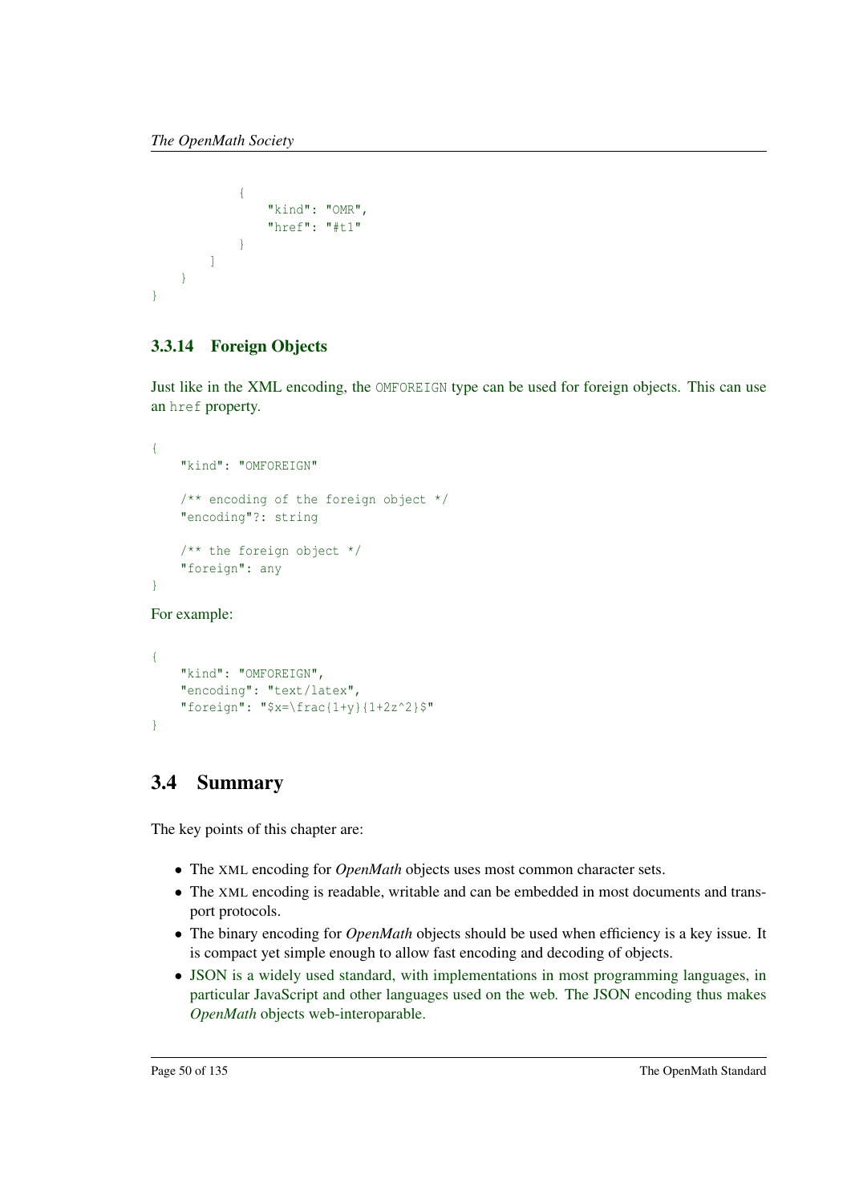```
            {
                "kind": "OMR",
                "href": "#t1"
            }
        ]
    }
}
```

### 3.3.14 Foreign Objects

Just like in the XML encoding, the `OMFOREIGN` type can be used for foreign objects. This can use an `href` property.

```
{
    "kind": "OMFOREIGN"

    /** encoding of the foreign object */
    "encoding"?: string

    /** the foreign object */
    "foreign": any
}
```

For example:

```
{
    "kind": "OMFOREIGN",
    "encoding": "text/latex",
    "foreign": "$x=\frac{1+y}{1+2z^2}$"
}
```

## 3.4 Summary

The key points of this chapter are:

- The XML encoding for *OpenMath* objects uses most common character sets.
- The XML encoding is readable, writable and can be embedded in most documents and transport protocols.
- The binary encoding for *OpenMath* objects should be used when efficiency is a key issue. It is compact yet simple enough to allow fast encoding and decoding of objects.
- JSON is a widely used standard, with implementations in most programming languages, in particular JavaScript and other languages used on the web. The JSON encoding thus makes *OpenMath* objects web-interoparable.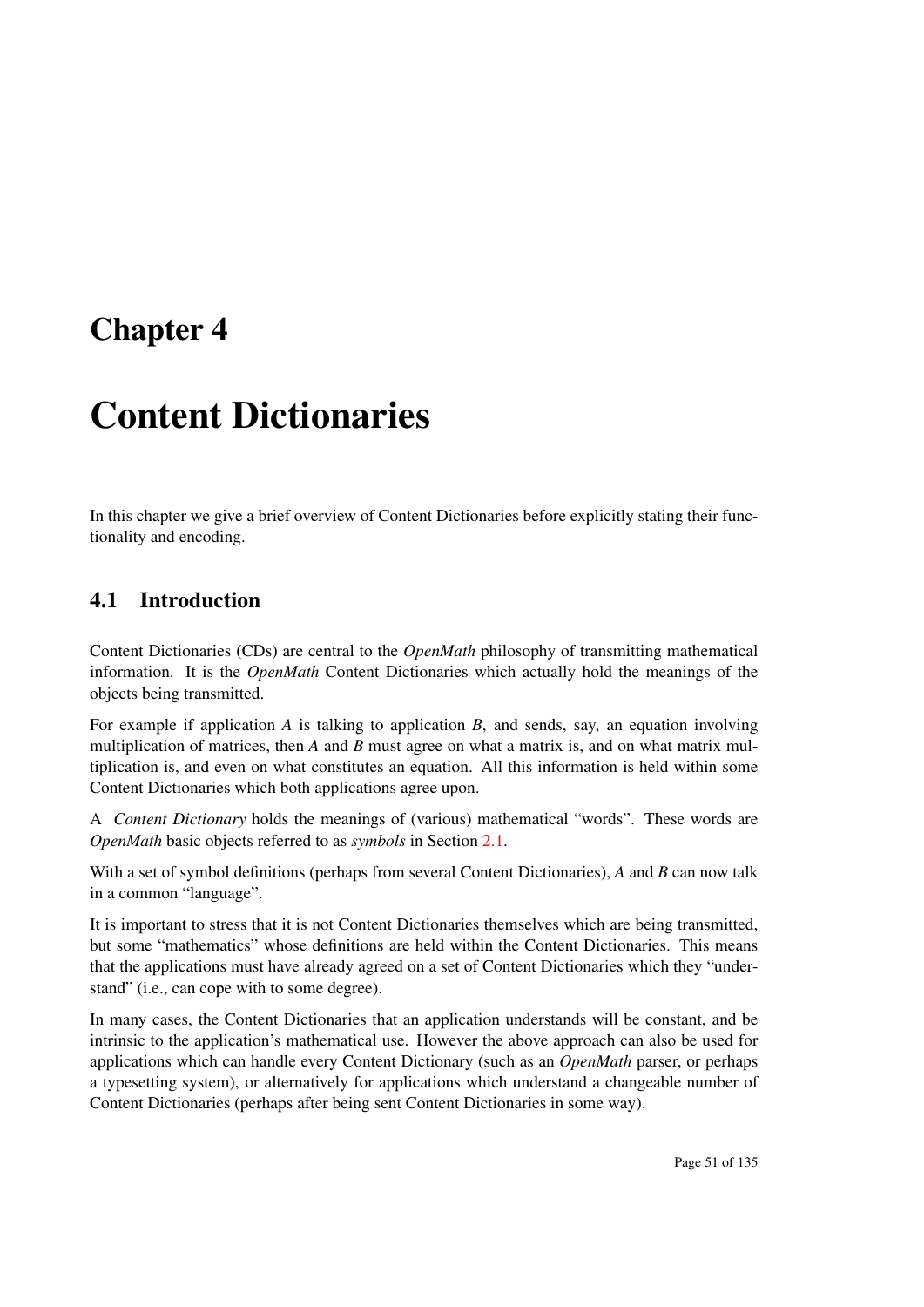# Chapter 4

# Content Dictionaries

In this chapter we give a brief overview of Content Dictionaries before explicitly stating their functionality and encoding.

## 4.1 Introduction

Content Dictionaries (CDs) are central to the *OpenMath* philosophy of transmitting mathematical information. It is the *OpenMath* Content Dictionaries which actually hold the meanings of the objects being transmitted.

For example if application *A* is talking to application *B*, and sends, say, an equation involving multiplication of matrices, then *A* and *B* must agree on what a matrix is, and on what matrix multiplication is, and even on what constitutes an equation. All this information is held within some Content Dictionaries which both applications agree upon.

A *Content Dictionary* holds the meanings of (various) mathematical "words". These words are *OpenMath* basic objects referred to as *symbols* in Section 2.1.

With a set of symbol definitions (perhaps from several Content Dictionaries), *A* and *B* can now talk in a common "language".

It is important to stress that it is not Content Dictionaries themselves which are being transmitted, but some "mathematics" whose definitions are held within the Content Dictionaries. This means that the applications must have already agreed on a set of Content Dictionaries which they "understand" (i.e., can cope with to some degree).

In many cases, the Content Dictionaries that an application understands will be constant, and be intrinsic to the application's mathematical use. However the above approach can also be used for applications which can handle every Content Dictionary (such as an *OpenMath* parser, or perhaps a typesetting system), or alternatively for applications which understand a changeable number of Content Dictionaries (perhaps after being sent Content Dictionaries in some way).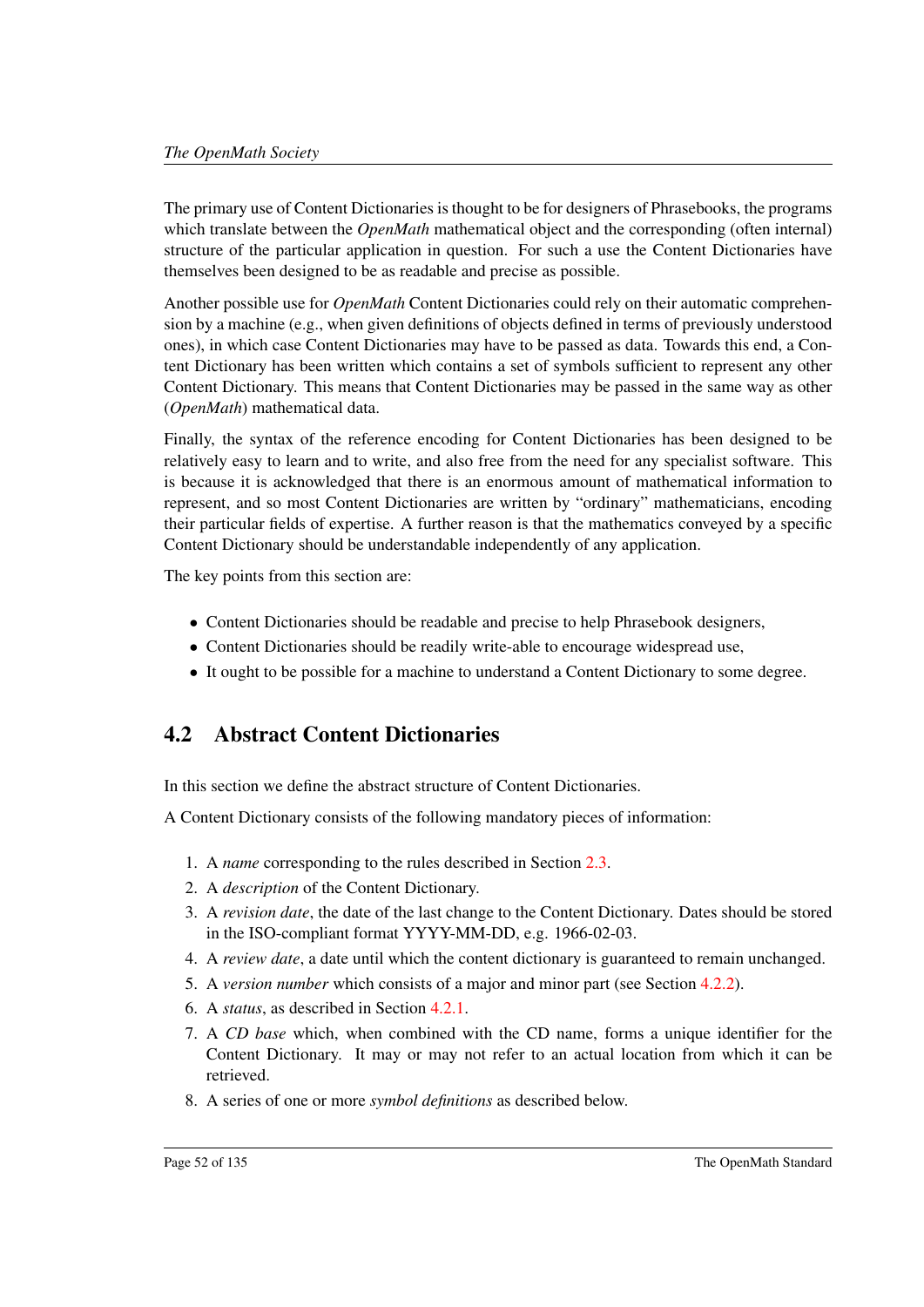The primary use of Content Dictionaries is thought to be for designers of Phrasebooks, the programs which translate between the *OpenMath* mathematical object and the corresponding (often internal) structure of the particular application in question. For such a use the Content Dictionaries have themselves been designed to be as readable and precise as possible.

Another possible use for *OpenMath* Content Dictionaries could rely on their automatic comprehension by a machine (e.g., when given definitions of objects defined in terms of previously understood ones), in which case Content Dictionaries may have to be passed as data. Towards this end, a Content Dictionary has been written which contains a set of symbols sufficient to represent any other Content Dictionary. This means that Content Dictionaries may be passed in the same way as other (*OpenMath*) mathematical data.

Finally, the syntax of the reference encoding for Content Dictionaries has been designed to be relatively easy to learn and to write, and also free from the need for any specialist software. This is because it is acknowledged that there is an enormous amount of mathematical information to represent, and so most Content Dictionaries are written by "ordinary" mathematicians, encoding their particular fields of expertise. A further reason is that the mathematics conveyed by a specific Content Dictionary should be understandable independently of any application.

The key points from this section are:

- Content Dictionaries should be readable and precise to help Phrasebook designers,
- Content Dictionaries should be readily write-able to encourage widespread use,
- It ought to be possible for a machine to understand a Content Dictionary to some degree.

## 4.2 Abstract Content Dictionaries

In this section we define the abstract structure of Content Dictionaries.

A Content Dictionary consists of the following mandatory pieces of information:

1. A *name* corresponding to the rules described in Section 2.3.
2. A *description* of the Content Dictionary.
3. A *revision date*, the date of the last change to the Content Dictionary. Dates should be stored in the ISO-compliant format YYYY-MM-DD, e.g. 1966-02-03.
4. A *review date*, a date until which the content dictionary is guaranteed to remain unchanged.
5. A *version number* which consists of a major and minor part (see Section 4.2.2).
6. A *status*, as described in Section 4.2.1.
7. A *CD base* which, when combined with the CD name, forms a unique identifier for the Content Dictionary. It may or may not refer to an actual location from which it can be retrieved.
8. A series of one or more *symbol definitions* as described below.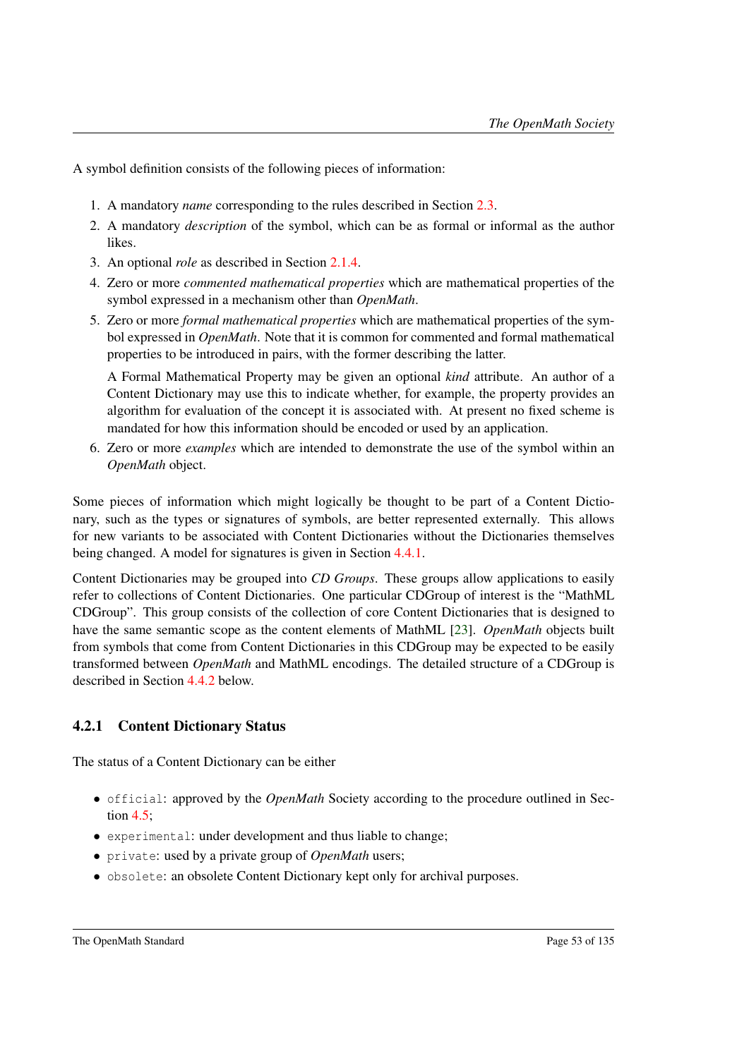A symbol definition consists of the following pieces of information:

1. A mandatory *name* corresponding to the rules described in Section 2.3.
2. A mandatory *description* of the symbol, which can be as formal or informal as the author likes.
3. An optional *role* as described in Section 2.1.4.
4. Zero or more *commented mathematical properties* which are mathematical properties of the symbol expressed in a mechanism other than *OpenMath*.
5. Zero or more *formal mathematical properties* which are mathematical properties of the symbol expressed in *OpenMath*. Note that it is common for commented and formal mathematical properties to be introduced in pairs, with the former describing the latter.

   A Formal Mathematical Property may be given an optional *kind* attribute. An author of a Content Dictionary may use this to indicate whether, for example, the property provides an algorithm for evaluation of the concept it is associated with. At present no fixed scheme is mandated for how this information should be encoded or used by an application.
6. Zero or more *examples* which are intended to demonstrate the use of the symbol within an *OpenMath* object.

Some pieces of information which might logically be thought to be part of a Content Dictionary, such as the types or signatures of symbols, are better represented externally. This allows for new variants to be associated with Content Dictionaries without the Dictionaries themselves being changed. A model for signatures is given in Section 4.4.1.

Content Dictionaries may be grouped into *CD Groups*. These groups allow applications to easily refer to collections of Content Dictionaries. One particular CDGroup of interest is the "MathML CDGroup". This group consists of the collection of core Content Dictionaries that is designed to have the same semantic scope as the content elements of MathML [23]. *OpenMath* objects built from symbols that come from Content Dictionaries in this CDGroup may be expected to be easily transformed between *OpenMath* and MathML encodings. The detailed structure of a CDGroup is described in Section 4.4.2 below.

### 4.2.1 Content Dictionary Status

The status of a Content Dictionary can be either

- `official`: approved by the *OpenMath* Society according to the procedure outlined in Section 4.5;
- `experimental`: under development and thus liable to change;
- `private`: used by a private group of *OpenMath* users;
- `obsolete`: an obsolete Content Dictionary kept only for archival purposes.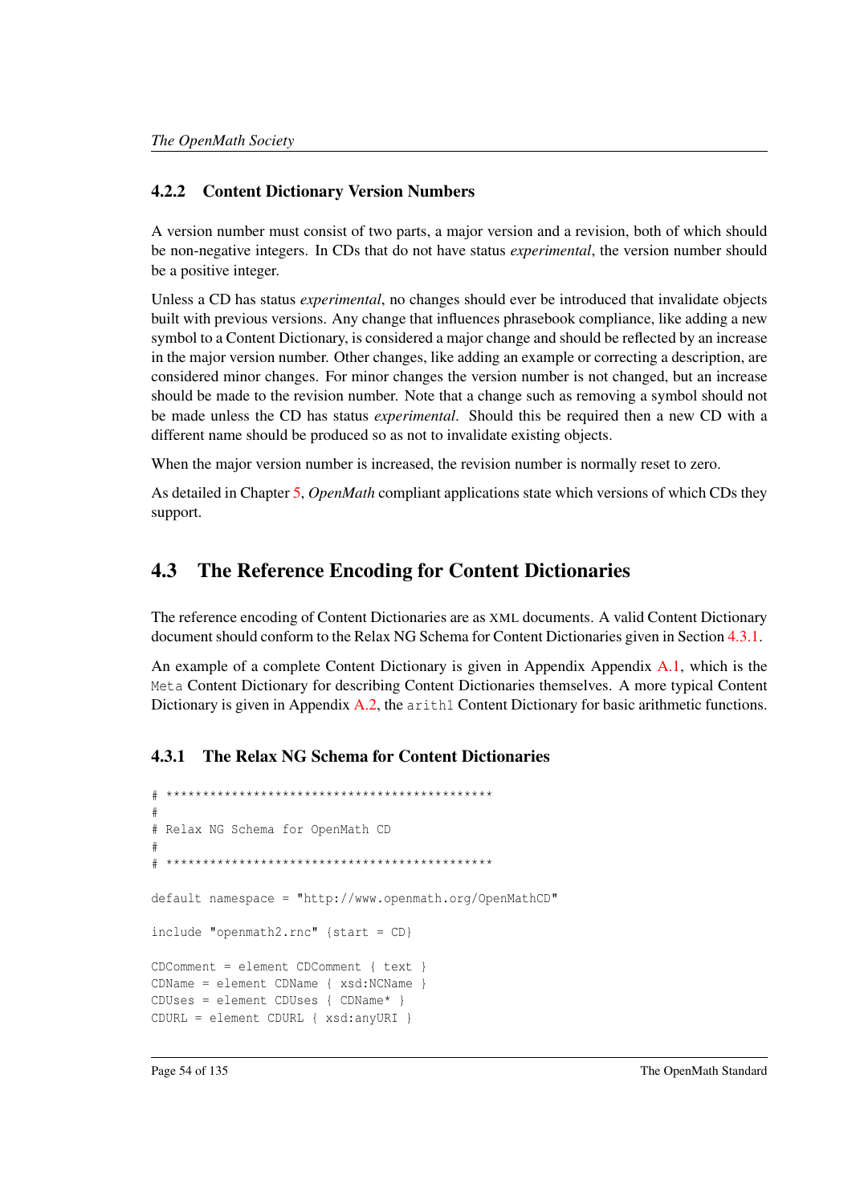### 4.2.2 Content Dictionary Version Numbers

A version number must consist of two parts, a major version and a revision, both of which should be non-negative integers. In CDs that do not have status *experimental*, the version number should be a positive integer.

Unless a CD has status *experimental*, no changes should ever be introduced that invalidate objects built with previous versions. Any change that influences phrasebook compliance, like adding a new symbol to a Content Dictionary, is considered a major change and should be reflected by an increase in the major version number. Other changes, like adding an example or correcting a description, are considered minor changes. For minor changes the version number is not changed, but an increase should be made to the revision number. Note that a change such as removing a symbol should not be made unless the CD has status *experimental*. Should this be required then a new CD with a different name should be produced so as not to invalidate existing objects.

When the major version number is increased, the revision number is normally reset to zero.

As detailed in Chapter 5, *OpenMath* compliant applications state which versions of which CDs they support.

## 4.3 The Reference Encoding for Content Dictionaries

The reference encoding of Content Dictionaries are as XML documents. A valid Content Dictionary document should conform to the Relax NG Schema for Content Dictionaries given in Section 4.3.1.

An example of a complete Content Dictionary is given in Appendix Appendix A.1, which is the `Meta` Content Dictionary for describing Content Dictionaries themselves. A more typical Content Dictionary is given in Appendix A.2, the `arith1` Content Dictionary for basic arithmetic functions.

### 4.3.1 The Relax NG Schema for Content Dictionaries

```
# *********************************************
#
# Relax NG Schema for OpenMath CD
#
# *********************************************

default namespace = "http://www.openmath.org/OpenMathCD"

include "openmath2.rnc" {start = CD}

CDComment = element CDComment { text }
CDName = element CDName { xsd:NCName }
CDUses = element CDUses { CDName* }
CDURL = element CDURL { xsd:anyURI }
```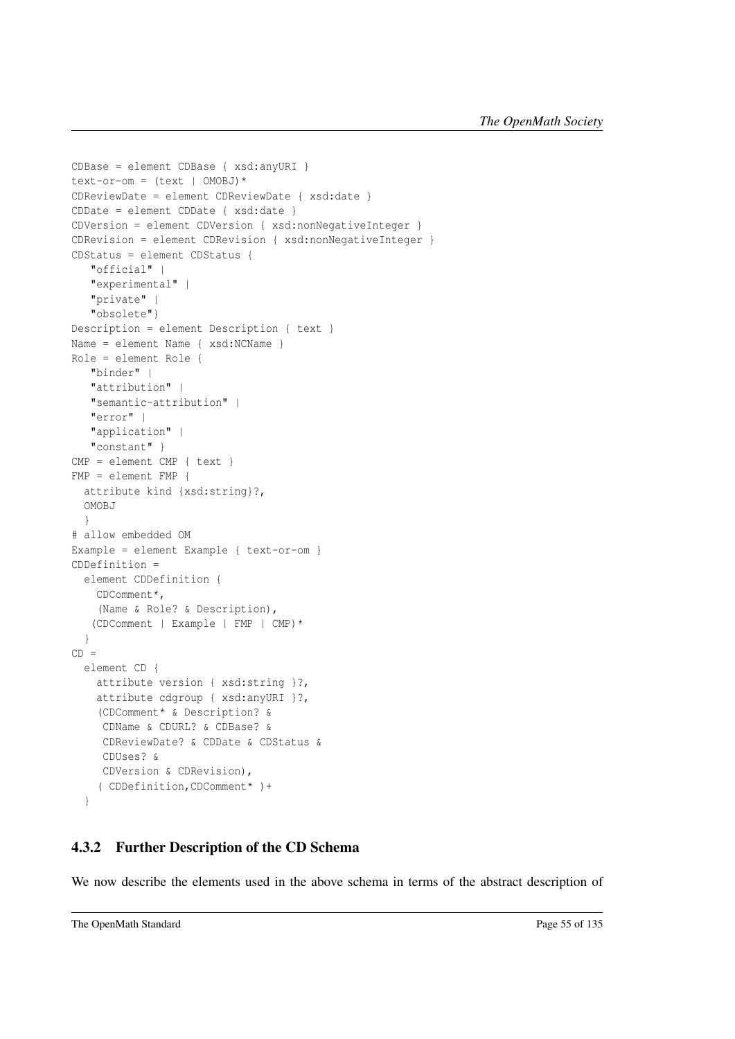```
CDBase = element CDBase { xsd:anyURI }
text-or-om = (text | OMOBJ)*
CDReviewDate = element CDReviewDate { xsd:date }
CDDate = element CDDate { xsd:date }
CDVersion = element CDVersion { xsd:nonNegativeInteger }
CDRevision = element CDRevision { xsd:nonNegativeInteger }
CDStatus = element CDStatus {
   "official" |
   "experimental" |
   "private" |
   "obsolete"}
Description = element Description { text }
Name = element Name { xsd:NCName }
Role = element Role {
   "binder" |
   "attribution" |
   "semantic-attribution" |
   "error" |
   "application" |
   "constant" }
CMP = element CMP { text }
FMP = element FMP {
  attribute kind {xsd:string}?,
  OMOBJ
  }
# allow embedded OM
Example = element Example { text-or-om }
CDDefinition =
  element CDDefinition {
    CDComment*,
    (Name & Role? & Description),
   (CDComment | Example | FMP | CMP)*
  }
CD =
  element CD {
    attribute version { xsd:string }?,
    attribute cdgroup { xsd:anyURI }?,
    (CDComment* & Description? &
     CDName & CDURL? & CDBase? &
     CDReviewDate? & CDDate & CDStatus &
     CDUses? &
     CDVersion & CDRevision),
    ( CDDefinition,CDComment* )+
  }
```

### 4.3.2 Further Description of the CD Schema

We now describe the elements used in the above schema in terms of the abstract description of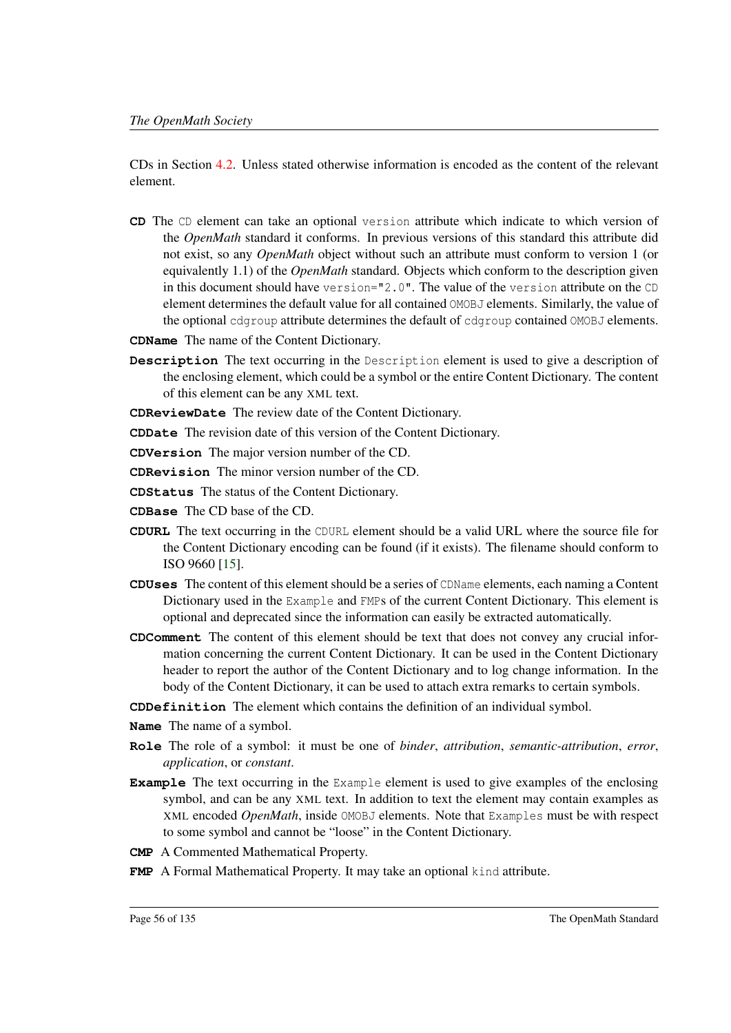CDs in Section 4.2. Unless stated otherwise information is encoded as the content of the relevant element.

**CD** The `CD` element can take an optional `version` attribute which indicate to which version of the *OpenMath* standard it conforms. In previous versions of this standard this attribute did not exist, so any *OpenMath* object without such an attribute must conform to version 1 (or equivalently 1.1) of the *OpenMath* standard. Objects which conform to the description given in this document should have `version="2.0"`. The value of the `version` attribute on the `CD` element determines the default value for all contained `OMOBJ` elements. Similarly, the value of the optional `cdgroup` attribute determines the default of `cdgroup` contained `OMOBJ` elements.

**CDName** The name of the Content Dictionary.

**Description** The text occurring in the `Description` element is used to give a description of the enclosing element, which could be a symbol or the entire Content Dictionary. The content of this element can be any XML text.

**CDReviewDate** The review date of the Content Dictionary.

**CDDate** The revision date of this version of the Content Dictionary.

**CDVersion** The major version number of the CD.

**CDRevision** The minor version number of the CD.

**CDStatus** The status of the Content Dictionary.

**CDBase** The CD base of the CD.

**CDURL** The text occurring in the `CDURL` element should be a valid URL where the source file for the Content Dictionary encoding can be found (if it exists). The filename should conform to ISO 9660 [15].

**CDUses** The content of this element should be a series of `CDName` elements, each naming a Content Dictionary used in the `Example` and `FMP`s of the current Content Dictionary. This element is optional and deprecated since the information can easily be extracted automatically.

**CDComment** The content of this element should be text that does not convey any crucial information concerning the current Content Dictionary. It can be used in the Content Dictionary header to report the author of the Content Dictionary and to log change information. In the body of the Content Dictionary, it can be used to attach extra remarks to certain symbols.

**CDDefinition** The element which contains the definition of an individual symbol.

**Name** The name of a symbol.

**Role** The role of a symbol: it must be one of *binder*, *attribution*, *semantic-attribution*, *error*, *application*, or *constant*.

**Example** The text occurring in the `Example` element is used to give examples of the enclosing symbol, and can be any XML text. In addition to text the element may contain examples as XML encoded *OpenMath*, inside `OMOBJ` elements. Note that `Examples` must be with respect to some symbol and cannot be "loose" in the Content Dictionary.

**CMP** A Commented Mathematical Property.

**FMP** A Formal Mathematical Property. It may take an optional `kind` attribute.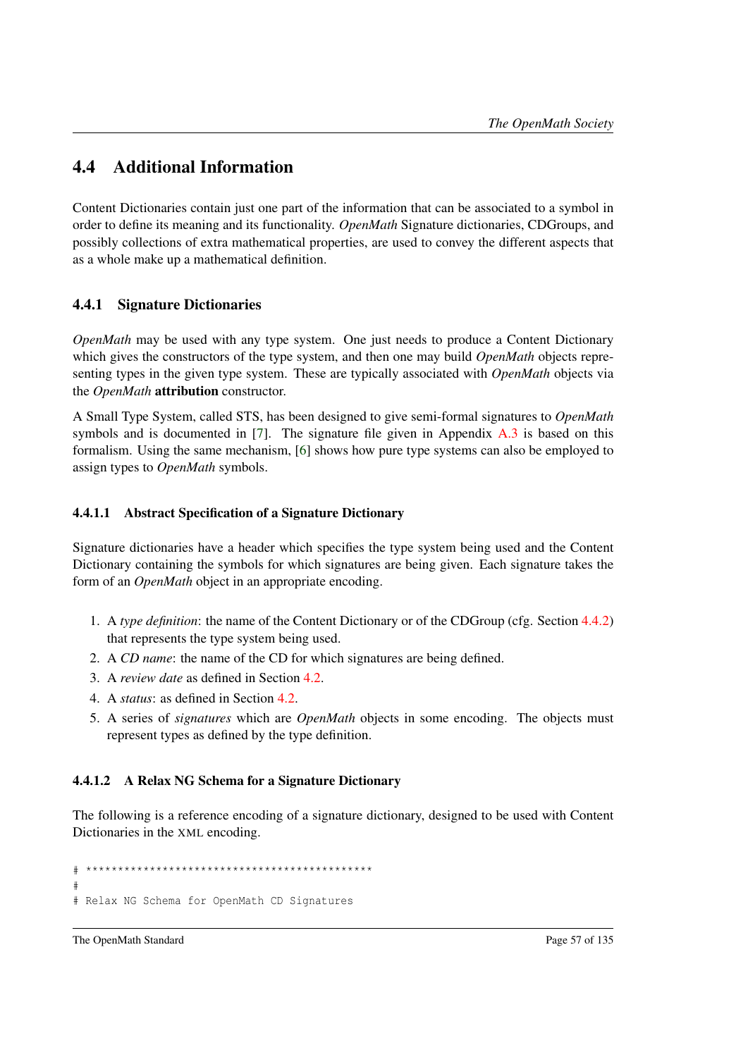## 4.4 Additional Information

Content Dictionaries contain just one part of the information that can be associated to a symbol in order to define its meaning and its functionality. *OpenMath* Signature dictionaries, CDGroups, and possibly collections of extra mathematical properties, are used to convey the different aspects that as a whole make up a mathematical definition.

### 4.4.1 Signature Dictionaries

*OpenMath* may be used with any type system. One just needs to produce a Content Dictionary which gives the constructors of the type system, and then one may build *OpenMath* objects representing types in the given type system. These are typically associated with *OpenMath* objects via the *OpenMath* **attribution** constructor.

A Small Type System, called STS, has been designed to give semi-formal signatures to *OpenMath* symbols and is documented in [7]. The signature file given in Appendix A.3 is based on this formalism. Using the same mechanism, [6] shows how pure type systems can also be employed to assign types to *OpenMath* symbols.

#### 4.4.1.1 Abstract Specification of a Signature Dictionary

Signature dictionaries have a header which specifies the type system being used and the Content Dictionary containing the symbols for which signatures are being given. Each signature takes the form of an *OpenMath* object in an appropriate encoding.

1. A *type definition*: the name of the Content Dictionary or of the CDGroup (cfg. Section 4.4.2) that represents the type system being used.
2. A *CD name*: the name of the CD for which signatures are being defined.
3. A *review date* as defined in Section 4.2.
4. A *status*: as defined in Section 4.2.
5. A series of *signatures* which are *OpenMath* objects in some encoding. The objects must represent types as defined by the type definition.

#### 4.4.1.2 A Relax NG Schema for a Signature Dictionary

The following is a reference encoding of a signature dictionary, designed to be used with Content Dictionaries in the XML encoding.

```
# **********************************************
#
# Relax NG Schema for OpenMath CD Signatures
```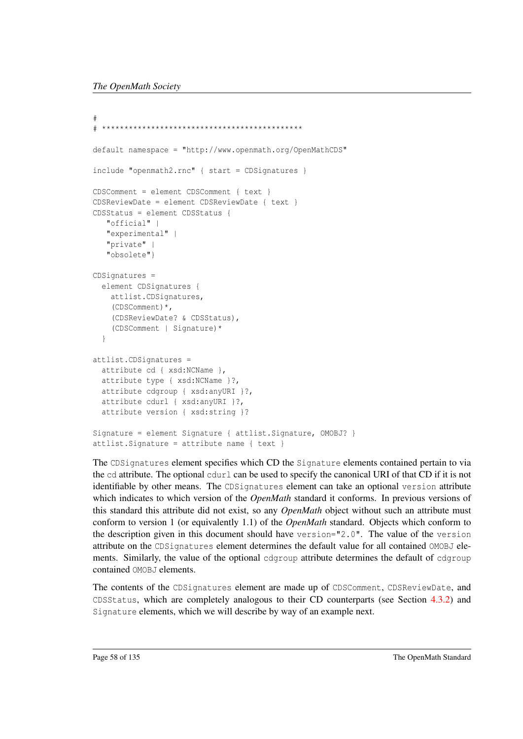```
#
# *********************************************

default namespace = "http://www.openmath.org/OpenMathCDS"

include "openmath2.rnc" { start = CDSignatures }

CDSComment = element CDSComment { text }
CDSReviewDate = element CDSReviewDate { text }
CDSStatus = element CDSStatus {
   "official" |
   "experimental" |
   "private" |
   "obsolete"}

CDSignatures =
  element CDSignatures {
    attlist.CDSignatures,
    (CDSComment)*,
    (CDSReviewDate? & CDSStatus),
    (CDSComment | Signature)*
  }

attlist.CDSignatures =
  attribute cd { xsd:NCName },
  attribute type { xsd:NCName }?,
  attribute cdgroup { xsd:anyURI }?,
  attribute cdurl { xsd:anyURI }?,
  attribute version { xsd:string }?

Signature = element Signature { attlist.Signature, OMOBJ? }
attlist.Signature = attribute name { text }
```

The `CDSignatures` element specifies which CD the `Signature` elements contained pertain to via the `cd` attribute. The optional `cdurl` can be used to specify the canonical URI of that CD if it is not identifiable by other means. The `CDSignatures` element can take an optional `version` attribute which indicates to which version of the *OpenMath* standard it conforms. In previous versions of this standard this attribute did not exist, so any *OpenMath* object without such an attribute must conform to version 1 (or equivalently 1.1) of the *OpenMath* standard. Objects which conform to the description given in this document should have `version="2.0"`. The value of the `version` attribute on the `CDSignatures` element determines the default value for all contained `OMOBJ` elements. Similarly, the value of the optional `cdgroup` attribute determines the default of `cdgroup` contained `OMOBJ` elements.

The contents of the `CDSignatures` element are made up of `CDSComment`, `CDSReviewDate`, and `CDSStatus`, which are completely analogous to their CD counterparts (see Section 4.3.2) and `Signature` elements, which we will describe by way of an example next.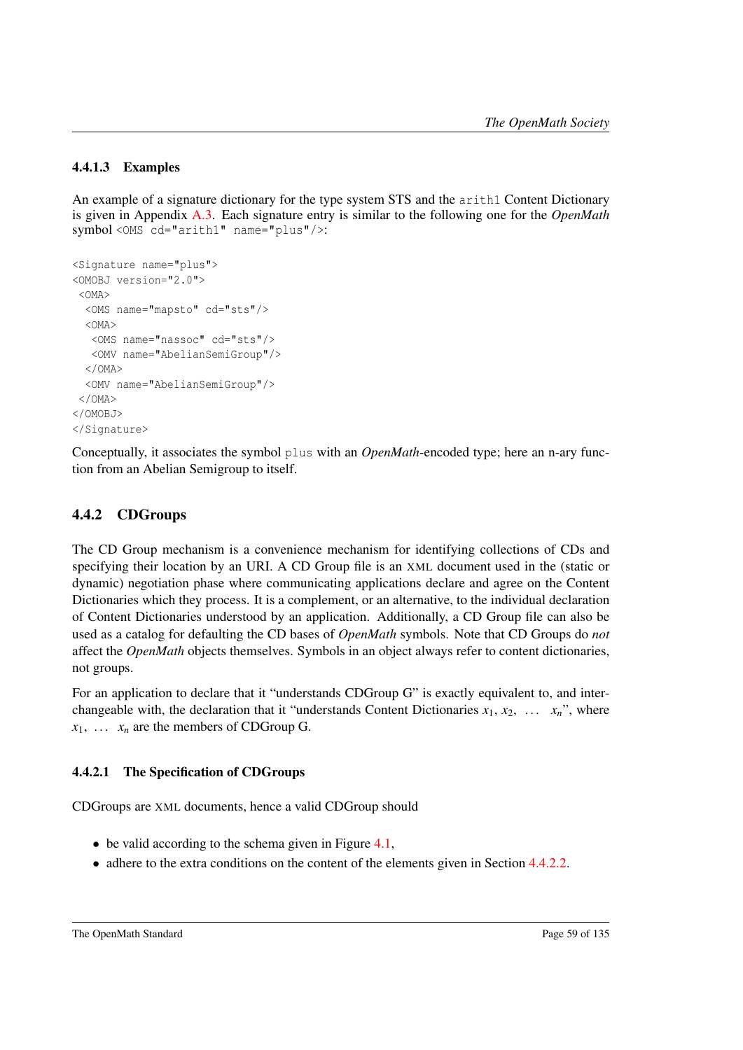#### 4.4.1.3 Examples

An example of a signature dictionary for the type system STS and the `arith1` Content Dictionary is given in Appendix A.3. Each signature entry is similar to the following one for the *OpenMath* symbol `<OMS cd="arith1" name="plus"/>`:

```
<Signature name="plus">
<OMOBJ version="2.0">
 <OMA>
  <OMS name="mapsto" cd="sts"/>
  <OMA>
   <OMS name="nassoc" cd="sts"/>
   <OMV name="AbelianSemiGroup"/>
  </OMA>
  <OMV name="AbelianSemiGroup"/>
 </OMA>
</OMOBJ>
</Signature>
```

Conceptually, it associates the symbol `plus` with an *OpenMath*-encoded type; here an n-ary function from an Abelian Semigroup to itself.

### 4.4.2 CDGroups

The CD Group mechanism is a convenience mechanism for identifying collections of CDs and specifying their location by an URI. A CD Group file is an XML document used in the (static or dynamic) negotiation phase where communicating applications declare and agree on the Content Dictionaries which they process. It is a complement, or an alternative, to the individual declaration of Content Dictionaries understood by an application. Additionally, a CD Group file can also be used as a catalog for defaulting the CD bases of *OpenMath* symbols. Note that CD Groups do *not* affect the *OpenMath* objects themselves. Symbols in an object always refer to content dictionaries, not groups.

For an application to declare that it "understands CDGroup G" is exactly equivalent to, and interchangeable with, the declaration that it "understands Content Dictionaries $x_1, x_2, \ldots x_n$", where $x_1, \ldots x_n$ are the members of CDGroup G.

#### 4.4.2.1 The Specification of CDGroups

CDGroups are XML documents, hence a valid CDGroup should

- be valid according to the schema given in Figure 4.1,
- adhere to the extra conditions on the content of the elements given in Section 4.4.2.2.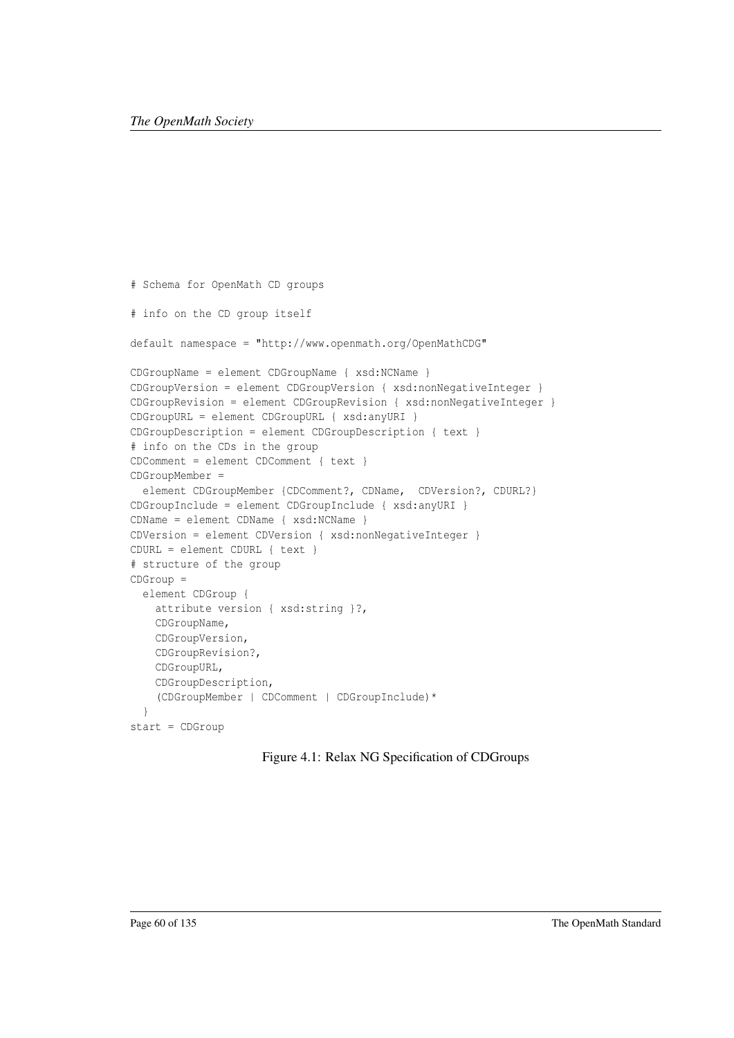```
# Schema for OpenMath CD groups

# info on the CD group itself

default namespace = "http://www.openmath.org/OpenMathCDG"

CDGroupName = element CDGroupName { xsd:NCName }
CDGroupVersion = element CDGroupVersion { xsd:nonNegativeInteger }
CDGroupRevision = element CDGroupRevision { xsd:nonNegativeInteger }
CDGroupURL = element CDGroupURL { xsd:anyURI }
CDGroupDescription = element CDGroupDescription { text }
# info on the CDs in the group
CDComment = element CDComment { text }
CDGroupMember =
  element CDGroupMember {CDComment?, CDName,  CDVersion?, CDURL?}
CDGroupInclude = element CDGroupInclude { xsd:anyURI }
CDName = element CDName { xsd:NCName }
CDVersion = element CDVersion { xsd:nonNegativeInteger }
CDURL = element CDURL { text }
# structure of the group
CDGroup =
  element CDGroup {
    attribute version { xsd:string }?,
    CDGroupName,
    CDGroupVersion,
    CDGroupRevision?,
    CDGroupURL,
    CDGroupDescription,
    (CDGroupMember | CDComment | CDGroupInclude)*
  }
start = CDGroup
```

Figure 4.1: Relax NG Specification of CDGroups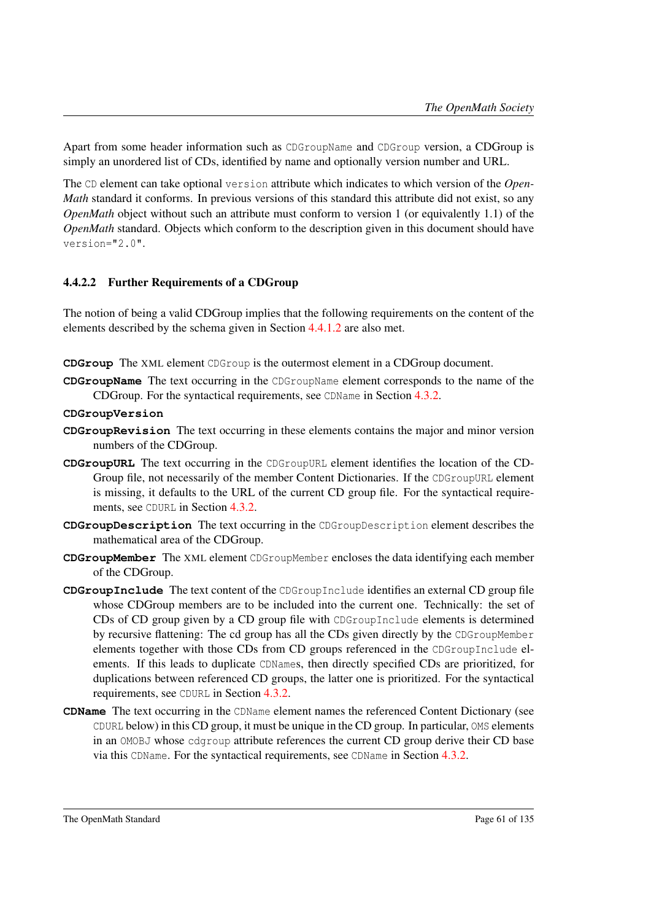Apart from some header information such as `CDGroupName` and `CDGroup` version, a CDGroup is simply an unordered list of CDs, identified by name and optionally version number and URL.

The `CD` element can take optional `version` attribute which indicates to which version of the *OpenMath* standard it conforms. In previous versions of this standard this attribute did not exist, so any *OpenMath* object without such an attribute must conform to version 1 (or equivalently 1.1) of the *OpenMath* standard. Objects which conform to the description given in this document should have `version="2.0"`.

#### 4.4.2.2 Further Requirements of a CDGroup

The notion of being a valid CDGroup implies that the following requirements on the content of the elements described by the schema given in Section 4.4.1.2 are also met.

**`CDGroup`** The XML element `CDGroup` is the outermost element in a CDGroup document.

**`CDGroupName`** The text occurring in the `CDGroupName` element corresponds to the name of the CDGroup. For the syntactical requirements, see `CDName` in Section 4.3.2.

**`CDGroupVersion`**

**`CDGroupRevision`** The text occurring in these elements contains the major and minor version numbers of the CDGroup.

**`CDGroupURL`** The text occurring in the `CDGroupURL` element identifies the location of the CDGroup file, not necessarily of the member Content Dictionaries. If the `CDGroupURL` element is missing, it defaults to the URL of the current CD group file. For the syntactical requirements, see `CDURL` in Section 4.3.2.

**`CDGroupDescription`** The text occurring in the `CDGroupDescription` element describes the mathematical area of the CDGroup.

**`CDGroupMember`** The XML element `CDGroupMember` encloses the data identifying each member of the CDGroup.

**`CDGroupInclude`** The text content of the `CDGroupInclude` identifies an external CD group file whose CDGroup members are to be included into the current one. Technically: the set of CDs of CD group given by a CD group file with `CDGroupInclude` elements is determined by recursive flattening: The cd group has all the CDs given directly by the `CDGroupMember` elements together with those CDs from CD groups referenced in the `CDGroupInclude` elements. If this leads to duplicate `CDName`s, then directly specified CDs are prioritized, for duplications between referenced CD groups, the latter one is prioritized. For the syntactical requirements, see `CDURL` in Section 4.3.2.

**`CDName`** The text occurring in the `CDName` element names the referenced Content Dictionary (see `CDURL` below) in this CD group, it must be unique in the CD group. In particular, `OMS` elements in an `OMOBJ` whose `cdgroup` attribute references the current CD group derive their CD base via this `CDName`. For the syntactical requirements, see `CDName` in Section 4.3.2.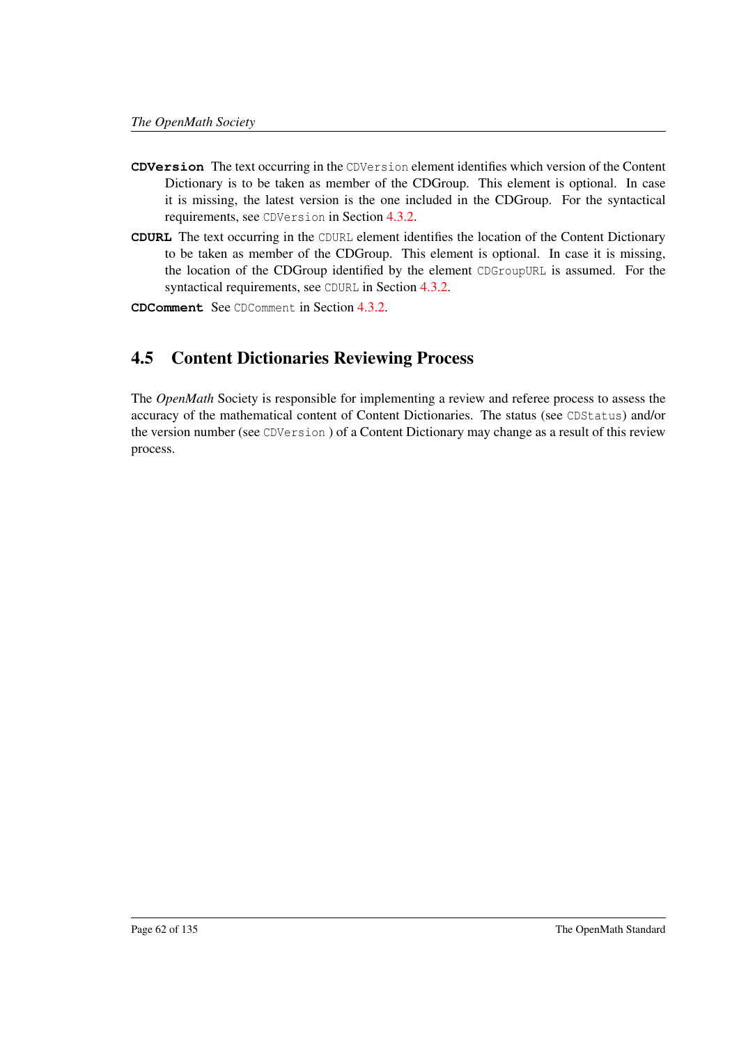**CDVersion** The text occurring in the `CDVersion` element identifies which version of the Content Dictionary is to be taken as member of the CDGroup. This element is optional. In case it is missing, the latest version is the one included in the CDGroup. For the syntactical requirements, see `CDVersion` in Section 4.3.2.

**CDURL** The text occurring in the `CDURL` element identifies the location of the Content Dictionary to be taken as member of the CDGroup. This element is optional. In case it is missing, the location of the CDGroup identified by the element `CDGroupURL` is assumed. For the syntactical requirements, see `CDURL` in Section 4.3.2.

**CDComment** See `CDComment` in Section 4.3.2.

## 4.5 Content Dictionaries Reviewing Process

The *OpenMath* Society is responsible for implementing a review and referee process to assess the accuracy of the mathematical content of Content Dictionaries. The status (see `CDStatus`) and/or the version number (see `CDVersion` ) of a Content Dictionary may change as a result of this review process.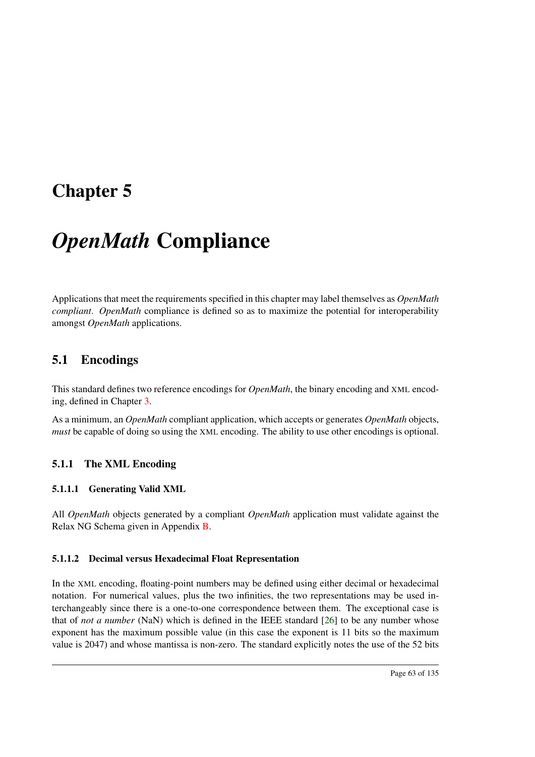# Chapter 5

# *OpenMath* Compliance

Applications that meet the requirements specified in this chapter may label themselves as *OpenMath compliant*. *OpenMath* compliance is defined so as to maximize the potential for interoperability amongst *OpenMath* applications.

## 5.1 Encodings

This standard defines two reference encodings for *OpenMath*, the binary encoding and XML encoding, defined in Chapter 3.

As a minimum, an *OpenMath* compliant application, which accepts or generates *OpenMath* objects, *must* be capable of doing so using the XML encoding. The ability to use other encodings is optional.

### 5.1.1 The XML Encoding

#### 5.1.1.1 Generating Valid XML

All *OpenMath* objects generated by a compliant *OpenMath* application must validate against the Relax NG Schema given in Appendix B.

#### 5.1.1.2 Decimal versus Hexadecimal Float Representation

In the XML encoding, floating-point numbers may be defined using either decimal or hexadecimal notation. For numerical values, plus the two infinities, the two representations may be used interchangeably since there is a one-to-one correspondence between them. The exceptional case is that of *not a number* (NaN) which is defined in the IEEE standard [26] to be any number whose exponent has the maximum possible value (in this case the exponent is 11 bits so the maximum value is 2047) and whose mantissa is non-zero. The standard explicitly notes the use of the 52 bits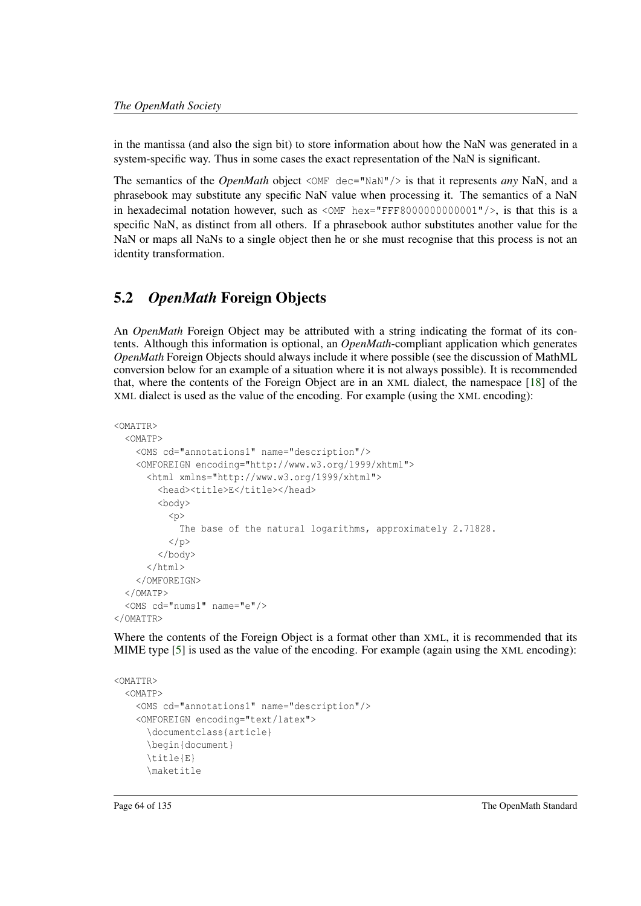in the mantissa (and also the sign bit) to store information about how the NaN was generated in a system-specific way. Thus in some cases the exact representation of the NaN is significant.

The semantics of the *OpenMath* object `<OMF dec="NaN"/>` is that it represents *any* NaN, and a phrasebook may substitute any specific NaN value when processing it. The semantics of a NaN in hexadecimal notation however, such as `<OMF hex="FFF8000000000001"/>`, is that this is a specific NaN, as distinct from all others. If a phrasebook author substitutes another value for the NaN or maps all NaNs to a single object then he or she must recognise that this process is not an identity transformation.

## 5.2 *OpenMath* Foreign Objects

An *OpenMath* Foreign Object may be attributed with a string indicating the format of its contents. Although this information is optional, an *OpenMath*-compliant application which generates *OpenMath* Foreign Objects should always include it where possible (see the discussion of MathML conversion below for an example of a situation where it is not always possible). It is recommended that, where the contents of the Foreign Object are in an XML dialect, the namespace [18] of the XML dialect is used as the value of the encoding. For example (using the XML encoding):

```
<OMATTR>
  <OMATP>
    <OMS cd="annotations1" name="description"/>
    <OMFOREIGN encoding="http://www.w3.org/1999/xhtml">
      <html xmlns="http://www.w3.org/1999/xhtml">
        <head><title>E</title></head>
        <body>
          <p>
            The base of the natural logarithms, approximately 2.71828.
          </p>
        </body>
      </html>
    </OMFOREIGN>
  </OMATP>
  <OMS cd="nums1" name="e"/>
</OMATTR>
```

Where the contents of the Foreign Object is a format other than XML, it is recommended that its MIME type [5] is used as the value of the encoding. For example (again using the XML encoding):

```
<OMATTR>
  <OMATP>
    <OMS cd="annotations1" name="description"/>
    <OMFOREIGN encoding="text/latex">
      \documentclass{article}
      \begin{document}
      \title{E}
      \maketitle
```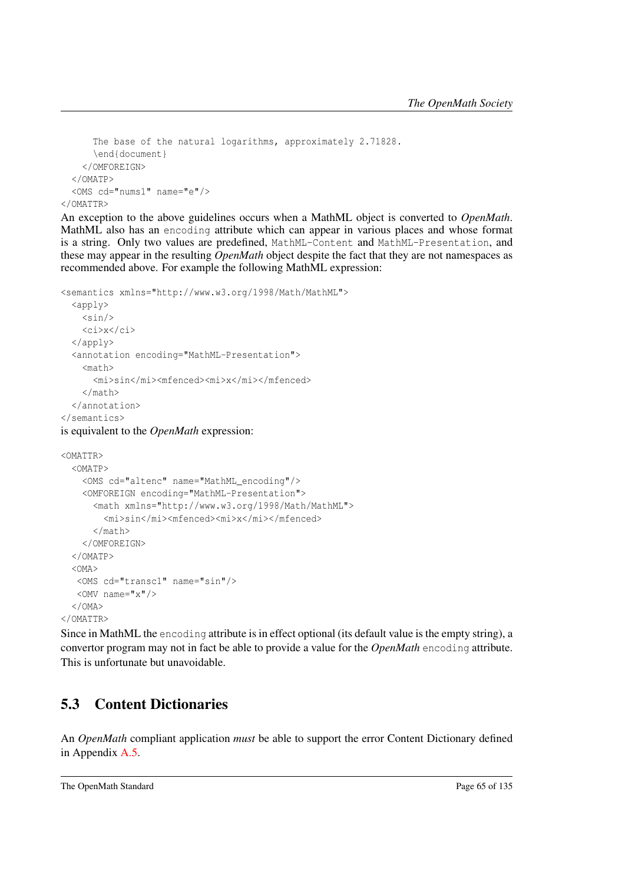```
      The base of the natural logarithms, approximately 2.71828.
      \end{document}
    </OMFOREIGN>
  </OMATP>
  <OMS cd="nums1" name="e"/>
</OMATTR>
```

An exception to the above guidelines occurs when a MathML object is converted to *OpenMath*. MathML also has an `encoding` attribute which can appear in various places and whose format is a string. Only two values are predefined, `MathML-Content` and `MathML-Presentation`, and these may appear in the resulting *OpenMath* object despite the fact that they are not namespaces as recommended above. For example the following MathML expression:

```
<semantics xmlns="http://www.w3.org/1998/Math/MathML">
  <apply>
    <sin/>
    <ci>x</ci>
  </apply>
  <annotation encoding="MathML-Presentation">
    <math>
      <mi>sin</mi><mfenced><mi>x</mi></mfenced>
    </math>
  </annotation>
</semantics>
```

is equivalent to the *OpenMath* expression:

```
<OMATTR>
  <OMATP>
    <OMS cd="altenc" name="MathML_encoding"/>
    <OMFOREIGN encoding="MathML-Presentation">
      <math xmlns="http://www.w3.org/1998/Math/MathML">
        <mi>sin</mi><mfenced><mi>x</mi></mfenced>
      </math>
    </OMFOREIGN>
  </OMATP>
  <OMA>
   <OMS cd="transc1" name="sin"/>
   <OMV name="x"/>
  </OMA>
</OMATTR>
```

Since in MathML the `encoding` attribute is in effect optional (its default value is the empty string), a convertor program may not in fact be able to provide a value for the *OpenMath* `encoding` attribute. This is unfortunate but unavoidable.

## 5.3 Content Dictionaries

An *OpenMath* compliant application *must* be able to support the error Content Dictionary defined in Appendix A.5.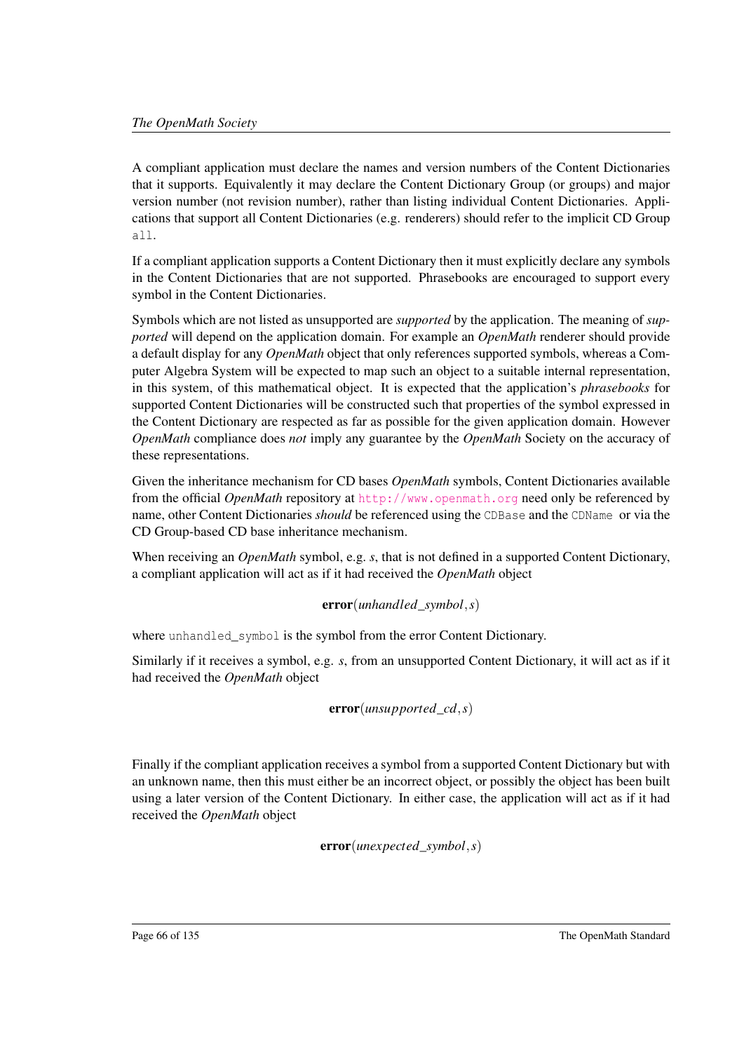A compliant application must declare the names and version numbers of the Content Dictionaries that it supports. Equivalently it may declare the Content Dictionary Group (or groups) and major version number (not revision number), rather than listing individual Content Dictionaries. Applications that support all Content Dictionaries (e.g. renderers) should refer to the implicit CD Group `all`.

If a compliant application supports a Content Dictionary then it must explicitly declare any symbols in the Content Dictionaries that are not supported. Phrasebooks are encouraged to support every symbol in the Content Dictionaries.

Symbols which are not listed as unsupported are *supported* by the application. The meaning of *supported* will depend on the application domain. For example an *OpenMath* renderer should provide a default display for any *OpenMath* object that only references supported symbols, whereas a Computer Algebra System will be expected to map such an object to a suitable internal representation, in this system, of this mathematical object. It is expected that the application's *phrasebooks* for supported Content Dictionaries will be constructed such that properties of the symbol expressed in the Content Dictionary are respected as far as possible for the given application domain. However *OpenMath* compliance does *not* imply any guarantee by the *OpenMath* Society on the accuracy of these representations.

Given the inheritance mechanism for CD bases *OpenMath* symbols, Content Dictionaries available from the official *OpenMath* repository at http://www.openmath.org need only be referenced by name, other Content Dictionaries *should* be referenced using the `CDBase` and the `CDName` or via the CD Group-based CD base inheritance mechanism.

When receiving an *OpenMath* symbol, e.g. $s$, that is not defined in a supported Content Dictionary, a compliant application will act as if it had received the *OpenMath* object

$$\mathbf{error}(unhandled\_symbol, s)$$

where `unhandled_symbol` is the symbol from the error Content Dictionary.

Similarly if it receives a symbol, e.g. $s$, from an unsupported Content Dictionary, it will act as if it had received the *OpenMath* object

$$\mathbf{error}(unsupported\_cd, s)$$

Finally if the compliant application receives a symbol from a supported Content Dictionary but with an unknown name, then this must either be an incorrect object, or possibly the object has been built using a later version of the Content Dictionary. In either case, the application will act as if it had received the *OpenMath* object

$$\mathbf{error}(unexpected\_symbol, s)$$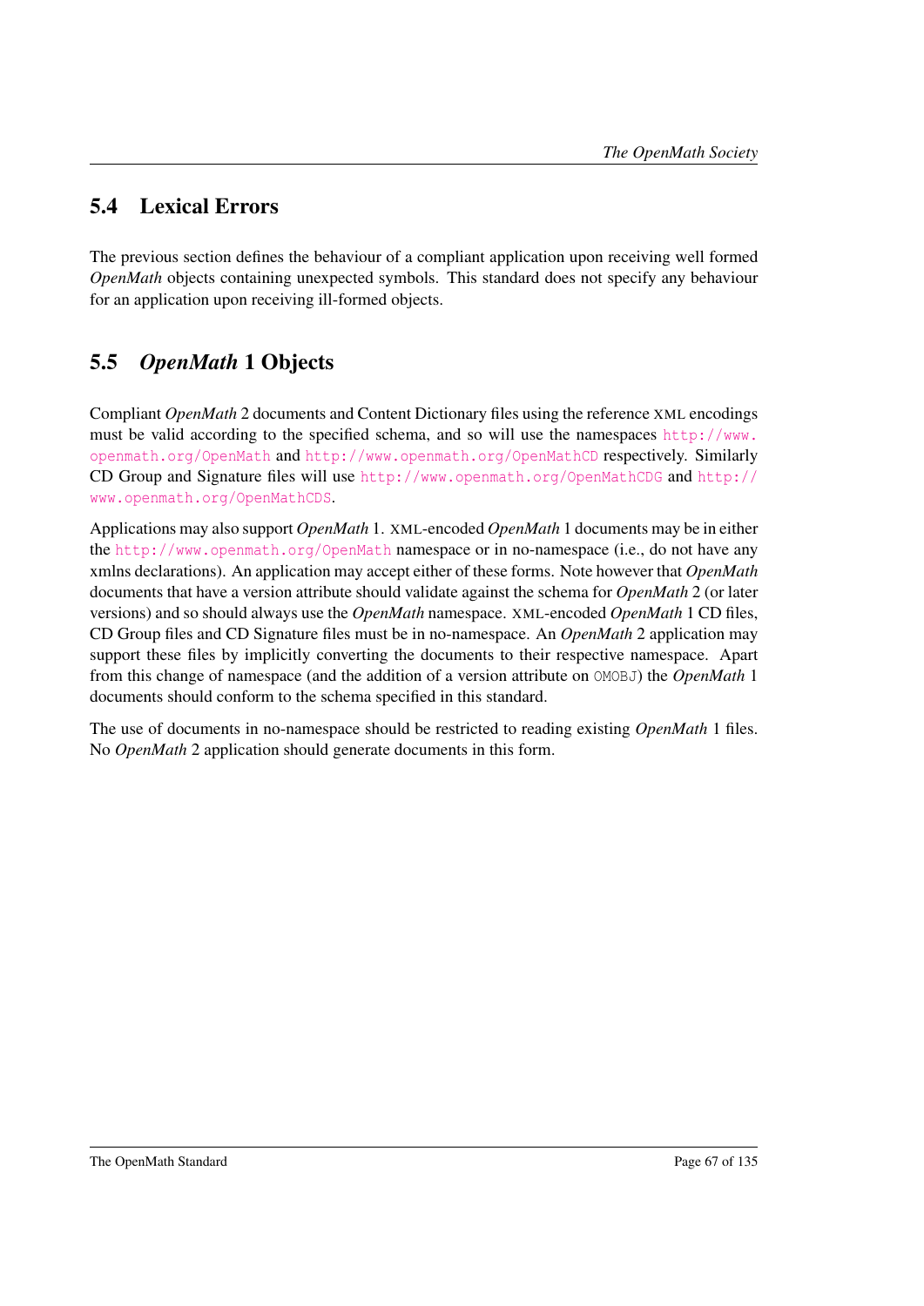## 5.4 Lexical Errors

The previous section defines the behaviour of a compliant application upon receiving well formed *OpenMath* objects containing unexpected symbols. This standard does not specify any behaviour for an application upon receiving ill-formed objects.

## 5.5 *OpenMath* 1 Objects

Compliant *OpenMath* 2 documents and Content Dictionary files using the reference XML encodings must be valid according to the specified schema, and so will use the namespaces `http://www.openmath.org/OpenMath` and `http://www.openmath.org/OpenMathCD` respectively. Similarly CD Group and Signature files will use `http://www.openmath.org/OpenMathCDG` and `http://www.openmath.org/OpenMathCDS`.

Applications may also support *OpenMath* 1. XML-encoded *OpenMath* 1 documents may be in either the `http://www.openmath.org/OpenMath` namespace or in no-namespace (i.e., do not have any xmlns declarations). An application may accept either of these forms. Note however that *OpenMath* documents that have a version attribute should validate against the schema for *OpenMath* 2 (or later versions) and so should always use the *OpenMath* namespace. XML-encoded *OpenMath* 1 CD files, CD Group files and CD Signature files must be in no-namespace. An *OpenMath* 2 application may support these files by implicitly converting the documents to their respective namespace. Apart from this change of namespace (and the addition of a version attribute on `OMOBJ`) the *OpenMath* 1 documents should conform to the schema specified in this standard.

The use of documents in no-namespace should be restricted to reading existing *OpenMath* 1 files. No *OpenMath* 2 application should generate documents in this form.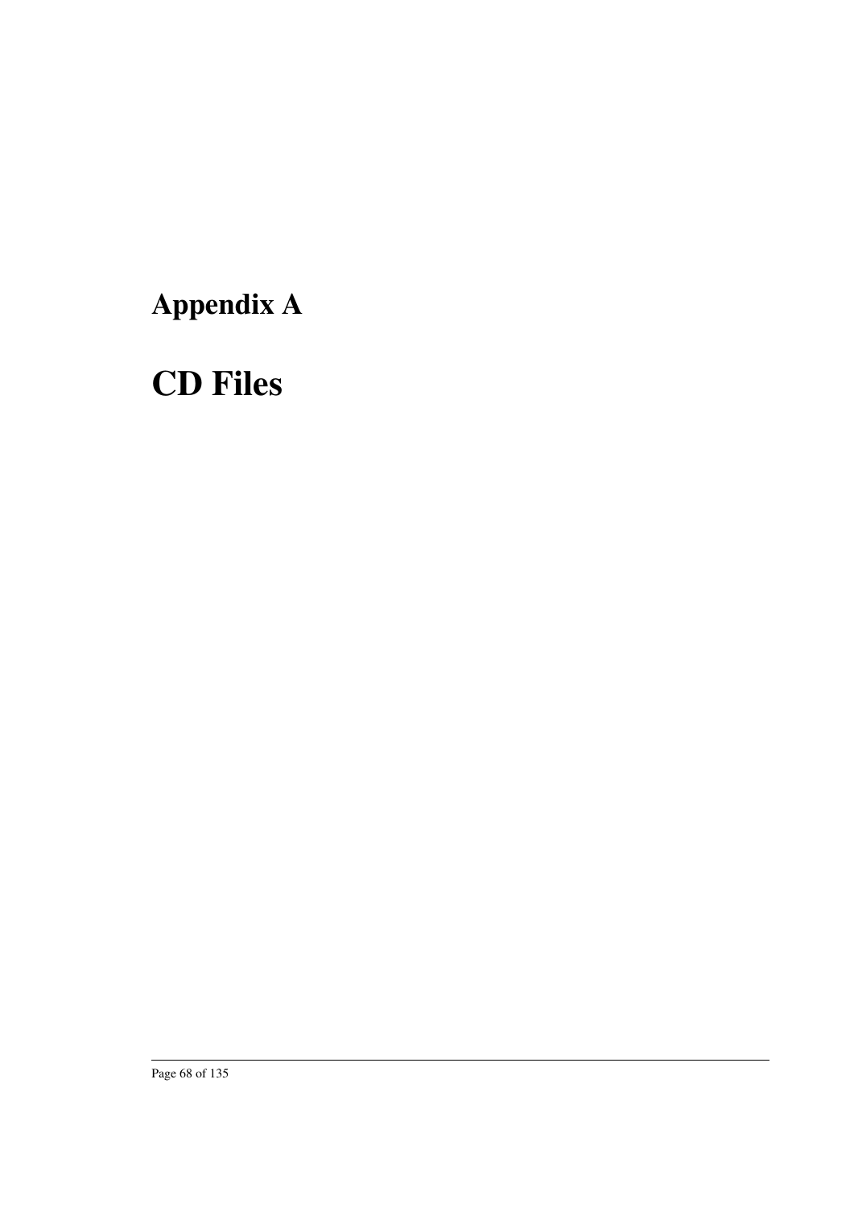# Appendix A

# CD Files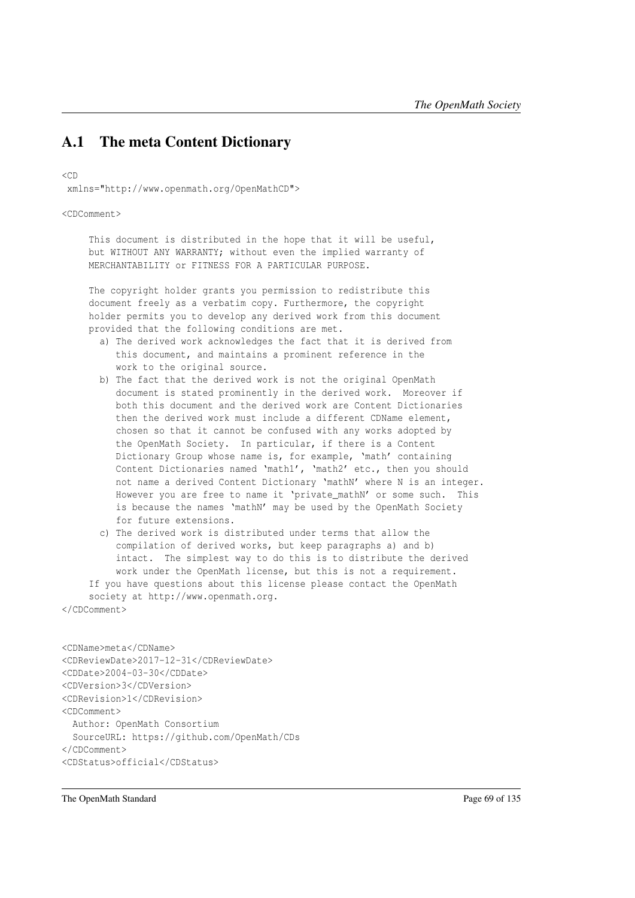## A.1 The meta Content Dictionary

```
<CD
 xmlns="http://www.openmath.org/OpenMathCD">

<CDComment>

     This document is distributed in the hope that it will be useful,
     but WITHOUT ANY WARRANTY; without even the implied warranty of
     MERCHANTABILITY or FITNESS FOR A PARTICULAR PURPOSE.

     The copyright holder grants you permission to redistribute this
     document freely as a verbatim copy. Furthermore, the copyright
     holder permits you to develop any derived work from this document
     provided that the following conditions are met.
       a) The derived work acknowledges the fact that it is derived from
          this document, and maintains a prominent reference in the
          work to the original source.
       b) The fact that the derived work is not the original OpenMath
          document is stated prominently in the derived work.  Moreover if
          both this document and the derived work are Content Dictionaries
          then the derived work must include a different CDName element,
          chosen so that it cannot be confused with any works adopted by
          the OpenMath Society.  In particular, if there is a Content
          Dictionary Group whose name is, for example, 'math' containing
          Content Dictionaries named 'math1', 'math2' etc., then you should
          not name a derived Content Dictionary 'mathN' where N is an integer.
          However you are free to name it 'private_mathN' or some such.  This
          is because the names 'mathN' may be used by the OpenMath Society
          for future extensions.
       c) The derived work is distributed under terms that allow the
          compilation of derived works, but keep paragraphs a) and b)
          intact.  The simplest way to do this is to distribute the derived
          work under the OpenMath license, but this is not a requirement.
     If you have questions about this license please contact the OpenMath
     society at http://www.openmath.org.
</CDComment>


<CDName>meta</CDName>
<CDReviewDate>2017-12-31</CDReviewDate>
<CDDate>2004-03-30</CDDate>
<CDVersion>3</CDVersion>
<CDRevision>1</CDRevision>
<CDComment>
  Author: OpenMath Consortium
  SourceURL: https://github.com/OpenMath/CDs
</CDComment>
<CDStatus>official</CDStatus>
```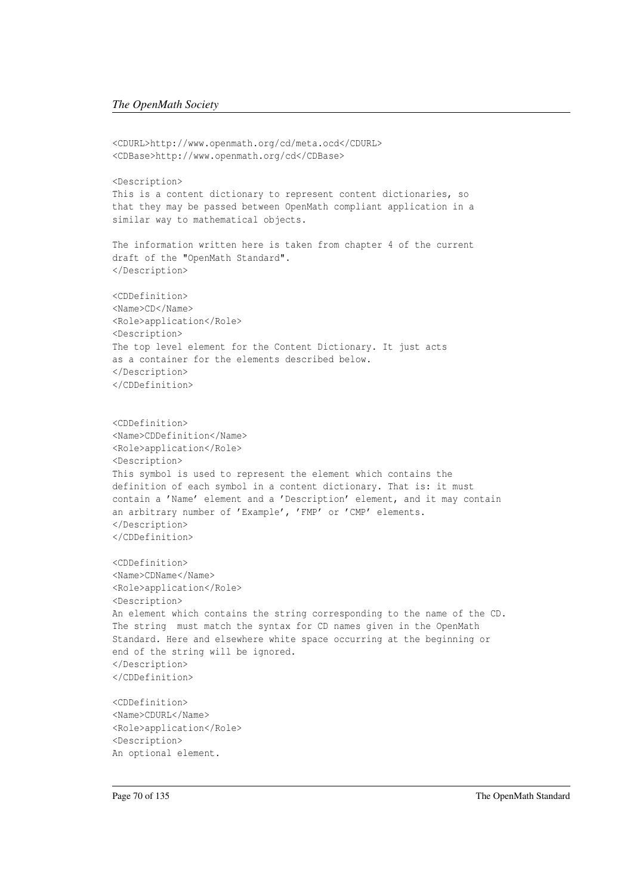```
<CDURL>http://www.openmath.org/cd/meta.ocd</CDURL>
<CDBase>http://www.openmath.org/cd</CDBase>

<Description>
This is a content dictionary to represent content dictionaries, so
that they may be passed between OpenMath compliant application in a
similar way to mathematical objects.

The information written here is taken from chapter 4 of the current
draft of the "OpenMath Standard".
</Description>

<CDDefinition>
<Name>CD</Name>
<Role>application</Role>
<Description>
The top level element for the Content Dictionary. It just acts
as a container for the elements described below.
</Description>
</CDDefinition>


<CDDefinition>
<Name>CDDefinition</Name>
<Role>application</Role>
<Description>
This symbol is used to represent the element which contains the
definition of each symbol in a content dictionary. That is: it must
contain a 'Name' element and a 'Description' element, and it may contain
an arbitrary number of 'Example', 'FMP' or 'CMP' elements.
</Description>
</CDDefinition>

<CDDefinition>
<Name>CDName</Name>
<Role>application</Role>
<Description>
An element which contains the string corresponding to the name of the CD.
The string  must match the syntax for CD names given in the OpenMath
Standard. Here and elsewhere white space occurring at the beginning or
end of the string will be ignored.
</Description>
</CDDefinition>

<CDDefinition>
<Name>CDURL</Name>
<Role>application</Role>
<Description>
An optional element.
```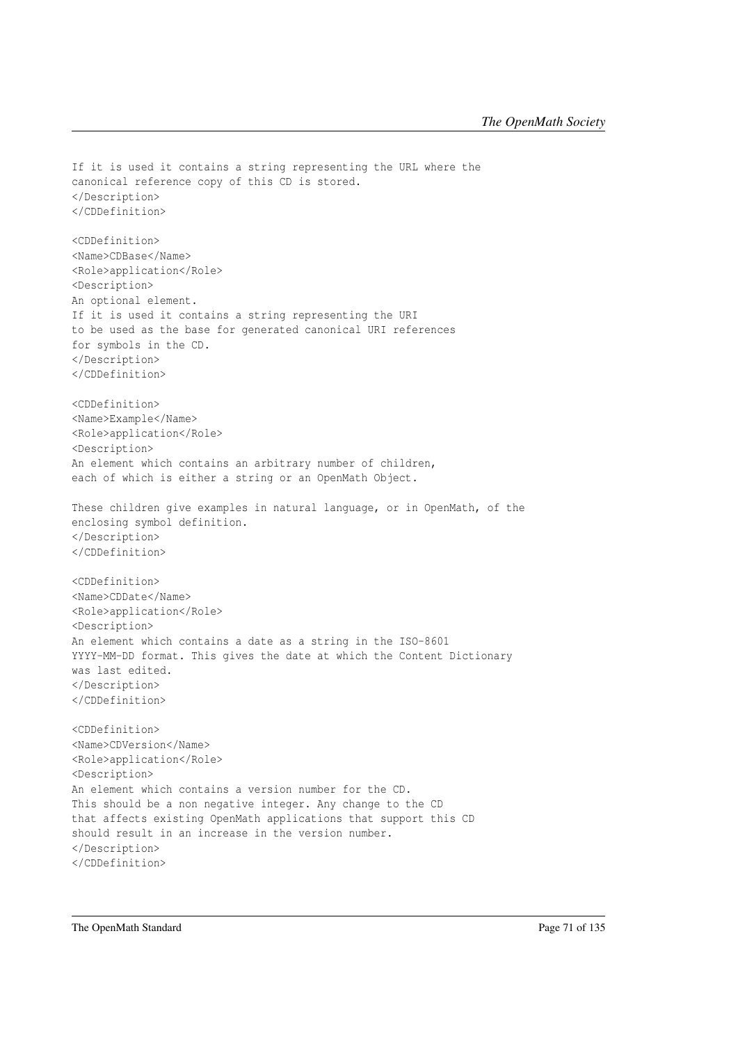```
If it is used it contains a string representing the URL where the
canonical reference copy of this CD is stored.
</Description>
</CDDefinition>

<CDDefinition>
<Name>CDBase</Name>
<Role>application</Role>
<Description>
An optional element.
If it is used it contains a string representing the URI
to be used as the base for generated canonical URI references
for symbols in the CD.
</Description>
</CDDefinition>

<CDDefinition>
<Name>Example</Name>
<Role>application</Role>
<Description>
An element which contains an arbitrary number of children,
each of which is either a string or an OpenMath Object.

These children give examples in natural language, or in OpenMath, of the
enclosing symbol definition.
</Description>
</CDDefinition>

<CDDefinition>
<Name>CDDate</Name>
<Role>application</Role>
<Description>
An element which contains a date as a string in the ISO-8601
YYYY-MM-DD format. This gives the date at which the Content Dictionary
was last edited.
</Description>
</CDDefinition>

<CDDefinition>
<Name>CDVersion</Name>
<Role>application</Role>
<Description>
An element which contains a version number for the CD.
This should be a non negative integer. Any change to the CD
that affects existing OpenMath applications that support this CD
should result in an increase in the version number.
</Description>
</CDDefinition>
```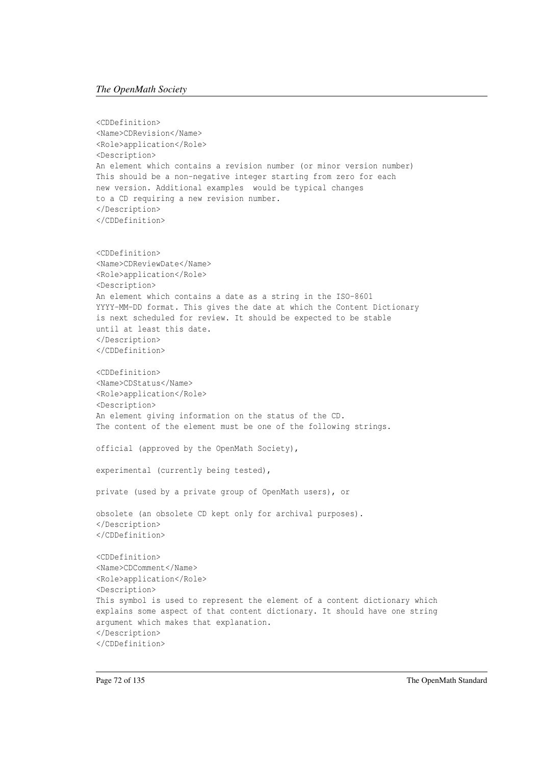```
<CDDefinition>
<Name>CDRevision</Name>
<Role>application</Role>
<Description>
An element which contains a revision number (or minor version number)
This should be a non-negative integer starting from zero for each
new version. Additional examples  would be typical changes
to a CD requiring a new revision number.
</Description>
</CDDefinition>


<CDDefinition>
<Name>CDReviewDate</Name>
<Role>application</Role>
<Description>
An element which contains a date as a string in the ISO-8601
YYYY-MM-DD format. This gives the date at which the Content Dictionary
is next scheduled for review. It should be expected to be stable
until at least this date.
</Description>
</CDDefinition>

<CDDefinition>
<Name>CDStatus</Name>
<Role>application</Role>
<Description>
An element giving information on the status of the CD.
The content of the element must be one of the following strings.

official (approved by the OpenMath Society),

experimental (currently being tested),

private (used by a private group of OpenMath users), or

obsolete (an obsolete CD kept only for archival purposes).
</Description>
</CDDefinition>

<CDDefinition>
<Name>CDComment</Name>
<Role>application</Role>
<Description>
This symbol is used to represent the element of a content dictionary which
explains some aspect of that content dictionary. It should have one string
argument which makes that explanation.
</Description>
</CDDefinition>
```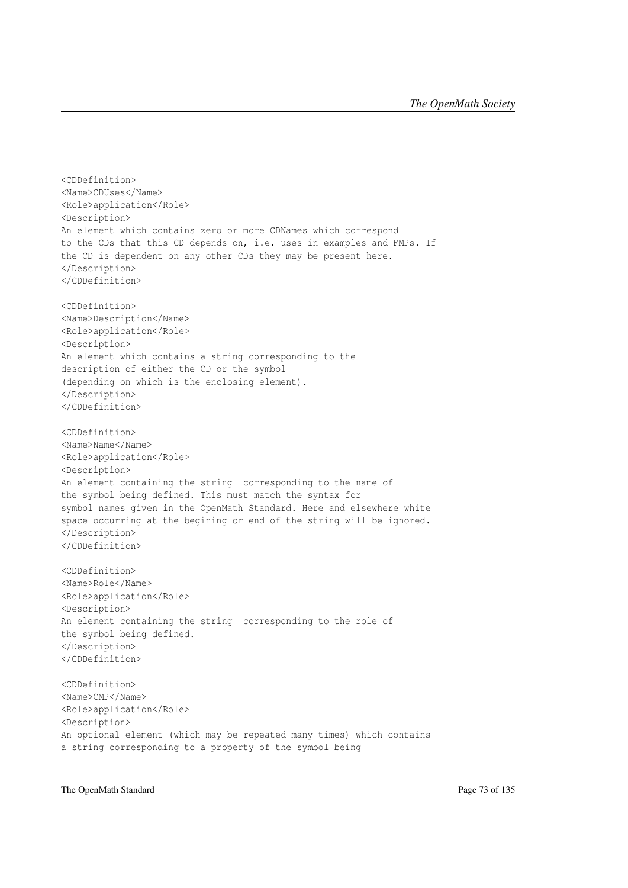```
<CDDefinition>
<Name>CDUses</Name>
<Role>application</Role>
<Description>
An element which contains zero or more CDNames which correspond
to the CDs that this CD depends on, i.e. uses in examples and FMPs. If
the CD is dependent on any other CDs they may be present here.
</Description>
</CDDefinition>

<CDDefinition>
<Name>Description</Name>
<Role>application</Role>
<Description>
An element which contains a string corresponding to the
description of either the CD or the symbol
(depending on which is the enclosing element).
</Description>
</CDDefinition>

<CDDefinition>
<Name>Name</Name>
<Role>application</Role>
<Description>
An element containing the string  corresponding to the name of
the symbol being defined. This must match the syntax for
symbol names given in the OpenMath Standard. Here and elsewhere white
space occurring at the begining or end of the string will be ignored.
</Description>
</CDDefinition>

<CDDefinition>
<Name>Role</Name>
<Role>application</Role>
<Description>
An element containing the string  corresponding to the role of
the symbol being defined.
</Description>
</CDDefinition>

<CDDefinition>
<Name>CMP</Name>
<Role>application</Role>
<Description>
An optional element (which may be repeated many times) which contains
a string corresponding to a property of the symbol being
```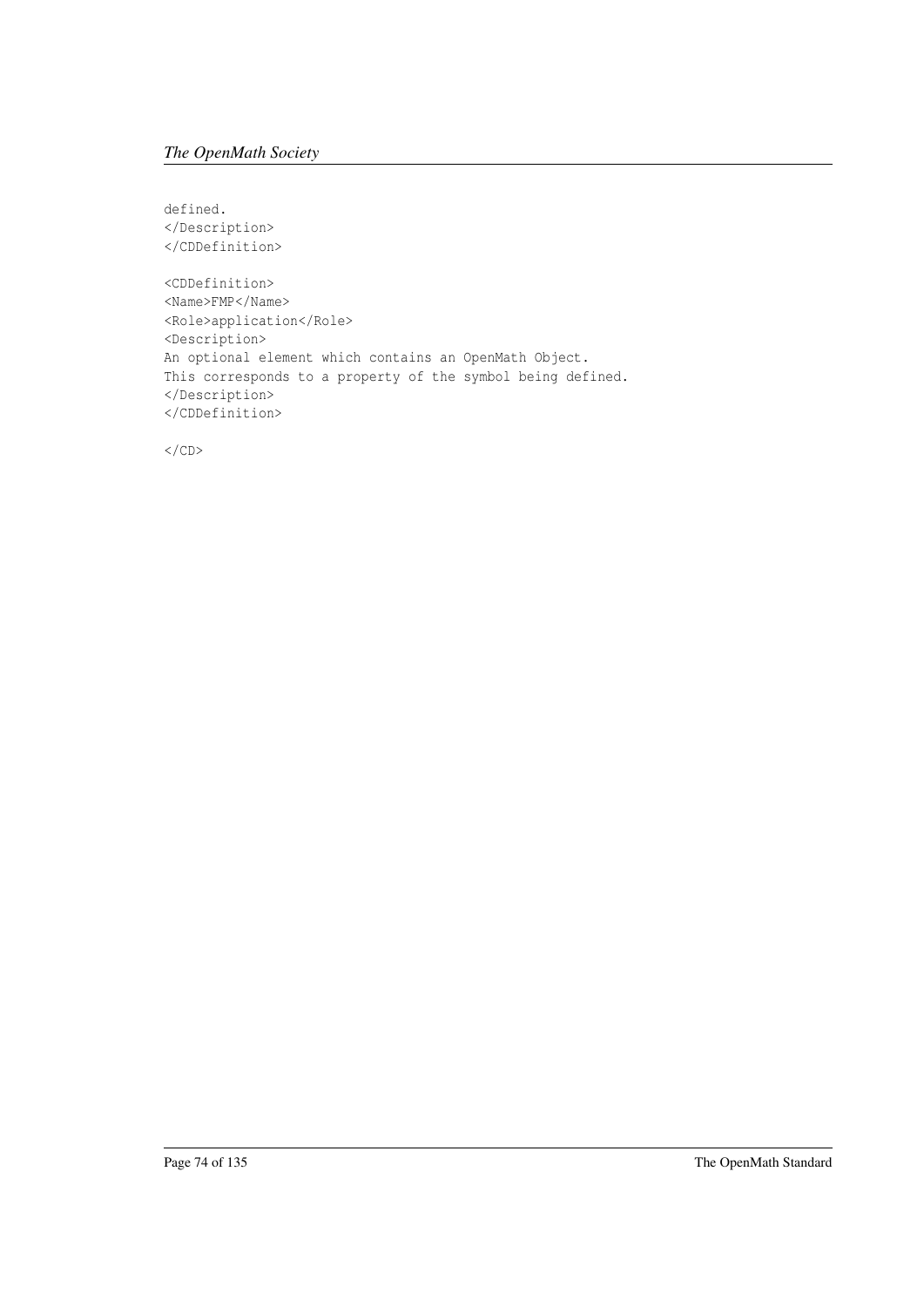```
defined.
</Description>
</CDDefinition>

<CDDefinition>
<Name>FMP</Name>
<Role>application</Role>
<Description>
An optional element which contains an OpenMath Object.
This corresponds to a property of the symbol being defined.
</Description>
</CDDefinition>

</CD>
```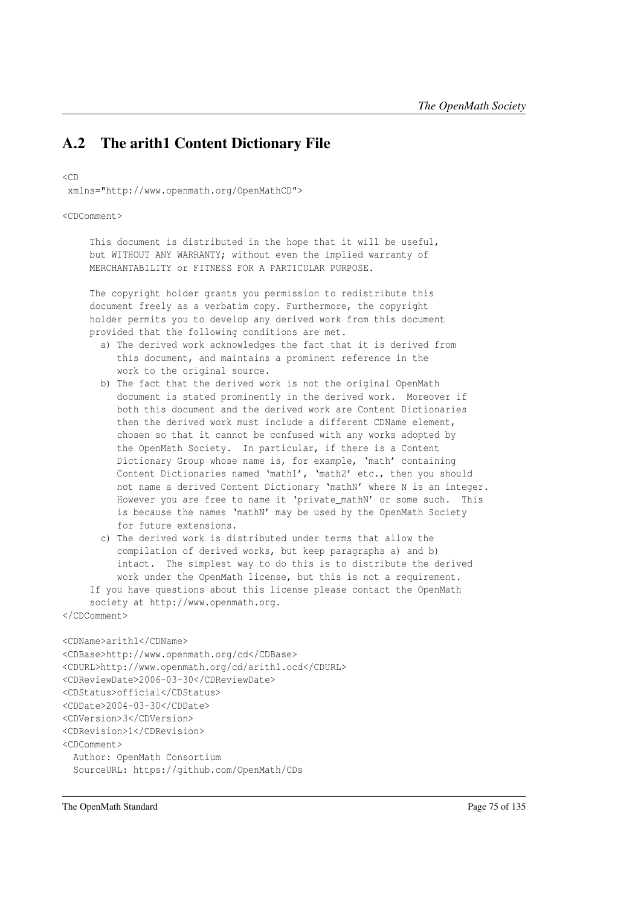## A.2 The arith1 Content Dictionary File

```
<CD
 xmlns="http://www.openmath.org/OpenMathCD">

<CDComment>

     This document is distributed in the hope that it will be useful,
     but WITHOUT ANY WARRANTY; without even the implied warranty of
     MERCHANTABILITY or FITNESS FOR A PARTICULAR PURPOSE.

     The copyright holder grants you permission to redistribute this
     document freely as a verbatim copy. Furthermore, the copyright
     holder permits you to develop any derived work from this document
     provided that the following conditions are met.
       a) The derived work acknowledges the fact that it is derived from
          this document, and maintains a prominent reference in the
          work to the original source.
       b) The fact that the derived work is not the original OpenMath
          document is stated prominently in the derived work.  Moreover if
          both this document and the derived work are Content Dictionaries
          then the derived work must include a different CDName element,
          chosen so that it cannot be confused with any works adopted by
          the OpenMath Society.  In particular, if there is a Content
          Dictionary Group whose name is, for example, 'math' containing
          Content Dictionaries named 'math1', 'math2' etc., then you should
          not name a derived Content Dictionary 'mathN' where N is an integer.
          However you are free to name it 'private_mathN' or some such.  This
          is because the names 'mathN' may be used by the OpenMath Society
          for future extensions.
       c) The derived work is distributed under terms that allow the
          compilation of derived works, but keep paragraphs a) and b)
          intact.  The simplest way to do this is to distribute the derived
          work under the OpenMath license, but this is not a requirement.
     If you have questions about this license please contact the OpenMath
     society at http://www.openmath.org.
</CDComment>

<CDName>arith1</CDName>
<CDBase>http://www.openmath.org/cd</CDBase>
<CDURL>http://www.openmath.org/cd/arith1.ocd</CDURL>
<CDReviewDate>2006-03-30</CDReviewDate>
<CDStatus>official</CDStatus>
<CDDate>2004-03-30</CDDate>
<CDVersion>3</CDVersion>
<CDRevision>1</CDRevision>
<CDComment>
  Author: OpenMath Consortium
  SourceURL: https://github.com/OpenMath/CDs
```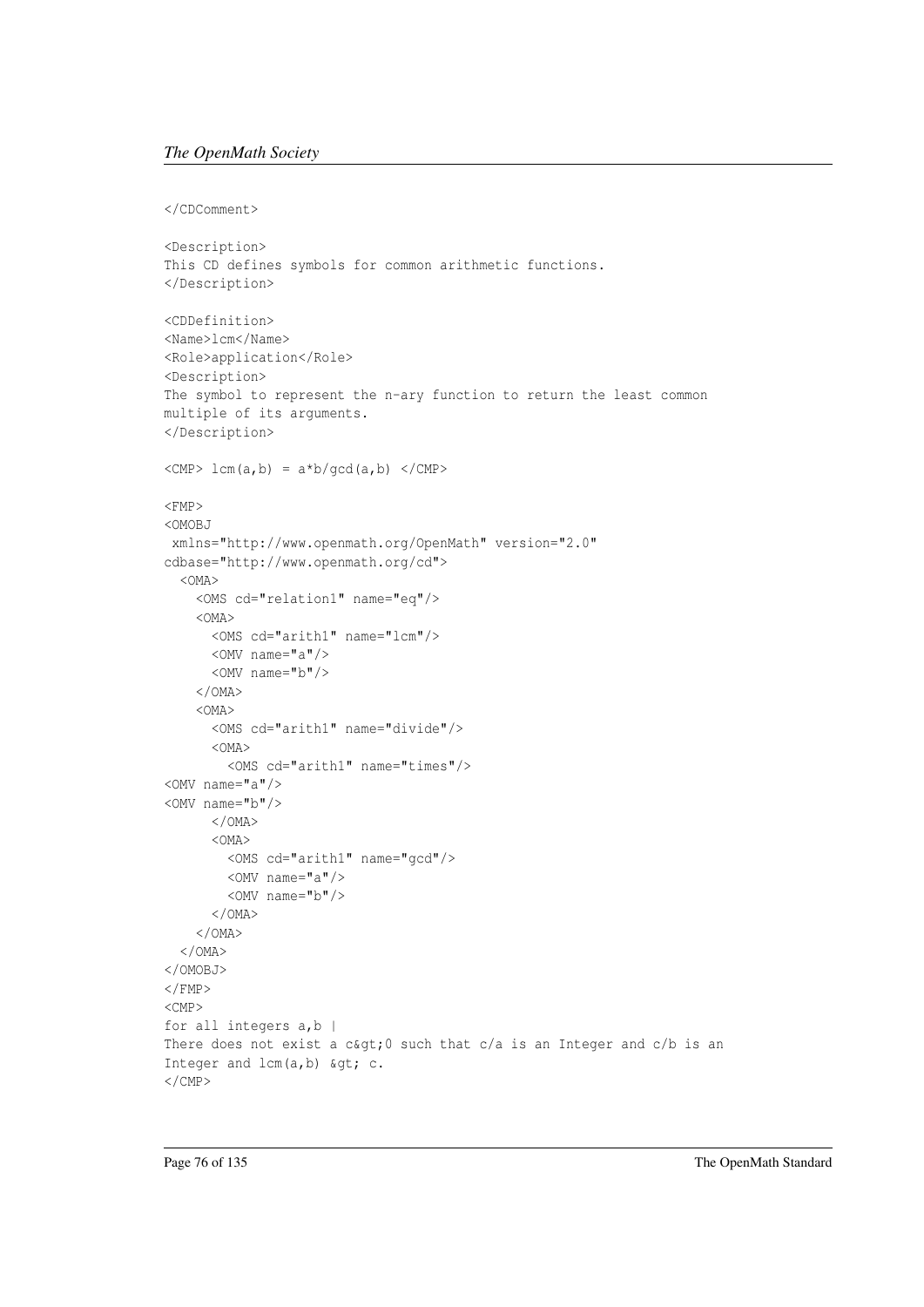```
</CDComment>

<Description>
This CD defines symbols for common arithmetic functions.
</Description>

<CDDefinition>
<Name>lcm</Name>
<Role>application</Role>
<Description>
The symbol to represent the n-ary function to return the least common
multiple of its arguments.
</Description>

<CMP> lcm(a,b) = a*b/gcd(a,b) </CMP>

<FMP>
<OMOBJ
 xmlns="http://www.openmath.org/OpenMath" version="2.0"
cdbase="http://www.openmath.org/cd">
  <OMA>
    <OMS cd="relation1" name="eq"/>
    <OMA>
      <OMS cd="arith1" name="lcm"/>
      <OMV name="a"/>
      <OMV name="b"/>
    </OMA>
    <OMA>
      <OMS cd="arith1" name="divide"/>
      <OMA>
        <OMS cd="arith1" name="times"/>
<OMV name="a"/>
<OMV name="b"/>
      </OMA>
      <OMA>
        <OMS cd="arith1" name="gcd"/>
        <OMV name="a"/>
        <OMV name="b"/>
      </OMA>
    </OMA>
  </OMA>
</OMOBJ>
</FMP>
<CMP>
for all integers a,b |
There does not exist a c&gt;0 such that c/a is an Integer and c/b is an
Integer and lcm(a,b) &gt; c.
</CMP>
```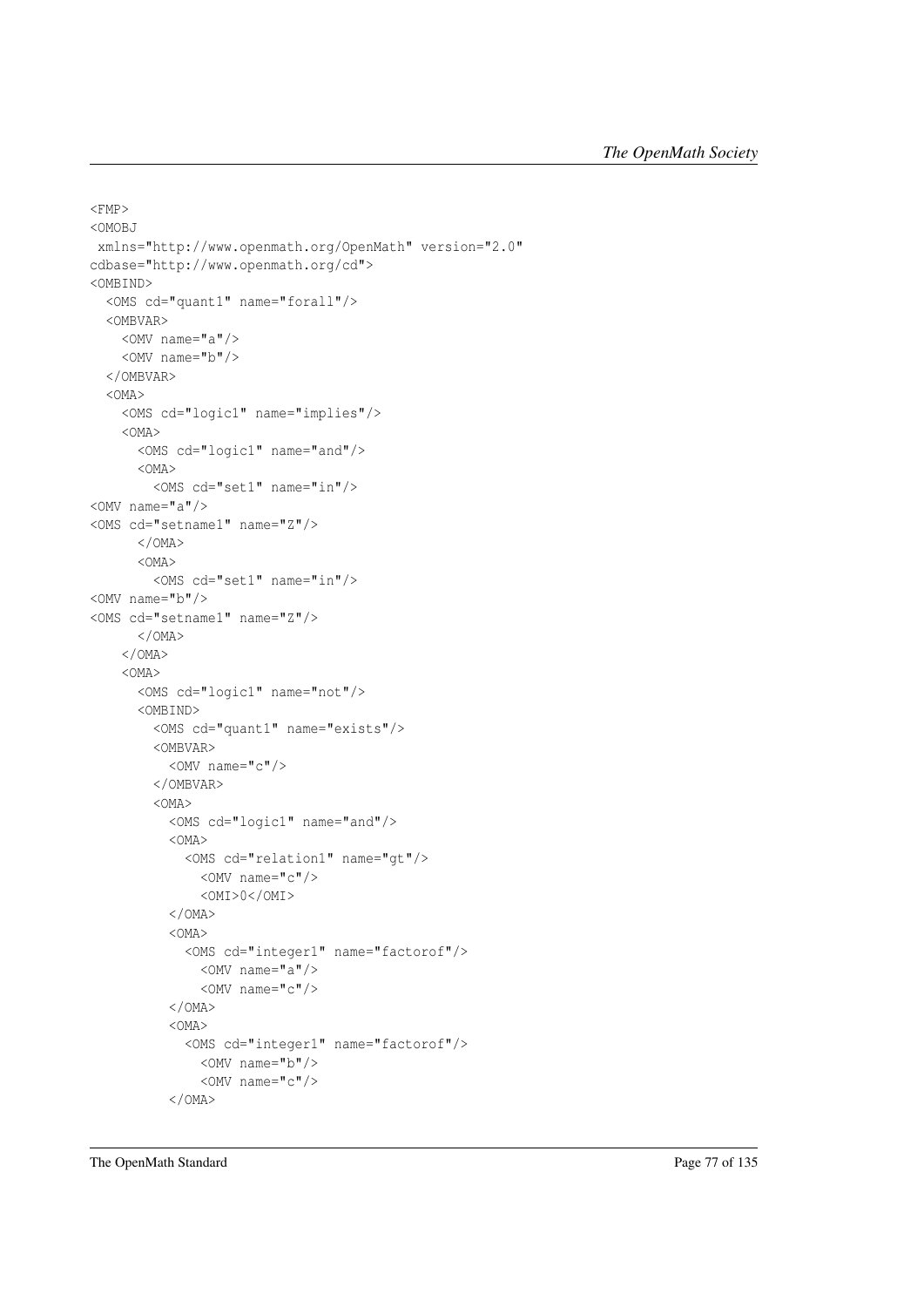```
<FMP>
<OMOBJ
 xmlns="http://www.openmath.org/OpenMath" version="2.0"
cdbase="http://www.openmath.org/cd">
<OMBIND>
  <OMS cd="quant1" name="forall"/>
  <OMBVAR>
    <OMV name="a"/>
    <OMV name="b"/>
  </OMBVAR>
  <OMA>
    <OMS cd="logic1" name="implies"/>
    <OMA>
      <OMS cd="logic1" name="and"/>
      <OMA>
        <OMS cd="set1" name="in"/>
<OMV name="a"/>
<OMS cd="setname1" name="Z"/>
      </OMA>
      <OMA>
        <OMS cd="set1" name="in"/>
<OMV name="b"/>
<OMS cd="setname1" name="Z"/>
      </OMA>
    </OMA>
    <OMA>
      <OMS cd="logic1" name="not"/>
      <OMBIND>
        <OMS cd="quant1" name="exists"/>
        <OMBVAR>
          <OMV name="c"/>
        </OMBVAR>
        <OMA>
          <OMS cd="logic1" name="and"/>
          <OMA>
            <OMS cd="relation1" name="gt"/>
              <OMV name="c"/>
              <OMI>0</OMI>
          </OMA>
          <OMA>
            <OMS cd="integer1" name="factorof"/>
              <OMV name="a"/>
              <OMV name="c"/>
          </OMA>
          <OMA>
            <OMS cd="integer1" name="factorof"/>
              <OMV name="b"/>
              <OMV name="c"/>
          </OMA>
```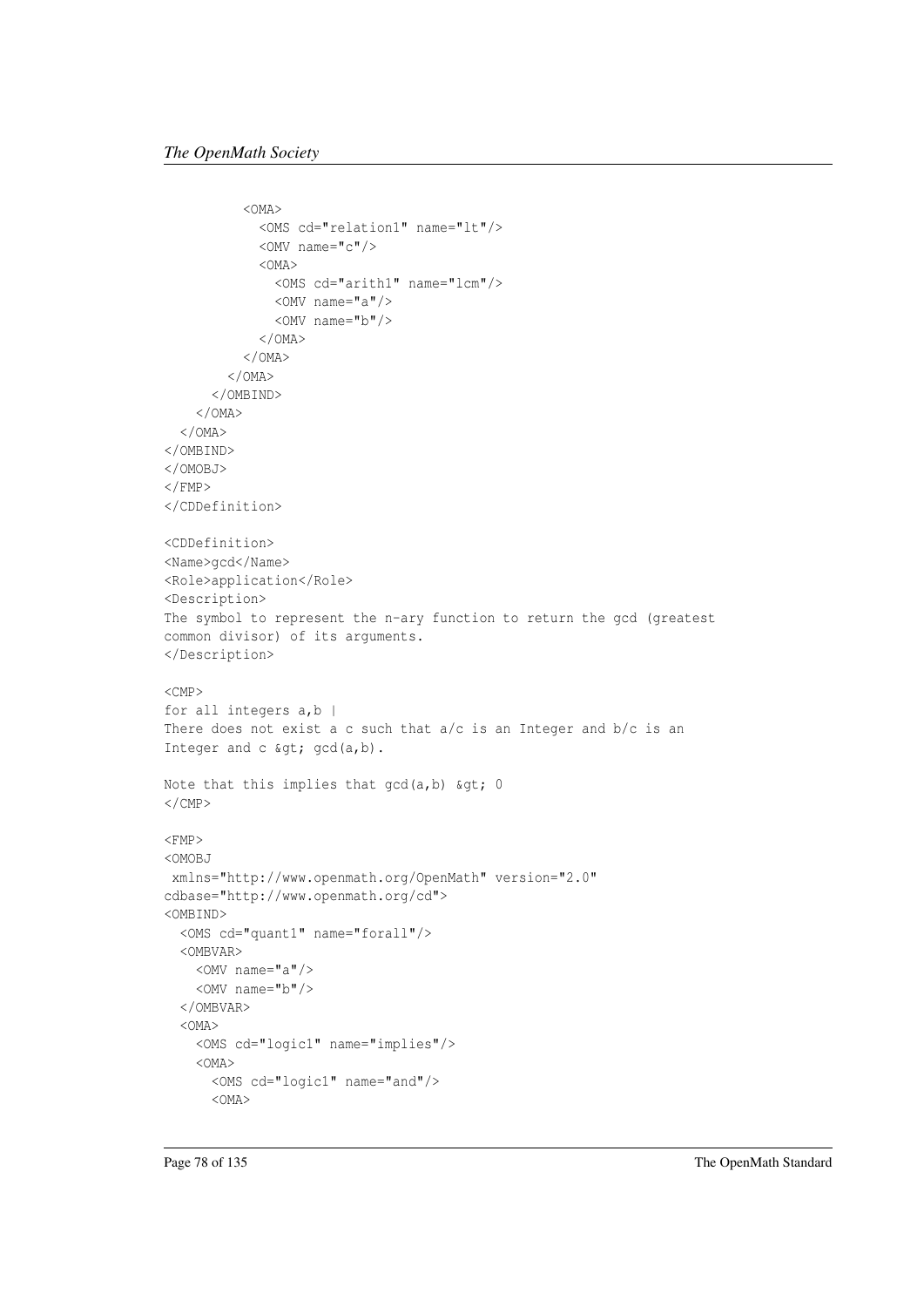```
          <OMA>
            <OMS cd="relation1" name="lt"/>
            <OMV name="c"/>
            <OMA>
              <OMS cd="arith1" name="lcm"/>
              <OMV name="a"/>
              <OMV name="b"/>
            </OMA>
          </OMA>
        </OMA>
      </OMBIND>
    </OMA>
  </OMA>
</OMBIND>
</OMOBJ>
</FMP>
</CDDefinition>

<CDDefinition>
<Name>gcd</Name>
<Role>application</Role>
<Description>
The symbol to represent the n-ary function to return the gcd (greatest
common divisor) of its arguments.
</Description>

<CMP>
for all integers a,b |
There does not exist a c such that a/c is an Integer and b/c is an
Integer and c &gt; gcd(a,b).

Note that this implies that gcd(a,b) &gt; 0
</CMP>

<FMP>
<OMOBJ
 xmlns="http://www.openmath.org/OpenMath" version="2.0"
cdbase="http://www.openmath.org/cd">
<OMBIND>
  <OMS cd="quant1" name="forall"/>
  <OMBVAR>
    <OMV name="a"/>
    <OMV name="b"/>
  </OMBVAR>
  <OMA>
    <OMS cd="logic1" name="implies"/>
    <OMA>
      <OMS cd="logic1" name="and"/>
      <OMA>
```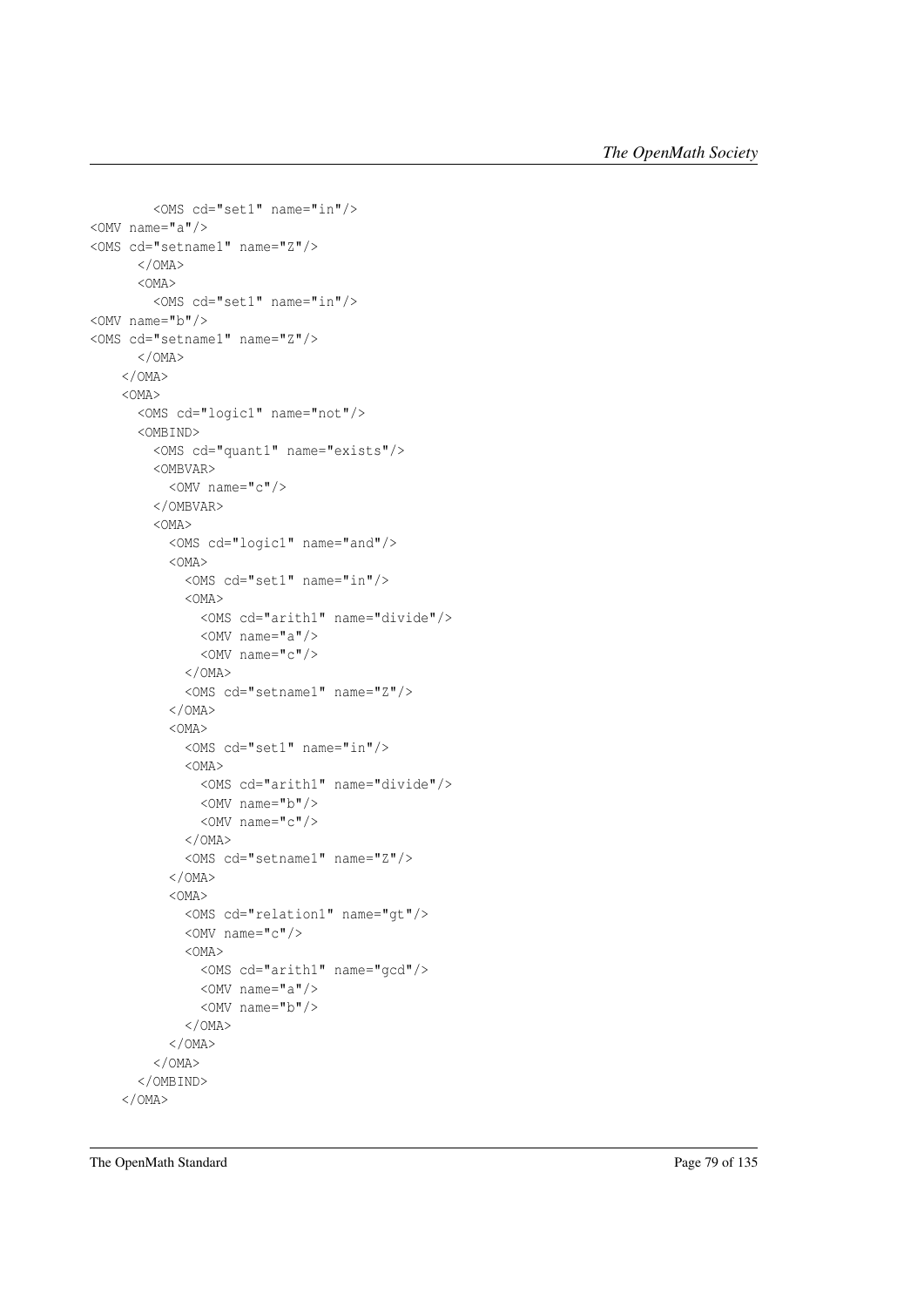```
        <OMS cd="set1" name="in"/>
<OMV name="a"/>
<OMS cd="setname1" name="Z"/>
      </OMA>
      <OMA>
        <OMS cd="set1" name="in"/>
<OMV name="b"/>
<OMS cd="setname1" name="Z"/>
      </OMA>
    </OMA>
    <OMA>
      <OMS cd="logic1" name="not"/>
      <OMBIND>
        <OMS cd="quant1" name="exists"/>
        <OMBVAR>
          <OMV name="c"/>
        </OMBVAR>
        <OMA>
          <OMS cd="logic1" name="and"/>
          <OMA>
            <OMS cd="set1" name="in"/>
            <OMA>
              <OMS cd="arith1" name="divide"/>
              <OMV name="a"/>
              <OMV name="c"/>
            </OMA>
            <OMS cd="setname1" name="Z"/>
          </OMA>
          <OMA>
            <OMS cd="set1" name="in"/>
            <OMA>
              <OMS cd="arith1" name="divide"/>
              <OMV name="b"/>
              <OMV name="c"/>
            </OMA>
            <OMS cd="setname1" name="Z"/>
          </OMA>
          <OMA>
            <OMS cd="relation1" name="gt"/>
            <OMV name="c"/>
            <OMA>
              <OMS cd="arith1" name="gcd"/>
              <OMV name="a"/>
              <OMV name="b"/>
            </OMA>
          </OMA>
        </OMA>
      </OMBIND>
    </OMA>
```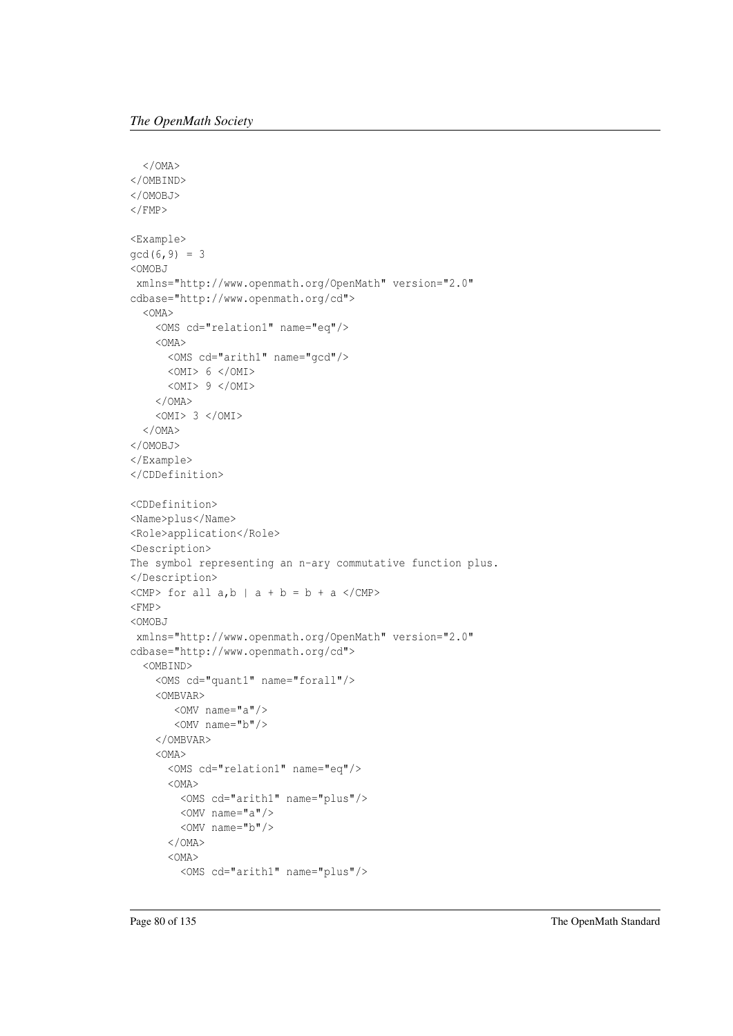```
  </OMA>
</OMBIND>
</OMOBJ>
</FMP>

<Example>
gcd(6,9) = 3
<OMOBJ
 xmlns="http://www.openmath.org/OpenMath" version="2.0"
cdbase="http://www.openmath.org/cd">
  <OMA>
    <OMS cd="relation1" name="eq"/>
    <OMA>
      <OMS cd="arith1" name="gcd"/>
      <OMI> 6 </OMI>
      <OMI> 9 </OMI>
    </OMA>
    <OMI> 3 </OMI>
  </OMA>
</OMOBJ>
</Example>
</CDDefinition>

<CDDefinition>
<Name>plus</Name>
<Role>application</Role>
<Description>
The symbol representing an n-ary commutative function plus.
</Description>
<CMP> for all a,b | a + b = b + a </CMP>
<FMP>
<OMOBJ
 xmlns="http://www.openmath.org/OpenMath" version="2.0"
cdbase="http://www.openmath.org/cd">
  <OMBIND>
    <OMS cd="quant1" name="forall"/>
    <OMBVAR>
       <OMV name="a"/>
       <OMV name="b"/>
    </OMBVAR>
    <OMA>
      <OMS cd="relation1" name="eq"/>
      <OMA>
        <OMS cd="arith1" name="plus"/>
        <OMV name="a"/>
        <OMV name="b"/>
      </OMA>
      <OMA>
        <OMS cd="arith1" name="plus"/>
```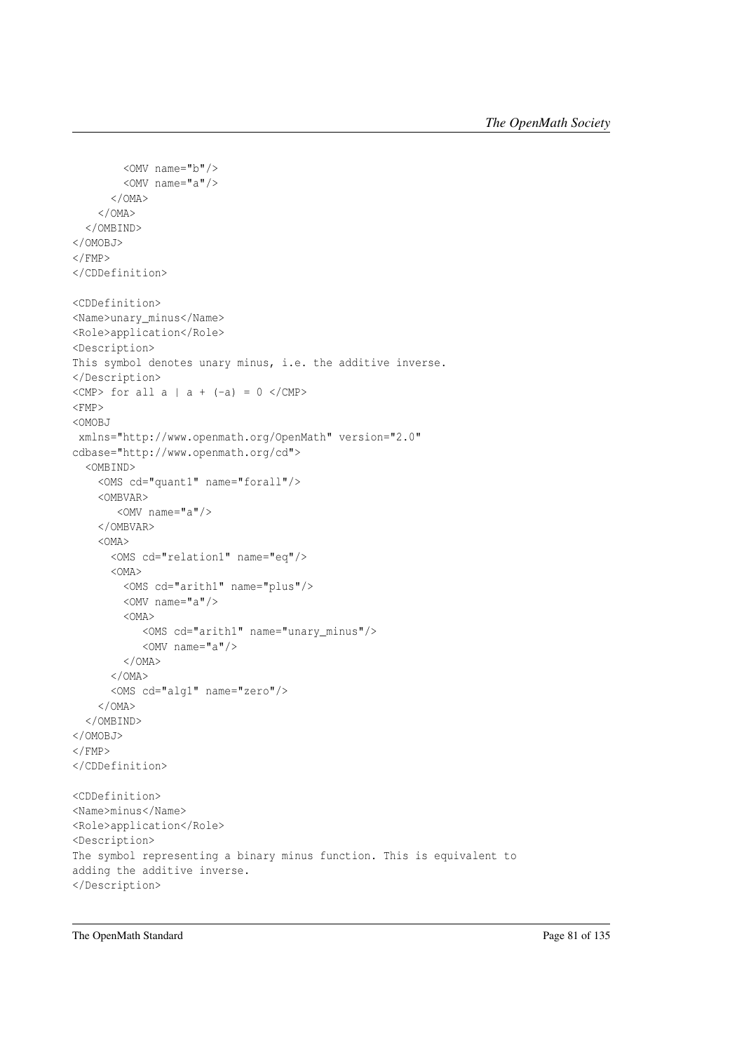```
        <OMV name="b"/>
        <OMV name="a"/>
      </OMA>
    </OMA>
  </OMBIND>
</OMOBJ>
</FMP>
</CDDefinition>

<CDDefinition>
<Name>unary_minus</Name>
<Role>application</Role>
<Description>
This symbol denotes unary minus, i.e. the additive inverse.
</Description>
<CMP> for all a | a + (-a) = 0 </CMP>
<FMP>
<OMOBJ
 xmlns="http://www.openmath.org/OpenMath" version="2.0"
cdbase="http://www.openmath.org/cd">
  <OMBIND>
    <OMS cd="quant1" name="forall"/>
    <OMBVAR>
       <OMV name="a"/>
    </OMBVAR>
    <OMA>
      <OMS cd="relation1" name="eq"/>
      <OMA>
        <OMS cd="arith1" name="plus"/>
        <OMV name="a"/>
        <OMA>
           <OMS cd="arith1" name="unary_minus"/>
           <OMV name="a"/>
        </OMA>
      </OMA>
      <OMS cd="alg1" name="zero"/>
    </OMA>
  </OMBIND>
</OMOBJ>
</FMP>
</CDDefinition>

<CDDefinition>
<Name>minus</Name>
<Role>application</Role>
<Description>
The symbol representing a binary minus function. This is equivalent to
adding the additive inverse.
</Description>
```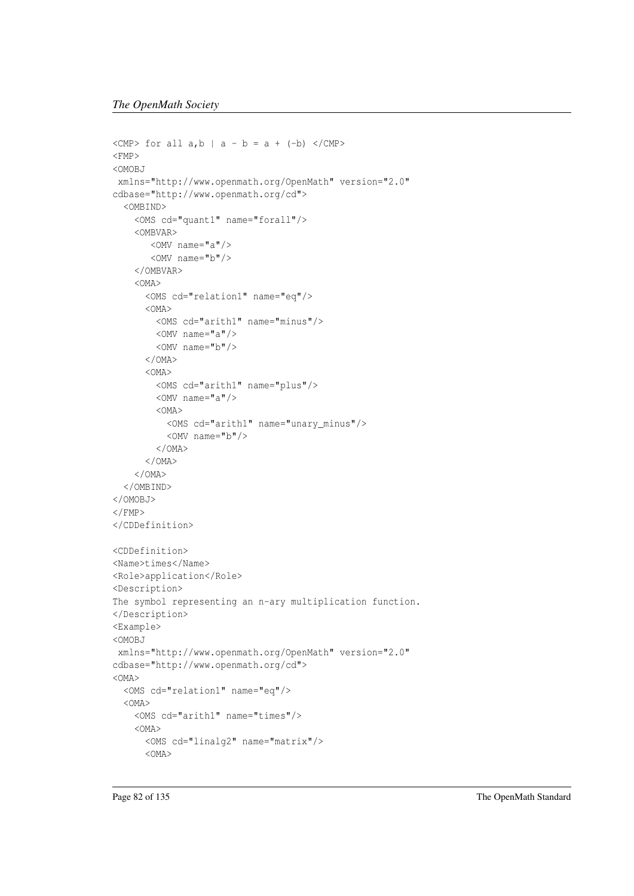```
<CMP> for all a,b | a - b = a + (-b) </CMP>
<FMP>
<OMOBJ
 xmlns="http://www.openmath.org/OpenMath" version="2.0"
cdbase="http://www.openmath.org/cd">
  <OMBIND>
    <OMS cd="quant1" name="forall"/>
    <OMBVAR>
       <OMV name="a"/>
       <OMV name="b"/>
    </OMBVAR>
    <OMA>
      <OMS cd="relation1" name="eq"/>
      <OMA>
        <OMS cd="arith1" name="minus"/>
        <OMV name="a"/>
        <OMV name="b"/>
      </OMA>
      <OMA>
        <OMS cd="arith1" name="plus"/>
        <OMV name="a"/>
        <OMA>
          <OMS cd="arith1" name="unary_minus"/>
          <OMV name="b"/>
        </OMA>
      </OMA>
    </OMA>
  </OMBIND>
</OMOBJ>
</FMP>
</CDDefinition>

<CDDefinition>
<Name>times</Name>
<Role>application</Role>
<Description>
The symbol representing an n-ary multiplication function.
</Description>
<Example>
<OMOBJ
 xmlns="http://www.openmath.org/OpenMath" version="2.0"
cdbase="http://www.openmath.org/cd">
<OMA>
  <OMS cd="relation1" name="eq"/>
  <OMA>
    <OMS cd="arith1" name="times"/>
    <OMA>
      <OMS cd="linalg2" name="matrix"/>
      <OMA>
```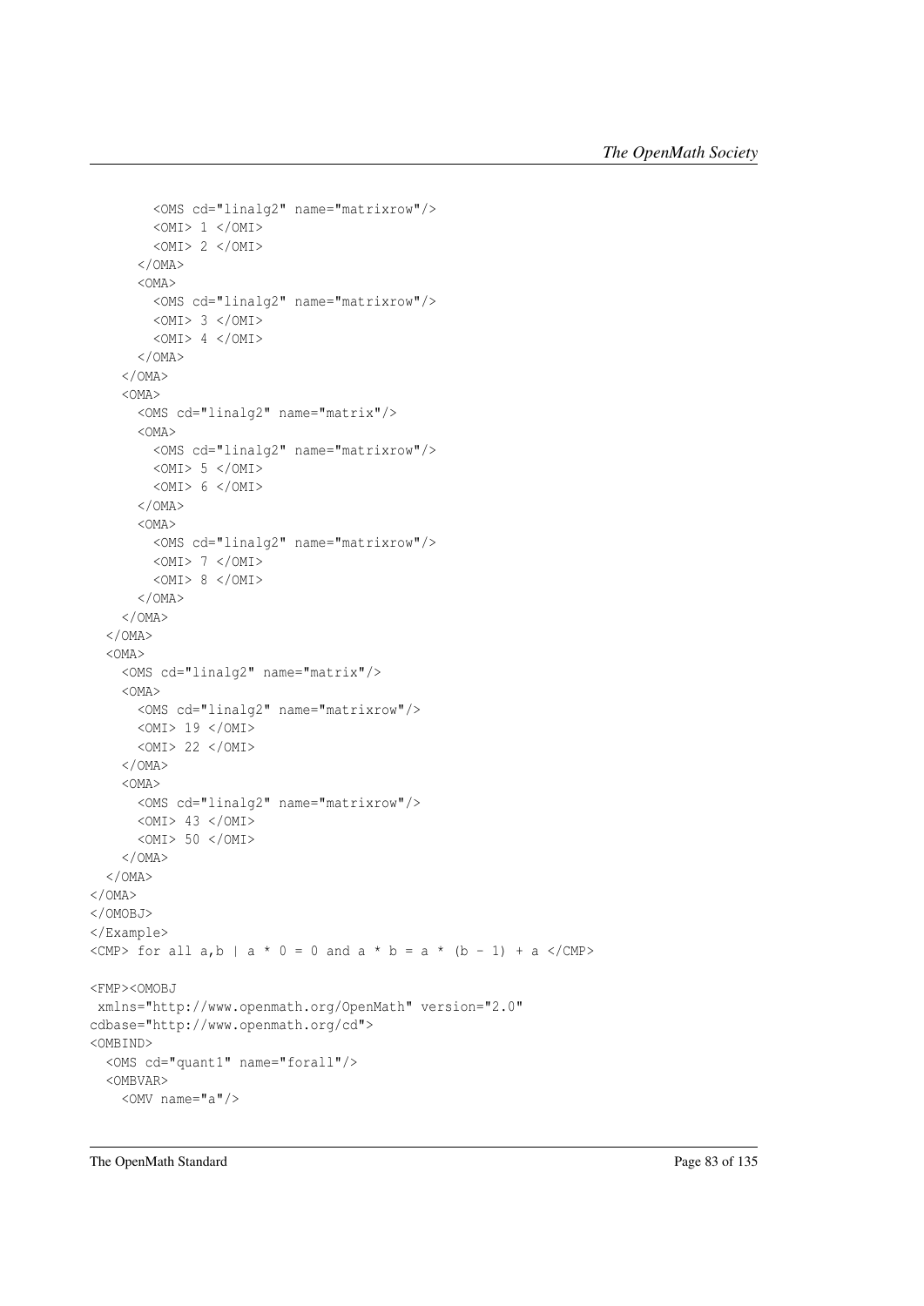```
        <OMS cd="linalg2" name="matrixrow"/>
        <OMI> 1 </OMI>
        <OMI> 2 </OMI>
      </OMA>
      <OMA>
        <OMS cd="linalg2" name="matrixrow"/>
        <OMI> 3 </OMI>
        <OMI> 4 </OMI>
      </OMA>
    </OMA>
    <OMA>
      <OMS cd="linalg2" name="matrix"/>
      <OMA>
        <OMS cd="linalg2" name="matrixrow"/>
        <OMI> 5 </OMI>
        <OMI> 6 </OMI>
      </OMA>
      <OMA>
        <OMS cd="linalg2" name="matrixrow"/>
        <OMI> 7 </OMI>
        <OMI> 8 </OMI>
      </OMA>
    </OMA>
  </OMA>
  <OMA>
    <OMS cd="linalg2" name="matrix"/>
    <OMA>
      <OMS cd="linalg2" name="matrixrow"/>
      <OMI> 19 </OMI>
      <OMI> 22 </OMI>
    </OMA>
    <OMA>
      <OMS cd="linalg2" name="matrixrow"/>
      <OMI> 43 </OMI>
      <OMI> 50 </OMI>
    </OMA>
  </OMA>
</OMA>
</OMOBJ>
</Example>
<CMP> for all a,b | a * 0 = 0 and a * b = a * (b - 1) + a </CMP>

<FMP><OMOBJ
 xmlns="http://www.openmath.org/OpenMath" version="2.0"
cdbase="http://www.openmath.org/cd">
<OMBIND>
  <OMS cd="quant1" name="forall"/>
  <OMBVAR>
    <OMV name="a"/>
```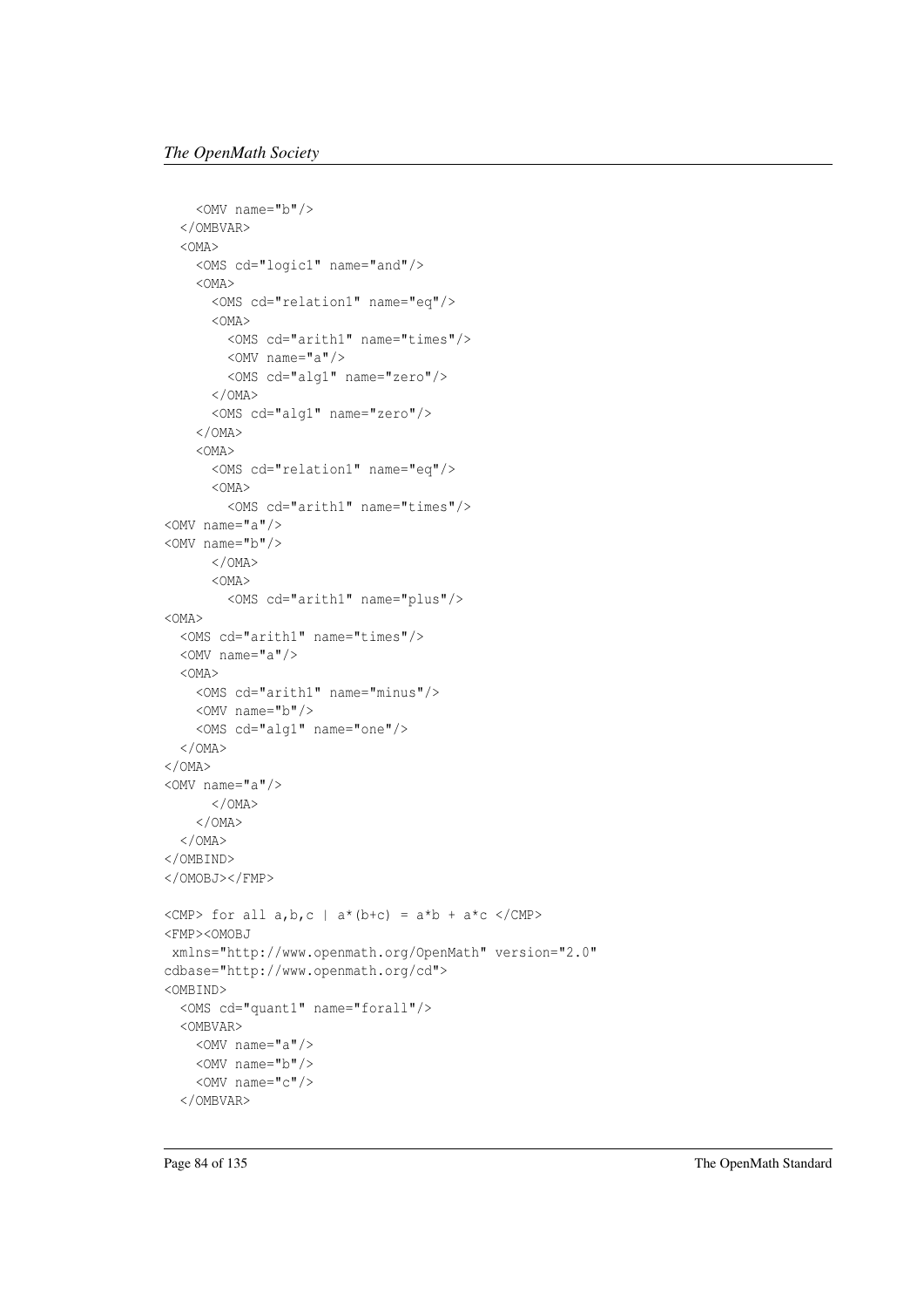```
    <OMV name="b"/>
  </OMBVAR>
  <OMA>
    <OMS cd="logic1" name="and"/>
    <OMA>
      <OMS cd="relation1" name="eq"/>
      <OMA>
        <OMS cd="arith1" name="times"/>
        <OMV name="a"/>
        <OMS cd="alg1" name="zero"/>
      </OMA>
      <OMS cd="alg1" name="zero"/>
    </OMA>
    <OMA>
      <OMS cd="relation1" name="eq"/>
      <OMA>
        <OMS cd="arith1" name="times"/>
<OMV name="a"/>
<OMV name="b"/>
      </OMA>
      <OMA>
        <OMS cd="arith1" name="plus"/>
<OMA>
  <OMS cd="arith1" name="times"/>
  <OMV name="a"/>
  <OMA>
    <OMS cd="arith1" name="minus"/>
    <OMV name="b"/>
    <OMS cd="alg1" name="one"/>
  </OMA>
</OMA>
<OMV name="a"/>
      </OMA>
    </OMA>
  </OMA>
</OMBIND>
</OMOBJ></FMP>

<CMP> for all a,b,c | a*(b+c) = a*b + a*c </CMP>
<FMP><OMOBJ
 xmlns="http://www.openmath.org/OpenMath" version="2.0"
cdbase="http://www.openmath.org/cd">
<OMBIND>
  <OMS cd="quant1" name="forall"/>
  <OMBVAR>
    <OMV name="a"/>
    <OMV name="b"/>
    <OMV name="c"/>
  </OMBVAR>
```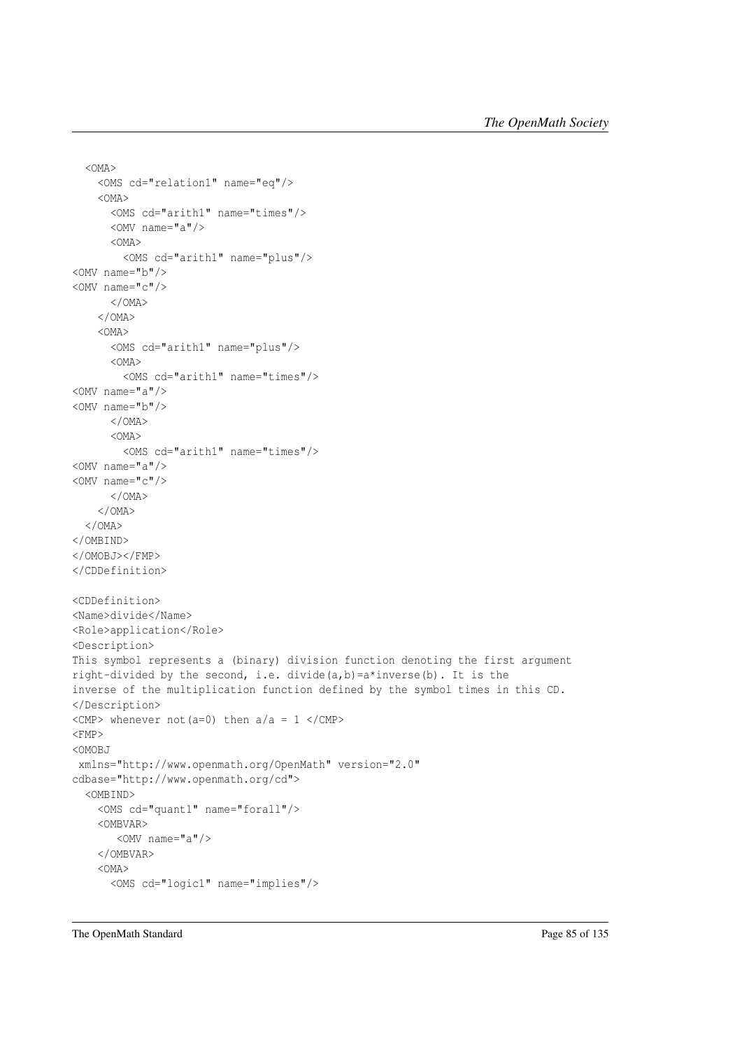```
  <OMA>
    <OMS cd="relation1" name="eq"/>
    <OMA>
      <OMS cd="arith1" name="times"/>
      <OMV name="a"/>
      <OMA>
        <OMS cd="arith1" name="plus"/>
<OMV name="b"/>
<OMV name="c"/>
      </OMA>
    </OMA>
    <OMA>
      <OMS cd="arith1" name="plus"/>
      <OMA>
        <OMS cd="arith1" name="times"/>
<OMV name="a"/>
<OMV name="b"/>
      </OMA>
      <OMA>
        <OMS cd="arith1" name="times"/>
<OMV name="a"/>
<OMV name="c"/>
      </OMA>
    </OMA>
  </OMA>
</OMBIND>
</OMOBJ></FMP>
</CDDefinition>

<CDDefinition>
<Name>divide</Name>
<Role>application</Role>
<Description>
This symbol represents a (binary) division function denoting the first argument
right-divided by the second, i.e. divide(a,b)=a*inverse(b). It is the
inverse of the multiplication function defined by the symbol times in this CD.
</Description>
<CMP> whenever not(a=0) then a/a = 1 </CMP>
<FMP>
<OMOBJ
 xmlns="http://www.openmath.org/OpenMath" version="2.0"
cdbase="http://www.openmath.org/cd">
  <OMBIND>
    <OMS cd="quant1" name="forall"/>
    <OMBVAR>
       <OMV name="a"/>
    </OMBVAR>
    <OMA>
      <OMS cd="logic1" name="implies"/>
```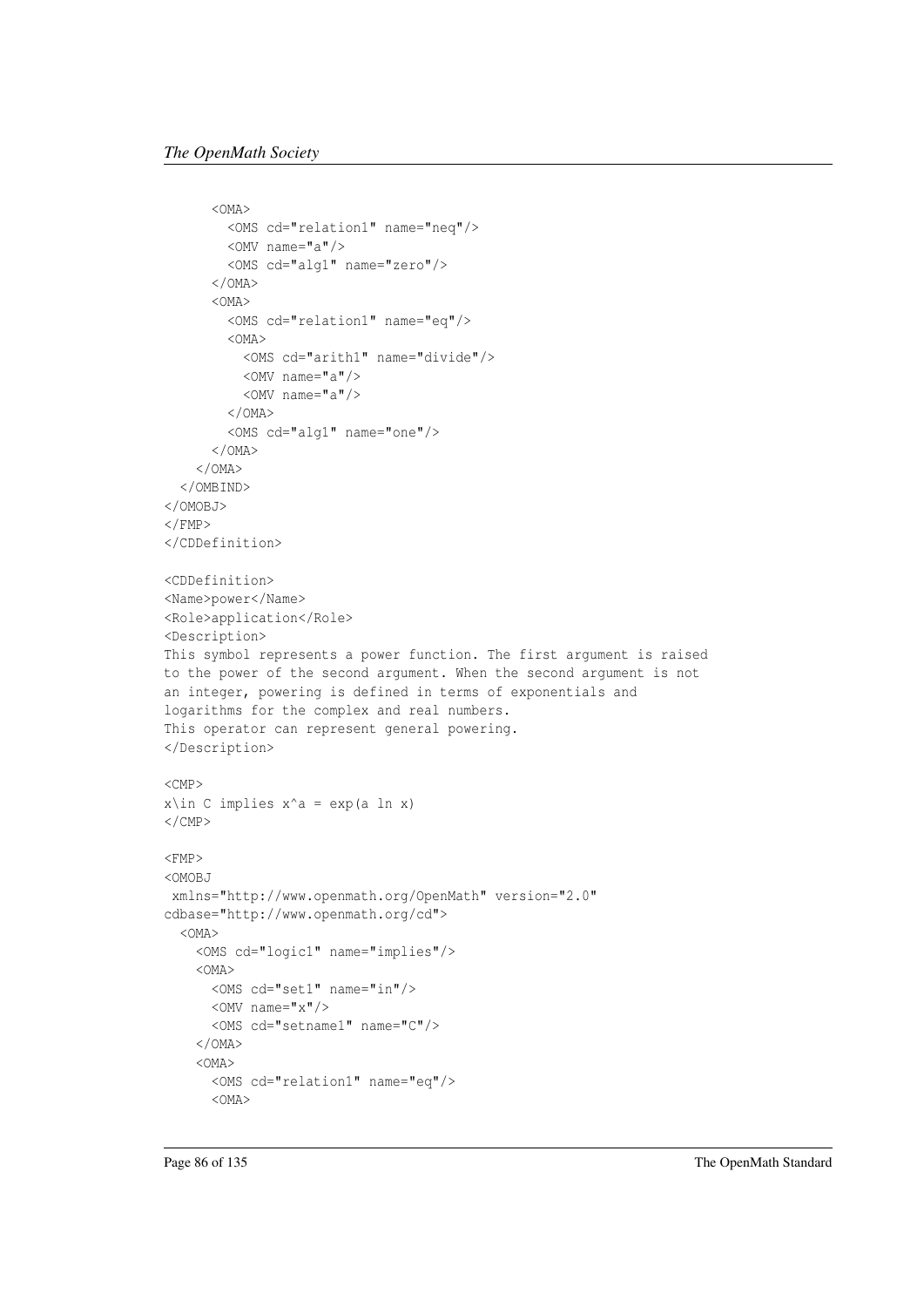```
      <OMA>
        <OMS cd="relation1" name="neq"/>
        <OMV name="a"/>
        <OMS cd="alg1" name="zero"/>
      </OMA>
      <OMA>
        <OMS cd="relation1" name="eq"/>
        <OMA>
          <OMS cd="arith1" name="divide"/>
          <OMV name="a"/>
          <OMV name="a"/>
        </OMA>
        <OMS cd="alg1" name="one"/>
      </OMA>
    </OMA>
  </OMBIND>
</OMOBJ>
</FMP>
</CDDefinition>

<CDDefinition>
<Name>power</Name>
<Role>application</Role>
<Description>
This symbol represents a power function. The first argument is raised
to the power of the second argument. When the second argument is not
an integer, powering is defined in terms of exponentials and
logarithms for the complex and real numbers.
This operator can represent general powering.
</Description>

<CMP>
x\in C implies x^a = exp(a ln x)
</CMP>

<FMP>
<OMOBJ
 xmlns="http://www.openmath.org/OpenMath" version="2.0"
cdbase="http://www.openmath.org/cd">
  <OMA>
    <OMS cd="logic1" name="implies"/>
    <OMA>
      <OMS cd="set1" name="in"/>
      <OMV name="x"/>
      <OMS cd="setname1" name="C"/>
    </OMA>
    <OMA>
      <OMS cd="relation1" name="eq"/>
      <OMA>
```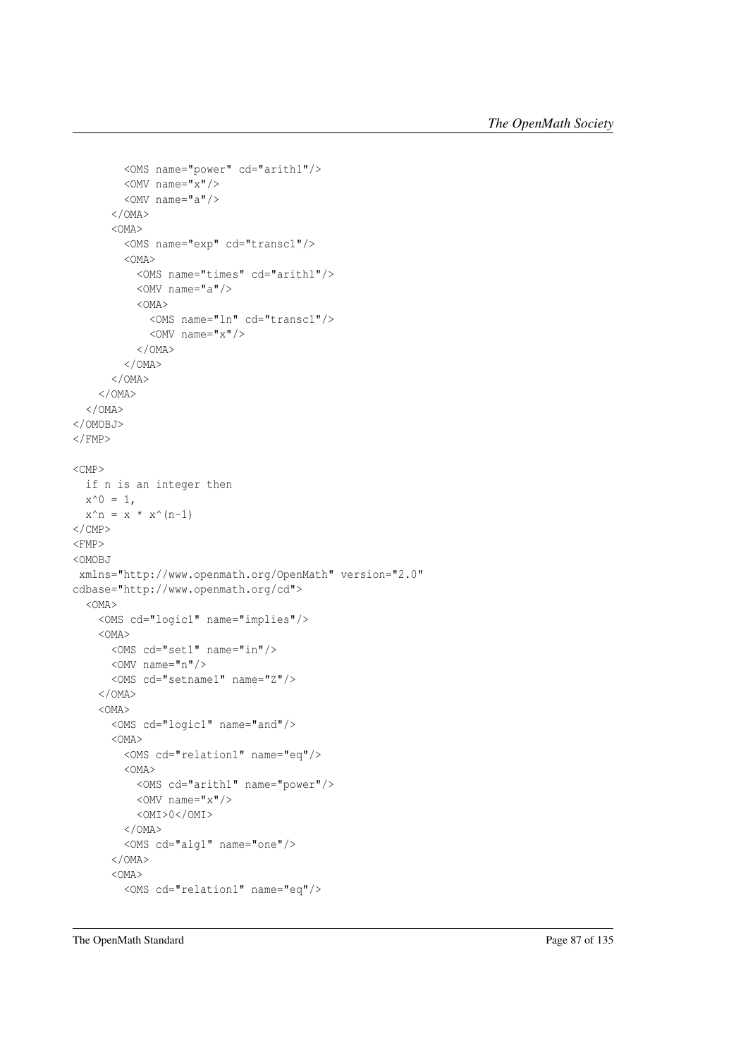```
        <OMS name="power" cd="arith1"/>
        <OMV name="x"/>
        <OMV name="a"/>
      </OMA>
      <OMA>
        <OMS name="exp" cd="transc1"/>
        <OMA>
          <OMS name="times" cd="arith1"/>
          <OMV name="a"/>
          <OMA>
            <OMS name="ln" cd="transc1"/>
            <OMV name="x"/>
          </OMA>
        </OMA>
      </OMA>
    </OMA>
  </OMA>
</OMOBJ>
</FMP>

<CMP>
  if n is an integer then
  x^0 = 1,
  x^n = x * x^(n-1)
</CMP>
<FMP>
<OMOBJ
 xmlns="http://www.openmath.org/OpenMath" version="2.0"
cdbase="http://www.openmath.org/cd">
  <OMA>
    <OMS cd="logic1" name="implies"/>
    <OMA>
      <OMS cd="set1" name="in"/>
      <OMV name="n"/>
      <OMS cd="setname1" name="Z"/>
    </OMA>
    <OMA>
      <OMS cd="logic1" name="and"/>
      <OMA>
        <OMS cd="relation1" name="eq"/>
        <OMA>
          <OMS cd="arith1" name="power"/>
          <OMV name="x"/>
          <OMI>0</OMI>
        </OMA>
        <OMS cd="alg1" name="one"/>
      </OMA>
      <OMA>
        <OMS cd="relation1" name="eq"/>
```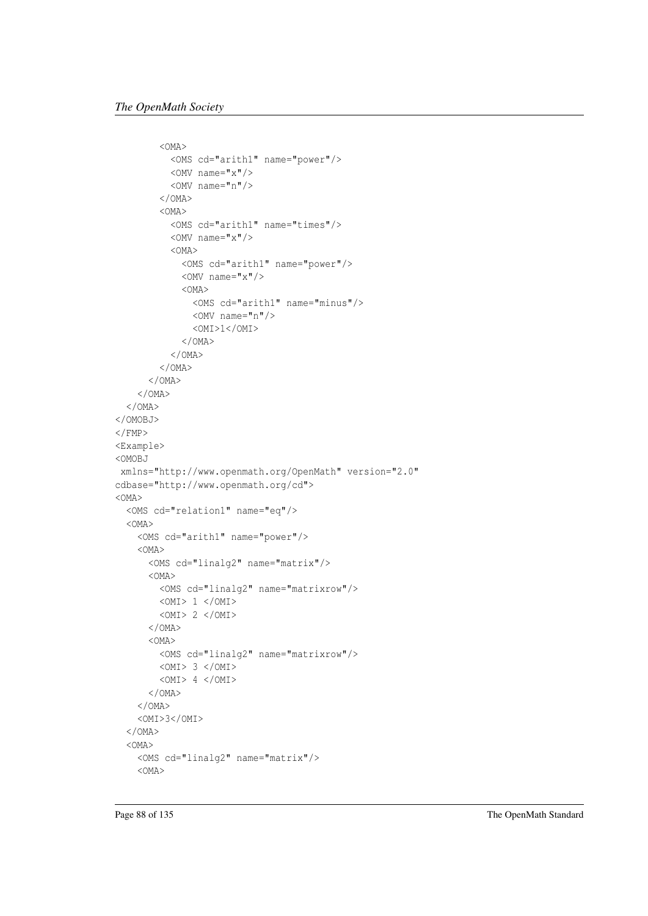```
        <OMA>
          <OMS cd="arith1" name="power"/>
          <OMV name="x"/>
          <OMV name="n"/>
        </OMA>
        <OMA>
          <OMS cd="arith1" name="times"/>
          <OMV name="x"/>
          <OMA>
            <OMS cd="arith1" name="power"/>
            <OMV name="x"/>
            <OMA>
              <OMS cd="arith1" name="minus"/>
              <OMV name="n"/>
              <OMI>1</OMI>
            </OMA>
          </OMA>
        </OMA>
      </OMA>
    </OMA>
  </OMA>
</OMOBJ>
</FMP>
<Example>
<OMOBJ
 xmlns="http://www.openmath.org/OpenMath" version="2.0"
cdbase="http://www.openmath.org/cd">
<OMA>
  <OMS cd="relation1" name="eq"/>
  <OMA>
    <OMS cd="arith1" name="power"/>
    <OMA>
      <OMS cd="linalg2" name="matrix"/>
      <OMA>
        <OMS cd="linalg2" name="matrixrow"/>
        <OMI> 1 </OMI>
        <OMI> 2 </OMI>
      </OMA>
      <OMA>
        <OMS cd="linalg2" name="matrixrow"/>
        <OMI> 3 </OMI>
        <OMI> 4 </OMI>
      </OMA>
    </OMA>
    <OMI>3</OMI>
  </OMA>
  <OMA>
    <OMS cd="linalg2" name="matrix"/>
    <OMA>
```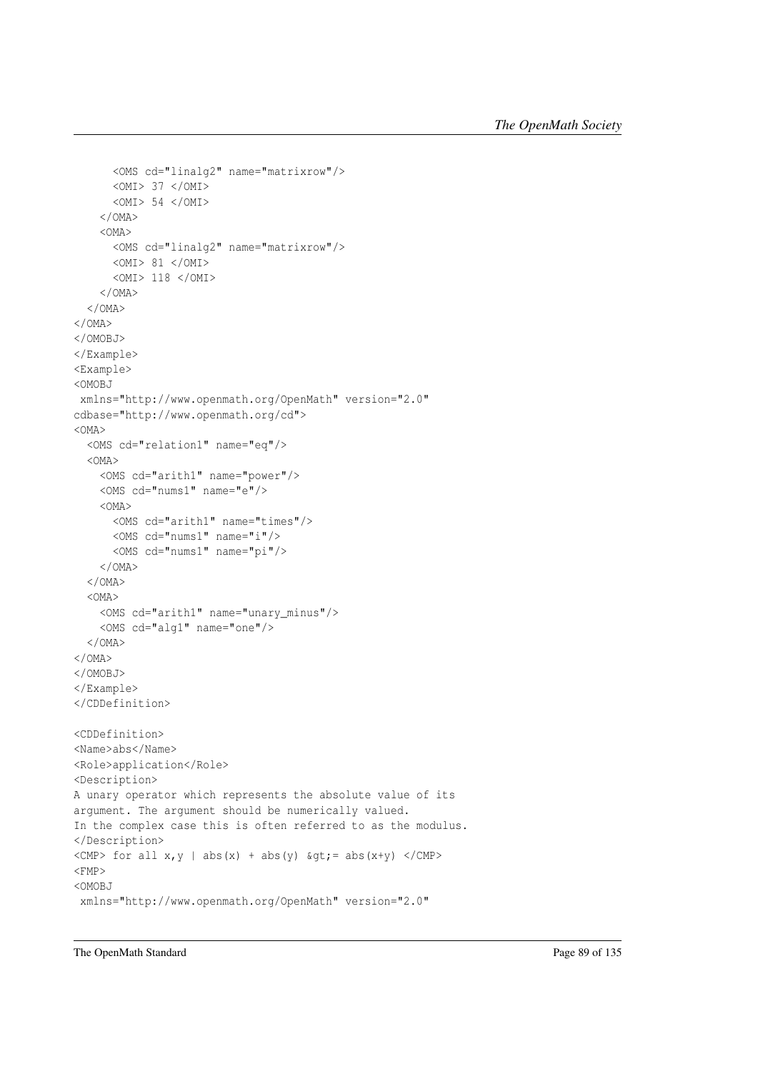```
      <OMS cd="linalg2" name="matrixrow"/>
      <OMI> 37 </OMI>
      <OMI> 54 </OMI>
    </OMA>
    <OMA>
      <OMS cd="linalg2" name="matrixrow"/>
      <OMI> 81 </OMI>
      <OMI> 118 </OMI>
    </OMA>
  </OMA>
</OMA>
</OMOBJ>
</Example>
<Example>
<OMOBJ
 xmlns="http://www.openmath.org/OpenMath" version="2.0"
cdbase="http://www.openmath.org/cd">
<OMA>
  <OMS cd="relation1" name="eq"/>
  <OMA>
    <OMS cd="arith1" name="power"/>
    <OMS cd="nums1" name="e"/>
    <OMA>
      <OMS cd="arith1" name="times"/>
      <OMS cd="nums1" name="i"/>
      <OMS cd="nums1" name="pi"/>
    </OMA>
  </OMA>
  <OMA>
    <OMS cd="arith1" name="unary_minus"/>
    <OMS cd="alg1" name="one"/>
  </OMA>
</OMA>
</OMOBJ>
</Example>
</CDDefinition>

<CDDefinition>
<Name>abs</Name>
<Role>application</Role>
<Description>
A unary operator which represents the absolute value of its
argument. The argument should be numerically valued.
In the complex case this is often referred to as the modulus.
</Description>
<CMP> for all x,y | abs(x) + abs(y) &gt;= abs(x+y) </CMP>
<FMP>
<OMOBJ
 xmlns="http://www.openmath.org/OpenMath" version="2.0"
```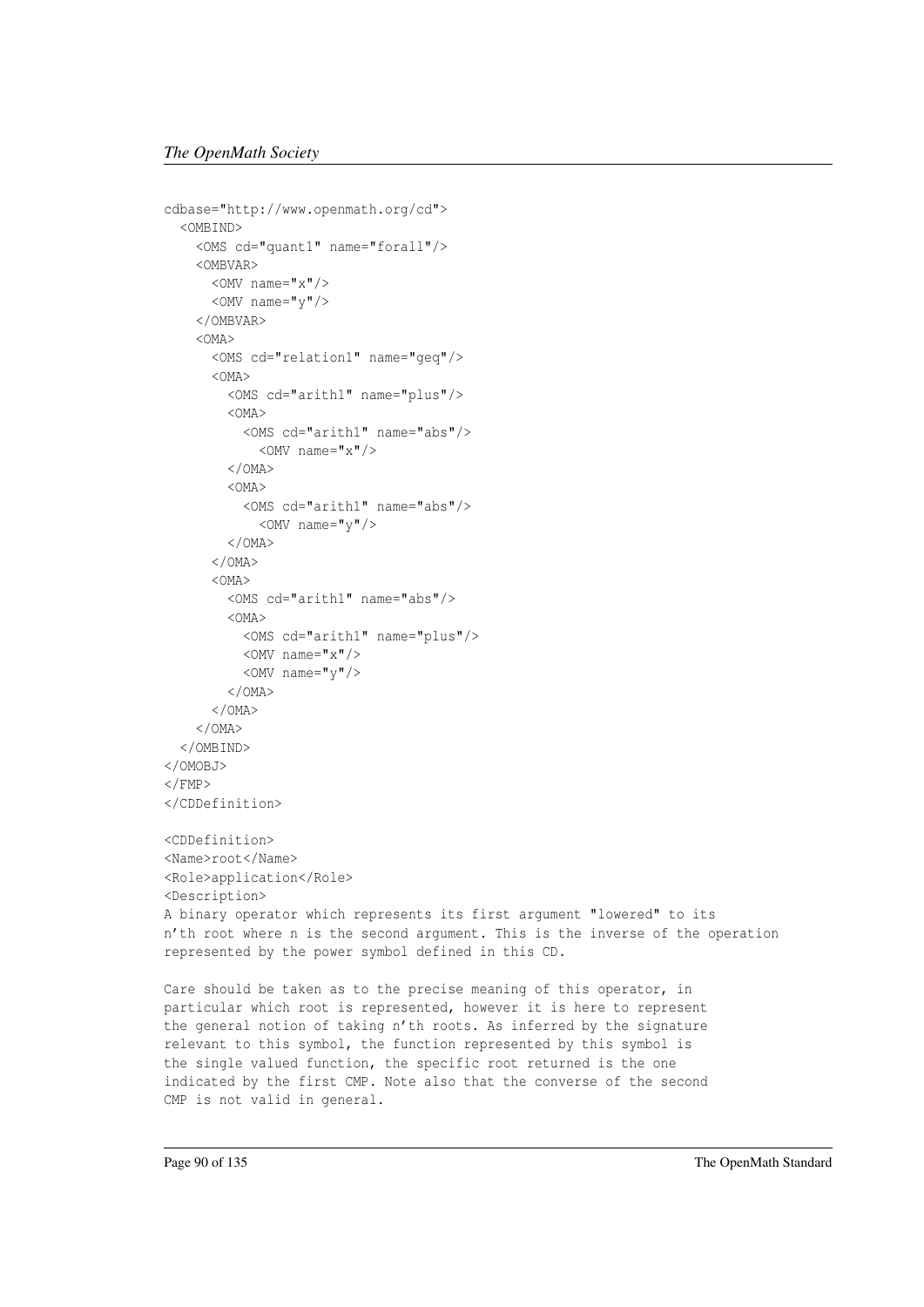```
cdbase="http://www.openmath.org/cd">
  <OMBIND>
    <OMS cd="quant1" name="forall"/>
    <OMBVAR>
      <OMV name="x"/>
      <OMV name="y"/>
    </OMBVAR>
    <OMA>
      <OMS cd="relation1" name="geq"/>
      <OMA>
        <OMS cd="arith1" name="plus"/>
        <OMA>
          <OMS cd="arith1" name="abs"/>
            <OMV name="x"/>
        </OMA>
        <OMA>
          <OMS cd="arith1" name="abs"/>
            <OMV name="y"/>
        </OMA>
      </OMA>
      <OMA>
        <OMS cd="arith1" name="abs"/>
        <OMA>
          <OMS cd="arith1" name="plus"/>
          <OMV name="x"/>
          <OMV name="y"/>
        </OMA>
      </OMA>
    </OMA>
  </OMBIND>
</OMOBJ>
</FMP>
</CDDefinition>

<CDDefinition>
<Name>root</Name>
<Role>application</Role>
<Description>
A binary operator which represents its first argument "lowered" to its
n'th root where n is the second argument. This is the inverse of the operation
represented by the power symbol defined in this CD.

Care should be taken as to the precise meaning of this operator, in
particular which root is represented, however it is here to represent
the general notion of taking n'th roots. As inferred by the signature
relevant to this symbol, the function represented by this symbol is
the single valued function, the specific root returned is the one
indicated by the first CMP. Note also that the converse of the second
CMP is not valid in general.
```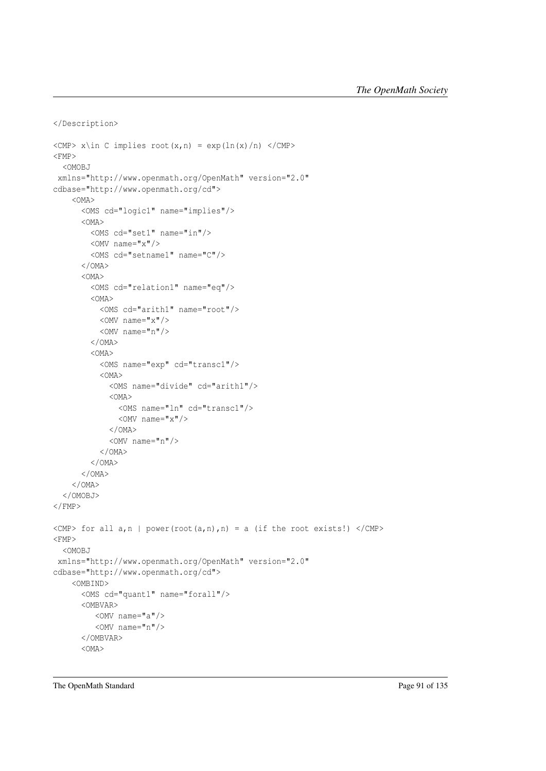```
</Description>

<CMP> x\in C implies root(x,n) = exp(ln(x)/n) </CMP>
<FMP>
  <OMOBJ
 xmlns="http://www.openmath.org/OpenMath" version="2.0"
cdbase="http://www.openmath.org/cd">
    <OMA>
      <OMS cd="logic1" name="implies"/>
      <OMA>
        <OMS cd="set1" name="in"/>
        <OMV name="x"/>
        <OMS cd="setname1" name="C"/>
      </OMA>
      <OMA>
        <OMS cd="relation1" name="eq"/>
        <OMA>
          <OMS cd="arith1" name="root"/>
          <OMV name="x"/>
          <OMV name="n"/>
        </OMA>
        <OMA>
          <OMS name="exp" cd="transc1"/>
          <OMA>
            <OMS name="divide" cd="arith1"/>
            <OMA>
              <OMS name="ln" cd="transc1"/>
              <OMV name="x"/>
            </OMA>
            <OMV name="n"/>
          </OMA>
        </OMA>
      </OMA>
    </OMA>
  </OMOBJ>
</FMP>

<CMP> for all a,n | power(root(a,n),n) = a (if the root exists!) </CMP>
<FMP>
  <OMOBJ
 xmlns="http://www.openmath.org/OpenMath" version="2.0"
cdbase="http://www.openmath.org/cd">
    <OMBIND>
      <OMS cd="quant1" name="forall"/>
      <OMBVAR>
         <OMV name="a"/>
         <OMV name="n"/>
      </OMBVAR>
      <OMA>
```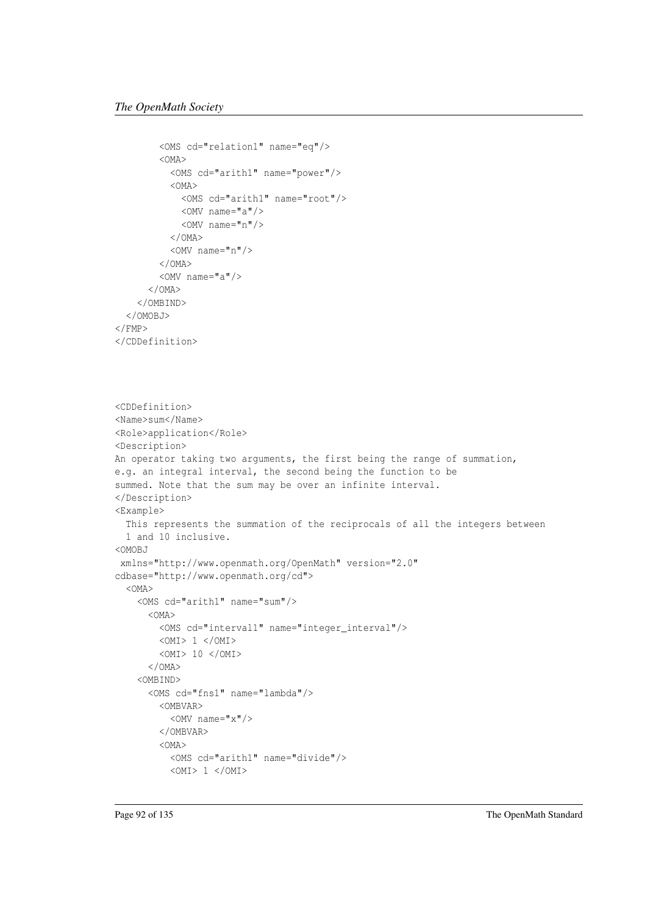```
        <OMS cd="relation1" name="eq"/>
        <OMA>
          <OMS cd="arith1" name="power"/>
          <OMA>
            <OMS cd="arith1" name="root"/>
            <OMV name="a"/>
            <OMV name="n"/>
          </OMA>
          <OMV name="n"/>
        </OMA>
        <OMV name="a"/>
      </OMA>
    </OMBIND>
  </OMOBJ>
</FMP>
</CDDefinition>
```

```
<CDDefinition>
<Name>sum</Name>
<Role>application</Role>
<Description>
An operator taking two arguments, the first being the range of summation,
e.g. an integral interval, the second being the function to be
summed. Note that the sum may be over an infinite interval.
</Description>
<Example>
  This represents the summation of the reciprocals of all the integers between
  1 and 10 inclusive.
<OMOBJ
 xmlns="http://www.openmath.org/OpenMath" version="2.0"
cdbase="http://www.openmath.org/cd">
  <OMA>
    <OMS cd="arith1" name="sum"/>
      <OMA>
        <OMS cd="interval1" name="integer_interval"/>
        <OMI> 1 </OMI>
        <OMI> 10 </OMI>
      </OMA>
    <OMBIND>
      <OMS cd="fns1" name="lambda"/>
        <OMBVAR>
          <OMV name="x"/>
        </OMBVAR>
        <OMA>
          <OMS cd="arith1" name="divide"/>
          <OMI> 1 </OMI>
```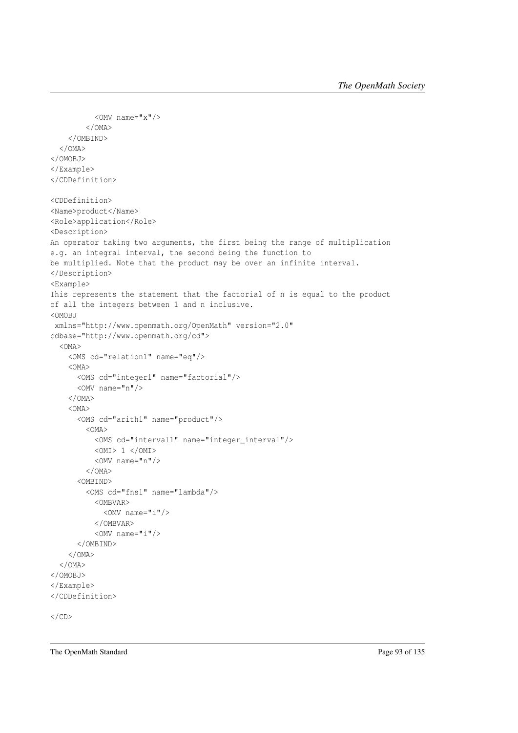```
          <OMV name="x"/>
        </OMA>
    </OMBIND>
  </OMA>
</OMOBJ>
</Example>
</CDDefinition>

<CDDefinition>
<Name>product</Name>
<Role>application</Role>
<Description>
An operator taking two arguments, the first being the range of multiplication
e.g. an integral interval, the second being the function to
be multiplied. Note that the product may be over an infinite interval.
</Description>
<Example>
This represents the statement that the factorial of n is equal to the product
of all the integers between 1 and n inclusive.
<OMOBJ
 xmlns="http://www.openmath.org/OpenMath" version="2.0"
cdbase="http://www.openmath.org/cd">
  <OMA>
    <OMS cd="relation1" name="eq"/>
    <OMA>
      <OMS cd="integer1" name="factorial"/>
      <OMV name="n"/>
    </OMA>
    <OMA>
      <OMS cd="arith1" name="product"/>
        <OMA>
          <OMS cd="interval1" name="integer_interval"/>
          <OMI> 1 </OMI>
          <OMV name="n"/>
        </OMA>
      <OMBIND>
        <OMS cd="fns1" name="lambda"/>
          <OMBVAR>
            <OMV name="i"/>
          </OMBVAR>
          <OMV name="i"/>
      </OMBIND>
    </OMA>
  </OMA>
</OMOBJ>
</Example>
</CDDefinition>

</CD>
```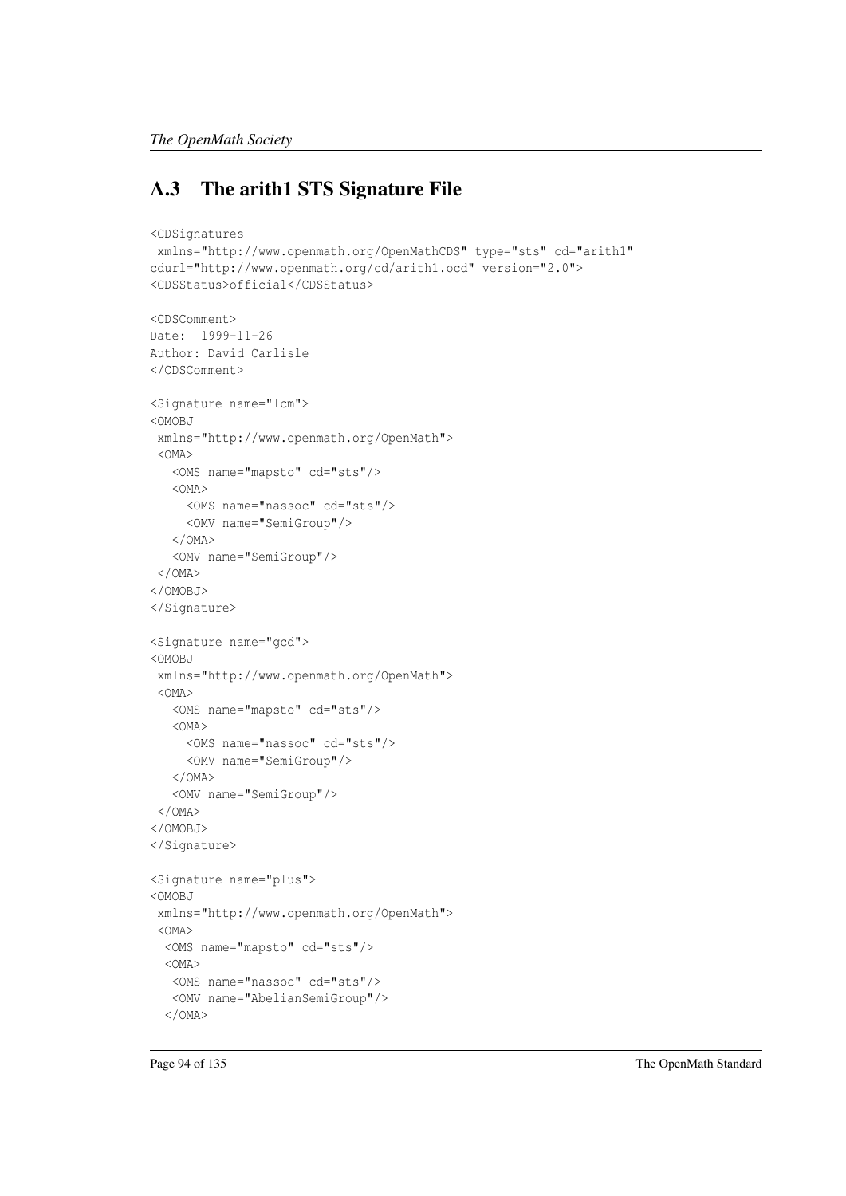## A.3 The arith1 STS Signature File

```
<CDSignatures
 xmlns="http://www.openmath.org/OpenMathCDS" type="sts" cd="arith1"
cdurl="http://www.openmath.org/cd/arith1.ocd" version="2.0">
<CDSStatus>official</CDSStatus>

<CDSComment>
Date:  1999-11-26
Author: David Carlisle
</CDSComment>

<Signature name="lcm">
<OMOBJ
 xmlns="http://www.openmath.org/OpenMath">
 <OMA>
   <OMS name="mapsto" cd="sts"/>
   <OMA>
     <OMS name="nassoc" cd="sts"/>
     <OMV name="SemiGroup"/>
   </OMA>
   <OMV name="SemiGroup"/>
 </OMA>
</OMOBJ>
</Signature>

<Signature name="gcd">
<OMOBJ
 xmlns="http://www.openmath.org/OpenMath">
 <OMA>
   <OMS name="mapsto" cd="sts"/>
   <OMA>
     <OMS name="nassoc" cd="sts"/>
     <OMV name="SemiGroup"/>
   </OMA>
   <OMV name="SemiGroup"/>
 </OMA>
</OMOBJ>
</Signature>

<Signature name="plus">
<OMOBJ
 xmlns="http://www.openmath.org/OpenMath">
 <OMA>
  <OMS name="mapsto" cd="sts"/>
  <OMA>
   <OMS name="nassoc" cd="sts"/>
   <OMV name="AbelianSemiGroup"/>
  </OMA>
```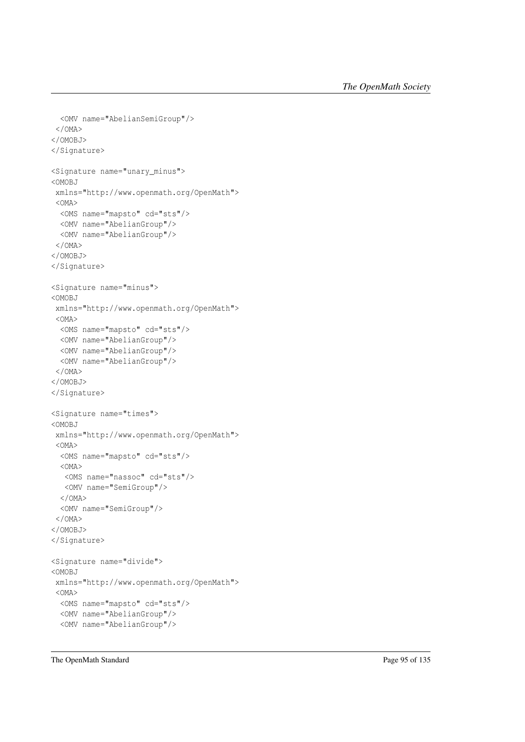```
  <OMV name="AbelianSemiGroup"/>
 </OMA>
</OMOBJ>
</Signature>

<Signature name="unary_minus">
<OMOBJ
 xmlns="http://www.openmath.org/OpenMath">
 <OMA>
  <OMS name="mapsto" cd="sts"/>
  <OMV name="AbelianGroup"/>
  <OMV name="AbelianGroup"/>
 </OMA>
</OMOBJ>
</Signature>

<Signature name="minus">
<OMOBJ
 xmlns="http://www.openmath.org/OpenMath">
 <OMA>
  <OMS name="mapsto" cd="sts"/>
  <OMV name="AbelianGroup"/>
  <OMV name="AbelianGroup"/>
  <OMV name="AbelianGroup"/>
 </OMA>
</OMOBJ>
</Signature>

<Signature name="times">
<OMOBJ
 xmlns="http://www.openmath.org/OpenMath">
 <OMA>
  <OMS name="mapsto" cd="sts"/>
  <OMA>
   <OMS name="nassoc" cd="sts"/>
   <OMV name="SemiGroup"/>
  </OMA>
  <OMV name="SemiGroup"/>
 </OMA>
</OMOBJ>
</Signature>

<Signature name="divide">
<OMOBJ
 xmlns="http://www.openmath.org/OpenMath">
 <OMA>
  <OMS name="mapsto" cd="sts"/>
  <OMV name="AbelianGroup"/>
  <OMV name="AbelianGroup"/>
```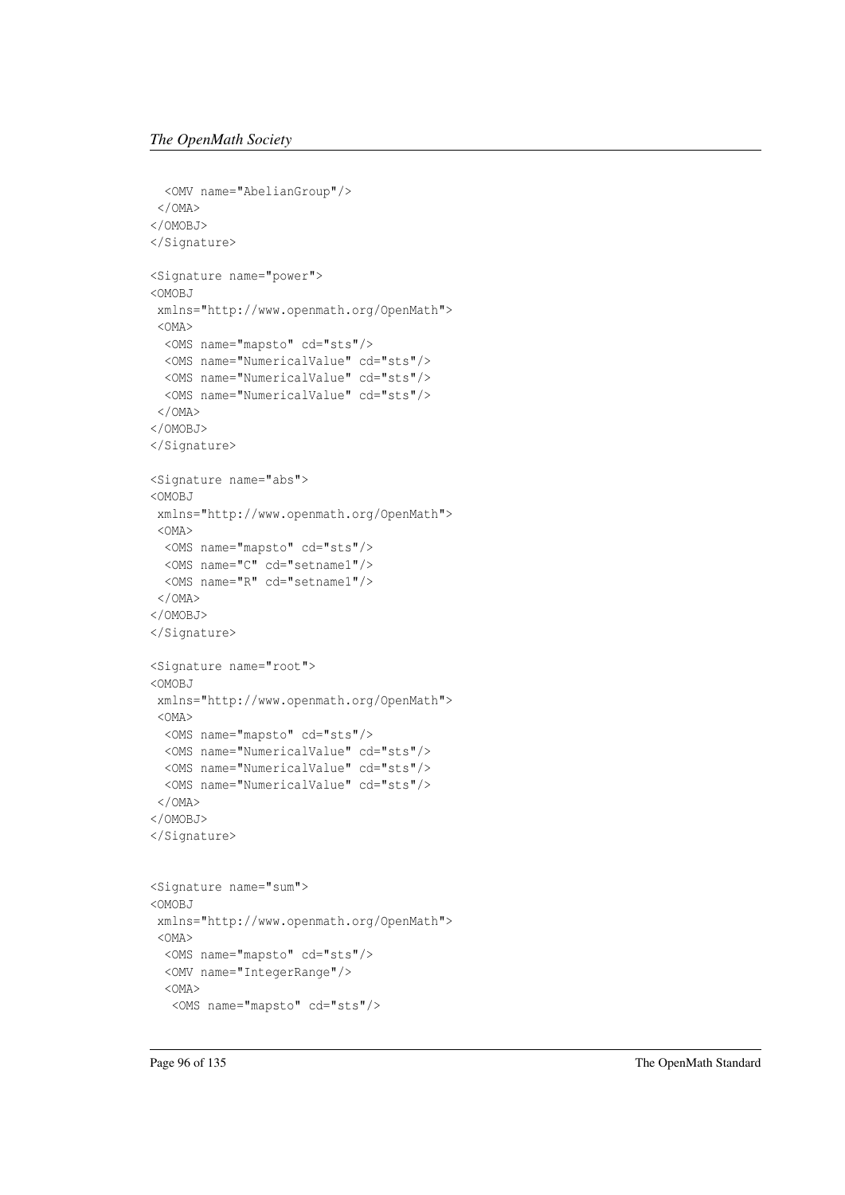```
  <OMV name="AbelianGroup"/>
 </OMA>
</OMOBJ>
</Signature>

<Signature name="power">
<OMOBJ
 xmlns="http://www.openmath.org/OpenMath">
 <OMA>
  <OMS name="mapsto" cd="sts"/>
  <OMS name="NumericalValue" cd="sts"/>
  <OMS name="NumericalValue" cd="sts"/>
  <OMS name="NumericalValue" cd="sts"/>
 </OMA>
</OMOBJ>
</Signature>

<Signature name="abs">
<OMOBJ
 xmlns="http://www.openmath.org/OpenMath">
 <OMA>
  <OMS name="mapsto" cd="sts"/>
  <OMS name="C" cd="setname1"/>
  <OMS name="R" cd="setname1"/>
 </OMA>
</OMOBJ>
</Signature>

<Signature name="root">
<OMOBJ
 xmlns="http://www.openmath.org/OpenMath">
 <OMA>
  <OMS name="mapsto" cd="sts"/>
  <OMS name="NumericalValue" cd="sts"/>
  <OMS name="NumericalValue" cd="sts"/>
  <OMS name="NumericalValue" cd="sts"/>
 </OMA>
</OMOBJ>
</Signature>


<Signature name="sum">
<OMOBJ
 xmlns="http://www.openmath.org/OpenMath">
 <OMA>
  <OMS name="mapsto" cd="sts"/>
  <OMV name="IntegerRange"/>
  <OMA>
   <OMS name="mapsto" cd="sts"/>
```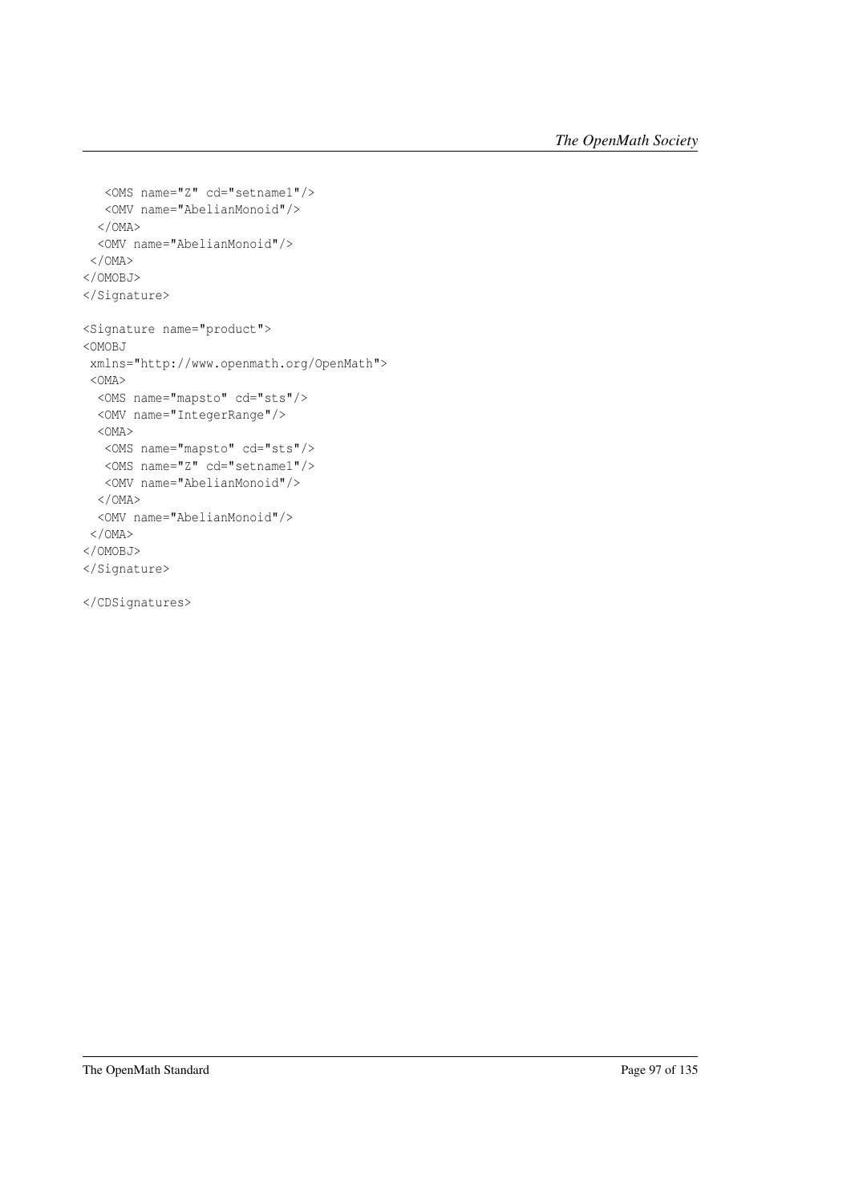```
    <OMS name="Z" cd="setname1"/>
    <OMV name="AbelianMonoid"/>
   </OMA>
   <OMV name="AbelianMonoid"/>
  </OMA>
</OMOBJ>
</Signature>

<Signature name="product">
<OMOBJ
 xmlns="http://www.openmath.org/OpenMath">
 <OMA>
  <OMS name="mapsto" cd="sts"/>
  <OMV name="IntegerRange"/>
  <OMA>
   <OMS name="mapsto" cd="sts"/>
   <OMS name="Z" cd="setname1"/>
   <OMV name="AbelianMonoid"/>
  </OMA>
  <OMV name="AbelianMonoid"/>
 </OMA>
</OMOBJ>
</Signature>

</CDSignatures>
```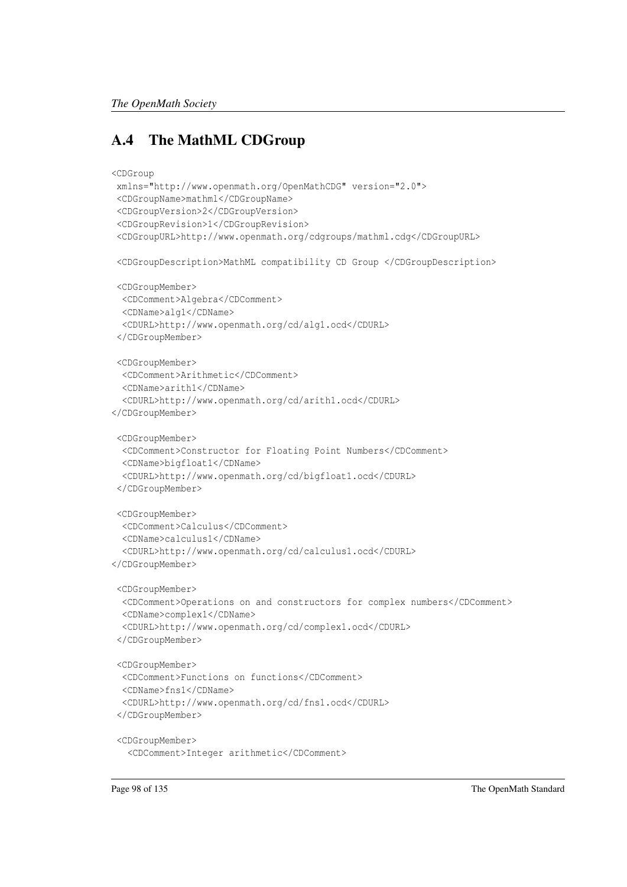## A.4 The MathML CDGroup

```
<CDGroup
 xmlns="http://www.openmath.org/OpenMathCDG" version="2.0">
 <CDGroupName>mathml</CDGroupName>
 <CDGroupVersion>2</CDGroupVersion>
 <CDGroupRevision>1</CDGroupRevision>
 <CDGroupURL>http://www.openmath.org/cdgroups/mathml.cdg</CDGroupURL>

 <CDGroupDescription>MathML compatibility CD Group </CDGroupDescription>

 <CDGroupMember>
  <CDComment>Algebra</CDComment>
  <CDName>alg1</CDName>
  <CDURL>http://www.openmath.org/cd/alg1.ocd</CDURL>
 </CDGroupMember>

 <CDGroupMember>
  <CDComment>Arithmetic</CDComment>
  <CDName>arith1</CDName>
  <CDURL>http://www.openmath.org/cd/arith1.ocd</CDURL>
</CDGroupMember>

 <CDGroupMember>
  <CDComment>Constructor for Floating Point Numbers</CDComment>
  <CDName>bigfloat1</CDName>
  <CDURL>http://www.openmath.org/cd/bigfloat1.ocd</CDURL>
 </CDGroupMember>

 <CDGroupMember>
  <CDComment>Calculus</CDComment>
  <CDName>calculus1</CDName>
  <CDURL>http://www.openmath.org/cd/calculus1.ocd</CDURL>
</CDGroupMember>

 <CDGroupMember>
  <CDComment>Operations on and constructors for complex numbers</CDComment>
  <CDName>complex1</CDName>
  <CDURL>http://www.openmath.org/cd/complex1.ocd</CDURL>
 </CDGroupMember>

 <CDGroupMember>
  <CDComment>Functions on functions</CDComment>
  <CDName>fns1</CDName>
  <CDURL>http://www.openmath.org/cd/fns1.ocd</CDURL>
 </CDGroupMember>

 <CDGroupMember>
   <CDComment>Integer arithmetic</CDComment>
```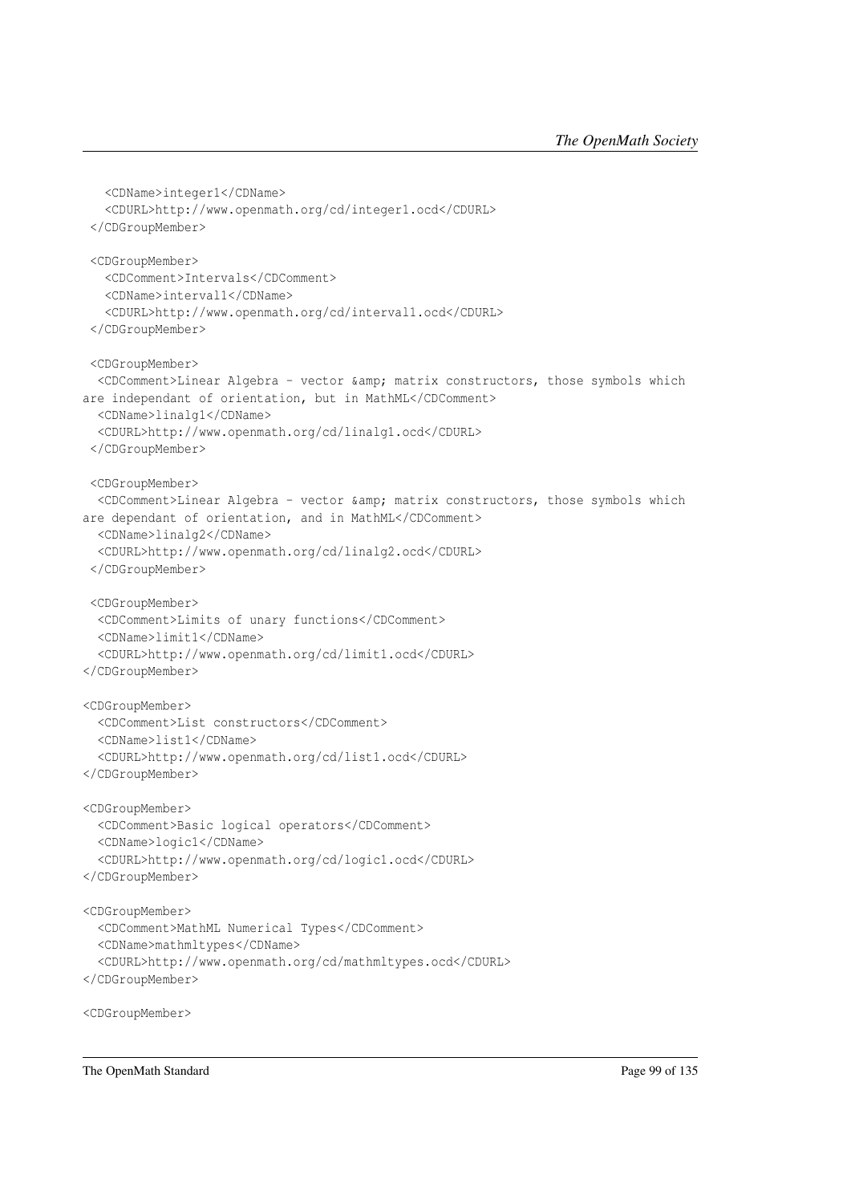```
    <CDName>integer1</CDName>
    <CDURL>http://www.openmath.org/cd/integer1.ocd</CDURL>
  </CDGroupMember>

  <CDGroupMember>
    <CDComment>Intervals</CDComment>
    <CDName>interval1</CDName>
    <CDURL>http://www.openmath.org/cd/interval1.ocd</CDURL>
  </CDGroupMember>

  <CDGroupMember>
   <CDComment>Linear Algebra - vector &amp; matrix constructors, those symbols which
are independant of orientation, but in MathML</CDComment>
   <CDName>linalg1</CDName>
   <CDURL>http://www.openmath.org/cd/linalg1.ocd</CDURL>
  </CDGroupMember>

  <CDGroupMember>
   <CDComment>Linear Algebra - vector &amp; matrix constructors, those symbols which
are dependant of orientation, and in MathML</CDComment>
   <CDName>linalg2</CDName>
   <CDURL>http://www.openmath.org/cd/linalg2.ocd</CDURL>
  </CDGroupMember>

  <CDGroupMember>
   <CDComment>Limits of unary functions</CDComment>
   <CDName>limit1</CDName>
   <CDURL>http://www.openmath.org/cd/limit1.ocd</CDURL>
 </CDGroupMember>

 <CDGroupMember>
   <CDComment>List constructors</CDComment>
   <CDName>list1</CDName>
   <CDURL>http://www.openmath.org/cd/list1.ocd</CDURL>
 </CDGroupMember>

 <CDGroupMember>
   <CDComment>Basic logical operators</CDComment>
   <CDName>logic1</CDName>
   <CDURL>http://www.openmath.org/cd/logic1.ocd</CDURL>
 </CDGroupMember>

 <CDGroupMember>
   <CDComment>MathML Numerical Types</CDComment>
   <CDName>mathmltypes</CDName>
   <CDURL>http://www.openmath.org/cd/mathmltypes.ocd</CDURL>
 </CDGroupMember>

 <CDGroupMember>
```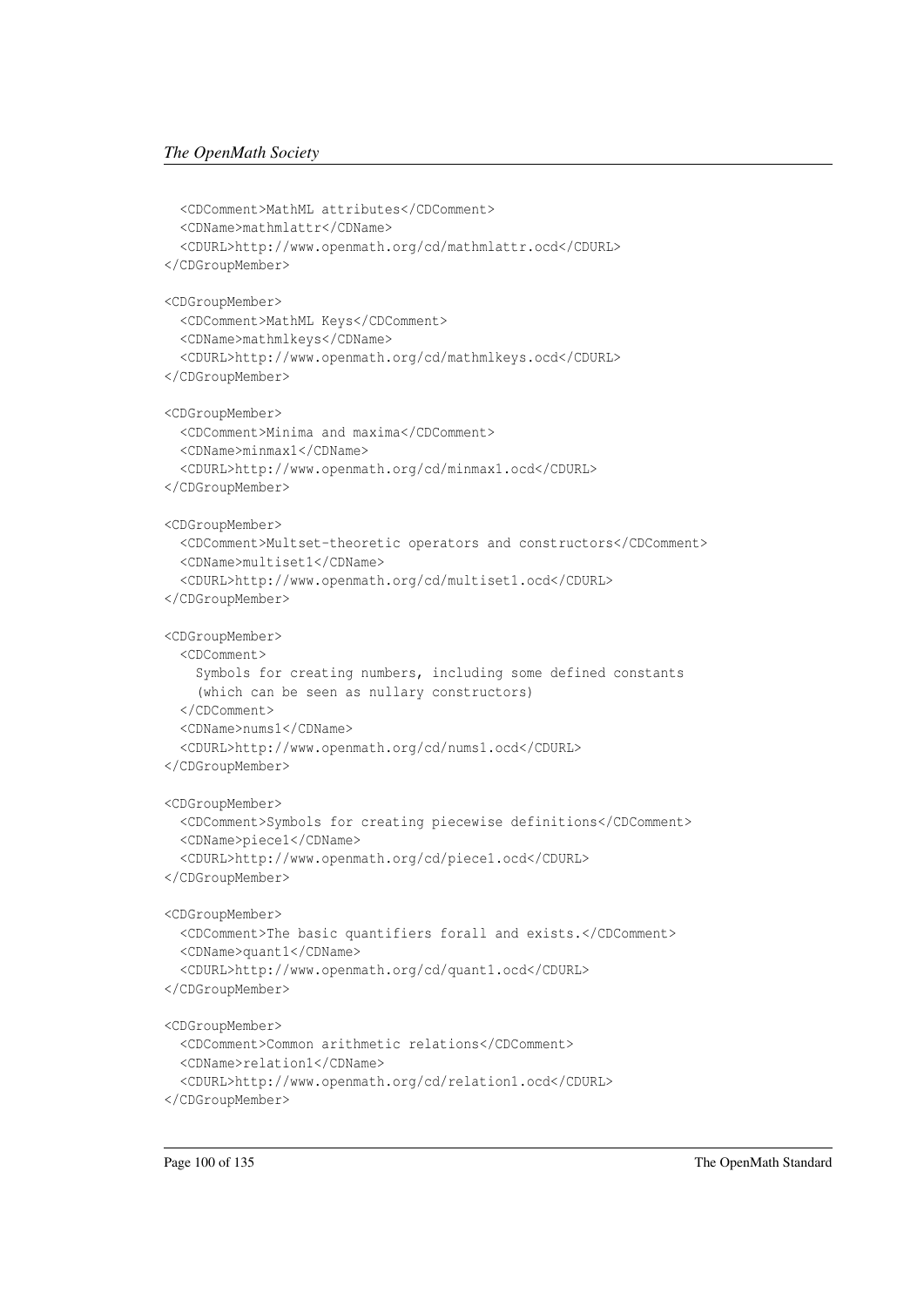```
  <CDComment>MathML attributes</CDComment>
  <CDName>mathmlattr</CDName>
  <CDURL>http://www.openmath.org/cd/mathmlattr.ocd</CDURL>
</CDGroupMember>

<CDGroupMember>
  <CDComment>MathML Keys</CDComment>
  <CDName>mathmlkeys</CDName>
  <CDURL>http://www.openmath.org/cd/mathmlkeys.ocd</CDURL>
</CDGroupMember>

<CDGroupMember>
  <CDComment>Minima and maxima</CDComment>
  <CDName>minmax1</CDName>
  <CDURL>http://www.openmath.org/cd/minmax1.ocd</CDURL>
</CDGroupMember>

<CDGroupMember>
  <CDComment>Multset-theoretic operators and constructors</CDComment>
  <CDName>multiset1</CDName>
  <CDURL>http://www.openmath.org/cd/multiset1.ocd</CDURL>
</CDGroupMember>

<CDGroupMember>
  <CDComment>
    Symbols for creating numbers, including some defined constants
    (which can be seen as nullary constructors)
  </CDComment>
  <CDName>nums1</CDName>
  <CDURL>http://www.openmath.org/cd/nums1.ocd</CDURL>
</CDGroupMember>

<CDGroupMember>
  <CDComment>Symbols for creating piecewise definitions</CDComment>
  <CDName>piece1</CDName>
  <CDURL>http://www.openmath.org/cd/piece1.ocd</CDURL>
</CDGroupMember>

<CDGroupMember>
  <CDComment>The basic quantifiers forall and exists.</CDComment>
  <CDName>quant1</CDName>
  <CDURL>http://www.openmath.org/cd/quant1.ocd</CDURL>
</CDGroupMember>

<CDGroupMember>
  <CDComment>Common arithmetic relations</CDComment>
  <CDName>relation1</CDName>
  <CDURL>http://www.openmath.org/cd/relation1.ocd</CDURL>
</CDGroupMember>
```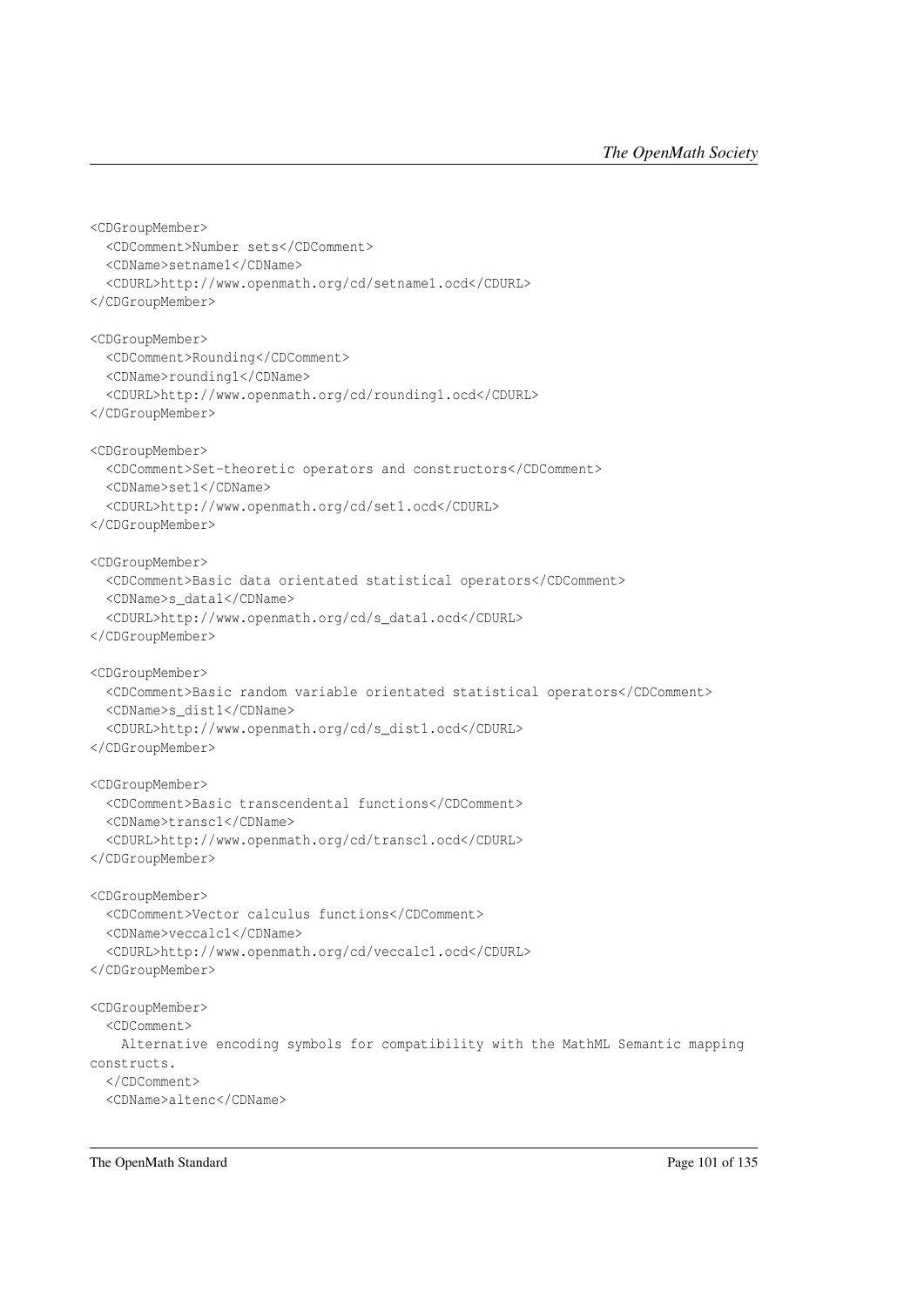```
<CDGroupMember>
  <CDComment>Number sets</CDComment>
  <CDName>setname1</CDName>
  <CDURL>http://www.openmath.org/cd/setname1.ocd</CDURL>
</CDGroupMember>

<CDGroupMember>
  <CDComment>Rounding</CDComment>
  <CDName>rounding1</CDName>
  <CDURL>http://www.openmath.org/cd/rounding1.ocd</CDURL>
</CDGroupMember>

<CDGroupMember>
  <CDComment>Set-theoretic operators and constructors</CDComment>
  <CDName>set1</CDName>
  <CDURL>http://www.openmath.org/cd/set1.ocd</CDURL>
</CDGroupMember>

<CDGroupMember>
  <CDComment>Basic data orientated statistical operators</CDComment>
  <CDName>s_data1</CDName>
  <CDURL>http://www.openmath.org/cd/s_data1.ocd</CDURL>
</CDGroupMember>

<CDGroupMember>
  <CDComment>Basic random variable orientated statistical operators</CDComment>
  <CDName>s_dist1</CDName>
  <CDURL>http://www.openmath.org/cd/s_dist1.ocd</CDURL>
</CDGroupMember>

<CDGroupMember>
  <CDComment>Basic transcendental functions</CDComment>
  <CDName>transc1</CDName>
  <CDURL>http://www.openmath.org/cd/transc1.ocd</CDURL>
</CDGroupMember>

<CDGroupMember>
  <CDComment>Vector calculus functions</CDComment>
  <CDName>veccalc1</CDName>
  <CDURL>http://www.openmath.org/cd/veccalc1.ocd</CDURL>
</CDGroupMember>

<CDGroupMember>
  <CDComment>
    Alternative encoding symbols for compatibility with the MathML Semantic mapping
constructs.
  </CDComment>
  <CDName>altenc</CDName>
```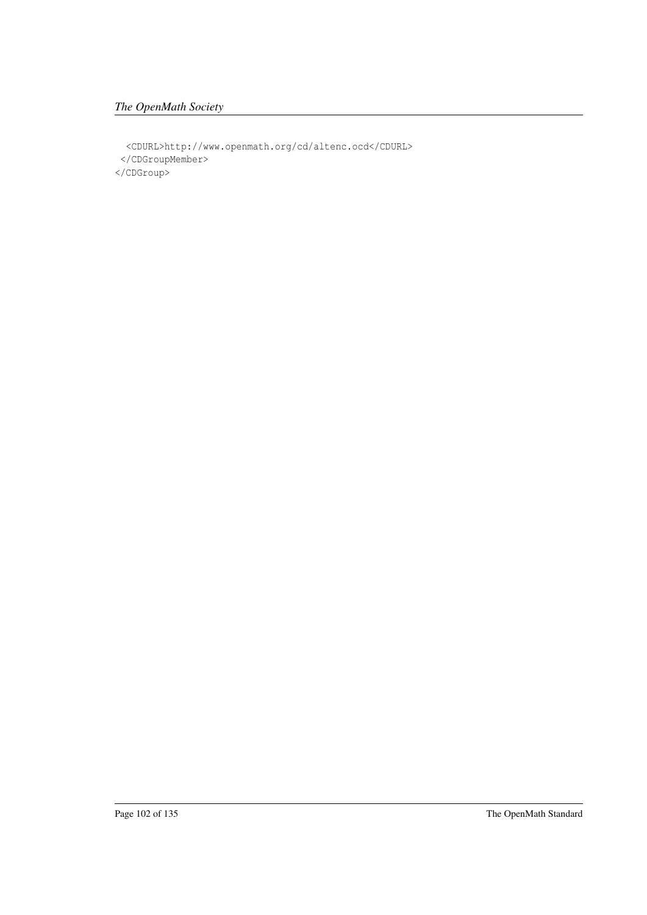```
  <CDURL>http://www.openmath.org/cd/altenc.ocd</CDURL>
 </CDGroupMember>
</CDGroup>
```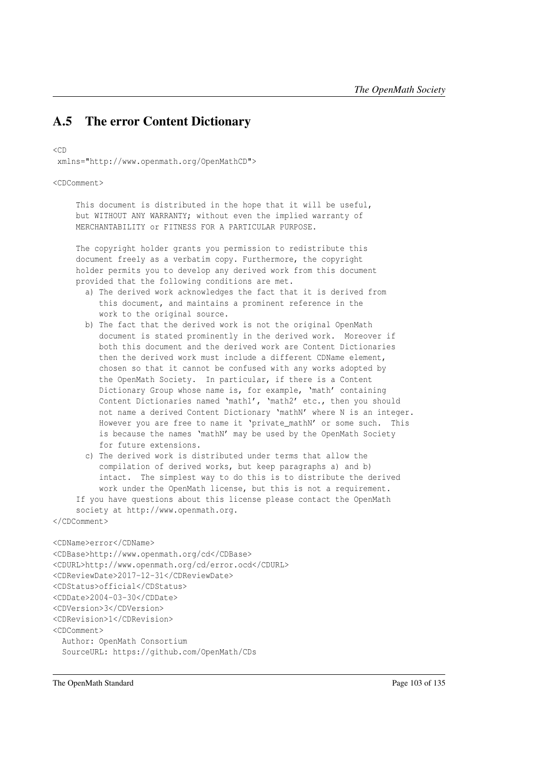## A.5 The error Content Dictionary

```
<CD
 xmlns="http://www.openmath.org/OpenMathCD">

<CDComment>

     This document is distributed in the hope that it will be useful,
     but WITHOUT ANY WARRANTY; without even the implied warranty of
     MERCHANTABILITY or FITNESS FOR A PARTICULAR PURPOSE.

     The copyright holder grants you permission to redistribute this
     document freely as a verbatim copy. Furthermore, the copyright
     holder permits you to develop any derived work from this document
     provided that the following conditions are met.
       a) The derived work acknowledges the fact that it is derived from
          this document, and maintains a prominent reference in the
          work to the original source.
       b) The fact that the derived work is not the original OpenMath
          document is stated prominently in the derived work.  Moreover if
          both this document and the derived work are Content Dictionaries
          then the derived work must include a different CDName element,
          chosen so that it cannot be confused with any works adopted by
          the OpenMath Society.  In particular, if there is a Content
          Dictionary Group whose name is, for example, 'math' containing
          Content Dictionaries named 'math1', 'math2' etc., then you should
          not name a derived Content Dictionary 'mathN' where N is an integer.
          However you are free to name it 'private_mathN' or some such.  This
          is because the names 'mathN' may be used by the OpenMath Society
          for future extensions.
       c) The derived work is distributed under terms that allow the
          compilation of derived works, but keep paragraphs a) and b)
          intact.  The simplest way to do this is to distribute the derived
          work under the OpenMath license, but this is not a requirement.
     If you have questions about this license please contact the OpenMath
     society at http://www.openmath.org.
</CDComment>

<CDName>error</CDName>
<CDBase>http://www.openmath.org/cd</CDBase>
<CDURL>http://www.openmath.org/cd/error.ocd</CDURL>
<CDReviewDate>2017-12-31</CDReviewDate>
<CDStatus>official</CDStatus>
<CDDate>2004-03-30</CDDate>
<CDVersion>3</CDVersion>
<CDRevision>1</CDRevision>
<CDComment>
  Author: OpenMath Consortium
  SourceURL: https://github.com/OpenMath/CDs
```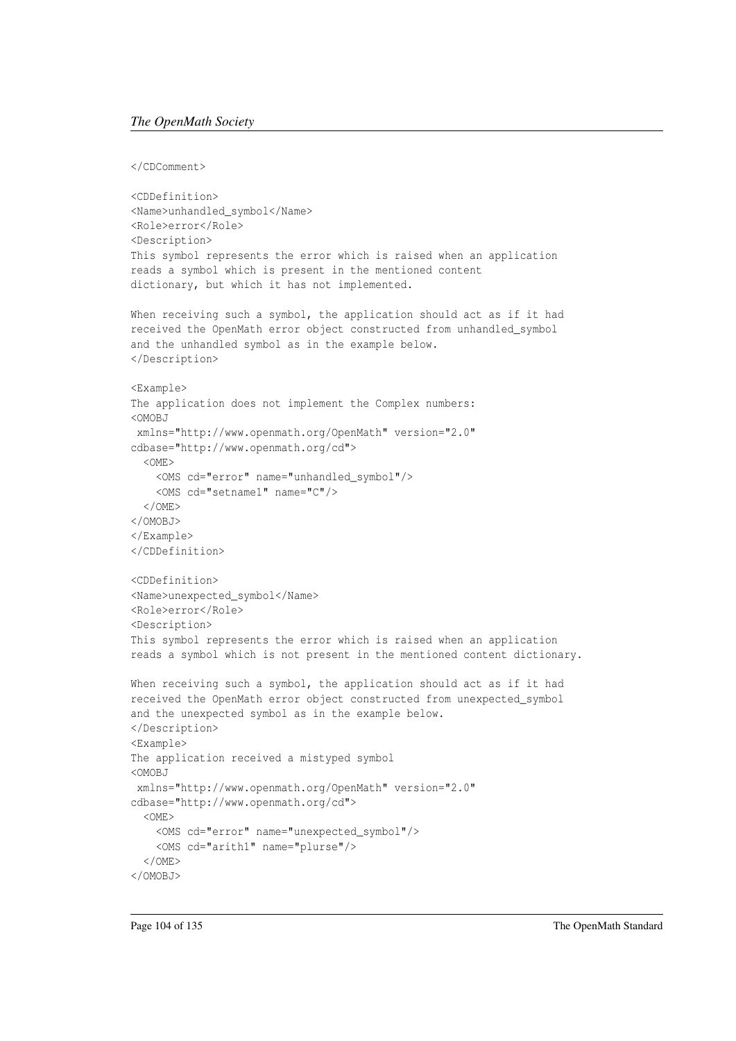```
</CDComment>

<CDDefinition>
<Name>unhandled_symbol</Name>
<Role>error</Role>
<Description>
This symbol represents the error which is raised when an application
reads a symbol which is present in the mentioned content
dictionary, but which it has not implemented.

When receiving such a symbol, the application should act as if it had
received the OpenMath error object constructed from unhandled_symbol
and the unhandled symbol as in the example below.
</Description>

<Example>
The application does not implement the Complex numbers:
<OMOBJ
 xmlns="http://www.openmath.org/OpenMath" version="2.0"
cdbase="http://www.openmath.org/cd">
  <OME>
    <OMS cd="error" name="unhandled_symbol"/>
    <OMS cd="setname1" name="C"/>
  </OME>
</OMOBJ>
</Example>
</CDDefinition>

<CDDefinition>
<Name>unexpected_symbol</Name>
<Role>error</Role>
<Description>
This symbol represents the error which is raised when an application
reads a symbol which is not present in the mentioned content dictionary.

When receiving such a symbol, the application should act as if it had
received the OpenMath error object constructed from unexpected_symbol
and the unexpected symbol as in the example below.
</Description>
<Example>
The application received a mistyped symbol
<OMOBJ
 xmlns="http://www.openmath.org/OpenMath" version="2.0"
cdbase="http://www.openmath.org/cd">
  <OME>
    <OMS cd="error" name="unexpected_symbol"/>
    <OMS cd="arith1" name="plurse"/>
  </OME>
</OMOBJ>
```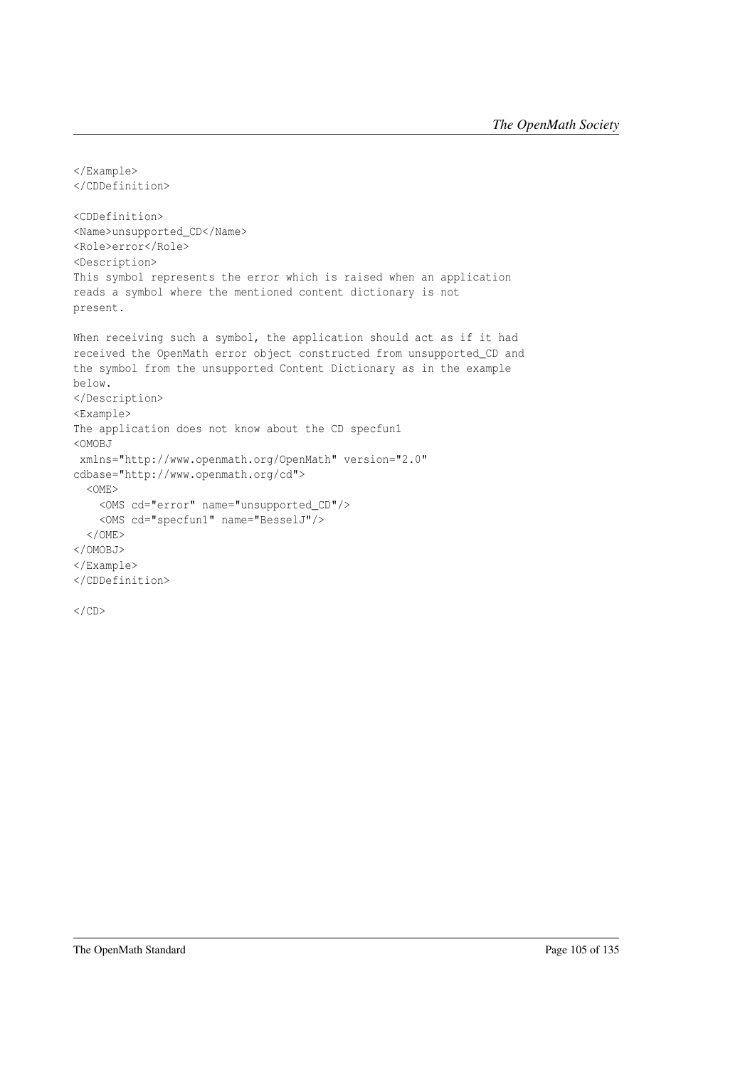```
</Example>
</CDDefinition>

<CDDefinition>
<Name>unsupported_CD</Name>
<Role>error</Role>
<Description>
This symbol represents the error which is raised when an application
reads a symbol where the mentioned content dictionary is not
present.

When receiving such a symbol, the application should act as if it had
received the OpenMath error object constructed from unsupported_CD and
the symbol from the unsupported Content Dictionary as in the example
below.
</Description>
<Example>
The application does not know about the CD specfun1
<OMOBJ
 xmlns="http://www.openmath.org/OpenMath" version="2.0"
cdbase="http://www.openmath.org/cd">
  <OME>
    <OMS cd="error" name="unsupported_CD"/>
    <OMS cd="specfun1" name="BesselJ"/>
  </OME>
</OMOBJ>
</Example>
</CDDefinition>

</CD>
```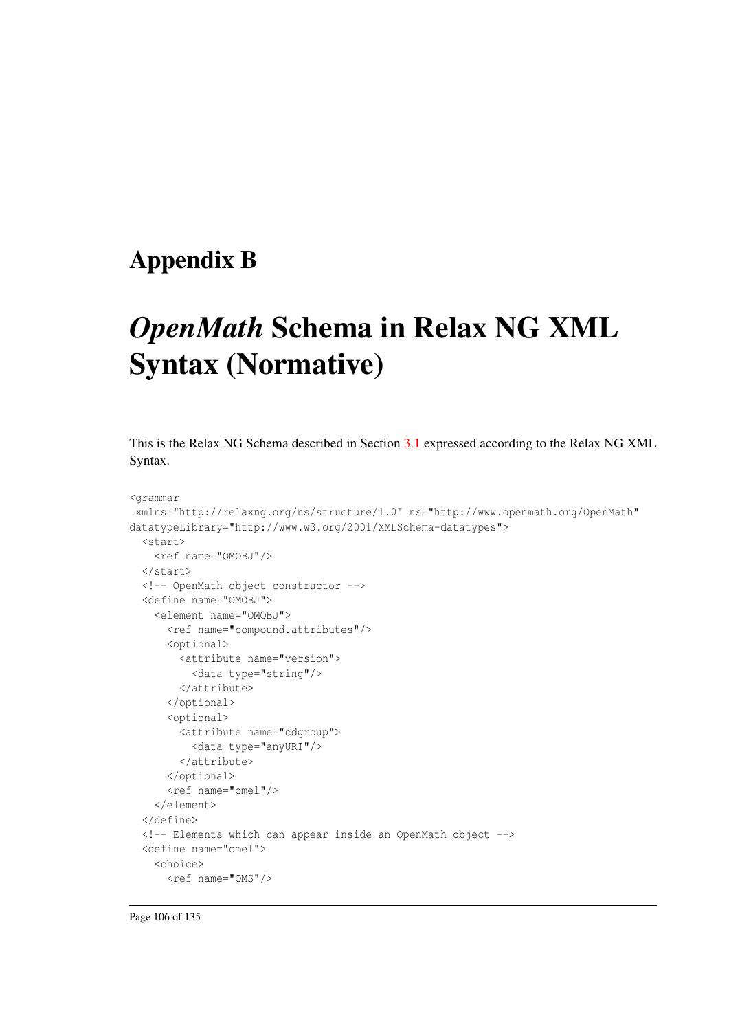# Appendix B

# *OpenMath* Schema in Relax NG XML Syntax (Normative)

This is the Relax NG Schema described in Section 3.1 expressed according to the Relax NG XML Syntax.

```
<grammar
 xmlns="http://relaxng.org/ns/structure/1.0" ns="http://www.openmath.org/OpenMath"
datatypeLibrary="http://www.w3.org/2001/XMLSchema-datatypes">
  <start>
    <ref name="OMOBJ"/>
  </start>
  <!-- OpenMath object constructor -->
  <define name="OMOBJ">
    <element name="OMOBJ">
      <ref name="compound.attributes"/>
      <optional>
        <attribute name="version">
          <data type="string"/>
        </attribute>
      </optional>
      <optional>
        <attribute name="cdgroup">
          <data type="anyURI"/>
        </attribute>
      </optional>
      <ref name="omel"/>
    </element>
  </define>
  <!-- Elements which can appear inside an OpenMath object -->
  <define name="omel">
    <choice>
      <ref name="OMS"/>
```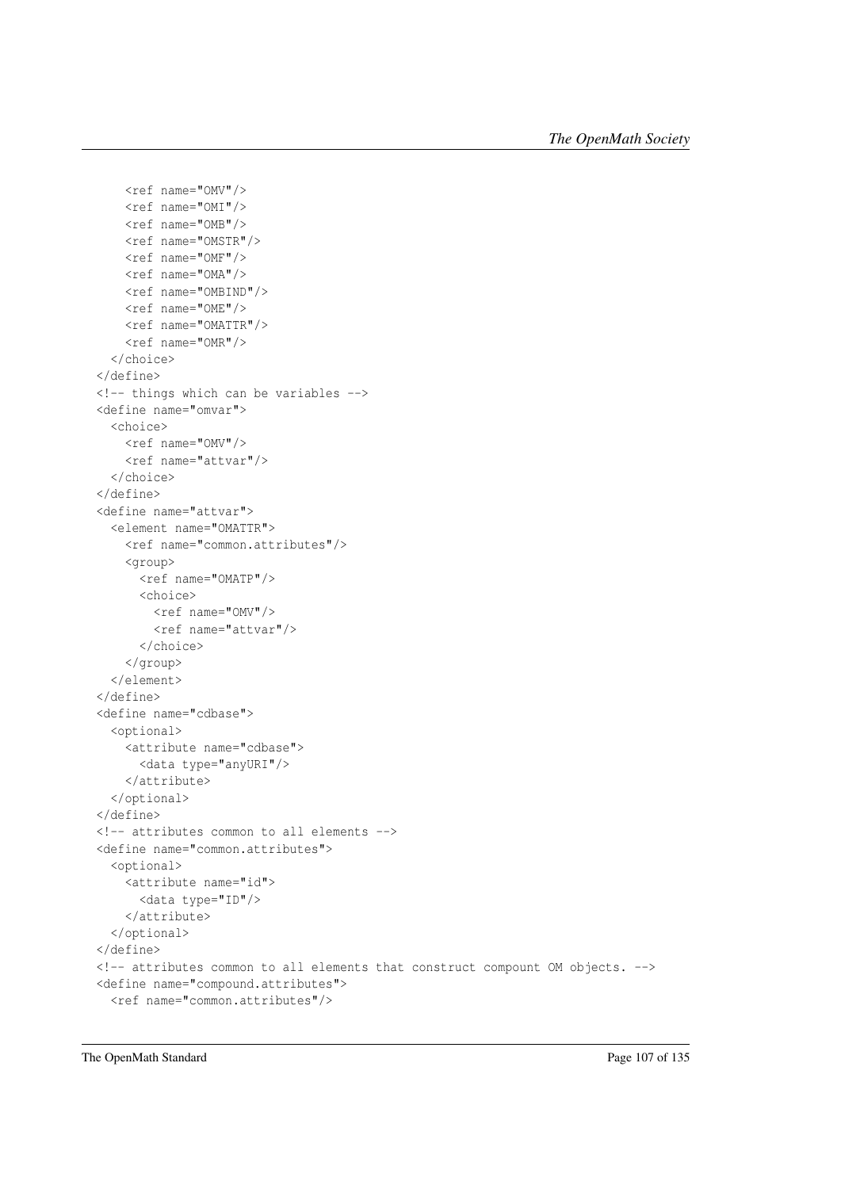```
    <ref name="OMV"/>
    <ref name="OMI"/>
    <ref name="OMB"/>
    <ref name="OMSTR"/>
    <ref name="OMF"/>
    <ref name="OMA"/>
    <ref name="OMBIND"/>
    <ref name="OME"/>
    <ref name="OMATTR"/>
    <ref name="OMR"/>
  </choice>
</define>
<!-- things which can be variables -->
<define name="omvar">
  <choice>
    <ref name="OMV"/>
    <ref name="attvar"/>
  </choice>
</define>
<define name="attvar">
  <element name="OMATTR">
    <ref name="common.attributes"/>
    <group>
      <ref name="OMATP"/>
      <choice>
        <ref name="OMV"/>
        <ref name="attvar"/>
      </choice>
    </group>
  </element>
</define>
<define name="cdbase">
  <optional>
    <attribute name="cdbase">
      <data type="anyURI"/>
    </attribute>
  </optional>
</define>
<!-- attributes common to all elements -->
<define name="common.attributes">
  <optional>
    <attribute name="id">
      <data type="ID"/>
    </attribute>
  </optional>
</define>
<!-- attributes common to all elements that construct compount OM objects. -->
<define name="compound.attributes">
  <ref name="common.attributes"/>
```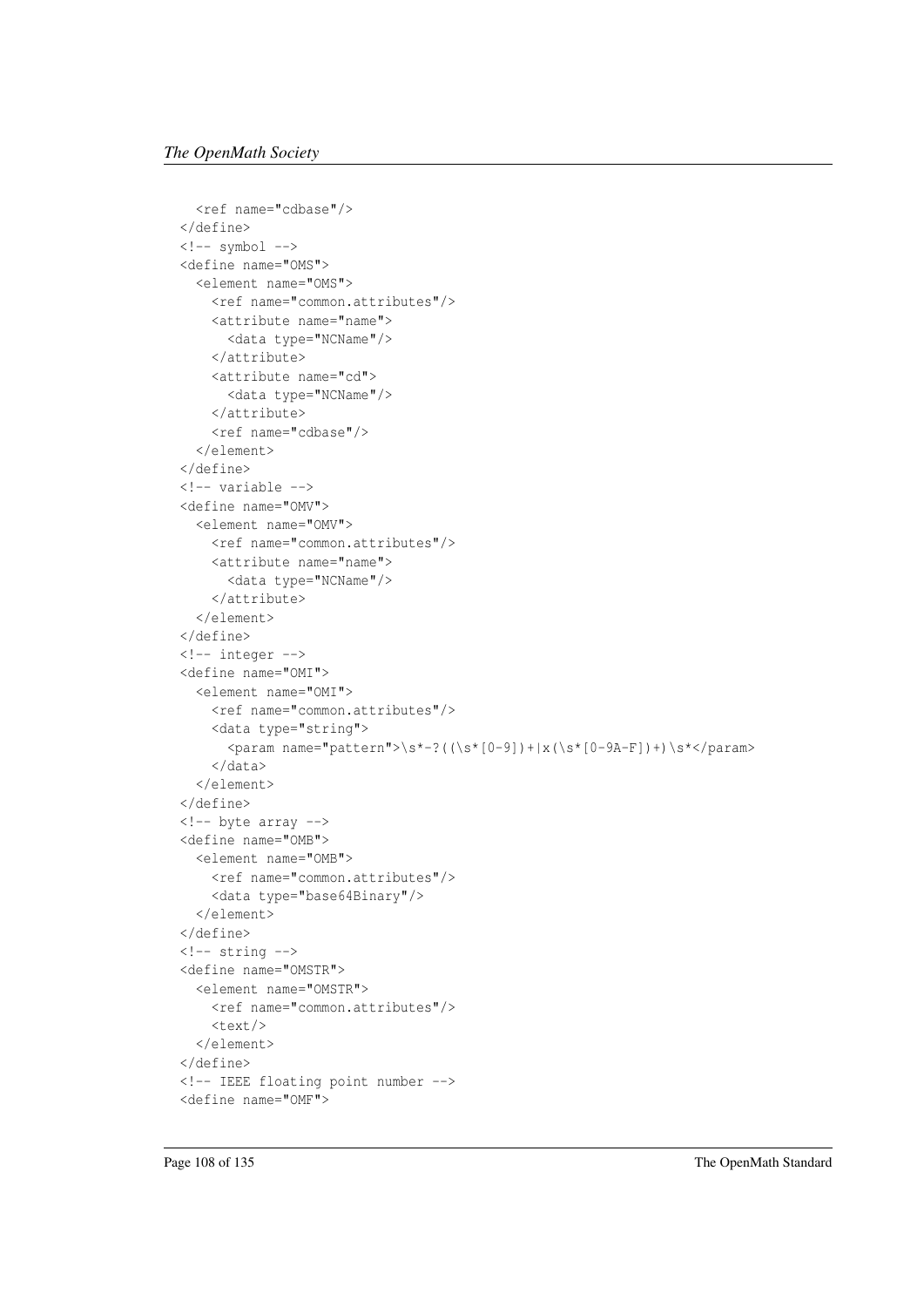```
    <ref name="cdbase"/>
  </define>
  <!-- symbol -->
  <define name="OMS">
    <element name="OMS">
      <ref name="common.attributes"/>
      <attribute name="name">
        <data type="NCName"/>
      </attribute>
      <attribute name="cd">
        <data type="NCName"/>
      </attribute>
      <ref name="cdbase"/>
    </element>
  </define>
  <!-- variable -->
  <define name="OMV">
    <element name="OMV">
      <ref name="common.attributes"/>
      <attribute name="name">
        <data type="NCName"/>
      </attribute>
    </element>
  </define>
  <!-- integer -->
  <define name="OMI">
    <element name="OMI">
      <ref name="common.attributes"/>
      <data type="string">
        <param name="pattern">\s*-?((\s*[0-9])+|x(\s*[0-9A-F])+)\s*</param>
      </data>
    </element>
  </define>
  <!-- byte array -->
  <define name="OMB">
    <element name="OMB">
      <ref name="common.attributes"/>
      <data type="base64Binary"/>
    </element>
  </define>
  <!-- string -->
  <define name="OMSTR">
    <element name="OMSTR">
      <ref name="common.attributes"/>
      <text/>
    </element>
  </define>
  <!-- IEEE floating point number -->
  <define name="OMF">
```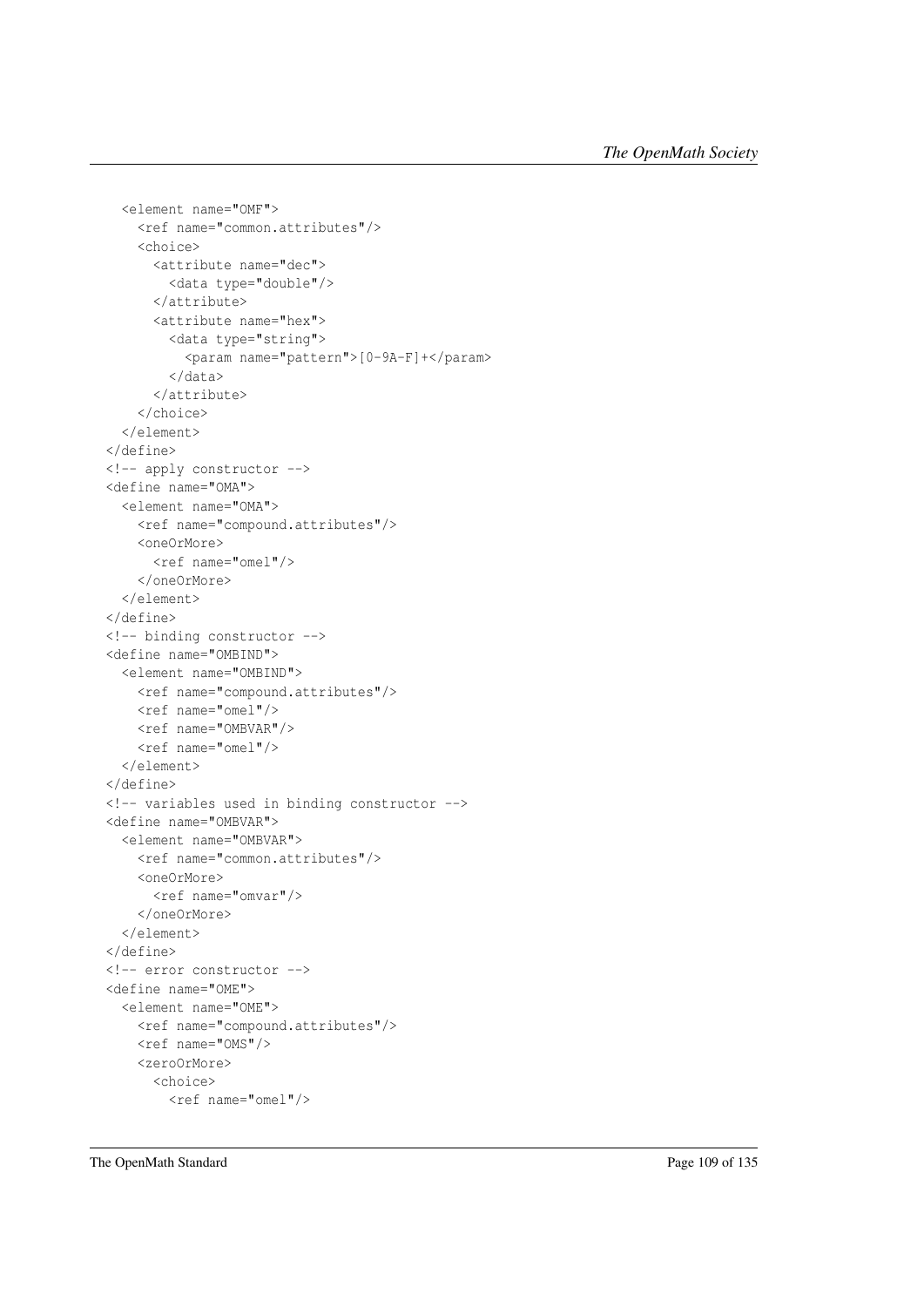```
    <element name="OMF">
      <ref name="common.attributes"/>
      <choice>
        <attribute name="dec">
          <data type="double"/>
        </attribute>
        <attribute name="hex">
          <data type="string">
            <param name="pattern">[0-9A-F]+</param>
          </data>
        </attribute>
      </choice>
    </element>
  </define>
  <!-- apply constructor -->
  <define name="OMA">
    <element name="OMA">
      <ref name="compound.attributes"/>
      <oneOrMore>
        <ref name="omel"/>
      </oneOrMore>
    </element>
  </define>
  <!-- binding constructor -->
  <define name="OMBIND">
    <element name="OMBIND">
      <ref name="compound.attributes"/>
      <ref name="omel"/>
      <ref name="OMBVAR"/>
      <ref name="omel"/>
    </element>
  </define>
  <!-- variables used in binding constructor -->
  <define name="OMBVAR">
    <element name="OMBVAR">
      <ref name="common.attributes"/>
      <oneOrMore>
        <ref name="omvar"/>
      </oneOrMore>
    </element>
  </define>
  <!-- error constructor -->
  <define name="OME">
    <element name="OME">
      <ref name="compound.attributes"/>
      <ref name="OMS"/>
      <zeroOrMore>
        <choice>
          <ref name="omel"/>
```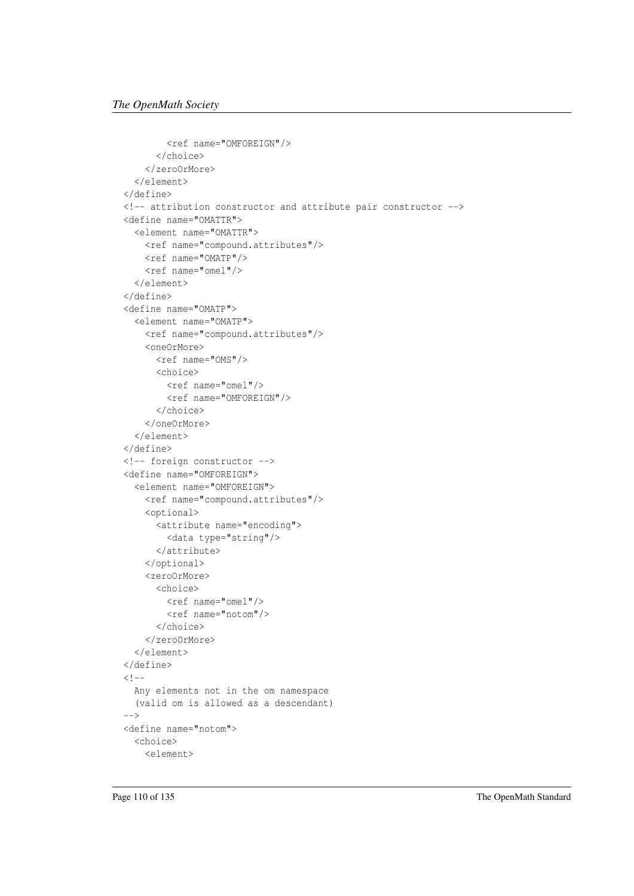```
        <ref name="OMFOREIGN"/>
      </choice>
    </zeroOrMore>
  </element>
</define>
<!-- attribution constructor and attribute pair constructor -->
<define name="OMATTR">
  <element name="OMATTR">
    <ref name="compound.attributes"/>
    <ref name="OMATP"/>
    <ref name="omel"/>
  </element>
</define>
<define name="OMATP">
  <element name="OMATP">
    <ref name="compound.attributes"/>
    <oneOrMore>
      <ref name="OMS"/>
      <choice>
        <ref name="omel"/>
        <ref name="OMFOREIGN"/>
      </choice>
    </oneOrMore>
  </element>
</define>
<!-- foreign constructor -->
<define name="OMFOREIGN">
  <element name="OMFOREIGN">
    <ref name="compound.attributes"/>
    <optional>
      <attribute name="encoding">
        <data type="string"/>
      </attribute>
    </optional>
    <zeroOrMore>
      <choice>
        <ref name="omel"/>
        <ref name="notom"/>
      </choice>
    </zeroOrMore>
  </element>
</define>
<!--
  Any elements not in the om namespace
  (valid om is allowed as a descendant)
-->
<define name="notom">
  <choice>
    <element>
```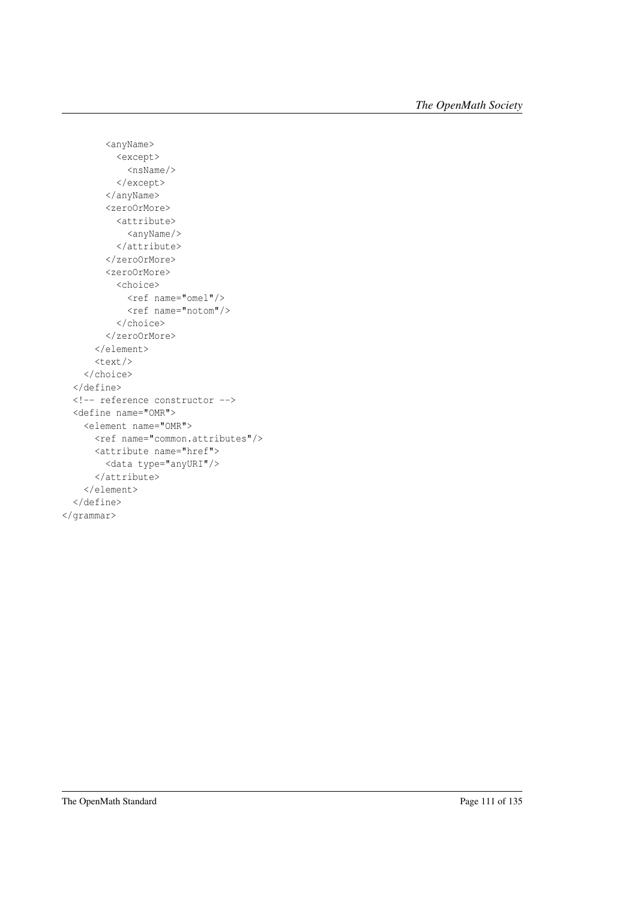```
        <anyName>
          <except>
            <nsName/>
          </except>
        </anyName>
        <zeroOrMore>
          <attribute>
            <anyName/>
          </attribute>
        </zeroOrMore>
        <zeroOrMore>
          <choice>
            <ref name="omel"/>
            <ref name="notom"/>
          </choice>
        </zeroOrMore>
      </element>
      <text/>
    </choice>
  </define>
  <!-- reference constructor -->
  <define name="OMR">
    <element name="OMR">
      <ref name="common.attributes"/>
      <attribute name="href">
        <data type="anyURI"/>
      </attribute>
    </element>
  </define>
</grammar>
```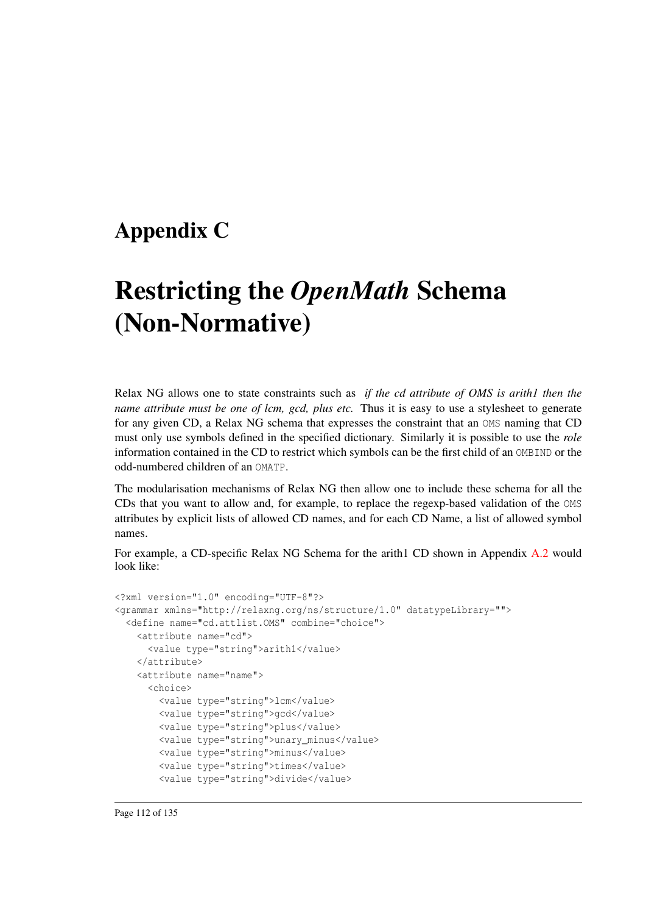# Appendix C

# Restricting the *OpenMath* Schema (Non-Normative)

Relax NG allows one to state constraints such as *if the cd attribute of OMS is arith1 then the name attribute must be one of lcm, gcd, plus etc.* Thus it is easy to use a stylesheet to generate for any given CD, a Relax NG schema that expresses the constraint that an `OMS` naming that CD must only use symbols defined in the specified dictionary. Similarly it is possible to use the *role* information contained in the CD to restrict which symbols can be the first child of an `OMBIND` or the odd-numbered children of an `OMATP`.

The modularisation mechanisms of Relax NG then allow one to include these schema for all the CDs that you want to allow and, for example, to replace the regexp-based validation of the `OMS` attributes by explicit lists of allowed CD names, and for each CD Name, a list of allowed symbol names.

For example, a CD-specific Relax NG Schema for the arith1 CD shown in Appendix A.2 would look like:

```
<?xml version="1.0" encoding="UTF-8"?>
<grammar xmlns="http://relaxng.org/ns/structure/1.0" datatypeLibrary="">
  <define name="cd.attlist.OMS" combine="choice">
    <attribute name="cd">
      <value type="string">arith1</value>
    </attribute>
    <attribute name="name">
      <choice>
        <value type="string">lcm</value>
        <value type="string">gcd</value>
        <value type="string">plus</value>
        <value type="string">unary_minus</value>
        <value type="string">minus</value>
        <value type="string">times</value>
        <value type="string">divide</value>
```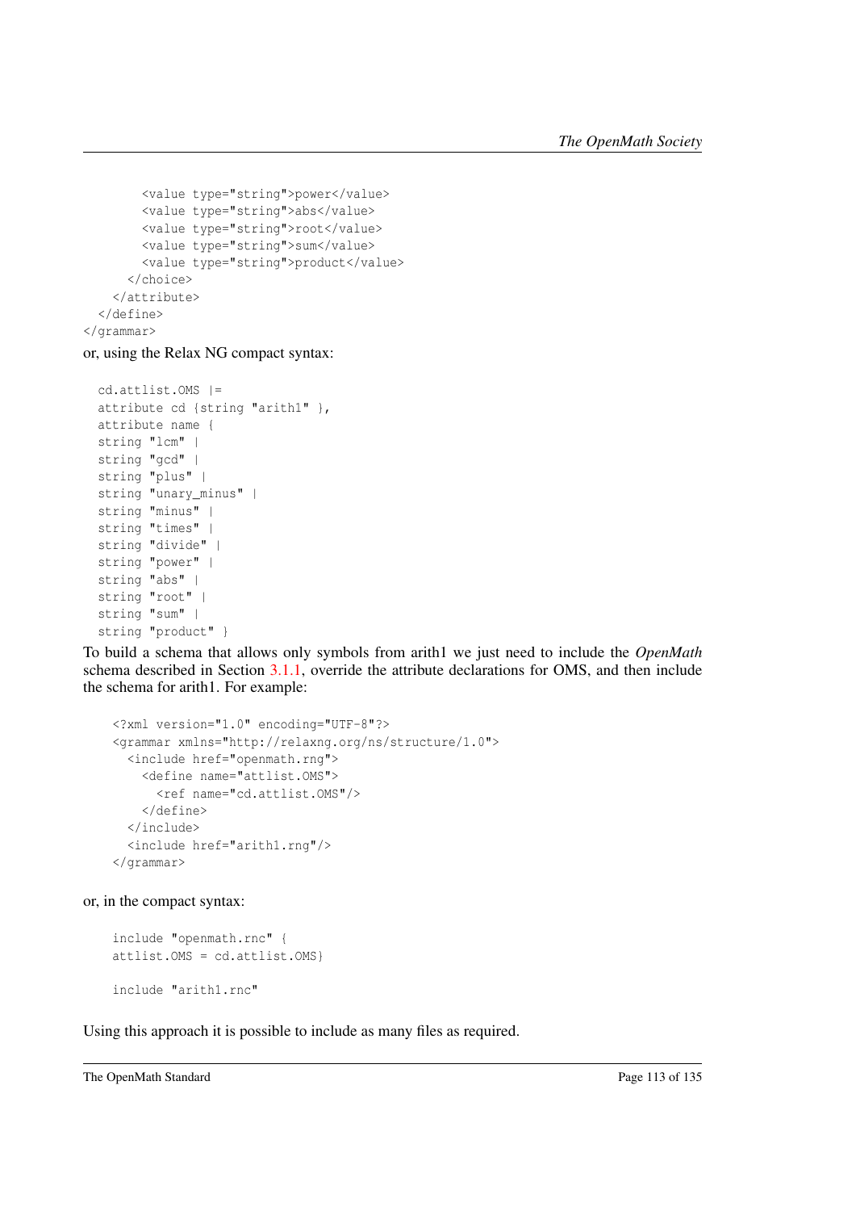```
        <value type="string">power</value>
        <value type="string">abs</value>
        <value type="string">root</value>
        <value type="string">sum</value>
        <value type="string">product</value>
      </choice>
    </attribute>
  </define>
</grammar>
```

or, using the Relax NG compact syntax:

```
  cd.attlist.OMS |=
  attribute cd {string "arith1" },
  attribute name {
  string "lcm" |
  string "gcd" |
  string "plus" |
  string "unary_minus" |
  string "minus" |
  string "times" |
  string "divide" |
  string "power" |
  string "abs" |
  string "root" |
  string "sum" |
  string "product" }
```

To build a schema that allows only symbols from arith1 we just need to include the *OpenMath* schema described in Section 3.1.1, override the attribute declarations for OMS, and then include the schema for arith1. For example:

```
<?xml version="1.0" encoding="UTF-8"?>
<grammar xmlns="http://relaxng.org/ns/structure/1.0">
  <include href="openmath.rng">
    <define name="attlist.OMS">
      <ref name="cd.attlist.OMS"/>
    </define>
  </include>
  <include href="arith1.rng"/>
</grammar>
```

or, in the compact syntax:

```
include "openmath.rnc" {
attlist.OMS = cd.attlist.OMS}

include "arith1.rnc"
```

Using this approach it is possible to include as many files as required.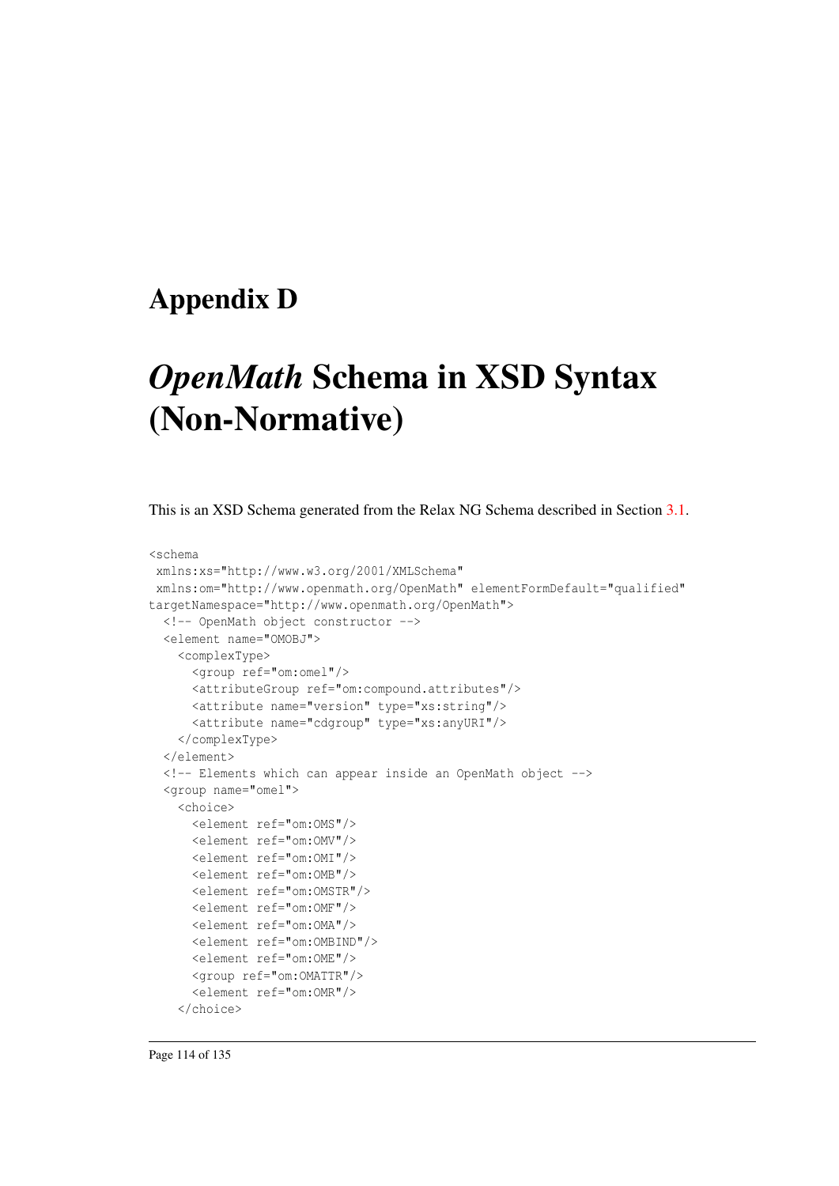# Appendix D

# *OpenMath* Schema in XSD Syntax (Non-Normative)

This is an XSD Schema generated from the Relax NG Schema described in Section 3.1.

```
<schema
 xmlns:xs="http://www.w3.org/2001/XMLSchema"
 xmlns:om="http://www.openmath.org/OpenMath" elementFormDefault="qualified"
targetNamespace="http://www.openmath.org/OpenMath">
  <!-- OpenMath object constructor -->
  <element name="OMOBJ">
    <complexType>
      <group ref="om:omel"/>
      <attributeGroup ref="om:compound.attributes"/>
      <attribute name="version" type="xs:string"/>
      <attribute name="cdgroup" type="xs:anyURI"/>
    </complexType>
  </element>
  <!-- Elements which can appear inside an OpenMath object -->
  <group name="omel">
    <choice>
      <element ref="om:OMS"/>
      <element ref="om:OMV"/>
      <element ref="om:OMI"/>
      <element ref="om:OMB"/>
      <element ref="om:OMSTR"/>
      <element ref="om:OMF"/>
      <element ref="om:OMA"/>
      <element ref="om:OMBIND"/>
      <element ref="om:OME"/>
      <group ref="om:OMATTR"/>
      <element ref="om:OMR"/>
    </choice>
```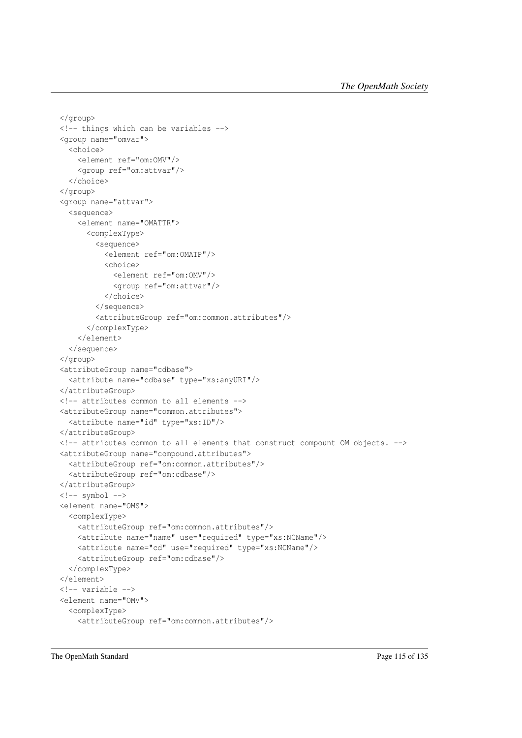```
</group>
<!-- things which can be variables -->
<group name="omvar">
  <choice>
    <element ref="om:OMV"/>
    <group ref="om:attvar"/>
  </choice>
</group>
<group name="attvar">
  <sequence>
    <element name="OMATTR">
      <complexType>
        <sequence>
          <element ref="om:OMATP"/>
          <choice>
            <element ref="om:OMV"/>
            <group ref="om:attvar"/>
          </choice>
        </sequence>
        <attributeGroup ref="om:common.attributes"/>
      </complexType>
    </element>
  </sequence>
</group>
<attributeGroup name="cdbase">
  <attribute name="cdbase" type="xs:anyURI"/>
</attributeGroup>
<!-- attributes common to all elements -->
<attributeGroup name="common.attributes">
  <attribute name="id" type="xs:ID"/>
</attributeGroup>
<!-- attributes common to all elements that construct compound OM objects. -->
<attributeGroup name="compound.attributes">
  <attributeGroup ref="om:common.attributes"/>
  <attributeGroup ref="om:cdbase"/>
</attributeGroup>
<!-- symbol -->
<element name="OMS">
  <complexType>
    <attributeGroup ref="om:common.attributes"/>
    <attribute name="name" use="required" type="xs:NCName"/>
    <attribute name="cd" use="required" type="xs:NCName"/>
    <attributeGroup ref="om:cdbase"/>
  </complexType>
</element>
<!-- variable -->
<element name="OMV">
  <complexType>
    <attributeGroup ref="om:common.attributes"/>
```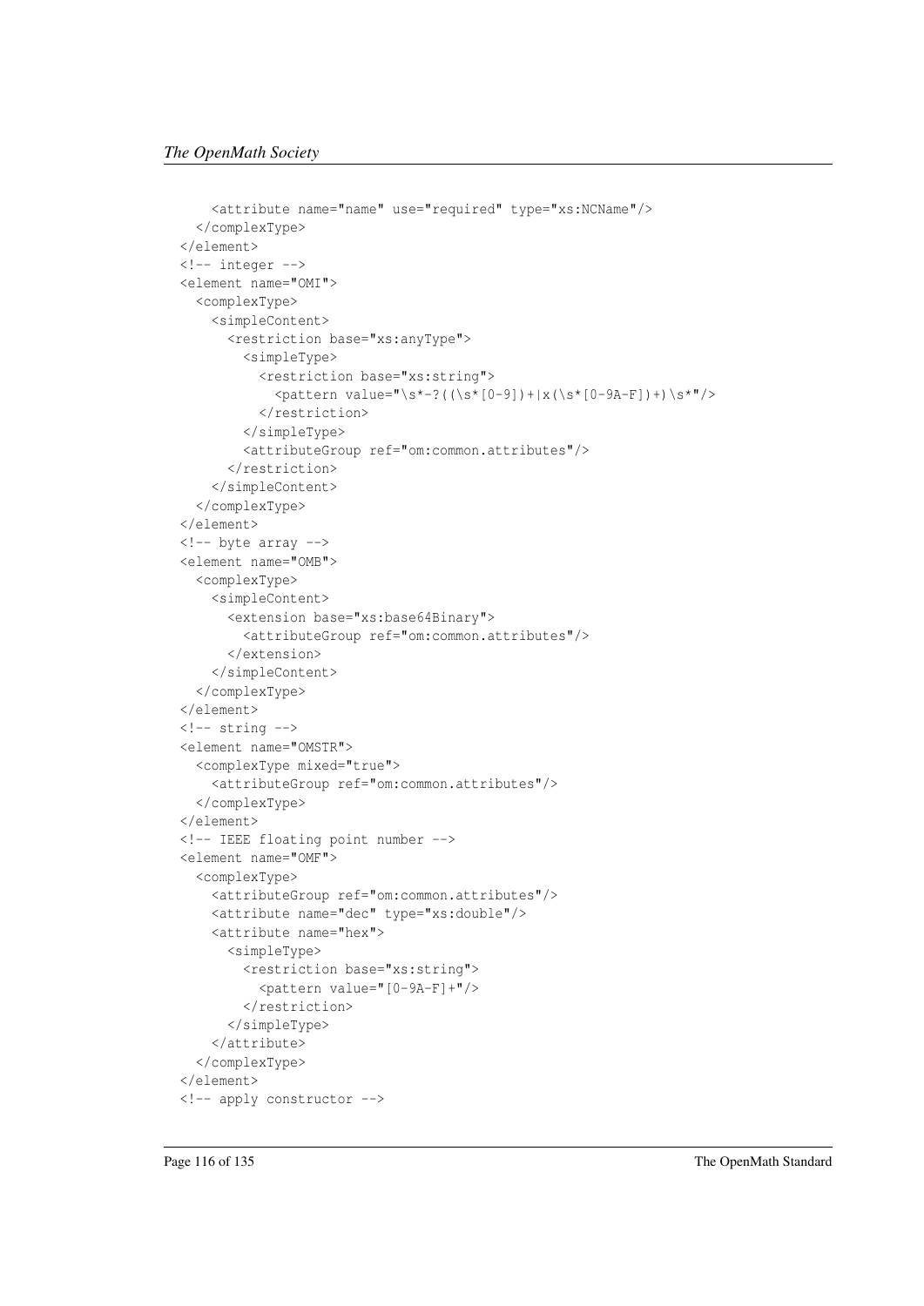```
    <attribute name="name" use="required" type="xs:NCName"/>
  </complexType>
</element>
<!-- integer -->
<element name="OMI">
  <complexType>
    <simpleContent>
      <restriction base="xs:anyType">
        <simpleType>
          <restriction base="xs:string">
            <pattern value="\s*-?((\s*[0-9])+|x(\s*[0-9A-F])+)\s*"/>
          </restriction>
        </simpleType>
        <attributeGroup ref="om:common.attributes"/>
      </restriction>
    </simpleContent>
  </complexType>
</element>
<!-- byte array -->
<element name="OMB">
  <complexType>
    <simpleContent>
      <extension base="xs:base64Binary">
        <attributeGroup ref="om:common.attributes"/>
      </extension>
    </simpleContent>
  </complexType>
</element>
<!-- string -->
<element name="OMSTR">
  <complexType mixed="true">
    <attributeGroup ref="om:common.attributes"/>
  </complexType>
</element>
<!-- IEEE floating point number -->
<element name="OMF">
  <complexType>
    <attributeGroup ref="om:common.attributes"/>
    <attribute name="dec" type="xs:double"/>
    <attribute name="hex">
      <simpleType>
        <restriction base="xs:string">
          <pattern value="[0-9A-F]+"/>
        </restriction>
      </simpleType>
    </attribute>
  </complexType>
</element>
<!-- apply constructor -->
```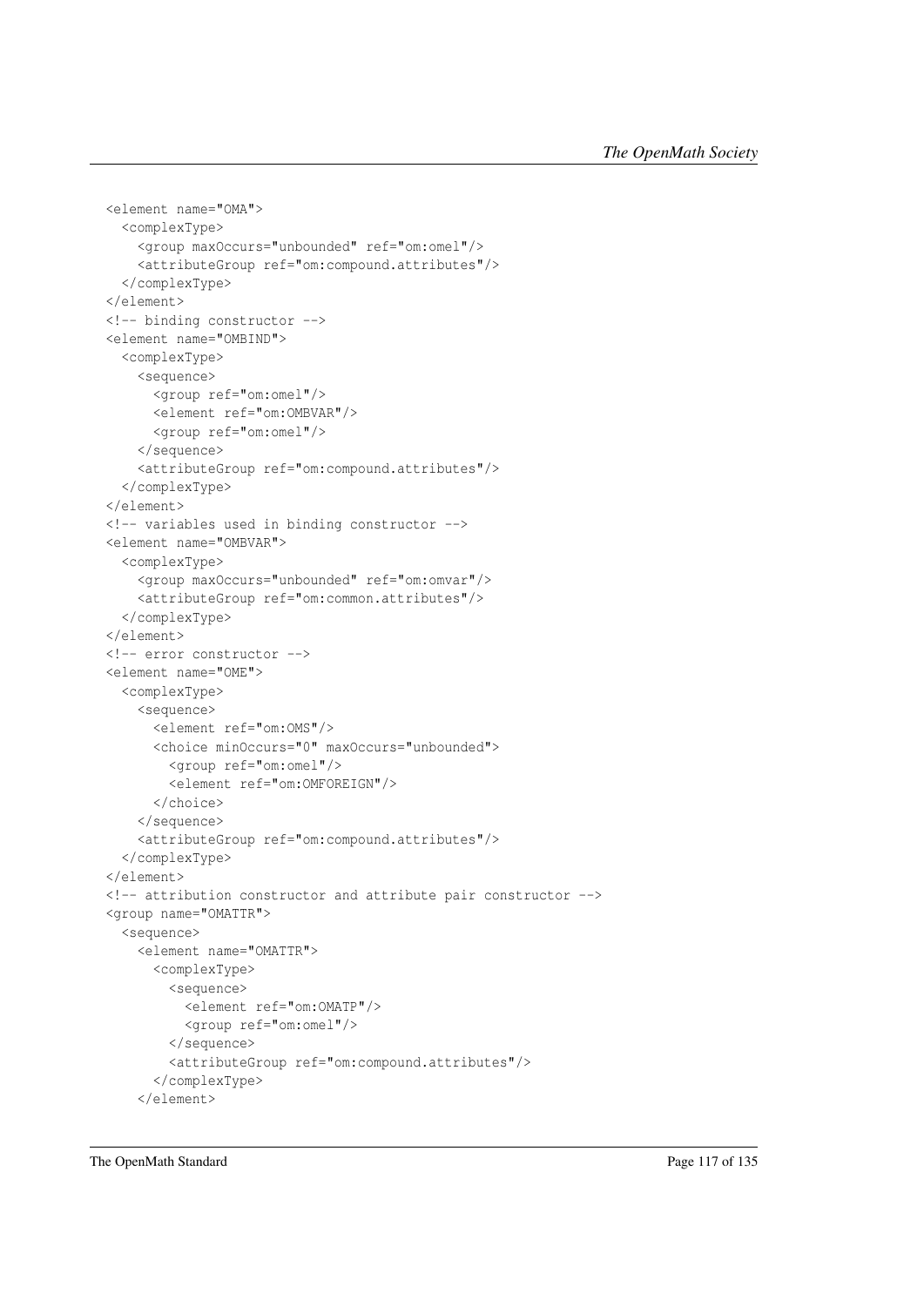```
<element name="OMA">
  <complexType>
    <group maxOccurs="unbounded" ref="om:omel"/>
    <attributeGroup ref="om:compound.attributes"/>
  </complexType>
</element>
<!-- binding constructor -->
<element name="OMBIND">
  <complexType>
    <sequence>
      <group ref="om:omel"/>
      <element ref="om:OMBVAR"/>
      <group ref="om:omel"/>
    </sequence>
    <attributeGroup ref="om:compound.attributes"/>
  </complexType>
</element>
<!-- variables used in binding constructor -->
<element name="OMBVAR">
  <complexType>
    <group maxOccurs="unbounded" ref="om:omvar"/>
    <attributeGroup ref="om:common.attributes"/>
  </complexType>
</element>
<!-- error constructor -->
<element name="OME">
  <complexType>
    <sequence>
      <element ref="om:OMS"/>
      <choice minOccurs="0" maxOccurs="unbounded">
        <group ref="om:omel"/>
        <element ref="om:OMFOREIGN"/>
      </choice>
    </sequence>
    <attributeGroup ref="om:compound.attributes"/>
  </complexType>
</element>
<!-- attribution constructor and attribute pair constructor -->
<group name="OMATTR">
  <sequence>
    <element name="OMATTR">
      <complexType>
        <sequence>
          <element ref="om:OMATP"/>
          <group ref="om:omel"/>
        </sequence>
        <attributeGroup ref="om:compound.attributes"/>
      </complexType>
    </element>
```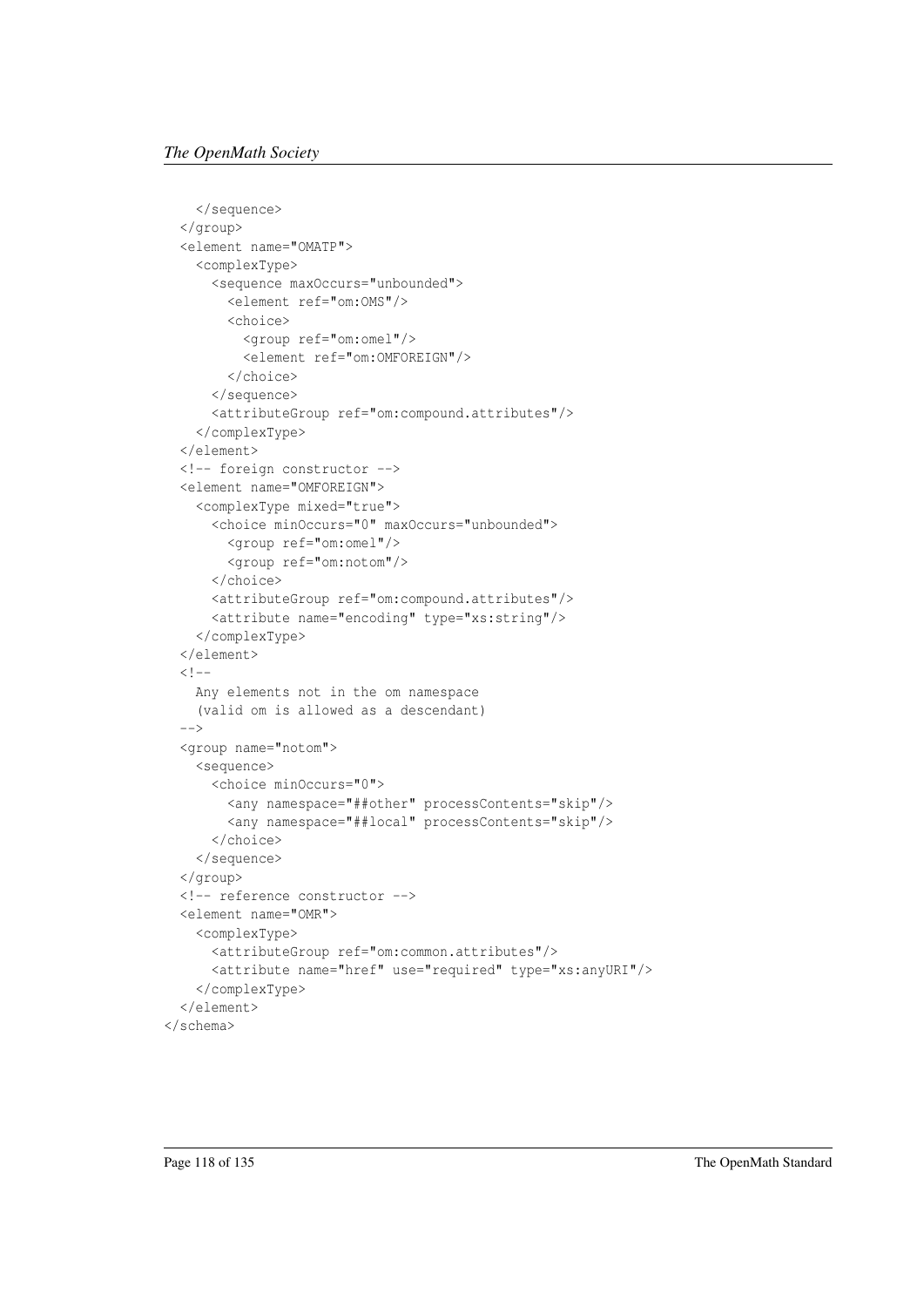```
    </sequence>
  </group>
  <element name="OMATP">
    <complexType>
      <sequence maxOccurs="unbounded">
        <element ref="om:OMS"/>
        <choice>
          <group ref="om:omel"/>
          <element ref="om:OMFOREIGN"/>
        </choice>
      </sequence>
      <attributeGroup ref="om:compound.attributes"/>
    </complexType>
  </element>
  <!-- foreign constructor -->
  <element name="OMFOREIGN">
    <complexType mixed="true">
      <choice minOccurs="0" maxOccurs="unbounded">
        <group ref="om:omel"/>
        <group ref="om:notom"/>
      </choice>
      <attributeGroup ref="om:compound.attributes"/>
      <attribute name="encoding" type="xs:string"/>
    </complexType>
  </element>
  <!--
    Any elements not in the om namespace
    (valid om is allowed as a descendant)
  -->
  <group name="notom">
    <sequence>
      <choice minOccurs="0">
        <any namespace="##other" processContents="skip"/>
        <any namespace="##local" processContents="skip"/>
      </choice>
    </sequence>
  </group>
  <!-- reference constructor -->
  <element name="OMR">
    <complexType>
      <attributeGroup ref="om:common.attributes"/>
      <attribute name="href" use="required" type="xs:anyURI"/>
    </complexType>
  </element>
</schema>
```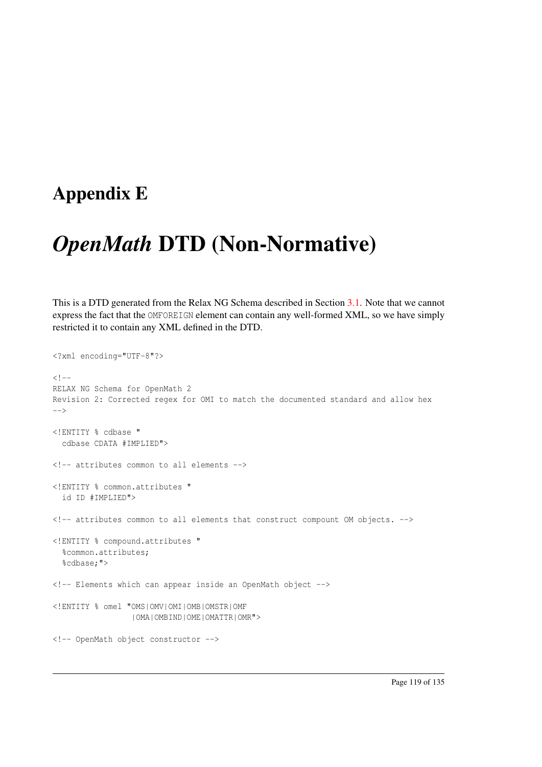# Appendix E

# *OpenMath* DTD (Non-Normative)

This is a DTD generated from the Relax NG Schema described in Section 3.1. Note that we cannot express the fact that the OMFOREIGN element can contain any well-formed XML, so we have simply restricted it to contain any XML defined in the DTD.

```
<?xml encoding="UTF-8"?>

<!--
RELAX NG Schema for OpenMath 2
Revision 2: Corrected regex for OMI to match the documented standard and allow hex
-->

<!ENTITY % cdbase "
  cdbase CDATA #IMPLIED">

<!-- attributes common to all elements -->

<!ENTITY % common.attributes "
  id ID #IMPLIED">

<!-- attributes common to all elements that construct compound OM objects. -->

<!ENTITY % compound.attributes "
  %common.attributes;
  %cdbase;">

<!-- Elements which can appear inside an OpenMath object -->

<!ENTITY % omel "OMS|OMV|OMI|OMB|OMSTR|OMF
                |OMA|OMBIND|OME|OMATTR|OMR">

<!-- OpenMath object constructor -->
```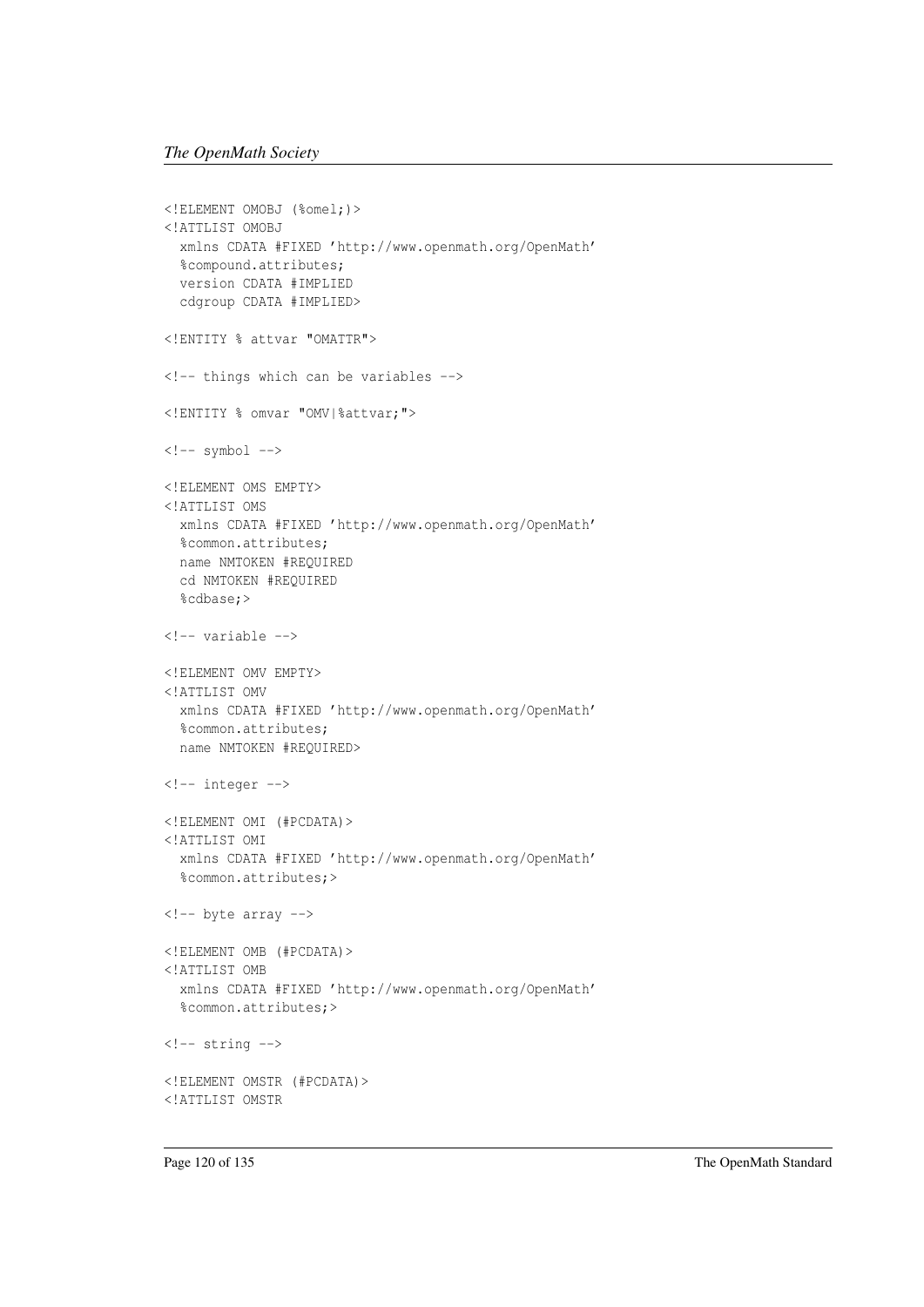```
<!ELEMENT OMOBJ (%omel;)>
<!ATTLIST OMOBJ
  xmlns CDATA #FIXED 'http://www.openmath.org/OpenMath'
  %compound.attributes;
  version CDATA #IMPLIED
  cdgroup CDATA #IMPLIED>

<!ENTITY % attvar "OMATTR">

<!-- things which can be variables -->

<!ENTITY % omvar "OMV|%attvar;">

<!-- symbol -->

<!ELEMENT OMS EMPTY>
<!ATTLIST OMS
  xmlns CDATA #FIXED 'http://www.openmath.org/OpenMath'
  %common.attributes;
  name NMTOKEN #REQUIRED
  cd NMTOKEN #REQUIRED
  %cdbase;>

<!-- variable -->

<!ELEMENT OMV EMPTY>
<!ATTLIST OMV
  xmlns CDATA #FIXED 'http://www.openmath.org/OpenMath'
  %common.attributes;
  name NMTOKEN #REQUIRED>

<!-- integer -->

<!ELEMENT OMI (#PCDATA)>
<!ATTLIST OMI
  xmlns CDATA #FIXED 'http://www.openmath.org/OpenMath'
  %common.attributes;>

<!-- byte array -->

<!ELEMENT OMB (#PCDATA)>
<!ATTLIST OMB
  xmlns CDATA #FIXED 'http://www.openmath.org/OpenMath'
  %common.attributes;>

<!-- string -->

<!ELEMENT OMSTR (#PCDATA)>
<!ATTLIST OMSTR
```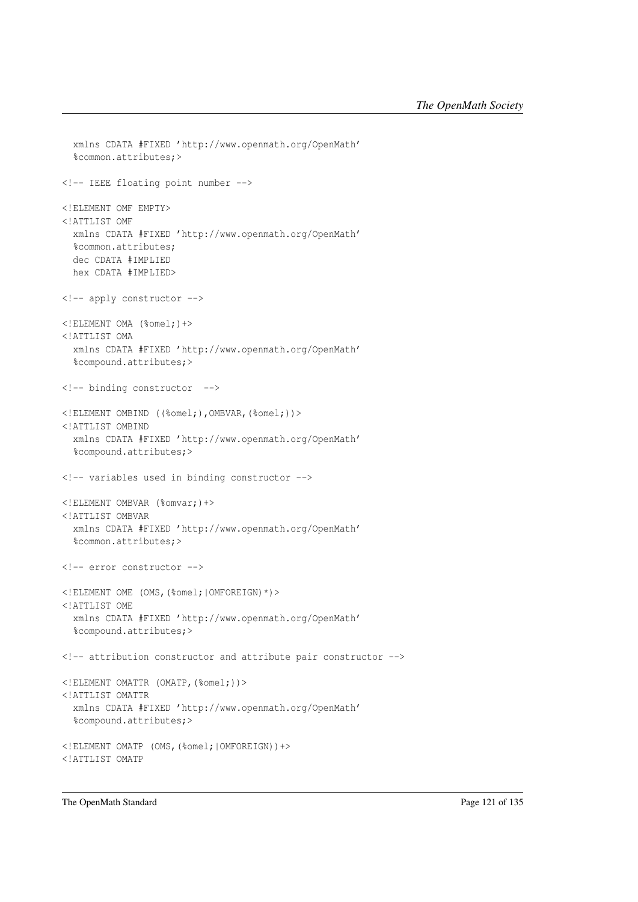```
  xmlns CDATA #FIXED 'http://www.openmath.org/OpenMath'
  %common.attributes;>

<!-- IEEE floating point number -->

<!ELEMENT OMF EMPTY>
<!ATTLIST OMF
  xmlns CDATA #FIXED 'http://www.openmath.org/OpenMath'
  %common.attributes;
  dec CDATA #IMPLIED
  hex CDATA #IMPLIED>

<!-- apply constructor -->

<!ELEMENT OMA (%omel;)+>
<!ATTLIST OMA
  xmlns CDATA #FIXED 'http://www.openmath.org/OpenMath'
  %compound.attributes;>

<!-- binding constructor  -->

<!ELEMENT OMBIND ((%omel;),OMBVAR,(%omel;))>
<!ATTLIST OMBIND
  xmlns CDATA #FIXED 'http://www.openmath.org/OpenMath'
  %compound.attributes;>

<!-- variables used in binding constructor -->

<!ELEMENT OMBVAR (%omvar;)+>
<!ATTLIST OMBVAR
  xmlns CDATA #FIXED 'http://www.openmath.org/OpenMath'
  %common.attributes;>

<!-- error constructor -->

<!ELEMENT OME (OMS,(%omel;|OMFOREIGN)*)>
<!ATTLIST OME
  xmlns CDATA #FIXED 'http://www.openmath.org/OpenMath'
  %compound.attributes;>

<!-- attribution constructor and attribute pair constructor -->

<!ELEMENT OMATTR (OMATP,(%omel;))>
<!ATTLIST OMATTR
  xmlns CDATA #FIXED 'http://www.openmath.org/OpenMath'
  %compound.attributes;>

<!ELEMENT OMATP (OMS,(%omel;|OMFOREIGN))+>
<!ATTLIST OMATP
```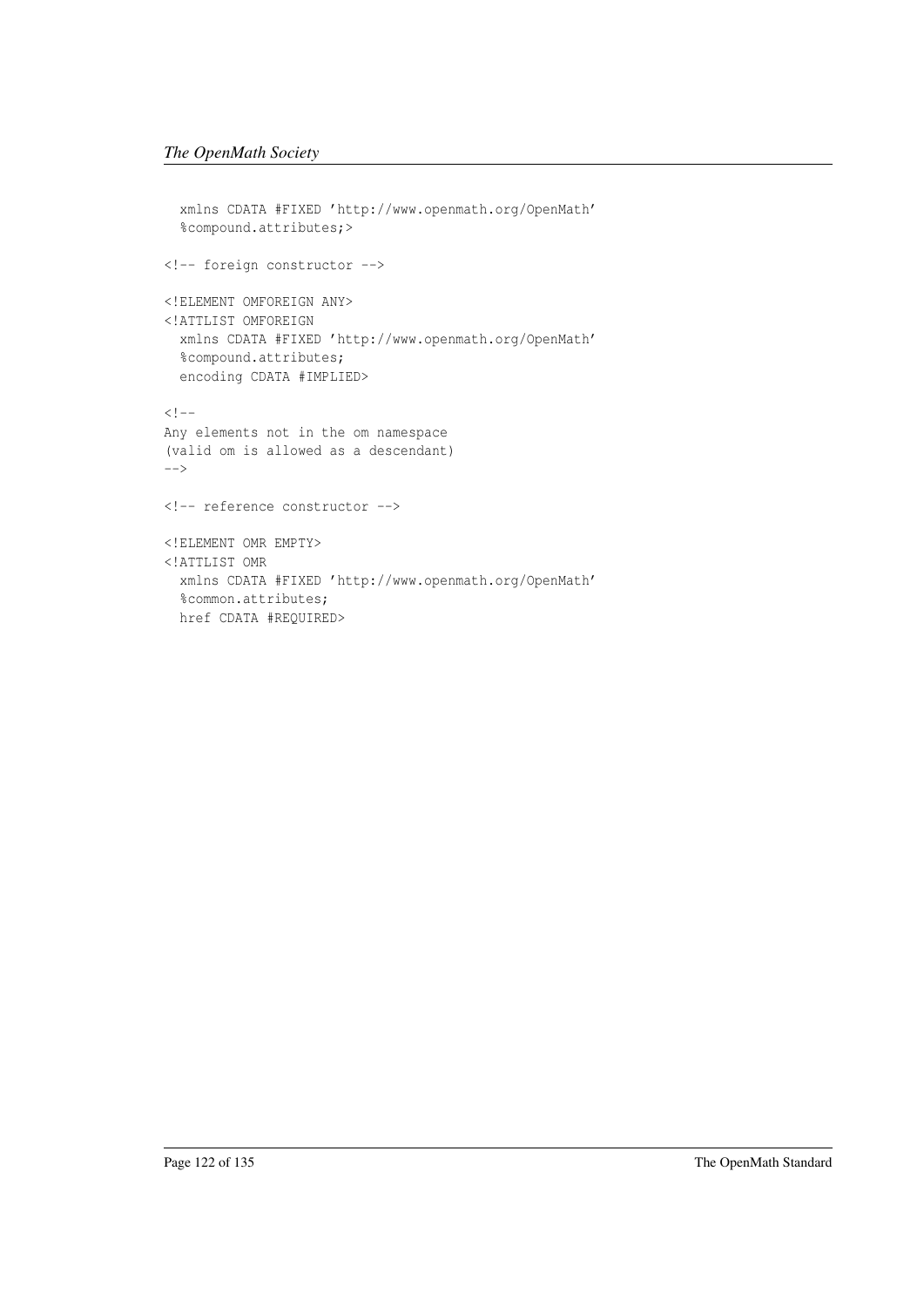```
  xmlns CDATA #FIXED 'http://www.openmath.org/OpenMath'
  %compound.attributes;>

<!-- foreign constructor -->

<!ELEMENT OMFOREIGN ANY>
<!ATTLIST OMFOREIGN
  xmlns CDATA #FIXED 'http://www.openmath.org/OpenMath'
  %compound.attributes;
  encoding CDATA #IMPLIED>

<!--
Any elements not in the om namespace
(valid om is allowed as a descendant)
-->

<!-- reference constructor -->

<!ELEMENT OMR EMPTY>
<!ATTLIST OMR
  xmlns CDATA #FIXED 'http://www.openmath.org/OpenMath'
  %common.attributes;
  href CDATA #REQUIRED>
```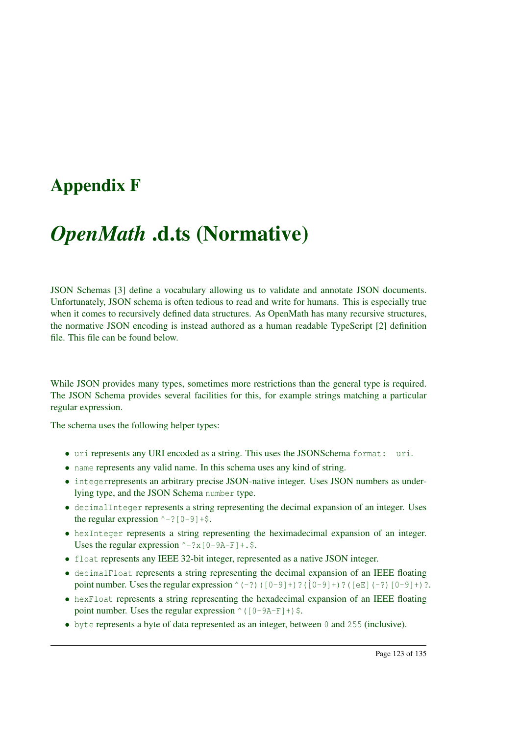# Appendix F

# *OpenMath* .d.ts (Normative)

JSON Schemas [3] define a vocabulary allowing us to validate and annotate JSON documents. Unfortunately, JSON schema is often tedious to read and write for humans. This is especially true when it comes to recursively defined data structures. As OpenMath has many recursive structures, the normative JSON encoding is instead authored as a human readable TypeScript [2] definition file. This file can be found below.

While JSON provides many types, sometimes more restrictions than the general type is required. The JSON Schema provides several facilities for this, for example strings matching a particular regular expression.

The schema uses the following helper types:

- `uri` represents any URI encoded as a string. This uses the JSONSchema `format: uri`.
- `name` represents any valid name. In this schema uses any kind of string.
- `integer`represents an arbitrary precise JSON-native integer. Uses JSON numbers as underlying type, and the JSON Schema `number` type.
- `decimalInteger` represents a string representing the decimal expansion of an integer. Uses the regular expression `^-?[0-9]+$`.
- `hexInteger` represents a string representing the heximadecimal expansion of an integer. Uses the regular expression `^-?x[0-9A-F]+.$`.
- `float` represents any IEEE 32-bit integer, represented as a native JSON integer.
- `decimalFloat` represents a string representing the decimal expansion of an IEEE floating point number. Uses the regular expression `^(-?)([0-9]+)?([0-9]+)?([eE](-?)[0-9]+)?`.
- `hexFloat` represents a string representing the hexadecimal expansion of an IEEE floating point number. Uses the regular expression `^([0-9A-F]+)$`.
- `byte` represents a byte of data represented as an integer, between `0` and `255` (inclusive).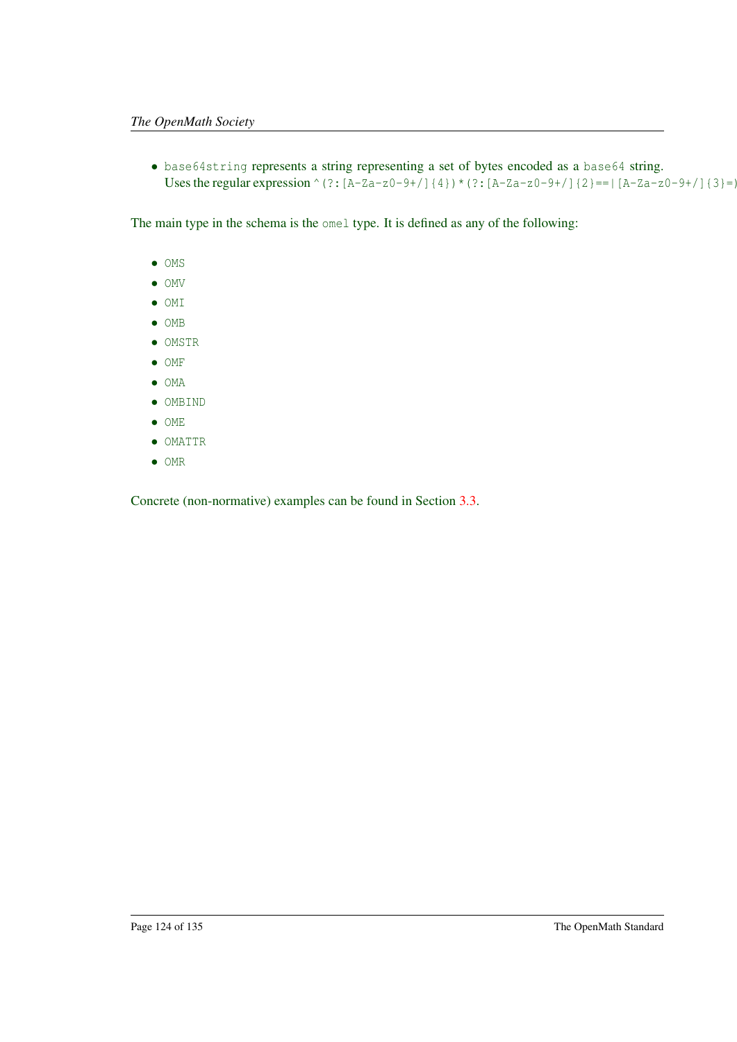- `base64string` represents a string representing a set of bytes encoded as a `base64` string. Uses the regular expression `^(?:[A-Za-z0-9+/]{4})*(?:[A-Za-z0-9+/]{2}==|[A-Za-z0-9+/]{3}=)`

The main type in the schema is the `omel` type. It is defined as any of the following:

- `OMS`
- `OMV`
- `OMI`
- `OMB`
- `OMSTR`
- `OMF`
- `OMA`
- `OMBIND`
- `OME`
- `OMATTR`
- `OMR`

Concrete (non-normative) examples can be found in Section 3.3.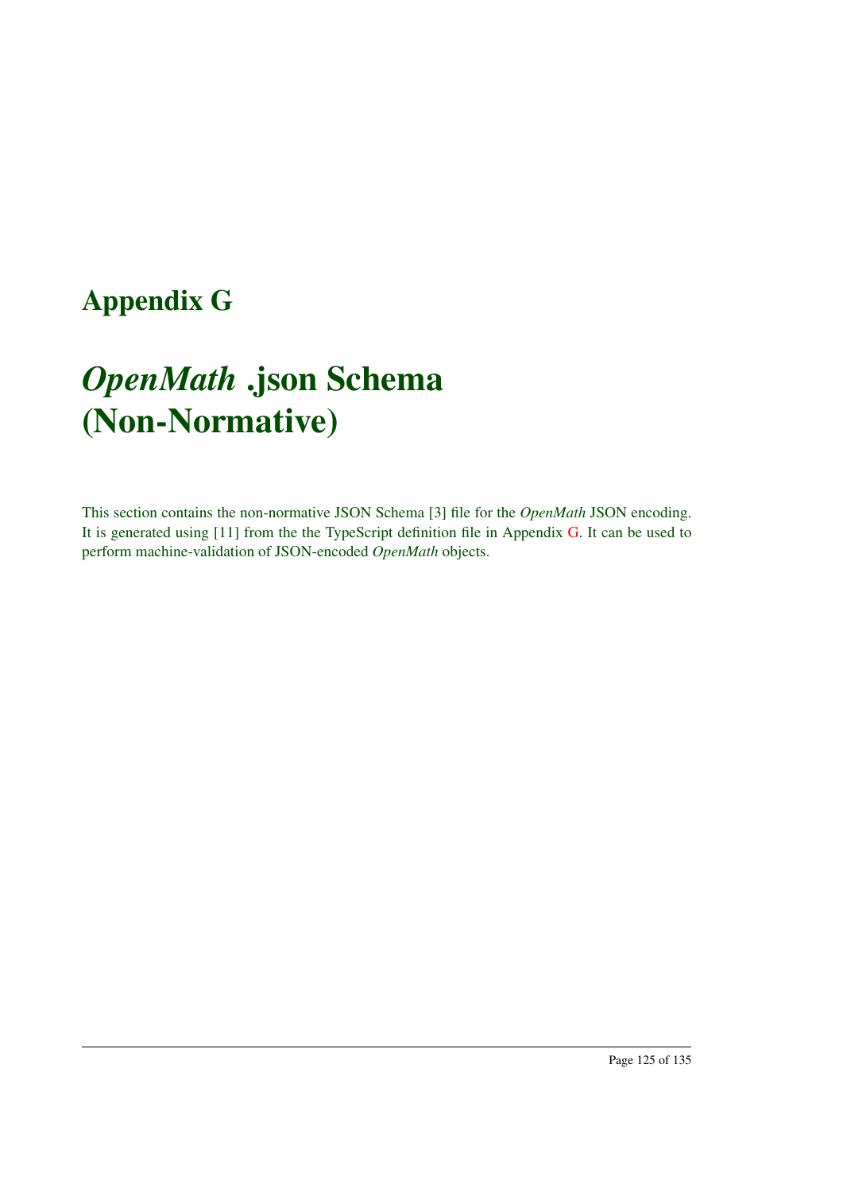# Appendix G

# *OpenMath* .json Schema (Non-Normative)

This section contains the non-normative JSON Schema [3] file for the *OpenMath* JSON encoding. It is generated using [11] from the the TypeScript definition file in Appendix G. It can be used to perform machine-validation of JSON-encoded *OpenMath* objects.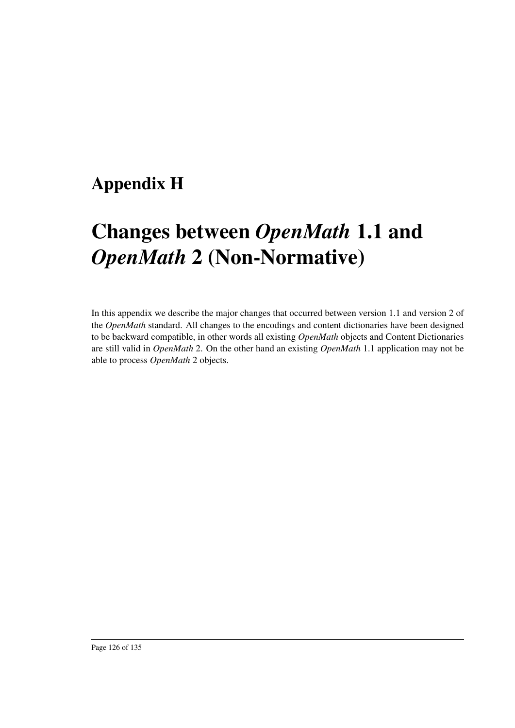# Appendix H

# Changes between *OpenMath* 1.1 and *OpenMath* 2 (Non-Normative)

In this appendix we describe the major changes that occurred between version 1.1 and version 2 of the *OpenMath* standard. All changes to the encodings and content dictionaries have been designed to be backward compatible, in other words all existing *OpenMath* objects and Content Dictionaries are still valid in *OpenMath* 2. On the other hand an existing *OpenMath* 1.1 application may not be able to process *OpenMath* 2 objects.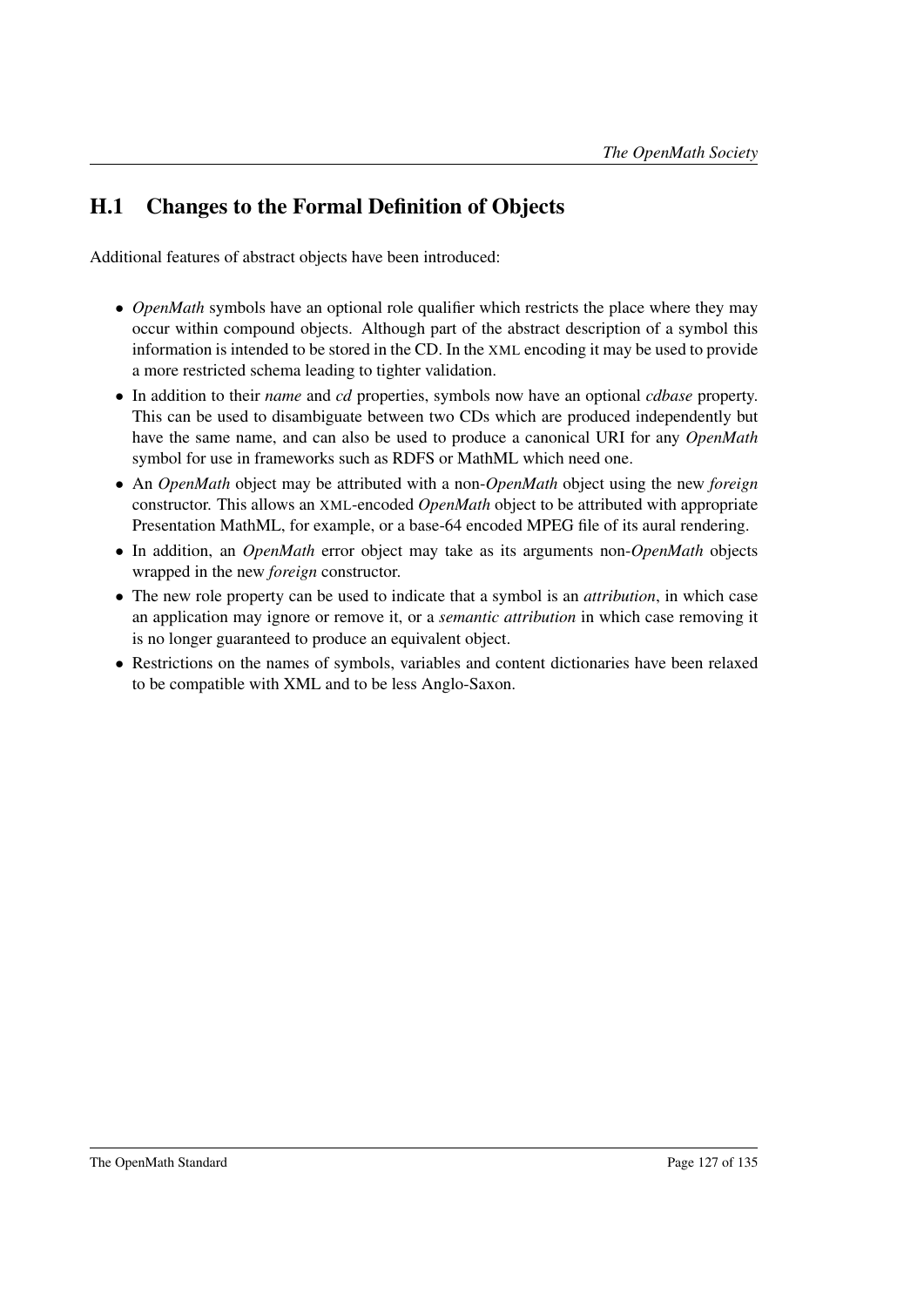## H.1 Changes to the Formal Definition of Objects

Additional features of abstract objects have been introduced:

- *OpenMath* symbols have an optional role qualifier which restricts the place where they may occur within compound objects. Although part of the abstract description of a symbol this information is intended to be stored in the CD. In the XML encoding it may be used to provide a more restricted schema leading to tighter validation.
- In addition to their *name* and *cd* properties, symbols now have an optional *cdbase* property. This can be used to disambiguate between two CDs which are produced independently but have the same name, and can also be used to produce a canonical URI for any *OpenMath* symbol for use in frameworks such as RDFS or MathML which need one.
- An *OpenMath* object may be attributed with a non-*OpenMath* object using the new *foreign* constructor. This allows an XML-encoded *OpenMath* object to be attributed with appropriate Presentation MathML, for example, or a base-64 encoded MPEG file of its aural rendering.
- In addition, an *OpenMath* error object may take as its arguments non-*OpenMath* objects wrapped in the new *foreign* constructor.
- The new role property can be used to indicate that a symbol is an *attribution*, in which case an application may ignore or remove it, or a *semantic attribution* in which case removing it is no longer guaranteed to produce an equivalent object.
- Restrictions on the names of symbols, variables and content dictionaries have been relaxed to be compatible with XML and to be less Anglo-Saxon.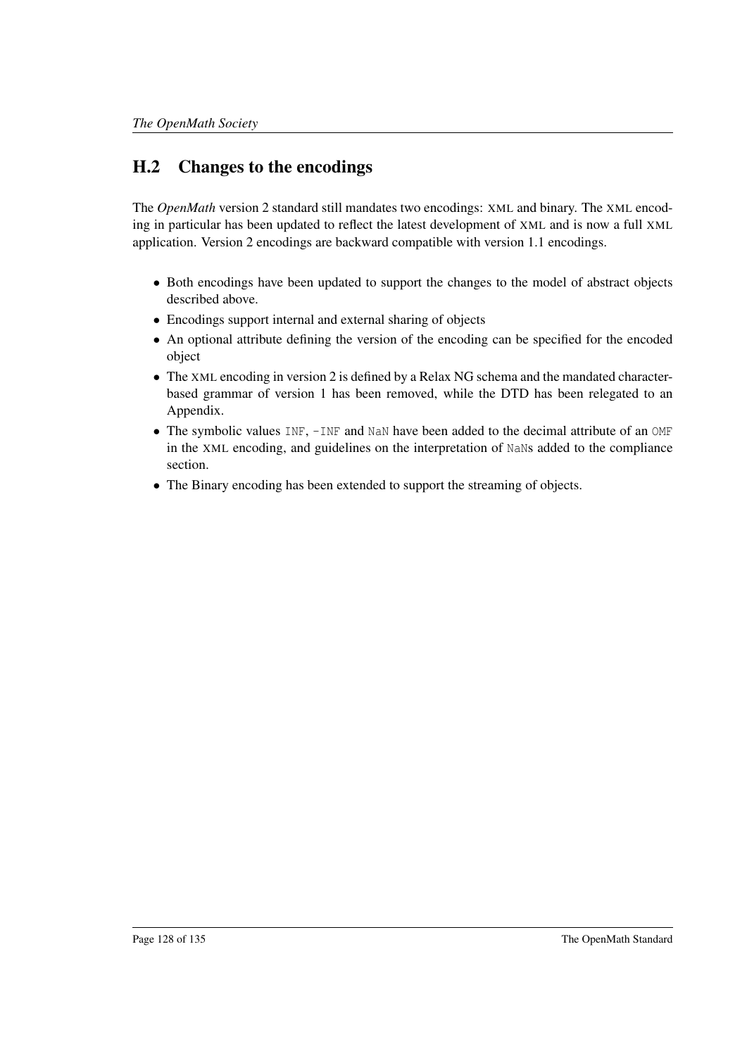## H.2 Changes to the encodings

The *OpenMath* version 2 standard still mandates two encodings: XML and binary. The XML encoding in particular has been updated to reflect the latest development of XML and is now a full XML application. Version 2 encodings are backward compatible with version 1.1 encodings.

- Both encodings have been updated to support the changes to the model of abstract objects described above.
- Encodings support internal and external sharing of objects
- An optional attribute defining the version of the encoding can be specified for the encoded object
- The XML encoding in version 2 is defined by a Relax NG schema and the mandated character-based grammar of version 1 has been removed, while the DTD has been relegated to an Appendix.
- The symbolic values `INF`, `-INF` and `NaN` have been added to the decimal attribute of an `OMF` in the XML encoding, and guidelines on the interpretation of `NaN`s added to the compliance section.
- The Binary encoding has been extended to support the streaming of objects.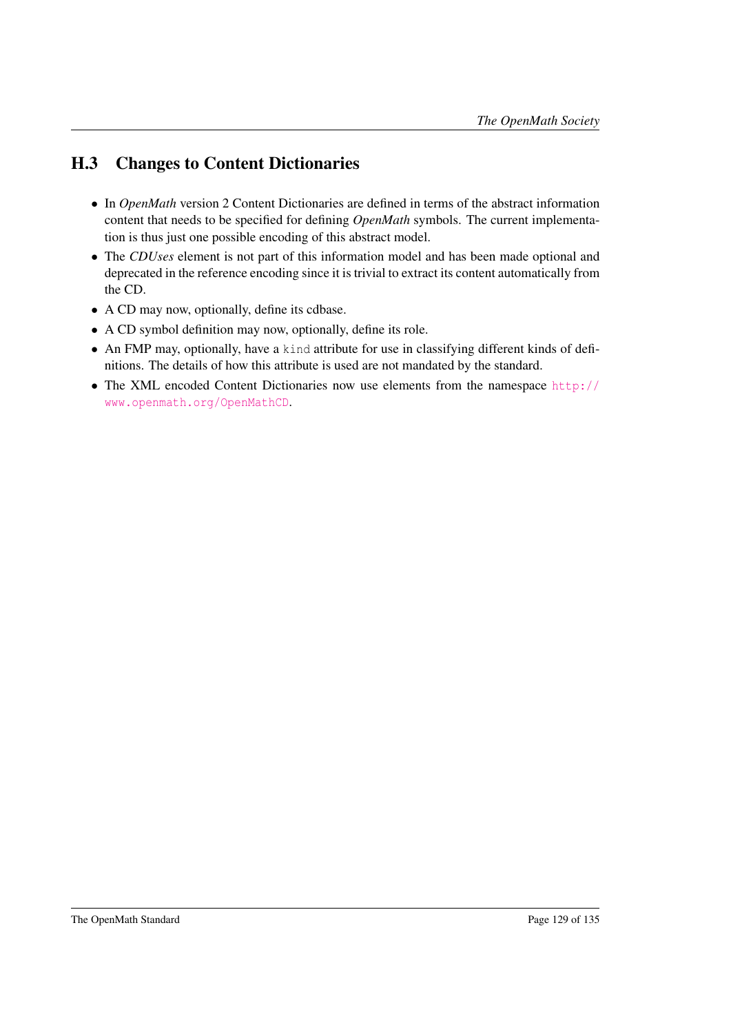## H.3 Changes to Content Dictionaries

- In *OpenMath* version 2 Content Dictionaries are defined in terms of the abstract information content that needs to be specified for defining *OpenMath* symbols. The current implementation is thus just one possible encoding of this abstract model.
- The *CDUses* element is not part of this information model and has been made optional and deprecated in the reference encoding since it is trivial to extract its content automatically from the CD.
- A CD may now, optionally, define its cdbase.
- A CD symbol definition may now, optionally, define its role.
- An FMP may, optionally, have a `kind` attribute for use in classifying different kinds of definitions. The details of how this attribute is used are not mandated by the standard.
- The XML encoded Content Dictionaries now use elements from the namespace `http://www.openmath.org/OpenMathCD`.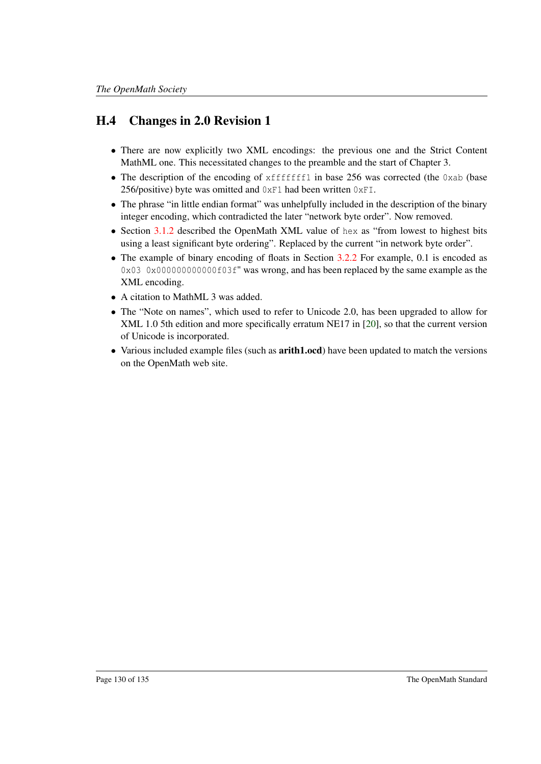## H.4 Changes in 2.0 Revision 1

- There are now explicitly two XML encodings: the previous one and the Strict Content MathML one. This necessitated changes to the preamble and the start of Chapter 3.
- The description of the encoding of `xfffffff1` in base 256 was corrected (the `0xab` (base 256/positive) byte was omitted and `0xF1` had been written `0xFI`.
- The phrase "in little endian format" was unhelpfully included in the description of the binary integer encoding, which contradicted the later "network byte order". Now removed.
- Section 3.1.2 described the OpenMath XML value of `hex` as "from lowest to highest bits using a least significant byte ordering". Replaced by the current "in network byte order".
- The example of binary encoding of floats in Section 3.2.2 For example, 0.1 is encoded as `0x03 0x000000000000f03f`" was wrong, and has been replaced by the same example as the XML encoding.
- A citation to MathML 3 was added.
- The "Note on names", which used to refer to Unicode 2.0, has been upgraded to allow for XML 1.0 5th edition and more specifically erratum NE17 in [20], so that the current version of Unicode is incorporated.
- Various included example files (such as **arith1.ocd**) have been updated to match the versions on the OpenMath web site.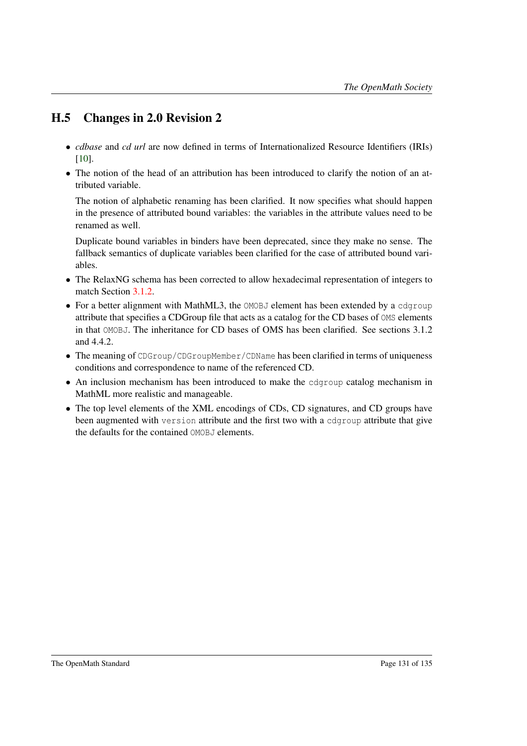## H.5 Changes in 2.0 Revision 2

- *cdbase* and *cd url* are now defined in terms of Internationalized Resource Identifiers (IRIs) [10].
- The notion of the head of an attribution has been introduced to clarify the notion of an attributed variable.

  The notion of alphabetic renaming has been clarified. It now specifies what should happen in the presence of attributed bound variables: the variables in the attribute values need to be renamed as well.

  Duplicate bound variables in binders have been deprecated, since they make no sense. The fallback semantics of duplicate variables been clarified for the case of attributed bound variables.
- The RelaxNG schema has been corrected to allow hexadecimal representation of integers to match Section 3.1.2.
- For a better alignment with MathML3, the `OMOBJ` element has been extended by a `cdgroup` attribute that specifies a CDGroup file that acts as a catalog for the CD bases of `OMS` elements in that `OMOBJ`. The inheritance for CD bases of OMS has been clarified. See sections 3.1.2 and 4.4.2.
- The meaning of `CDGroup/CDGroupMember/CDName` has been clarified in terms of uniqueness conditions and correspondence to name of the referenced CD.
- An inclusion mechanism has been introduced to make the `cdgroup` catalog mechanism in MathML more realistic and manageable.
- The top level elements of the XML encodings of CDs, CD signatures, and CD groups have been augmented with `version` attribute and the first two with a `cdgroup` attribute that give the defaults for the contained `OMOBJ` elements.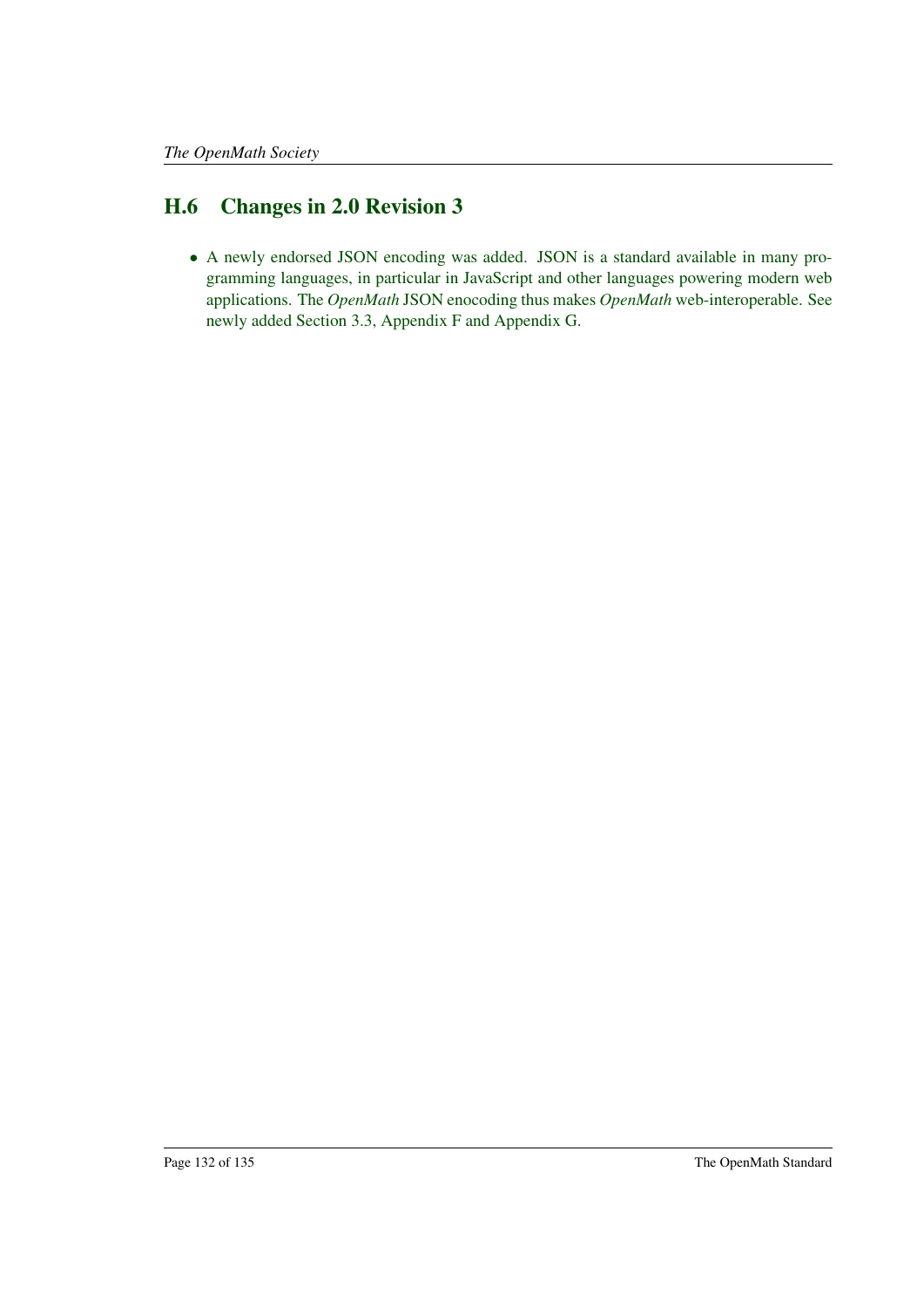## H.6 Changes in 2.0 Revision 3

- A newly endorsed JSON encoding was added. JSON is a standard available in many programming languages, in particular in JavaScript and other languages powering modern web applications. The *OpenMath* JSON enocoding thus makes *OpenMath* web-interoperable. See newly added Section 3.3, Appendix F and Appendix G.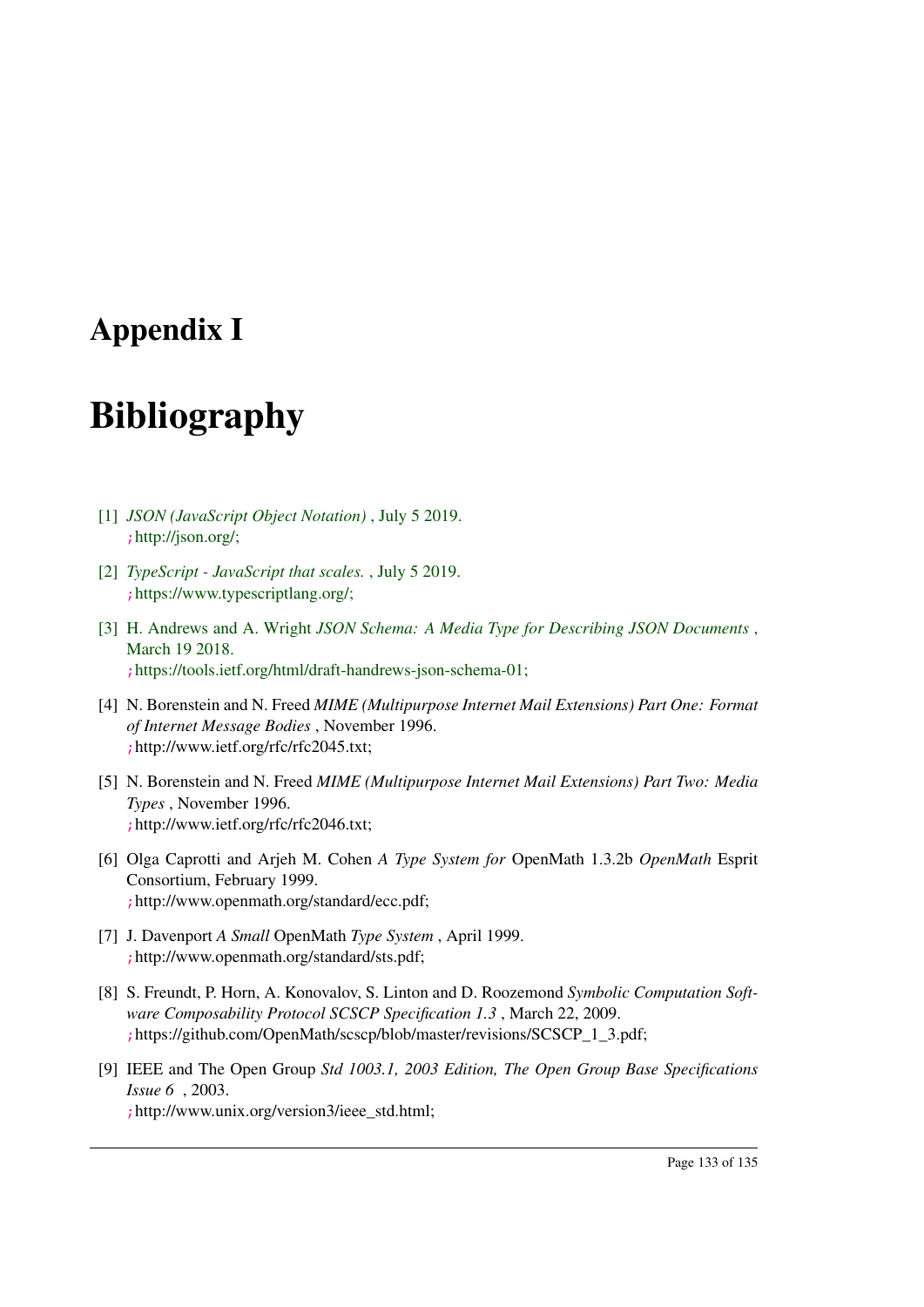# Appendix I

# Bibliography

[1] *JSON (JavaScript Object Notation)* , July 5 2019.
;http://json.org/;

[2] *TypeScript - JavaScript that scales.* , July 5 2019.
;https://www.typescriptlang.org/;

[3] H. Andrews and A. Wright *JSON Schema: A Media Type for Describing JSON Documents* , March 19 2018.
;https://tools.ietf.org/html/draft-handrews-json-schema-01;

[4] N. Borenstein and N. Freed *MIME (Multipurpose Internet Mail Extensions) Part One: Format of Internet Message Bodies* , November 1996.
;http://www.ietf.org/rfc/rfc2045.txt;

[5] N. Borenstein and N. Freed *MIME (Multipurpose Internet Mail Extensions) Part Two: Media Types* , November 1996.
;http://www.ietf.org/rfc/rfc2046.txt;

[6] Olga Caprotti and Arjeh M. Cohen *A Type System for* OpenMath 1.3.2b *OpenMath* Esprit Consortium, February 1999.
;http://www.openmath.org/standard/ecc.pdf;

[7] J. Davenport *A Small* OpenMath *Type System* , April 1999.
;http://www.openmath.org/standard/sts.pdf;

[8] S. Freundt, P. Horn, A. Konovalov, S. Linton and D. Roozemond *Symbolic Computation Software Composability Protocol SCSCP Specification 1.3* , March 22, 2009.
;https://github.com/OpenMath/scscp/blob/master/revisions/SCSCP_1_3.pdf;

[9] IEEE and The Open Group *Std 1003.1, 2003 Edition, The Open Group Base Specifications Issue 6* , 2003.
;http://www.unix.org/version3/ieee_std.html;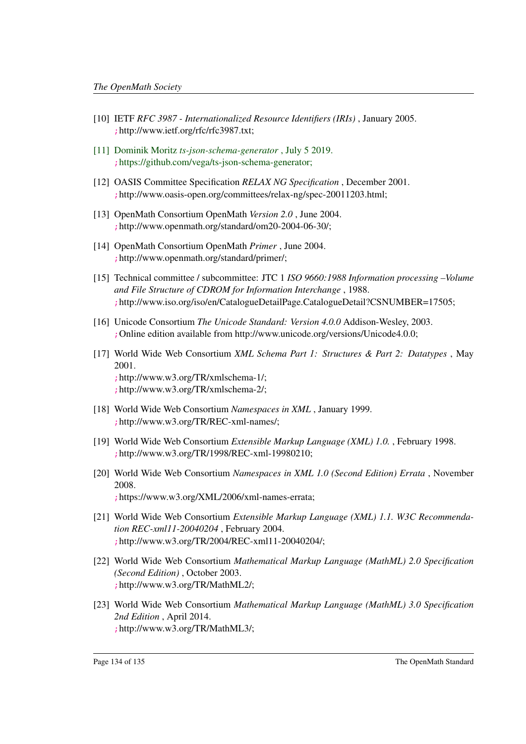[10] IETF *RFC 3987 - Internationalized Resource Identifiers (IRIs)* , January 2005.
; http://www.ietf.org/rfc/rfc3987.txt;

[11] Dominik Moritz *ts-json-schema-generator* , July 5 2019.
; https://github.com/vega/ts-json-schema-generator;

[12] OASIS Committee Specification *RELAX NG Specification* , December 2001.
; http://www.oasis-open.org/committees/relax-ng/spec-20011203.html;

[13] OpenMath Consortium OpenMath *Version 2.0* , June 2004.
; http://www.openmath.org/standard/om20-2004-06-30/;

[14] OpenMath Consortium OpenMath *Primer* , June 2004.
; http://www.openmath.org/standard/primer/;

[15] Technical committee / subcommittee: JTC 1 *ISO 9660:1988 Information processing –Volume and File Structure of CDROM for Information Interchange* , 1988.
; http://www.iso.org/iso/en/CatalogueDetailPage.CatalogueDetail?CSNUMBER=17505;

[16] Unicode Consortium *The Unicode Standard: Version 4.0.0* Addison-Wesley, 2003.
; Online edition available from http://www.unicode.org/versions/Unicode4.0.0;

[17] World Wide Web Consortium *XML Schema Part 1: Structures & Part 2: Datatypes* , May 2001.
; http://www.w3.org/TR/xmlschema-1/;
; http://www.w3.org/TR/xmlschema-2/;

[18] World Wide Web Consortium *Namespaces in XML* , January 1999.
; http://www.w3.org/TR/REC-xml-names/;

[19] World Wide Web Consortium *Extensible Markup Language (XML) 1.0.* , February 1998.
; http://www.w3.org/TR/1998/REC-xml-19980210;

[20] World Wide Web Consortium *Namespaces in XML 1.0 (Second Edition) Errata* , November 2008.
; https://www.w3.org/XML/2006/xml-names-errata;

[21] World Wide Web Consortium *Extensible Markup Language (XML) 1.1. W3C Recommendation REC-xml11-20040204* , February 2004.
; http://www.w3.org/TR/2004/REC-xml11-20040204/;

[22] World Wide Web Consortium *Mathematical Markup Language (MathML) 2.0 Specification (Second Edition)* , October 2003.
; http://www.w3.org/TR/MathML2/;

[23] World Wide Web Consortium *Mathematical Markup Language (MathML) 3.0 Specification 2nd Edition* , April 2014.
; http://www.w3.org/TR/MathML3/;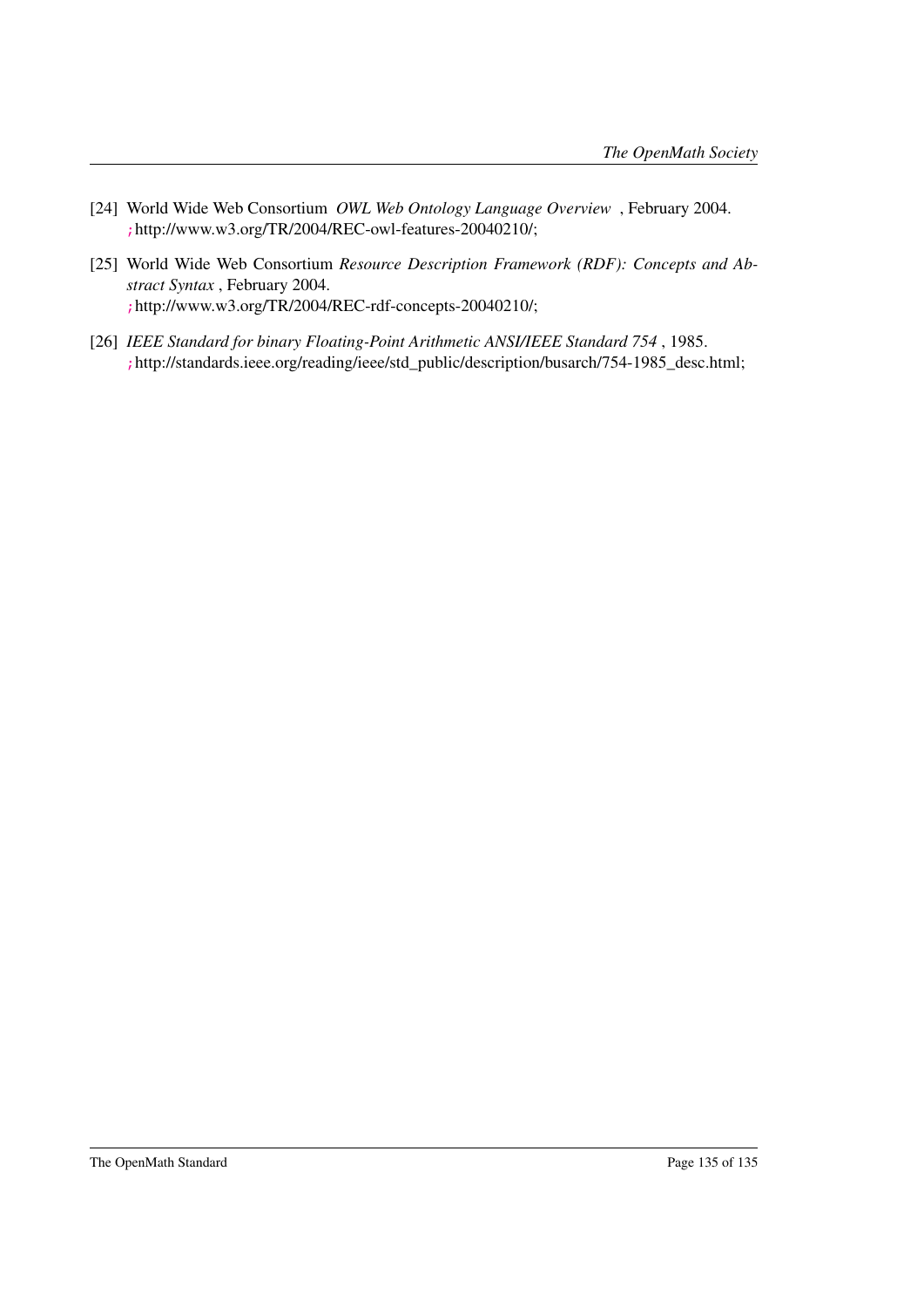[24] World Wide Web Consortium *OWL Web Ontology Language Overview* , February 2004.
;http://www.w3.org/TR/2004/REC-owl-features-20040210/;

[25] World Wide Web Consortium *Resource Description Framework (RDF): Concepts and Abstract Syntax* , February 2004.
;http://www.w3.org/TR/2004/REC-rdf-concepts-20040210/;

[26] *IEEE Standard for binary Floating-Point Arithmetic ANSI/IEEE Standard 754* , 1985.
;http://standards.ieee.org/reading/ieee/std_public/description/busarch/754-1985_desc.html;